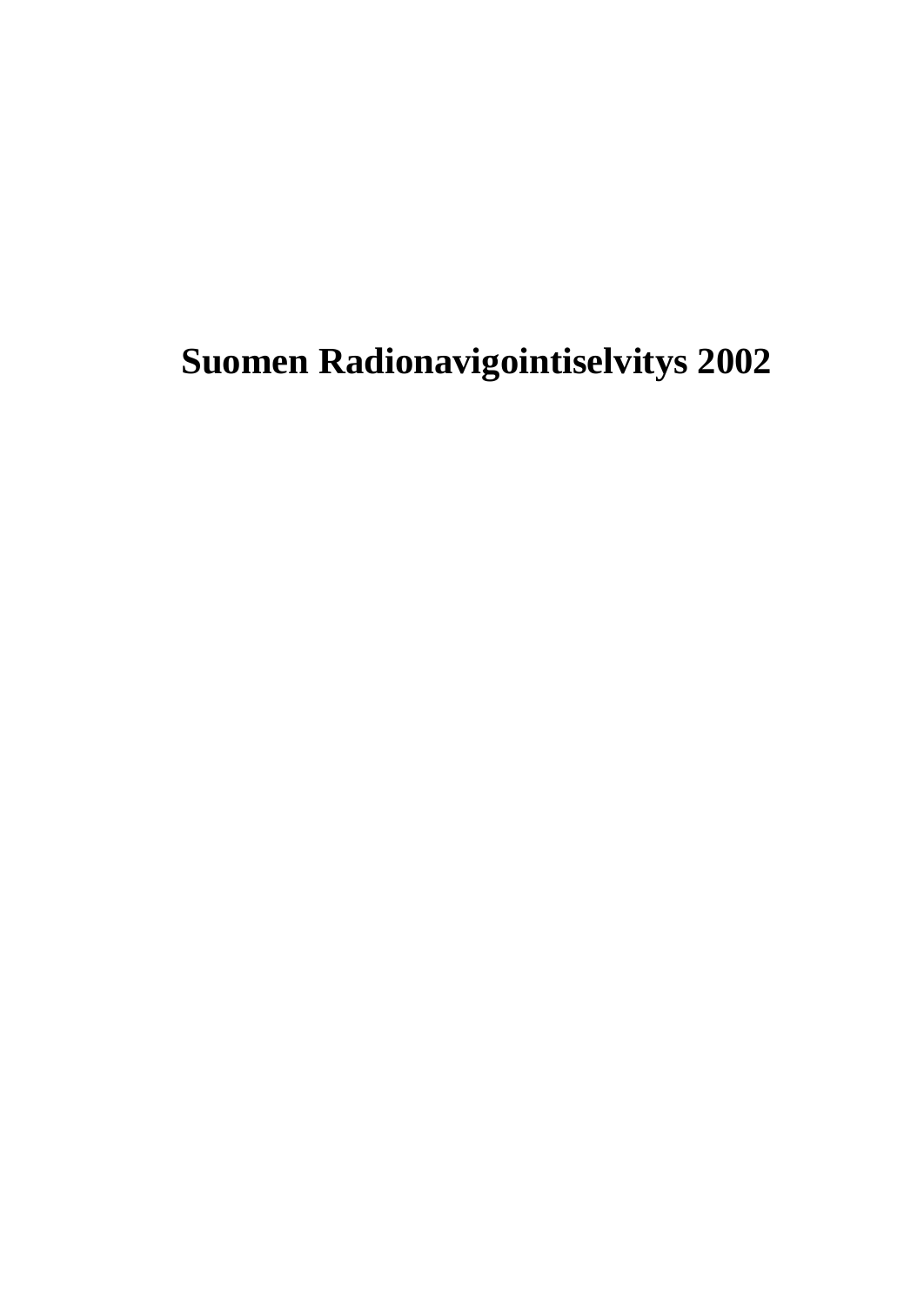# Suomen Radionavigointiselvitys 2002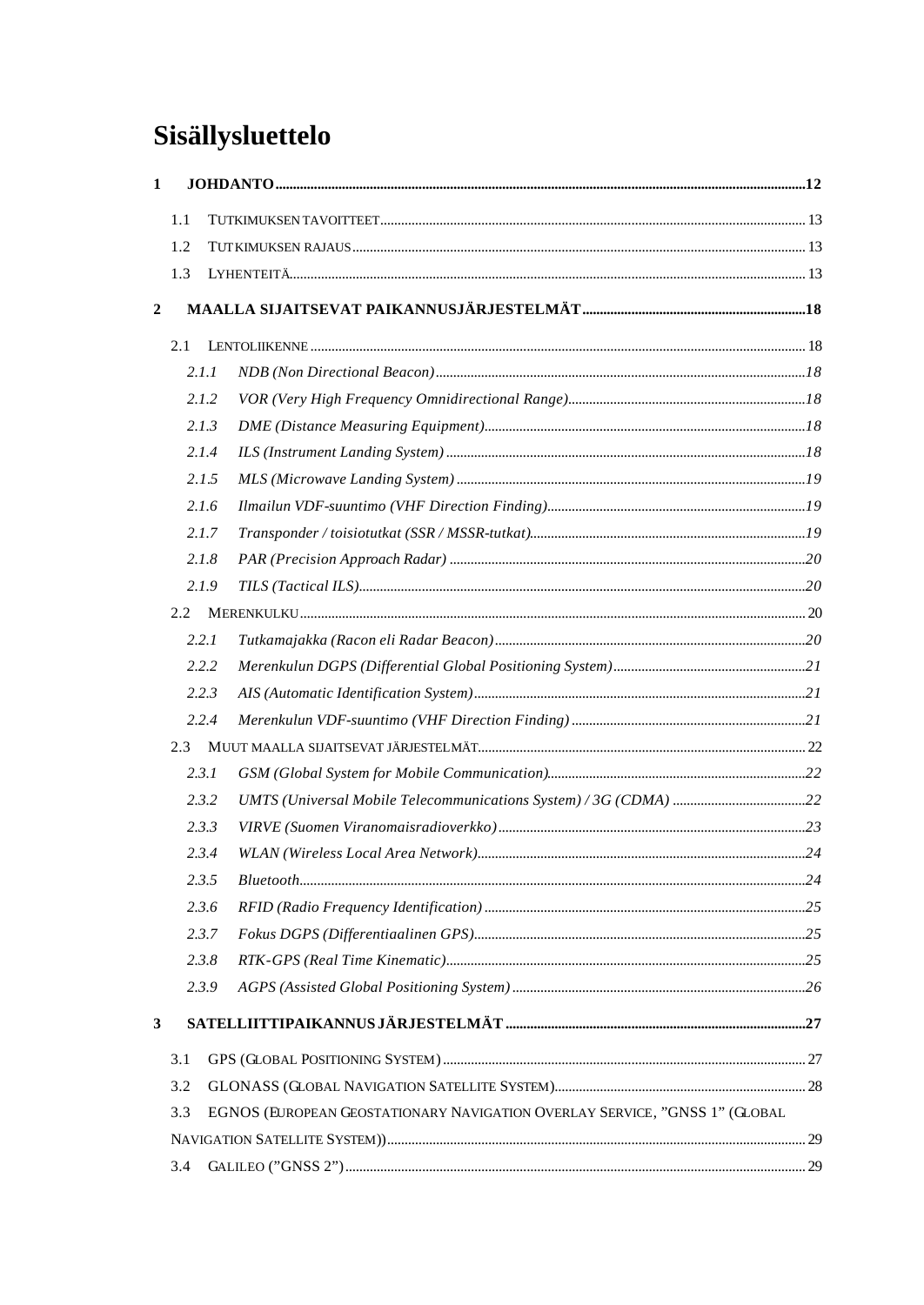# Sisällysluettelo

**1 JOHDANTO** ..... **12**

- 1.1 TUTKIMUKSEN TAVOITTEET ..... 13
- 1.2 TUTKIMUKSEN RAJAUS ..... 13
- 1.3 LYHENTEITÄ ..... 13

**2 MAALLA SIJAITSEVAT PAIKANNUSJÄRJESTELMÄT** ..... **18**

- 2.1 LENTOLIIKENNE ..... 18
  - *2.1.1 NDB (Non Directional Beacon)* ..... *18*
  - *2.1.2 VOR (Very High Frequency Omnidirectional Range)* ..... *18*
  - *2.1.3 DME (Distance Measuring Equipment)* ..... *18*
  - *2.1.4 ILS (Instrument Landing System)* ..... *18*
  - *2.1.5 MLS (Microwave Landing System)* ..... *19*
  - *2.1.6 Ilmailun VDF-suuntimo (VHF Direction Finding)* ..... *19*
  - *2.1.7 Transponder / toisiotutkat (SSR / MSSR-tutkat)* ..... *19*
  - *2.1.8 PAR (Precision Approach Radar)* ..... *20*
  - *2.1.9 TILS (Tactical ILS)* ..... *20*
- 2.2 MERENKULKU ..... 20
  - *2.2.1 Tutkamajakka (Racon eli Radar Beacon)* ..... *20*
  - *2.2.2 Merenkulun DGPS (Differential Global Positioning System)* ..... *21*
  - *2.2.3 AIS (Automatic Identification System)* ..... *21*
  - *2.2.4 Merenkulun VDF-suuntimo (VHF Direction Finding)* ..... *21*
- 2.3 MUUT MAALLA SIJAITSEVAT JÄRJESTELMÄT ..... 22
  - *2.3.1 GSM (Global System for Mobile Communication)* ..... *22*
  - *2.3.2 UMTS (Universal Mobile Telecommunications System) / 3G (CDMA)* ..... *22*
  - *2.3.3 VIRVE (Suomen Viranomaisradioverkko)* ..... *23*
  - *2.3.4 WLAN (Wireless Local Area Network)* ..... *24*
  - *2.3.5 Bluetooth* ..... *24*
  - *2.3.6 RFID (Radio Frequency Identification)* ..... *25*
  - *2.3.7 Fokus DGPS (Differentiaalinen GPS)* ..... *25*
  - *2.3.8 RTK-GPS (Real Time Kinematic)* ..... *25*
  - *2.3.9 AGPS (Assisted Global Positioning System)* ..... *26*

**3 SATELLIITTIPAIKANNUS JÄRJESTELMÄT** ..... **27**

- 3.1 GPS (GLOBAL POSITIONING SYSTEM) ..... 27
- 3.2 GLONASS (GLOBAL NAVIGATION SATELLITE SYSTEM) ..... 28
- 3.3 EGNOS (EUROPEAN GEOSTATIONARY NAVIGATION OVERLAY SERVICE, "GNSS 1" (GLOBAL NAVIGATION SATELLITE SYSTEM)) ..... 29
- 3.4 GALILEO ("GNSS 2") ..... 29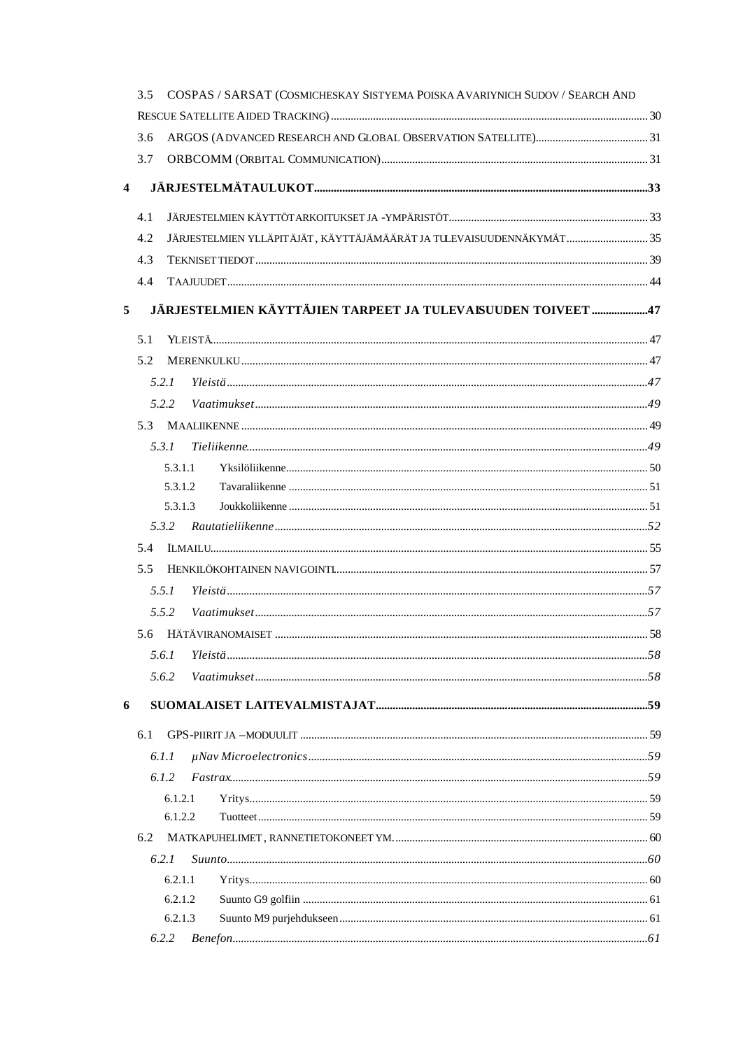3.5 COSPAS / SARSAT (COSMICHESKAY SISTYEMA POISKA AVARIYNICH SUDOV / SEARCH AND RESCUE SATELLITE AIDED TRACKING) ........ 30

3.6 ARGOS (ADVANCED RESEARCH AND GLOBAL OBSERVATION SATELLITE) ........ 31

3.7 ORBCOMM (ORBITAL COMMUNICATION) ........ 31

**4 JÄRJESTELMÄTAULUKOT ........ 33**

4.1 JÄRJESTELMIEN KÄYTTÖTARKOITUKSET JA -YMPÄRISTÖT ........ 33

4.2 JÄRJESTELMIEN YLLÄPITÄJÄT, KÄYTTÄJÄMÄÄRÄT JA TULEVAISUUDENNÄKYMÄT ........ 35

4.3 TEKNISET TIEDOT ........ 39

4.4 TAAJUUDET ........ 44

**5 JÄRJESTELMIEN KÄYTTÄJIEN TARPEET JA TULEVAISUUDEN TOIVEET ........ 47**

5.1 YLEISTÄ ........ 47

5.2 MERENKULKU ........ 47

*5.2.1 Yleistä ........ 47*

*5.2.2 Vaatimukset ........ 49*

5.3 MAALIIKENNE ........ 49

*5.3.1 Tieliikenne ........ 49*

5.3.1.1 Yksilöliikenne ........ 50

5.3.1.2 Tavaraliikenne ........ 51

5.3.1.3 Joukkoliikenne ........ 51

*5.3.2 Rautatieliikenne ........ 52*

5.4 ILMAILU ........ 55

5.5 HENKILÖKOHTAINEN NAVIGOINTI ........ 57

*5.5.1 Yleistä ........ 57*

*5.5.2 Vaatimukset ........ 57*

5.6 HÄTÄVIRANOMAISET ........ 58

*5.6.1 Yleistä ........ 58*

*5.6.2 Vaatimukset ........ 58*

**6 SUOMALAISET LAITEVALMISTAJAT ........ 59**

6.1 GPS-PIIRIT JA –MODUULIT ........ 59

*6.1.1 μNav Microelectronics ........ 59*

*6.1.2 Fastrax ........ 59*

6.1.2.1 Yritys ........ 59

6.1.2.2 Tuotteet ........ 59

6.2 MATKAPUHELIMET, RANNETIETOKONEET YM. ........ 60

*6.2.1 Suunto ........ 60*

6.2.1.1 Yritys ........ 60

6.2.1.2 Suunto G9 golfiin ........ 61

6.2.1.3 Suunto M9 purjehdukseen ........ 61

*6.2.2 Benefon ........ 61*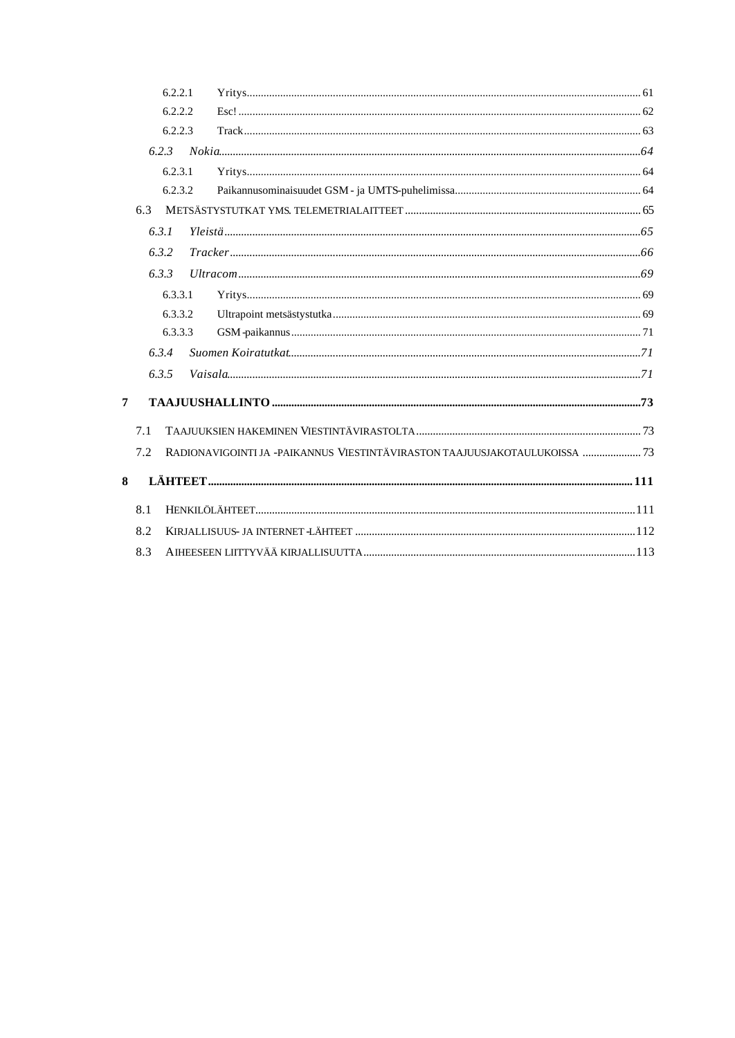6.2.2.1 Yritys ..... 61

6.2.2.2 Esc! ..... 62

6.2.2.3 Track ..... 63

*6.2.3 Nokia ..... 64*

6.2.3.1 Yritys ..... 64

6.2.3.2 Paikannusominaisuudet GSM - ja UMTS-puhelimissa ..... 64

6.3 METSÄSTYSTUTKAT YMS. TELEMETRIALAITTEET ..... 65

*6.3.1 Yleistä ..... 65*

*6.3.2 Tracker ..... 66*

*6.3.3 Ultracom ..... 69*

6.3.3.1 Yritys ..... 69

6.3.3.2 Ultrapoint metsästystutka ..... 69

6.3.3.3 GSM-paikannus ..... 71

*6.3.4 Suomen Koiratutkat ..... 71*

*6.3.5 Vaisala ..... 71*

**7 TAAJUUSHALLINTO ..... 73**

7.1 TAAJUUKSIEN HAKEMINEN VIESTINTÄVIRASTOLTA ..... 73

7.2 RADIONAVIGOINTI JA -PAIKANNUS VIESTINTÄVIRASTON TAAJUUSJAKOTAULUKOISSA ..... 73

**8 LÄHTEET ..... 111**

8.1 HENKILÖLÄHTEET ..... 111

8.2 KIRJALLISUUS- JA INTERNET-LÄHTEET ..... 112

8.3 AIHEESEEN LIITTYVÄÄ KIRJALLISUUTTA ..... 113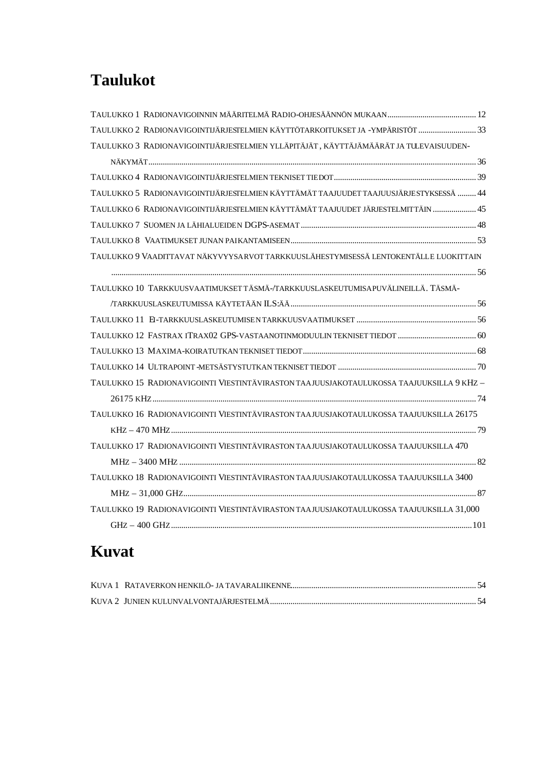# Taulukot

TAULUKKO 1 RADIONAVIGOINNIN MÄÄRITELMÄ RADIO-OHJESÄÄNNÖN MUKAAN ........................................ 12
TAULUKKO 2 RADIONAVIGOINTIJÄRJESTELMIEN KÄYTTÖTARKOITUKSET JA -YMPÄRISTÖT ........................ 33
TAULUKKO 3 RADIONAVIGOINTIJÄRJESTELMIEN YLLÄPITÄJÄT, KÄYTTÄJÄMÄÄRÄT JA TULEVAISUUDEN-NÄKYMÄT ........................................ 36
TAULUKKO 4 RADIONAVIGOINTIJÄRJESTELMIEN TEKNISET TIEDOT ........................................ 39
TAULUKKO 5 RADIONAVIGOINTIJÄRJESTELMIEN KÄYTTÄMÄT TAAJUUDET TAAJUUSJÄRJESTYKSESSÄ ......... 44
TAULUKKO 6 RADIONAVIGOINTIJÄRJESTELMIEN KÄYTTÄMÄT TAAJUUDET JÄRJESTELMITTÄIN ..................... 45
TAULUKKO 7 SUOMEN JA LÄHIALUEIDEN DGPS-ASEMAT ........................................ 48
TAULUKKO 8 VAATIMUKSET JUNAN PAIKANTAMISEEN ........................................ 53
TAULUKKO 9 VAADITTAVAT NÄKYVYYSARVOT TARKKUUSLÄHESTYMISESSÄ LENTOKENTÄLLE LUOKITTAIN ........................................ 56
TAULUKKO 10 TARKKUUSVAATIMUKSET TÄSMÄ-/TARKKUUSLASKEUTUMISAPUVÄLINEILLÄ. TÄSMÄ-/TARKKUUSLASKEUTUMISSA KÄYTETÄÄN ILS:ÄÄ ........................................ 56
TAULUKKO 11 EI-TARKKUUSLASKEUTUMISEN TARKKUUSVAATIMUKSET ........................................ 56
TAULUKKO 12 FASTRAX ITRAX02 GPS-VASTAANOTINMODUULIN TEKNISET TIEDOT ........................................ 60
TAULUKKO 13 MAXIMA-KOIRATUTKAN TEKNISET TIEDOT ........................................ 68
TAULUKKO 14 ULTRAPOINT-METSÄSTYSTUTKAN TEKNISET TIEDOT ........................................ 70
TAULUKKO 15 RADIONAVIGOINTI VIESTINTÄVIRASTON TAAJUUSJAKOTAULUKOSSA TAAJUUKSILLA 9 KHZ – 26175 KHZ ........................................ 74
TAULUKKO 16 RADIONAVIGOINTI VIESTINTÄVIRASTON TAAJUUSJAKOTAULUKOSSA TAAJUUKSILLA 26175 KHZ – 470 MHZ ........................................ 79
TAULUKKO 17 RADIONAVIGOINTI VIESTINTÄVIRASTON TAAJUUSJAKOTAULUKOSSA TAAJUUKSILLA 470 MHZ – 3400 MHZ ........................................ 82
TAULUKKO 18 RADIONAVIGOINTI VIESTINTÄVIRASTON TAAJUUSJAKOTAULUKOSSA TAAJUUKSILLA 3400 MHZ – 31,000 GHZ ........................................ 87
TAULUKKO 19 RADIONAVIGOINTI VIESTINTÄVIRASTON TAAJUUSJAKOTAULUKOSSA TAAJUUKSILLA 31,000 GHZ – 400 GHZ ........................................ 101

# Kuvat

KUVA 1 RATAVERKON HENKILÖ- JA TAVARALIIKENNE ........................................ 54
KUVA 2 JUNIEN KULUNVALVONTAJÄRJESTELMÄ ........................................ 54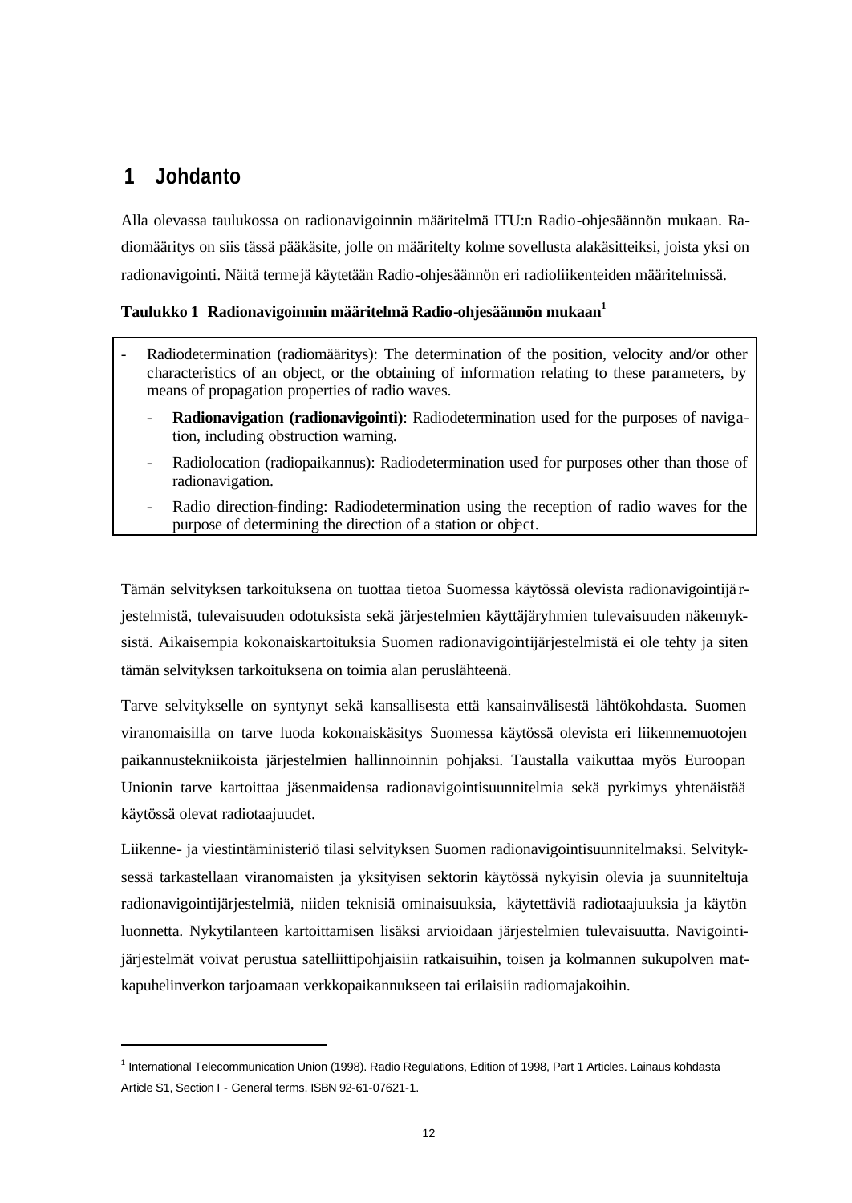# 1 Johdanto

Alla olevassa taulukossa on radionavigoinnin määritelmä ITU:n Radio-ohjesäännön mukaan. Radiomääritys on siis tässä pääkäsite, jolle on määritelty kolme sovellusta alakäsitteiksi, joista yksi on radionavigointi. Näitä termejä käytetään Radio-ohjesäännön eri radioliikenteiden määritelmissä.

**Taulukko 1 Radionavigoinnin määritelmä Radio-ohjesäännön mukaan**[1]

- Radiodetermination (radiomääritys): The determination of the position, velocity and/or other characteristics of an object, or the obtaining of information relating to these parameters, by means of propagation properties of radio waves.
  - **Radionavigation (radionavigointi)**: Radiodetermination used for the purposes of navigation, including obstruction warning.
  - Radiolocation (radiopaikannus): Radiodetermination used for purposes other than those of radionavigation.
  - Radio direction-finding: Radiodetermination using the reception of radio waves for the purpose of determining the direction of a station or object.

Tämän selvityksen tarkoituksena on tuottaa tietoa Suomessa käytössä olevista radionavigointijärjestelmistä, tulevaisuuden odotuksista sekä järjestelmien käyttäjäryhmien tulevaisuuden näkemyksistä. Aikaisempia kokonaiskartoituksia Suomen radionavigointijärjestelmistä ei ole tehty ja siten tämän selvityksen tarkoituksena on toimia alan peruslähteenä.

Tarve selvitykselle on syntynyt sekä kansallisesta että kansainvälisestä lähtökohdasta. Suomen viranomaisilla on tarve luoda kokonaiskäsitys Suomessa käytössä olevista eri liikennemuotojen paikannustekniikoista järjestelmien hallinnoinnin pohjaksi. Taustalla vaikuttaa myös Euroopan Unionin tarve kartoittaa jäsenmaidensa radionavigointisuunnitelmia sekä pyrkimys yhtenäistää käytössä olevat radiotaajuudet.

Liikenne- ja viestintäministeriö tilasi selvityksen Suomen radionavigointisuunnitelmaksi. Selvityksessä tarkastellaan viranomaisten ja yksityisen sektorin käytössä nykyisin olevia ja suunniteltuja radionavigointijärjestelmiä, niiden teknisiä ominaisuuksia, käytettäviä radiotaajuuksia ja käytön luonnetta. Nykytilanteen kartoittamisen lisäksi arvioidaan järjestelmien tulevaisuutta. Navigointijärjestelmät voivat perustua satelliittipohjaisiin ratkaisuihin, toisen ja kolmannen sukupolven matkapuhelinverkon tarjoamaan verkkopaikannukseen tai erilaisiin radiomajakoihin.

---

[1] International Telecommunication Union (1998). Radio Regulations, Edition of 1998, Part 1 Articles. Lainaus kohdasta Article S1, Section I - General terms. ISBN 92-61-07621-1.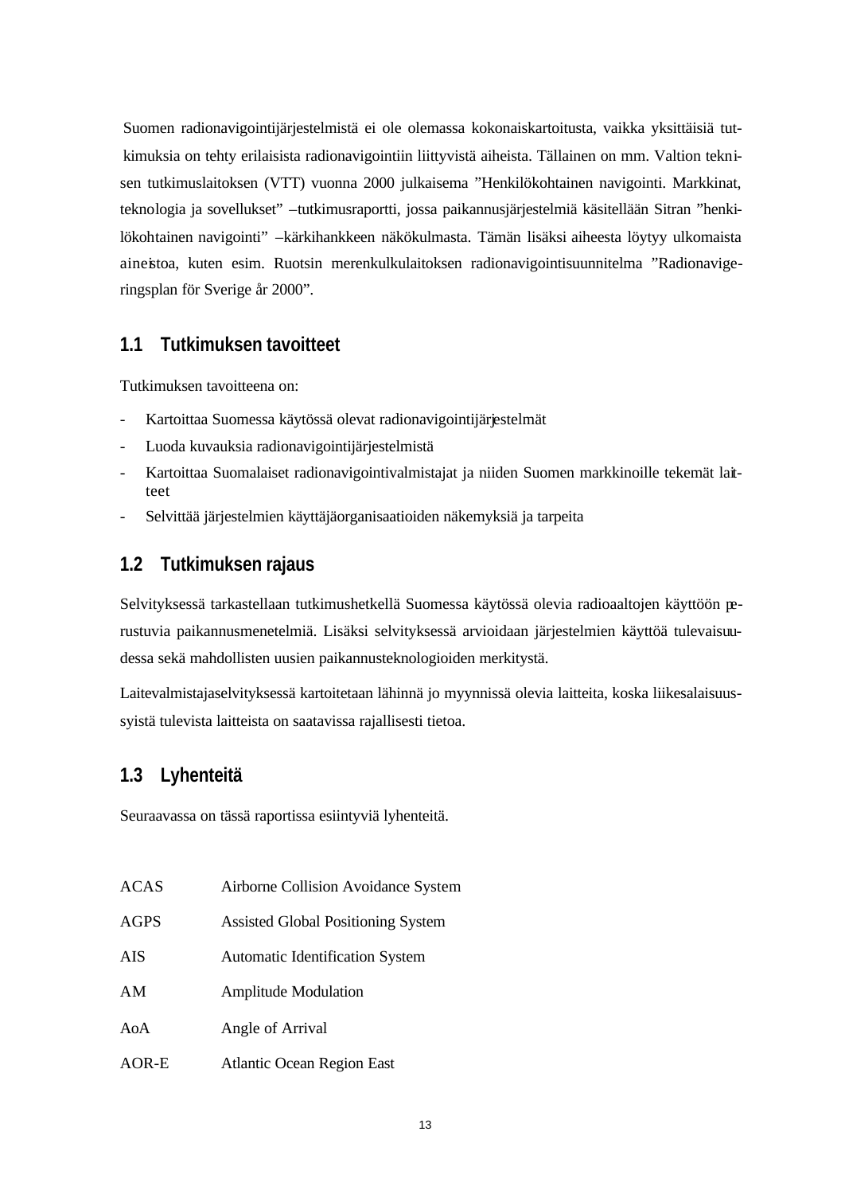Suomen radionavigointijärjestelmistä ei ole olemassa kokonaiskartoitusta, vaikka yksittäisiä tutkimuksia on tehty erilaisista radionavigointiin liittyvistä aiheista. Tällainen on mm. Valtion teknisen tutkimuslaitoksen (VTT) vuonna 2000 julkaisema "Henkilökohtainen navigointi. Markkinat, teknologia ja sovellukset" –tutkimusraportti, jossa paikannusjärjestelmiä käsitellään Sitran "henkilökohtainen navigointi" –kärkihankkeen näkökulmasta. Tämän lisäksi aiheesta löytyy ulkomaista aineistoa, kuten esim. Ruotsin merenkulkulaitoksen radionavigointisuunnitelma "Radionavigeringsplan för Sverige år 2000".

## 1.1 Tutkimuksen tavoitteet

Tutkimuksen tavoitteena on:

- Kartoittaa Suomessa käytössä olevat radionavigointijärjestelmät
- Luoda kuvauksia radionavigointijärjestelmistä
- Kartoittaa Suomalaiset radionavigointivalmistajat ja niiden Suomen markkinoille tekemät laitteet
- Selvittää järjestelmien käyttäjäorganisaatioiden näkemyksiä ja tarpeita

## 1.2 Tutkimuksen rajaus

Selvityksessä tarkastellaan tutkimushetkellä Suomessa käytössä olevia radioaaltojen käyttöön perustuvia paikannusmenetelmiä. Lisäksi selvityksessä arvioidaan järjestelmien käyttöä tulevaisuudessa sekä mahdollisten uusien paikannusteknologioiden merkitystä.

Laitevalmistajaselvityksessä kartoitetaan lähinnä jo myynnissä olevia laitteita, koska liikesalaisuussyistä tulevista laitteista on saatavissa rajallisesti tietoa.

## 1.3 Lyhenteitä

Seuraavassa on tässä raportissa esiintyviä lyhenteitä.

| | |
|---|---|
| ACAS | Airborne Collision Avoidance System |
| AGPS | Assisted Global Positioning System |
| AIS | Automatic Identification System |
| AM | Amplitude Modulation |
| AoA | Angle of Arrival |
| AOR-E | Atlantic Ocean Region East |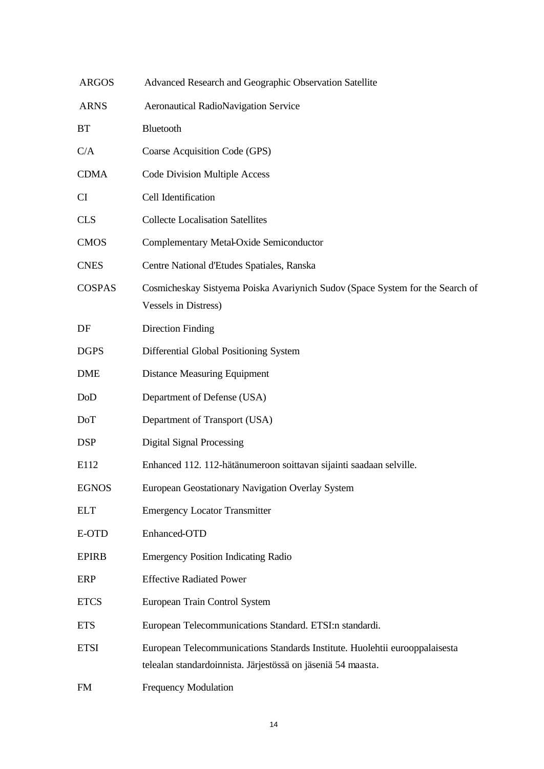| | |
|---|---|
| ARGOS | Advanced Research and Geographic Observation Satellite |
| ARNS | Aeronautical RadioNavigation Service |
| BT | Bluetooth |
| C/A | Coarse Acquisition Code (GPS) |
| CDMA | Code Division Multiple Access |
| CI | Cell Identification |
| CLS | Collecte Localisation Satellites |
| CMOS | Complementary Metal-Oxide Semiconductor |
| CNES | Centre National d'Etudes Spatiales, Ranska |
| COSPAS | Cosmicheskay Sistyema Poiska Avariynich Sudov (Space System for the Search of Vessels in Distress) |
| DF | Direction Finding |
| DGPS | Differential Global Positioning System |
| DME | Distance Measuring Equipment |
| DoD | Department of Defense (USA) |
| DoT | Department of Transport (USA) |
| DSP | Digital Signal Processing |
| E112 | Enhanced 112. 112-hätänumeroon soittavan sijainti saadaan selville. |
| EGNOS | European Geostationary Navigation Overlay System |
| ELT | Emergency Locator Transmitter |
| E-OTD | Enhanced-OTD |
| EPIRB | Emergency Position Indicating Radio |
| ERP | Effective Radiated Power |
| ETCS | European Train Control System |
| ETS | European Telecommunications Standard. ETSI:n standardi. |
| ETSI | European Telecommunications Standards Institute. Huolehtii eurooppalaisesta telealan standardoinnista. Järjestössä on jäseniä 54 maasta. |
| FM | Frequency Modulation |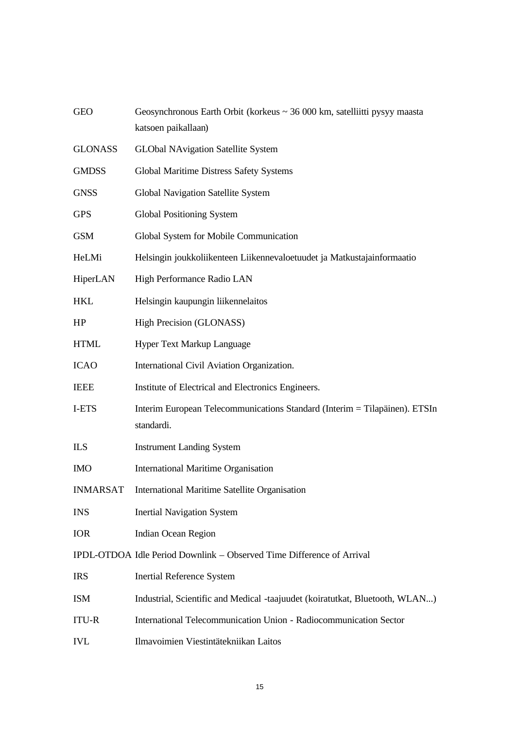| | |
|---|---|
| GEO | Geosynchronous Earth Orbit (korkeus ~ 36 000 km, satelliitti pysyy maasta katsoen paikallaan) |
| GLONASS | GLObal NAvigation Satellite System |
| GMDSS | Global Maritime Distress Safety Systems |
| GNSS | Global Navigation Satellite System |
| GPS | Global Positioning System |
| GSM | Global System for Mobile Communication |
| HeLMi | Helsingin joukkoliikenteen Liikennevaloetuudet ja Matkustajainformaatio |
| HiperLAN | High Performance Radio LAN |
| HKL | Helsingin kaupungin liikennelaitos |
| HP | High Precision (GLONASS) |
| HTML | Hyper Text Markup Language |
| ICAO | International Civil Aviation Organization. |
| IEEE | Institute of Electrical and Electronics Engineers. |
| I-ETS | Interim European Telecommunications Standard (Interim = Tilapäinen). ETSIn standardi. |
| ILS | Instrument Landing System |
| IMO | International Maritime Organisation |
| INMARSAT | International Maritime Satellite Organisation |
| INS | Inertial Navigation System |
| IOR | Indian Ocean Region |
| IPDL-OTDOA | Idle Period Downlink – Observed Time Difference of Arrival |
| IRS | Inertial Reference System |
| ISM | Industrial, Scientific and Medical -taajuudet (koiratutkat, Bluetooth, WLAN...) |
| ITU-R | International Telecommunication Union - Radiocommunication Sector |
| IVL | Ilmavoimien Viestintätekniikan Laitos |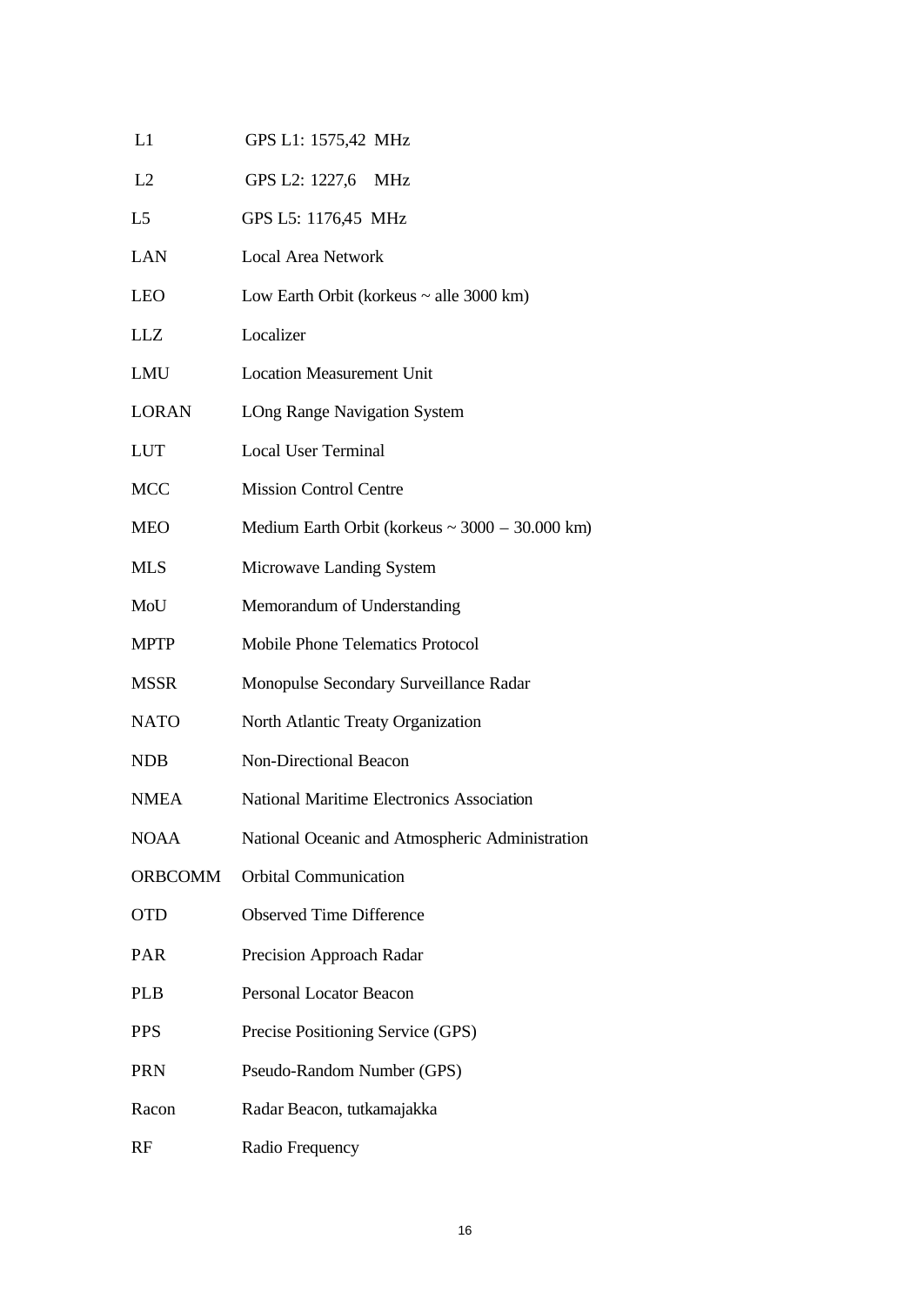| | |
|---|---|
| L1 | GPS L1: 1575,42 MHz |
| L2 | GPS L2: 1227,6 MHz |
| L5 | GPS L5: 1176,45 MHz |
| LAN | Local Area Network |
| LEO | Low Earth Orbit (korkeus ~ alle 3000 km) |
| LLZ | Localizer |
| LMU | Location Measurement Unit |
| LORAN | LOng Range Navigation System |
| LUT | Local User Terminal |
| MCC | Mission Control Centre |
| MEO | Medium Earth Orbit (korkeus ~ 3000 – 30.000 km) |
| MLS | Microwave Landing System |
| MoU | Memorandum of Understanding |
| MPTP | Mobile Phone Telematics Protocol |
| MSSR | Monopulse Secondary Surveillance Radar |
| NATO | North Atlantic Treaty Organization |
| NDB | Non-Directional Beacon |
| NMEA | National Maritime Electronics Association |
| NOAA | National Oceanic and Atmospheric Administration |
| ORBCOMM | Orbital Communication |
| OTD | Observed Time Difference |
| PAR | Precision Approach Radar |
| PLB | Personal Locator Beacon |
| PPS | Precise Positioning Service (GPS) |
| PRN | Pseudo-Random Number (GPS) |
| Racon | Radar Beacon, tutkamajakka |
| RF | Radio Frequency |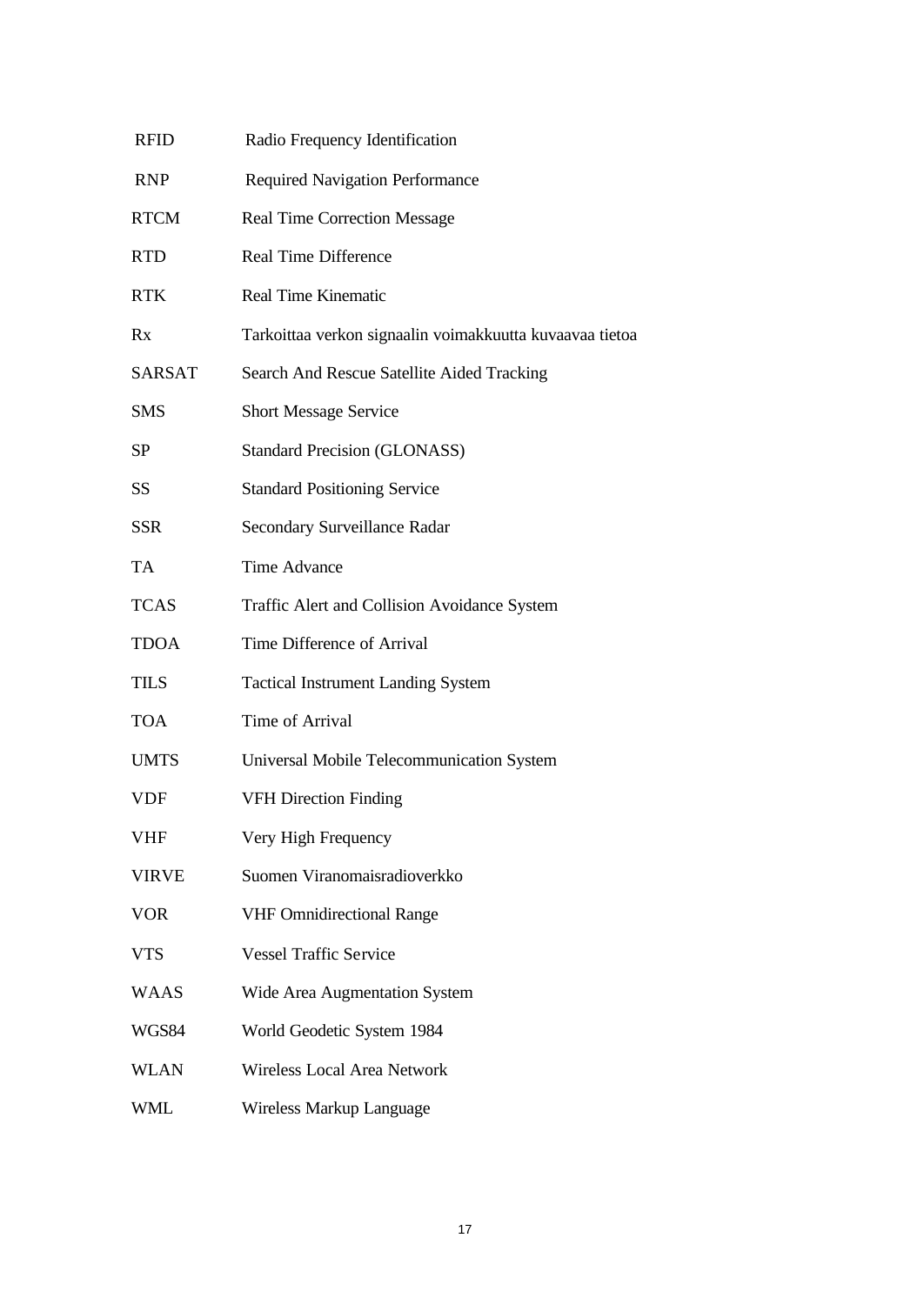| | |
|---|---|
| RFID | Radio Frequency Identification |
| RNP | Required Navigation Performance |
| RTCM | Real Time Correction Message |
| RTD | Real Time Difference |
| RTK | Real Time Kinematic |
| Rx | Tarkoittaa verkon signaalin voimakkuutta kuvaavaa tietoa |
| SARSAT | Search And Rescue Satellite Aided Tracking |
| SMS | Short Message Service |
| SP | Standard Precision (GLONASS) |
| SS | Standard Positioning Service |
| SSR | Secondary Surveillance Radar |
| TA | Time Advance |
| TCAS | Traffic Alert and Collision Avoidance System |
| TDOA | Time Difference of Arrival |
| TILS | Tactical Instrument Landing System |
| TOA | Time of Arrival |
| UMTS | Universal Mobile Telecommunication System |
| VDF | VFH Direction Finding |
| VHF | Very High Frequency |
| VIRVE | Suomen Viranomaisradioverkko |
| VOR | VHF Omnidirectional Range |
| VTS | Vessel Traffic Service |
| WAAS | Wide Area Augmentation System |
| WGS84 | World Geodetic System 1984 |
| WLAN | Wireless Local Area Network |
| WML | Wireless Markup Language |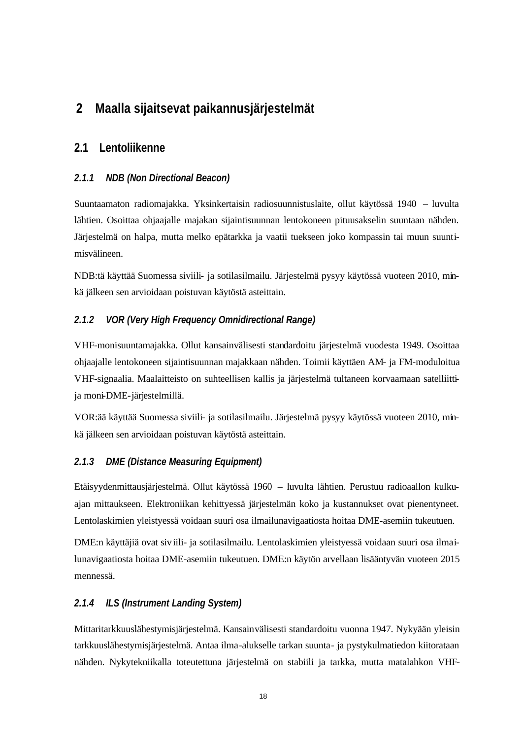# 2 Maalla sijaitsevat paikannusjärjestelmät

## 2.1 Lentoliikenne

### 2.1.1 NDB (Non Directional Beacon)

Suuntaamaton radiomajakka. Yksinkertaisin radiosuunnistuslaite, ollut käytössä 1940 – luvulta lähtien. Osoittaa ohjaajalle majakan sijaintisuunnan lentokoneen pituusakselin suuntaan nähden. Järjestelmä on halpa, mutta melko epätarkka ja vaatii tuekseen joko kompassin tai muun suuntimisvälineen.

NDB:tä käyttää Suomessa siviili- ja sotilasilmailu. Järjestelmä pysyy käytössä vuoteen 2010, minkä jälkeen sen arvioidaan poistuvan käytöstä asteittain.

### 2.1.2 VOR (Very High Frequency Omnidirectional Range)

VHF-monisuuntamajakka. Ollut kansainvälisesti standardoitu järjestelmä vuodesta 1949. Osoittaa ohjaajalle lentokoneen sijaintisuunnan majakkaan nähden. Toimii käyttäen AM- ja FM-moduloitua VHF-signaalia. Maalaitteisto on suhteellisen kallis ja järjestelmä tultaneen korvaamaan satelliitti- ja moni-DME-järjestelmillä.

VOR:ää käyttää Suomessa siviili- ja sotilasilmailu. Järjestelmä pysyy käytössä vuoteen 2010, minkä jälkeen sen arvioidaan poistuvan käytöstä asteittain.

### 2.1.3 DME (Distance Measuring Equipment)

Etäisyydenmittausjärjestelmä. Ollut käytössä 1960 – luvulta lähtien. Perustuu radioaallon kulkuajan mittaukseen. Elektroniikan kehittyessä järjestelmän koko ja kustannukset ovat pienentyneet. Lentolaskimien yleistyessä voidaan suuri osa ilmailunavigaatiosta hoitaa DME-asemiin tukeutuen.

DME:n käyttäjiä ovat siviili- ja sotilasilmailu. Lentolaskimien yleistyessä voidaan suuri osa ilmailunavigaatiosta hoitaa DME-asemiin tukeutuen. DME:n käytön arvellaan lisääntyvän vuoteen 2015 mennessä.

### 2.1.4 ILS (Instrument Landing System)

Mittaritarkkuuslähestymisjärjestelmä. Kansainvälisesti standardoitu vuonna 1947. Nykyään yleisin tarkkuuslähestymisjärjestelmä. Antaa ilma-alukselle tarkan suunta- ja pystykulmatiedon kiitorataan nähden. Nykytekniikalla toteutettuna järjestelmä on stabiili ja tarkka, mutta matalahkon VHF-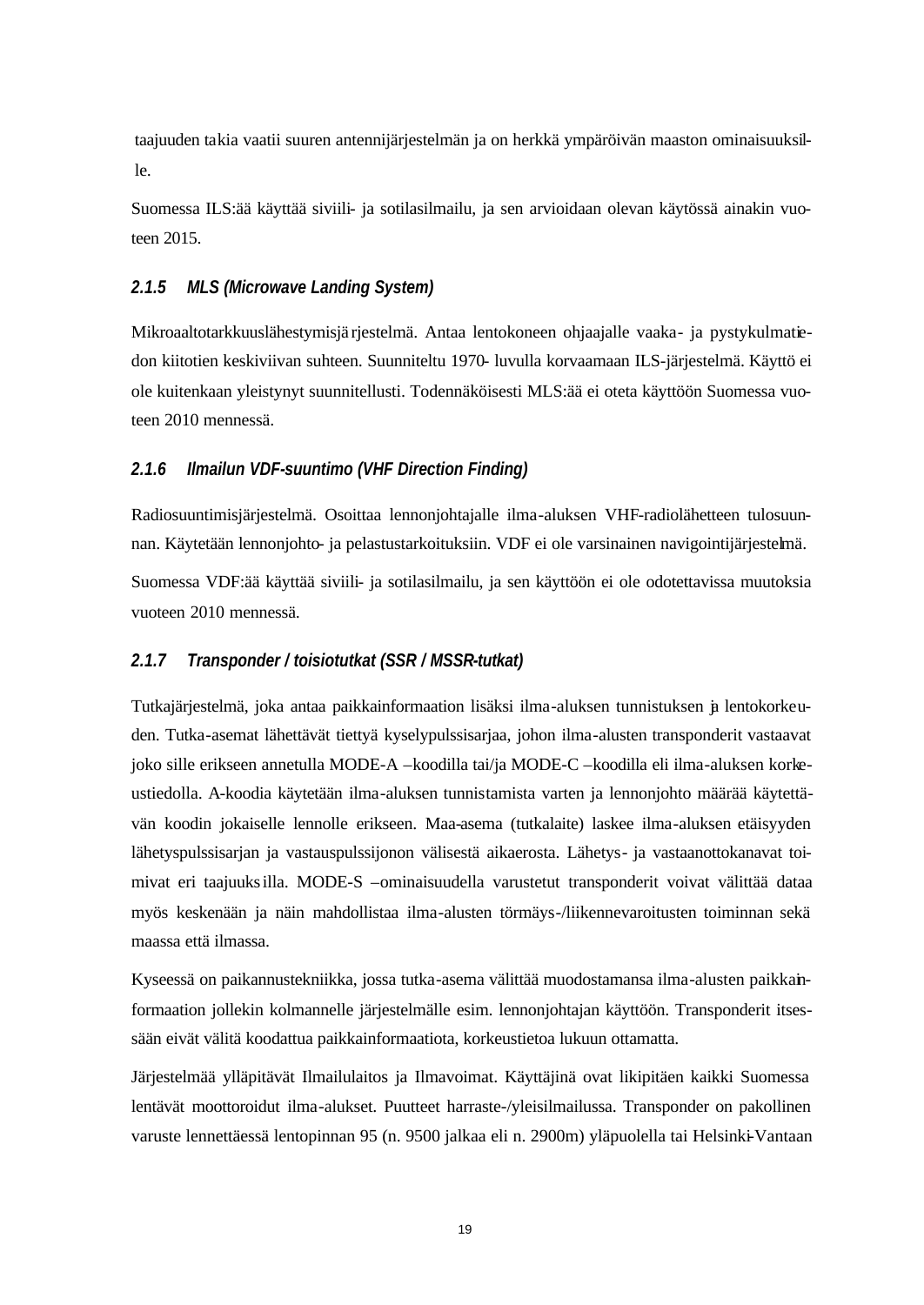taajuuden takia vaatii suuren antennijärjestelmän ja on herkkä ympäröivän maaston ominaisuuksille.

Suomessa ILS:ää käyttää siviili- ja sotilasilmailu, ja sen arvioidaan olevan käytössä ainakin vuoteen 2015.

### *2.1.5 MLS (Microwave Landing System)*

Mikroaaltotarkkuuslähestymisjärjestelmä. Antaa lentokoneen ohjaajalle vaaka- ja pystykulmatiedon kiitotien keskiviivan suhteen. Suunniteltu 1970- luvulla korvaamaan ILS-järjestelmä. Käyttö ei ole kuitenkaan yleistynyt suunnitellusti. Todennäköisesti MLS:ää ei oteta käyttöön Suomessa vuoteen 2010 mennessä.

### *2.1.6 Ilmailun VDF-suuntimo (VHF Direction Finding)*

Radiosuuntimisjärjestelmä. Osoittaa lennonjohtajalle ilma-aluksen VHF-radiolähetteen tulosuunnan. Käytetään lennonjohto- ja pelastustarkoituksiin. VDF ei ole varsinainen navigointijärjestelmä.

Suomessa VDF:ää käyttää siviili- ja sotilasilmailu, ja sen käyttöön ei ole odotettavissa muutoksia vuoteen 2010 mennessä.

### *2.1.7 Transponder / toisiotutkat (SSR / MSSR-tutkat)*

Tutkajärjestelmä, joka antaa paikkainformaation lisäksi ilma-aluksen tunnistuksen ja lentokorkeuden. Tutka-asemat lähettävät tiettyä kyselypulssisarjaa, johon ilma-alusten transponderit vastaavat joko sille erikseen annetulla MODE-A –koodilla tai/ja MODE-C –koodilla eli ilma-aluksen korkeustiedolla. A-koodia käytetään ilma-aluksen tunnistamista varten ja lennonjohto määrää käytettävän koodin jokaiselle lennolle erikseen. Maa-asema (tutkalaite) laskee ilma-aluksen etäisyyden lähetyspulssisarjan ja vastauspulssijonon välisestä aikaerosta. Lähetys- ja vastaanottokanavat toimivat eri taajuuksilla. MODE-S –ominaisuudella varustetut transponderit voivat välittää dataa myös keskenään ja näin mahdollistaa ilma-alusten törmäys-/liikennevaroitusten toiminnan sekä maassa että ilmassa.

Kyseessä on paikannustekniikka, jossa tutka-asema välittää muodostamansa ilma-alusten paikkainformaation jollekin kolmannelle järjestelmälle esim. lennonjohtajan käyttöön. Transponderit itsessään eivät välitä koodattua paikkainformaatiota, korkeustietoa lukuun ottamatta.

Järjestelmää ylläpitävät Ilmailulaitos ja Ilmavoimat. Käyttäjinä ovat likipitäen kaikki Suomessa lentävät moottoroidut ilma-alukset. Puutteet harraste-/yleisilmailussa. Transponder on pakollinen varuste lennettäessä lentopinnan 95 (n. 9500 jalkaa eli n. 2900m) yläpuolella tai Helsinki-Vantaan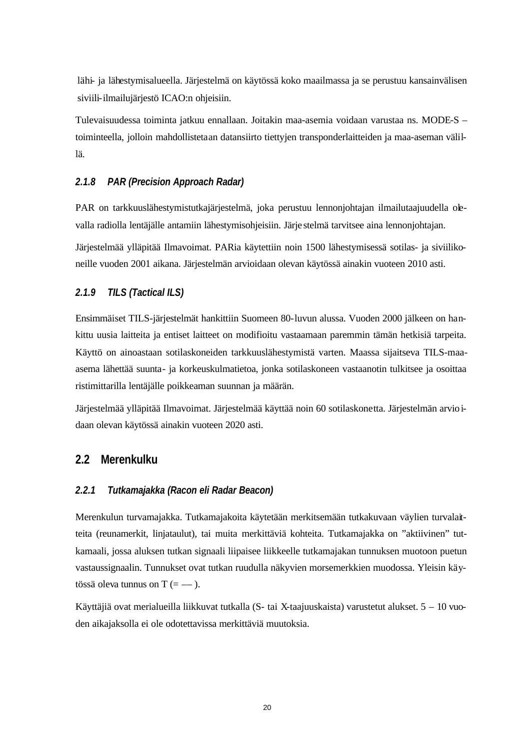lähi- ja lähestymisalueella. Järjestelmä on käytössä koko maailmassa ja se perustuu kansainvälisen siviili-ilmailujärjestö ICAO:n ohjeisiin.

Tulevaisuudessa toiminta jatkuu ennallaan. Joitakin maa-asemia voidaan varustaa ns. MODE-S –toiminteella, jolloin mahdollistetaan datansiirto tiettyjen transponderlaitteiden ja maa-aseman välillä.

### *2.1.8 PAR (Precision Approach Radar)*

PAR on tarkkuuslähestymistutkajärjestelmä, joka perustuu lennonjohtajan ilmailutaajuudella olevalla radiolla lentäjälle antamiin lähestymisohjeisiin. Järjestelmä tarvitsee aina lennonjohtajan.

Järjestelmää ylläpitää Ilmavoimat. PARia käytettiin noin 1500 lähestymisessä sotilas- ja siviilikoneille vuoden 2001 aikana. Järjestelmän arvioidaan olevan käytössä ainakin vuoteen 2010 asti.

### *2.1.9 TILS (Tactical ILS)*

Ensimmäiset TILS-järjestelmät hankittiin Suomeen 80-luvun alussa. Vuoden 2000 jälkeen on hankittu uusia laitteita ja entiset laitteet on modifioitu vastaamaan paremmin tämän hetkisiä tarpeita. Käyttö on ainoastaan sotilaskoneiden tarkkuuslähestymistä varten. Maassa sijaitseva TILS-maa-asema lähettää suunta- ja korkeuskulmatietoa, jonka sotilaskoneen vastaanotin tulkitsee ja osoittaa ristimittarilla lentäjälle poikkeaman suunnan ja määrän.

Järjestelmää ylläpitää Ilmavoimat. Järjestelmää käyttää noin 60 sotilaskonetta. Järjestelmän arvioidaan olevan käytössä ainakin vuoteen 2020 asti.

## 2.2 Merenkulku

### *2.2.1 Tutkamajakka (Racon eli Radar Beacon)*

Merenkulun turvamajakka. Tutkamajakoita käytetään merkitsemään tutkakuvaan väylien turvalaitteita (reunamerkit, linjataulut), tai muita merkittäviä kohteita. Tutkamajakka on ”aktiivinen” tutkamaali, jossa aluksen tutkan signaali liipaisee liikkeelle tutkamajakan tunnuksen muotoon puetun vastaussignaalin. Tunnukset ovat tutkan ruudulla näkyvien morsemerkkien muodossa. Yleisin käytössä oleva tunnus on T (= –– ).

Käyttäjiä ovat merialueilla liikkuvat tutkalla (S- tai X-taajuuskaista) varustetut alukset. 5 – 10 vuoden aikajaksolla ei ole odotettavissa merkittäviä muutoksia.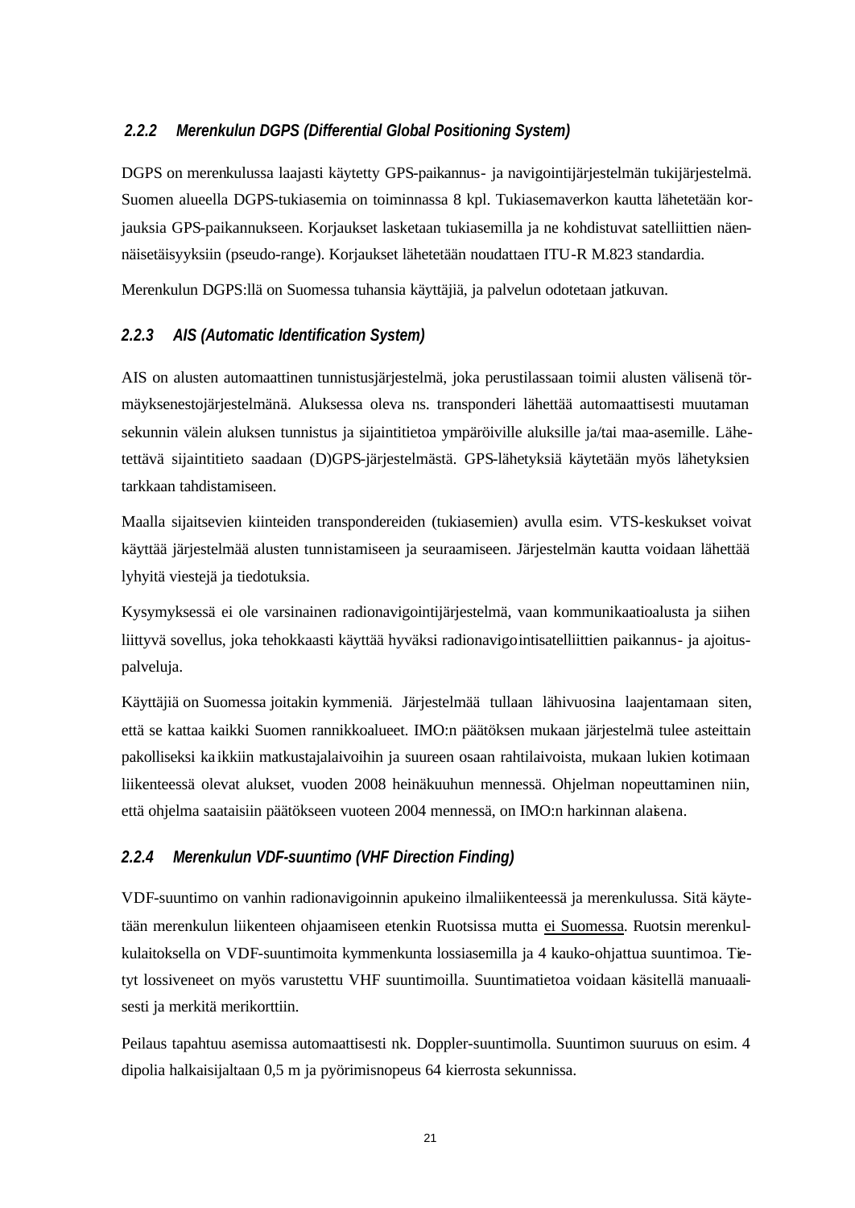### *2.2.2 Merenkulun DGPS (Differential Global Positioning System)*

DGPS on merenkulussa laajasti käytetty GPS-paikannus- ja navigointijärjestelmän tukijärjestelmä. Suomen alueella DGPS-tukiasemia on toiminnassa 8 kpl. Tukiasemaverkon kautta lähetetään korjauksia GPS-paikannukseen. Korjaukset lasketaan tukiasemilla ja ne kohdistuvat satelliittien näennäisetäisyyksiin (pseudo-range). Korjaukset lähetetään noudattaen ITU-R M.823 standardia.

Merenkulun DGPS:llä on Suomessa tuhansia käyttäjiä, ja palvelun odotetaan jatkuvan.

### *2.2.3 AIS (Automatic Identification System)*

AIS on alusten automaattinen tunnistusjärjestelmä, joka perustilassaan toimii alusten välisenä törmäyksenestojärjestelmänä. Aluksessa oleva ns. transponderi lähettää automaattisesti muutaman sekunnin välein aluksen tunnistus ja sijaintitietoa ympäröiville aluksille ja/tai maa-asemille. Lähetettävä sijaintitieto saadaan (D)GPS-järjestelmästä. GPS-lähetyksiä käytetään myös lähetyksien tarkkaan tahdistamiseen.

Maalla sijaitsevien kiinteiden transpondereiden (tukiasemien) avulla esim. VTS-keskukset voivat käyttää järjestelmää alusten tunnistamiseen ja seuraamiseen. Järjestelmän kautta voidaan lähettää lyhyitä viestejä ja tiedotuksia.

Kysymyksessä ei ole varsinainen radionavigointijärjestelmä, vaan kommunikaatioalusta ja siihen liittyvä sovellus, joka tehokkaasti käyttää hyväksi radionavigointisatelliittien paikannus- ja ajoituspalveluja.

Käyttäjiä on Suomessa joitakin kymmeniä. Järjestelmää tullaan lähivuosina laajentamaan siten, että se kattaa kaikki Suomen rannikkoalueet. IMO:n päätöksen mukaan järjestelmä tulee asteittain pakolliseksi kaikkiin matkustajalaivoihin ja suureen osaan rahtilaivoista, mukaan lukien kotimaan liikenteessä olevat alukset, vuoden 2008 heinäkuuhun mennessä. Ohjelman nopeuttaminen niin, että ohjelma saataisiin päätökseen vuoteen 2004 mennessä, on IMO:n harkinnan alaisena.

### *2.2.4 Merenkulun VDF-suuntimo (VHF Direction Finding)*

VDF-suuntimo on vanhin radionavigoinnin apukeino ilmailiikenteessä ja merenkulussa. Sitä käytetään merenkulun liikenteen ohjaamiseen etenkin Ruotsissa mutta <u>ei Suomessa</u>. Ruotsin merenkulkulaitoksella on VDF-suuntimoita kymmenkunta lossiasemilla ja 4 kauko-ohjattua suuntimoa. Tietyt lossiveneet on myös varustettu VHF suuntimoilla. Suuntimatietoa voidaan käsitellä manuaalisesti ja merkitä merikorttiin.

Peilaus tapahtuu asemissa automaattisesti nk. Doppler-suuntimolla. Suuntimon suuruus on esim. 4 dipolia halkaisijaltaan 0,5 m ja pyörimisnopeus 64 kierrosta sekunnissa.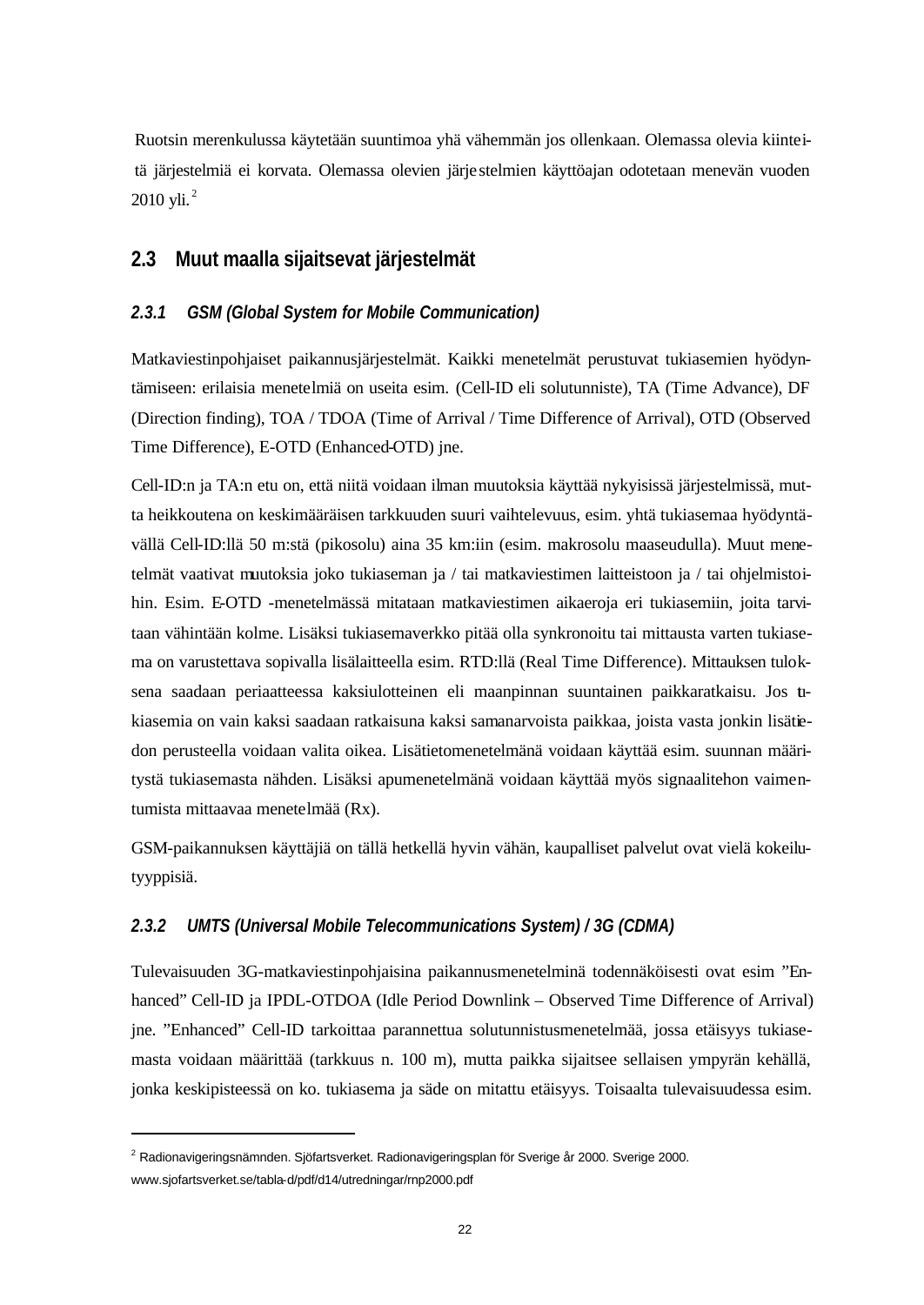Ruotsin merenkulussa käytetään suuntimoa yhä vähemmän jos ollenkaan. Olemassa olevia kiinteitä järjestelmiä ei korvata. Olemassa olevien järjestelmien käyttöajan odotetaan menevän vuoden 2010 yli.[2]

## 2.3 Muut maalla sijaitsevat järjestelmät

### *2.3.1 GSM (Global System for Mobile Communication)*

Matkaviestinpohjaiset paikannusjärjestelmät. Kaikki menetelmät perustuvat tukiasemien hyödyntämiseen: erilaisia menetelmiä on useita esim. (Cell-ID eli solutunniste), TA (Time Advance), DF (Direction finding), TOA / TDOA (Time of Arrival / Time Difference of Arrival), OTD (Observed Time Difference), E-OTD (Enhanced-OTD) jne.

Cell-ID:n ja TA:n etu on, että niitä voidaan ilman muutoksia käyttää nykyisissä järjestelmissä, mutta heikkoutena on keskimääräisen tarkkuuden suuri vaihtelevuus, esim. yhtä tukiasemaa hyödyntävällä Cell-ID:llä 50 m:stä (pikosolu) aina 35 km:iin (esim. makrosolu maaseudulla). Muut menetelmät vaativat muutoksia joko tukiaseman ja / tai matkaviestimen laitteistoon ja / tai ohjelmistoihin. Esim. E-OTD -menetelmässä mitataan matkaviestimen aikaeroja eri tukiasemiin, joita tarvitaan vähintään kolme. Lisäksi tukiasemaverkko pitää olla synkronoitu tai mittausta varten tukiasema on varustettava sopivalla lisälaitteella esim. RTD:llä (Real Time Difference). Mittauksen tuloksena saadaan periaatteessa kaksiulotteinen eli maanpinnan suuntainen paikkaratkaisu. Jos tukiasemia on vain kaksi saadaan ratkaisuna kaksi samanarvoista paikkaa, joista vasta jonkin lisätiedon perusteella voidaan valita oikea. Lisätietomenetelmänä voidaan käyttää esim. suunnan määritystä tukiasemasta nähden. Lisäksi apumenetelmänä voidaan käyttää myös signaalitehon vaimentumista mittaavaa menetelmää (Rx).

GSM-paikannuksen käyttäjiä on tällä hetkellä hyvin vähän, kaupalliset palvelut ovat vielä kokeilutyyppisiä.

### *2.3.2 UMTS (Universal Mobile Telecommunications System) / 3G (CDMA)*

Tulevaisuuden 3G-matkaviestinpohjaisina paikannusmenetelminä todennäköisesti ovat esim "Enhanced" Cell-ID ja IPDL-OTDOA (Idle Period Downlink – Observed Time Difference of Arrival) jne. "Enhanced" Cell-ID tarkoittaa parannettua solutunnistusmenetelmää, jossa etäisyys tukiasemasta voidaan määrittää (tarkkuus n. 100 m), mutta paikka sijaitsee sellaisen ympyrän kehällä, jonka keskipisteessä on ko. tukiasema ja säde on mitattu etäisyys. Toisaalta tulevaisuudessa esim.

---

[2] Radionavigeringsnämnden. Sjöfartsverket. Radionavigeringsplan för Sverige år 2000. Sverige 2000. www.sjofartsverket.se/tabla-d/pdf/d14/utredningar/rnp2000.pdf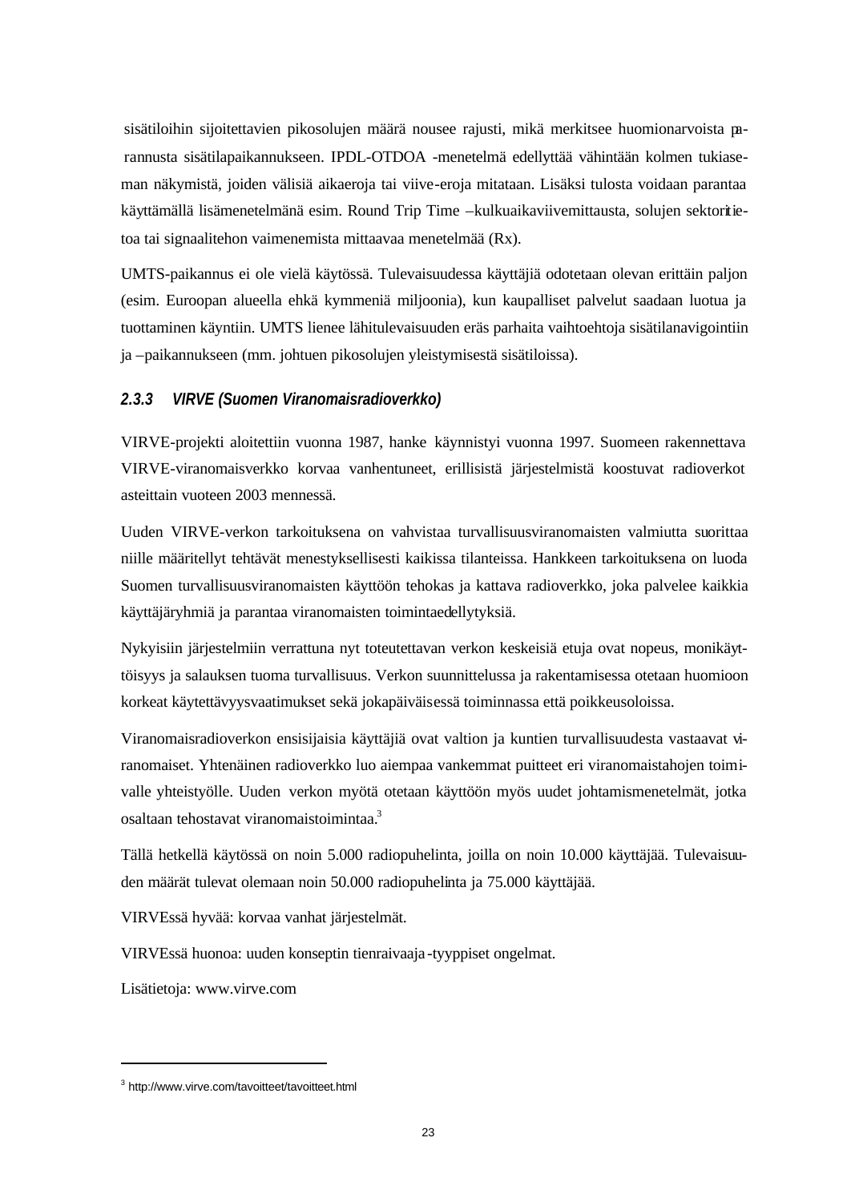sisätiloihin sijoitettavien pikosolujen määrä nousee rajusti, mikä merkitsee huomionarvoista parannusta sisätilapaikannukseen. IPDL-OTDOA -menetelmä edellyttää vähintään kolmen tukiaseman näkymistä, joiden välisiä aikaeroja tai viive-eroja mitataan. Lisäksi tulosta voidaan parantaa käyttämällä lisämenetelmänä esim. Round Trip Time –kulkuaikaviivemittausta, solujen sektoritietoa tai signaalitehon vaimenemista mittaavaa menetelmää (Rx).

UMTS-paikannus ei ole vielä käytössä. Tulevaisuudessa käyttäjiä odotetaan olevan erittäin paljon (esim. Euroopan alueella ehkä kymmeniä miljoonia), kun kaupalliset palvelut saadaan luotua ja tuottaminen käyntiin. UMTS lienee lähitulevaisuuden eräs parhaita vaihtoehtoja sisätilanavigointiin ja –paikannukseen (mm. johtuen pikosolujen yleistymisestä sisätiloissa).

### *2.3.3 VIRVE (Suomen Viranomaisradioverkko)*

VIRVE-projekti aloitettiin vuonna 1987, hanke käynnistyi vuonna 1997. Suomeen rakennettava VIRVE-viranomaisverkko korvaa vanhentuneet, erillisistä järjestelmistä koostuvat radioverkot asteittain vuoteen 2003 mennessä.

Uuden VIRVE-verkon tarkoituksena on vahvistaa turvallisuusviranomaisten valmiutta suorittaa niille määritellyt tehtävät menestyksellisesti kaikissa tilanteissa. Hankkeen tarkoituksena on luoda Suomen turvallisuusviranomaisten käyttöön tehokas ja kattava radioverkko, joka palvelee kaikkia käyttäjäryhmiä ja parantaa viranomaisten toimintaedellytyksiä.

Nykyisiin järjestelmiin verrattuna nyt toteutettavan verkon keskeisiä etuja ovat nopeus, monikäyttöisyys ja salauksen tuoma turvallisuus. Verkon suunnittelussa ja rakentamisessa otetaan huomioon korkeat käytettävyysvaatimukset sekä jokapäiväisessä toiminnassa että poikkeusoloissa.

Viranomaisradioverkon ensisijaisia käyttäjiä ovat valtion ja kuntien turvallisuudesta vastaavat viranomaiset. Yhtenäinen radioverkko luo aiempaa vankemmat puitteet eri viranomaistahojen toimivalle yhteistyölle. Uuden verkon myötä otetaan käyttöön myös uudet johtamismenetelmät, jotka osaltaan tehostavat viranomaistoimintaa.[3]

Tällä hetkellä käytössä on noin 5.000 radiopuhelinta, joilla on noin 10.000 käyttäjää. Tulevaisuuden määrät tulevat olemaan noin 50.000 radiopuhelinta ja 75.000 käyttäjää.

VIRVEssä hyvää: korvaa vanhat järjestelmät.

VIRVEssä huonoa: uuden konseptin tienraivaaja-tyyppiset ongelmat.

Lisätietoja: www.virve.com

---

[3] http://www.virve.com/tavoitteet/tavoitteet.html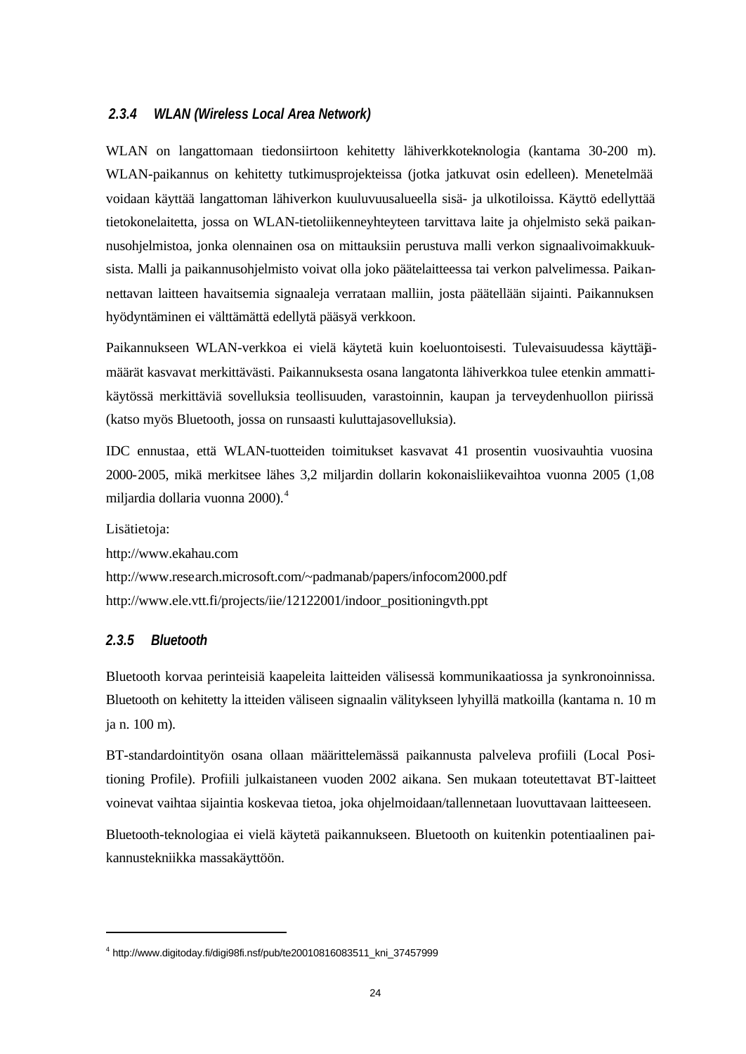### *2.3.4 WLAN (Wireless Local Area Network)*

WLAN on langattomaan tiedonsiirtoon kehitetty lähiverkkoteknologia (kantama 30-200 m). WLAN-paikannus on kehitetty tutkimusprojekteissa (jotka jatkuvat osin edelleen). Menetelmää voidaan käyttää langattoman lähiverkon kuuluvuusalueella sisä- ja ulkotiloissa. Käyttö edellyttää tietokonelaitetta, jossa on WLAN-tietoliikenneyhteyteen tarvittava laite ja ohjelmisto sekä paikannusohjelmistoa, jonka olennainen osa on mittauksiin perustuva malli verkon signaalivoimakkuuksista. Malli ja paikannusohjelmisto voivat olla joko päätelaitteessa tai verkon palvelimessa. Paikannettavan laitteen havaitsemia signaaleja verrataan malliin, josta päätellään sijainti. Paikannuksen hyödyntäminen ei välttämättä edellytä pääsyä verkkoon.

Paikannukseen WLAN-verkkoa ei vielä käytetä kuin koeluontoisesti. Tulevaisuudessa käyttäjämäärät kasvavat merkittävästi. Paikannuksesta osana langatonta lähiverkkoa tulee etenkin ammattikäytössä merkittäviä sovelluksia teollisuuden, varastoinnin, kaupan ja terveydenhuollon piirissä (katso myös Bluetooth, jossa on runsaasti kuluttajasovelluksia).

IDC ennustaa, että WLAN-tuotteiden toimitukset kasvavat 41 prosentin vuosivauhtia vuosina 2000-2005, mikä merkitsee lähes 3,2 miljardin dollarin kokonaisliikevaihtoa vuonna 2005 (1,08 miljardia dollaria vuonna 2000).[4]

Lisätietoja:  
http://www.ekahau.com  
http://www.research.microsoft.com/~padmanab/papers/infocom2000.pdf  
http://www.ele.vtt.fi/projects/iie/12122001/indoor_positioningvth.ppt

### *2.3.5 Bluetooth*

Bluetooth korvaa perinteisiä kaapeleita laitteiden välisessä kommunikaatiossa ja synkronoinnissa. Bluetooth on kehitetty laitteiden väliseen signaalin välitykseen lyhyillä matkoilla (kantama n. 10 m ja n. 100 m).

BT-standardointityön osana ollaan määrittelemässä paikannusta palveleva profiili (Local Positioning Profile). Profiili julkaistaneen vuoden 2002 aikana. Sen mukaan toteutettavat BT-laitteet voinevat vaihtaa sijaintia koskevaa tietoa, joka ohjelmoidaan/tallennetaan luovuttavaan laitteeseen.

Bluetooth-teknologiaa ei vielä käytetä paikannukseen. Bluetooth on kuitenkin potentiaalinen paikannustekniikka massakäyttöön.

---

[4] http://www.digitoday.fi/digi98fi.nsf/pub/te20010816083511_kni_37457999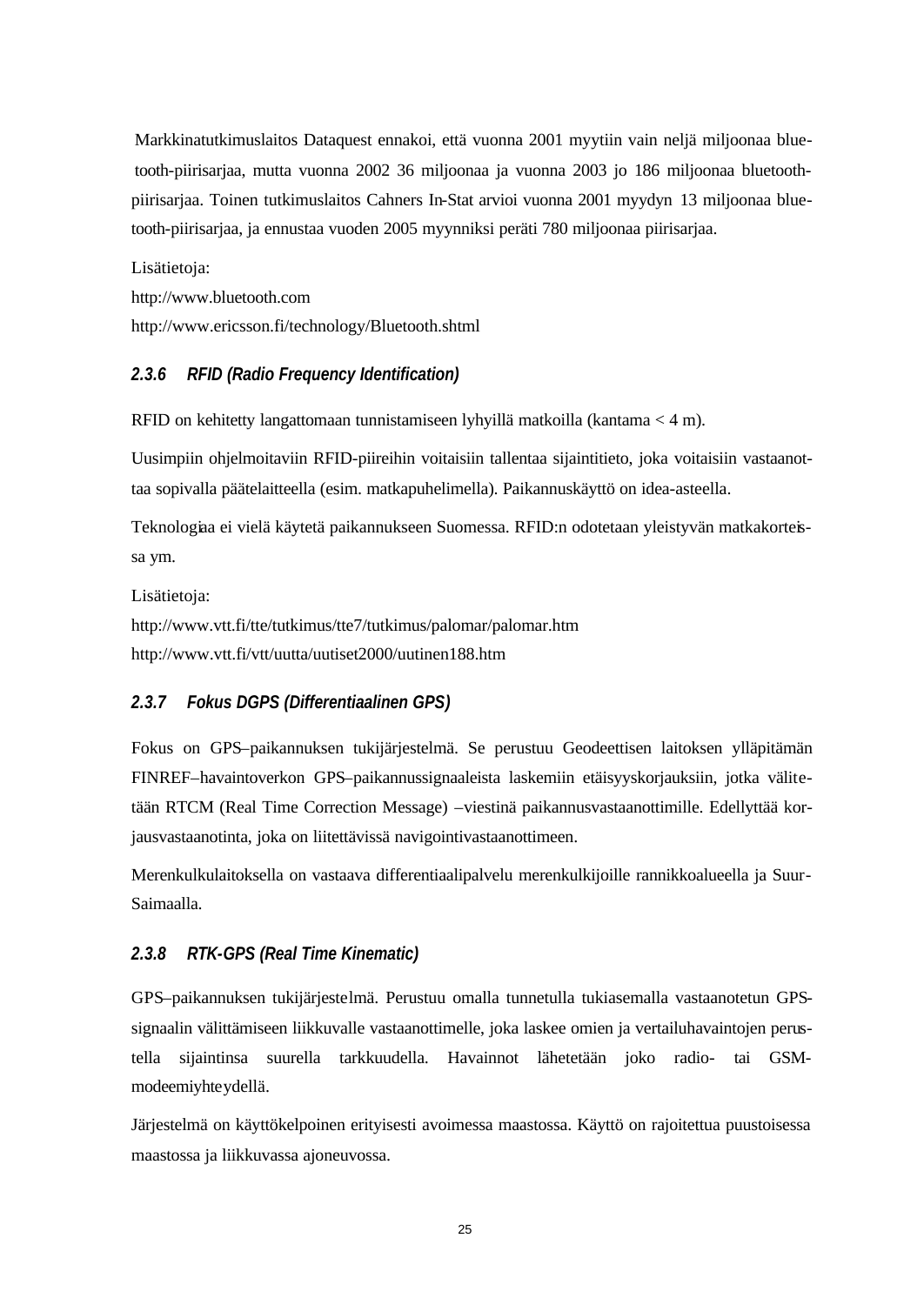Markkinatutkimuslaitos Dataquest ennakoi, että vuonna 2001 myytiin vain neljä miljoonaa bluetooth-piirisarjaa, mutta vuonna 2002 36 miljoonaa ja vuonna 2003 jo 186 miljoonaa bluetooth-piirisarjaa. Toinen tutkimuslaitos Cahners In-Stat arvioi vuonna 2001 myydyn 13 miljoonaa bluetooth-piirisarjaa, ja ennustaa vuoden 2005 myynniksi peräti 780 miljoonaa piirisarjaa.

Lisätietoja:
http://www.bluetooth.com
http://www.ericsson.fi/technology/Bluetooth.shtml

### *2.3.6 RFID (Radio Frequency Identification)*

RFID on kehitetty langattomaan tunnistamiseen lyhyillä matkoilla (kantama < 4 m).

Uusimpiin ohjelmoitaviin RFID-piireihin voitaisiin tallentaa sijaintitieto, joka voitaisiin vastaanottaa sopivalla päätelaitteella (esim. matkapuhelimella). Paikannuskäyttö on idea-asteella.

Teknologiaa ei vielä käytetä paikannukseen Suomessa. RFID:n odotetaan yleistyvän matkakorteissa ym.

Lisätietoja:
http://www.vtt.fi/tte/tutkimus/tte7/tutkimus/palomar/palomar.htm
http://www.vtt.fi/vtt/uutta/uutiset2000/uutinen188.htm

### *2.3.7 Fokus DGPS (Differentiaalinen GPS)*

Fokus on GPS–paikannuksen tukijärjestelmä. Se perustuu Geodeettisen laitoksen ylläpitämän FINREF–havaintoverkon GPS–paikannussignaaleista laskemiin etäisyyskorjauksiin, jotka välitetään RTCM (Real Time Correction Message) –viestinä paikannusvastaanottimille. Edellyttää korjausvastaanotinta, joka on liitettävissä navigointivastaanottimeen.

Merenkulkulaitoksella on vastaava differentiaalipalvelu merenkulkijoille rannikkoalueella ja Suur-Saimaalla.

### *2.3.8 RTK-GPS (Real Time Kinematic)*

GPS–paikannuksen tukijärjestelmä. Perustuu omalla tunnetulla tukiasemalla vastaanotetun GPS-signaalin välittämiseen liikkuvalle vastaanottimelle, joka laskee omien ja vertailuhavaintojen perustella sijaintinsa suurella tarkkuudella. Havainnot lähetetään joko radio- tai GSM-modeemiyhteydellä.

Järjestelmä on käyttökelpoinen erityisesti avoimessa maastossa. Käyttö on rajoitettua puustoisessa maastossa ja liikkuvassa ajoneuvossa.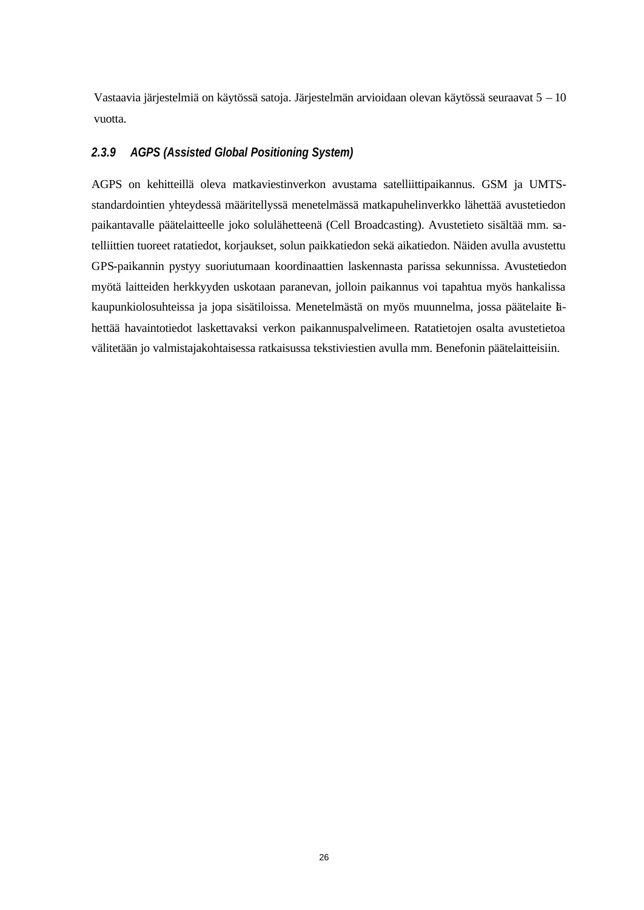Vastaavia järjestelmiä on käytössä satoja. Järjestelmän arvioidaan olevan käytössä seuraavat 5 – 10 vuotta.

### 2.3.9 AGPS (Assisted Global Positioning System)

AGPS on kehitteillä oleva matkaviestinverkon avustama satelliittipaikannus. GSM ja UMTS-standardointien yhteydessä määritellyssä menetelmässä matkapuhelinverkko lähettää avustetiedon paikantavalle päätelaitteelle joko solulähetteenä (Cell Broadcasting). Avustetieto sisältää mm. satelliittien tuoreet ratatiedot, korjaukset, solun paikkatiedon sekä aikatiedon. Näiden avulla avustettu GPS-paikannin pystyy suoriutumaan koordinaattien laskennasta parissa sekunnissa. Avustetiedon myötä laitteiden herkkyyden uskotaan paranevan, jolloin paikannus voi tapahtua myös hankalissa kaupunkiolosuhteissa ja jopa sisätiloissa. Menetelmästä on myös muunnelma, jossa päätelaite lähettää havaintotiedot laskettavaksi verkon paikannuspalvelimeen. Ratatietojen osalta avustetietoa välitetään jo valmistajakohtaisessa ratkaisussa tekstiviestien avulla mm. Benefonin päätelaitteisiin.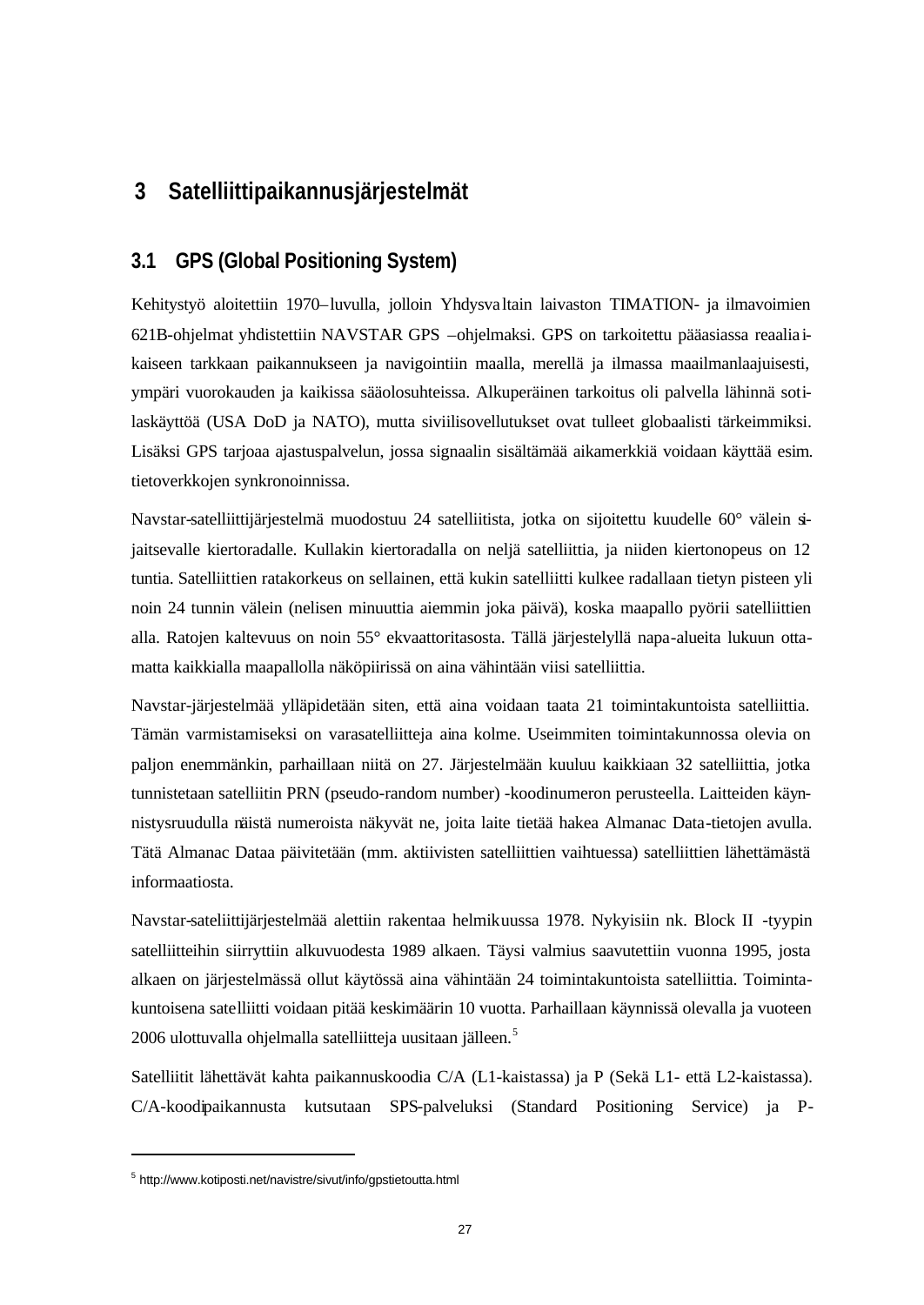# 3 Satelliittipaikannusjärjestelmät

## 3.1 GPS (Global Positioning System)

Kehitystyö aloitettiin 1970–luvulla, jolloin Yhdysvaltain laivaston TIMATION- ja ilmavoimien 621B-ohjelmat yhdistettiin NAVSTAR GPS –ohjelmaksi. GPS on tarkoitettu pääasiassa reaaliaikaiseen tarkkaan paikannukseen ja navigointiin maalla, merellä ja ilmassa maailmanlaajuisesti, ympäri vuorokauden ja kaikissa sääolosuhteissa. Alkuperäinen tarkoitus oli palvella lähinnä sotilaskäyttöä (USA DoD ja NATO), mutta siviilisovellutukset ovat tulleet globaalisti tärkeimmiksi. Lisäksi GPS tarjoaa ajastuspalvelun, jossa signaalin sisältämää aikamerkkiä voidaan käyttää esim. tietoverkkojen synkronoinnissa.

Navstar-satelliittijärjestelmä muodostuu 24 satelliitista, jotka on sijoitettu kuudelle 60° välein sijaitsevalle kiertoradalle. Kullakin kiertoradalla on neljä satelliittia, ja niiden kiertonopeus on 12 tuntia. Satelliittien ratakorkeus on sellainen, että kukin satelliitti kulkee radallaan tietyn pisteen yli noin 24 tunnin välein (nelisen minuuttia aiemmin joka päivä), koska maapallo pyörii satelliittien alla. Ratojen kaltevuus on noin 55° ekvaattoritasosta. Tällä järjestelyllä napa-alueita lukuun ottamatta kaikkialla maapallolla näköpiirissä on aina vähintään viisi satelliittia.

Navstar-järjestelmää ylläpidetään siten, että aina voidaan taata 21 toimintakuntoista satelliittia. Tämän varmistamiseksi on varasatelliitteja aina kolme. Useimmiten toimintakunnossa olevia on paljon enemmänkin, parhaillaan niitä on 27. Järjestelmään kuuluu kaikkiaan 32 satelliittia, jotka tunnistetaan satelliitin PRN (pseudo-random number) -koodinumeron perusteella. Laitteiden käynnistysruudulla näistä numeroista näkyvät ne, joita laite tietää hakea Almanac Data-tietojen avulla. Tätä Almanac Dataa päivitetään (mm. aktiivisten satelliittien vaihtuessa) satelliittien lähettämästä informaatiosta.

Navstar-sateliittijärjestelmää alettiin rakentaa helmikuussa 1978. Nykyisiin nk. Block II -tyypin satelliitteihin siirryttiin alkuvuodesta 1989 alkaen. Täysi valmius saavutettiin vuonna 1995, josta alkaen on järjestelmässä ollut käytössä aina vähintään 24 toimintakuntoista satelliittia. Toimintakuntoisena satelliitti voidaan pitää keskimäärin 10 vuotta. Parhaillaan käynnissä olevalla ja vuoteen 2006 ulottuvalla ohjelmalla satelliitteja uusitaan jälleen.[5]

Satelliitit lähettävät kahta paikannuskoodia C/A (L1-kaistassa) ja P (Sekä L1- että L2-kaistassa). C/A-koodipaikannusta kutsutaan SPS-palveluksi (Standard Positioning Service) ja P-

---

[5] http://www.kotiposti.net/navistre/sivut/info/gpstietoutta.html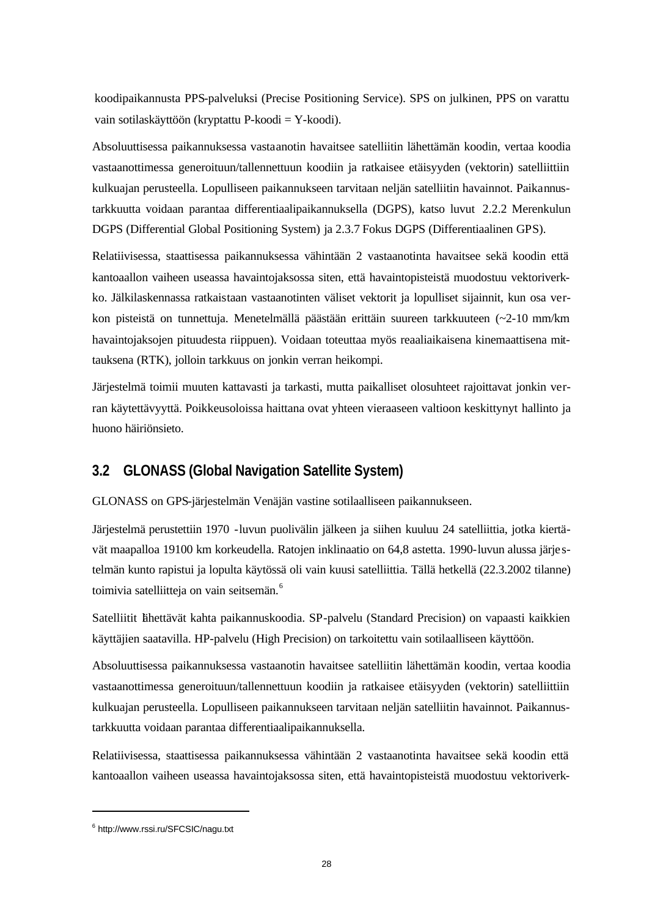koodipaikannusta PPS-palveluksi (Precise Positioning Service). SPS on julkinen, PPS on varattu vain sotilaskäyttöön (kryptattu P-koodi = Y-koodi).

Absoluuttisessa paikannuksessa vastaanotin havaitsee satelliitin lähettämän koodin, vertaa koodia vastaanottimessa generoituun/tallennettuun koodiin ja ratkaisee etäisyyden (vektorin) satelliittiin kulkuajan perusteella. Lopulliseen paikannukseen tarvitaan neljän satelliitin havainnot. Paikannustarkkuutta voidaan parantaa differentiaalipaikannuksella (DGPS), katso luvut 2.2.2 Merenkulun DGPS (Differential Global Positioning System) ja 2.3.7 Fokus DGPS (Differentiaalinen GPS).

Relatiivisessa, staattisessa paikannuksessa vähintään 2 vastaanotinta havaitsee sekä koodin että kantoaallon vaiheen useassa havaintojaksossa siten, että havaintopisteistä muodostuu vektoriverkko. Jälkilaskennassa ratkaistaan vastaanotinten väliset vektorit ja lopulliset sijainnit, kun osa verkon pisteistä on tunnettuja. Menetelmällä päästään erittäin suureen tarkkuuteen (~2-10 mm/km havaintojaksojen pituudesta riippuen). Voidaan toteuttaa myös reaaliaikaisena kinemaattisena mittauksena (RTK), jolloin tarkkuus on jonkin verran heikompi.

Järjestelmä toimii muuten kattavasti ja tarkasti, mutta paikalliset olosuhteet rajoittavat jonkin verran käytettävyyttä. Poikkeusoloissa haittana ovat yhteen vieraaseen valtioon keskittynyt hallinto ja huono häiriönsieto.

## 3.2 GLONASS (Global Navigation Satellite System)

GLONASS on GPS-järjestelmän Venäjän vastine sotilaalliseen paikannukseen.

Järjestelmä perustettiin 1970 -luvun puolivälin jälkeen ja siihen kuuluu 24 satelliittia, jotka kiertävät maapalloa 19100 km korkeudella. Ratojen inklinaatio on 64,8 astetta. 1990-luvun alussa järjestelmän kunto rapistui ja lopulta käytössä oli vain kuusi satelliittia. Tällä hetkellä (22.3.2002 tilanne) toimivia satelliitteja on vain seitsemän.[6]

Satelliitit lähettävät kahta paikannuskoodia. SP-palvelu (Standard Precision) on vapaasti kaikkien käyttäjien saatavilla. HP-palvelu (High Precision) on tarkoitettu vain sotilaalliseen käyttöön.

Absoluuttisessa paikannuksessa vastaanotin havaitsee satelliitin lähettämän koodin, vertaa koodia vastaanottimessa generoituun/tallennettuun koodiin ja ratkaisee etäisyyden (vektorin) satelliittiin kulkuajan perusteella. Lopulliseen paikannukseen tarvitaan neljän satelliitin havainnot. Paikannustarkkuutta voidaan parantaa differentiaalipaikannuksella.

Relatiivisessa, staattisessa paikannuksessa vähintään 2 vastaanotinta havaitsee sekä koodin että kantoaallon vaiheen useassa havaintojaksossa siten, että havaintopisteistä muodostuu vektoriverk-

---

[6] http://www.rssi.ru/SFCSIC/nagu.txt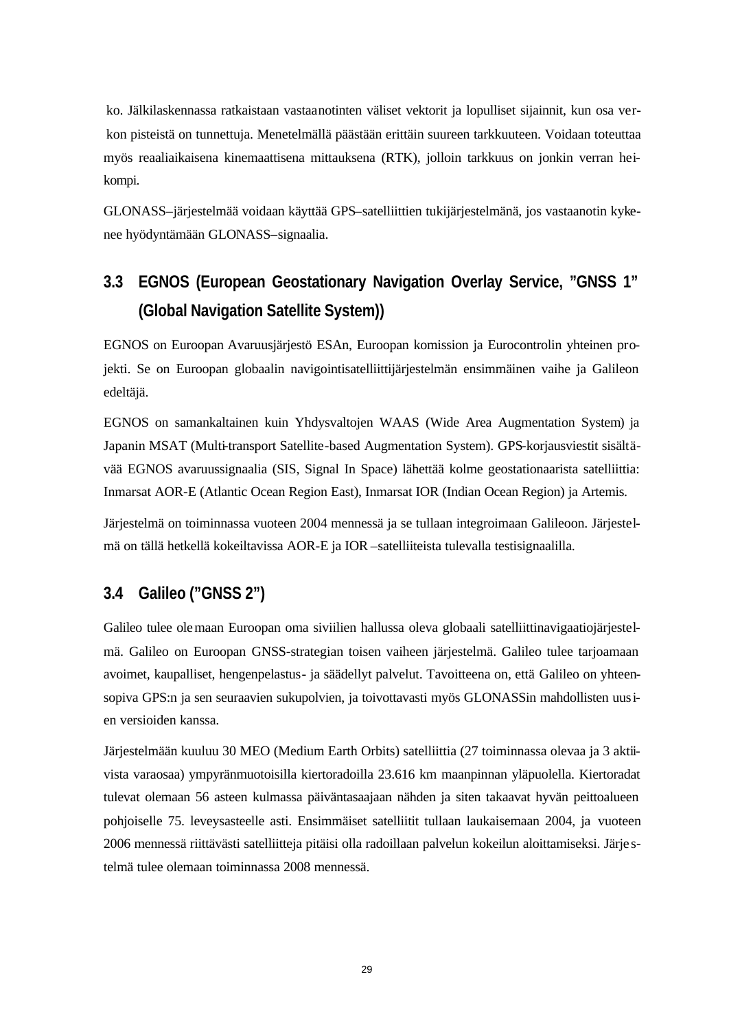ko. Jälkilaskennassa ratkaistaan vastaanotinten väliset vektorit ja lopulliset sijainnit, kun osa verkon pisteistä on tunnettuja. Menetelmällä päästään erittäin suureen tarkkuuteen. Voidaan toteuttaa myös reaaliaikaisena kinemaattisena mittauksena (RTK), jolloin tarkkuus on jonkin verran heikompi.

GLONASS–järjestelmää voidaan käyttää GPS–satelliittien tukijärjestelmänä, jos vastaanotin kykenee hyödyntämään GLONASS–signaalia.

## 3.3 EGNOS (European Geostationary Navigation Overlay Service, ”GNSS 1” (Global Navigation Satellite System))

EGNOS on Euroopan Avaruusjärjestö ESAn, Euroopan komission ja Eurocontrolin yhteinen projekti. Se on Euroopan globaalin navigointisatelliittijärjestelmän ensimmäinen vaihe ja Galileon edeltäjä.

EGNOS on samankaltainen kuin Yhdysvaltojen WAAS (Wide Area Augmentation System) ja Japanin MSAT (Multi-transport Satellite-based Augmentation System). GPS-korjausviestit sisältävää EGNOS avaruussignaalia (SIS, Signal In Space) lähettää kolme geostationaarista satelliittia: Inmarsat AOR-E (Atlantic Ocean Region East), Inmarsat IOR (Indian Ocean Region) ja Artemis.

Järjestelmä on toiminnassa vuoteen 2004 mennessä ja se tullaan integroimaan Galileoon. Järjestelmä on tällä hetkellä kokeiltavissa AOR-E ja IOR –satelliiteista tulevalla testisignaalilla.

## 3.4 Galileo (”GNSS 2”)

Galileo tulee olemaan Euroopan oma siviilien hallussa oleva globaali satelliittinavigaatiojärjestelmä. Galileo on Euroopan GNSS-strategian toisen vaiheen järjestelmä. Galileo tulee tarjoamaan avoimet, kaupalliset, hengenpelastus- ja säädellyt palvelut. Tavoitteena on, että Galileo on yhteensopiva GPS:n ja sen seuraavien sukupolvien, ja toivottavasti myös GLONASSin mahdollisten uusien versioiden kanssa.

Järjestelmään kuuluu 30 MEO (Medium Earth Orbits) satelliittia (27 toiminnassa olevaa ja 3 aktiivista varaosaa) ympyränmuotoisilla kiertoradoilla 23.616 km maanpinnan yläpuolella. Kiertoradat tulevat olemaan 56 asteen kulmassa päiväntasaajaan nähden ja siten takaavat hyvän peittoalueen pohjoiselle 75. leveysasteelle asti. Ensimmäiset satelliitit tullaan laukaisemaan 2004, ja vuoteen 2006 mennessä riittävästi satelliitteja pitäisi olla radoillaan palvelun kokeilun aloittamiseksi. Järjestelmä tulee olemaan toiminnassa 2008 mennessä.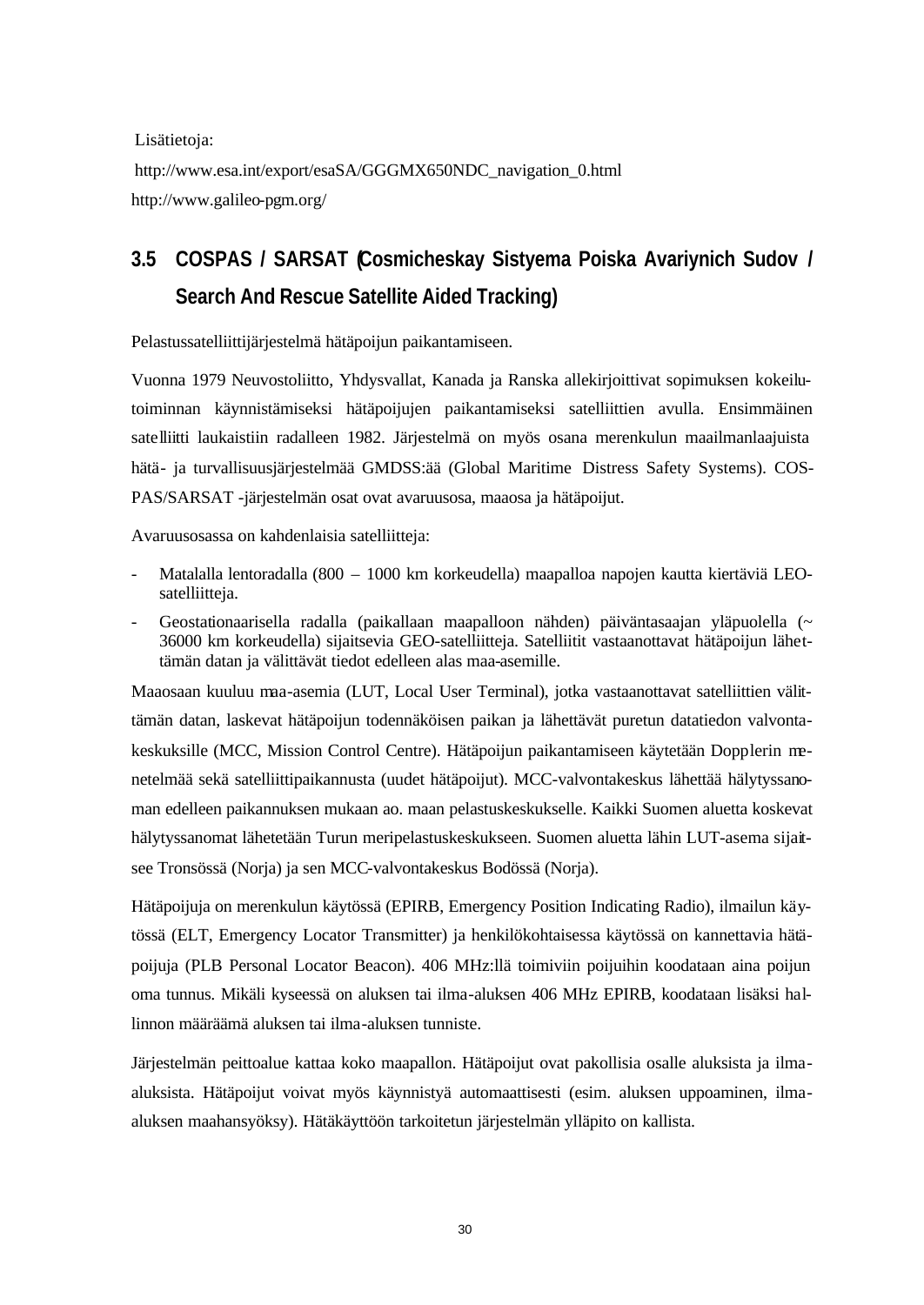Lisätietoja:

http://www.esa.int/export/esaSA/GGGMX650NDC_navigation_0.html

http://www.galileo-pgm.org/

## 3.5 COSPAS / SARSAT (Cosmicheskay Sistyema Poiska Avariynich Sudov / Search And Rescue Satellite Aided Tracking)

Pelastussatelliittijärjestelmä hätäpoijun paikantamiseen.

Vuonna 1979 Neuvostoliitto, Yhdysvallat, Kanada ja Ranska allekirjoittivat sopimuksen kokeilutoiminnan käynnistämiseksi hätäpoijujen paikantamiseksi satelliittien avulla. Ensimmäinen satelliitti laukaistiin radalleen 1982. Järjestelmä on myös osana merenkulun maailmanlaajuista hätä- ja turvallisuusjärjestelmää GMDSS:ää (Global Maritime Distress Safety Systems). COSPAS/SARSAT -järjestelmän osat ovat avaruusosa, maaosa ja hätäpoijut.

Avaruusosassa on kahdenlaisia satelliitteja:

- Matalalla lentoradalla (800 – 1000 km korkeudella) maapalloa napojen kautta kiertäviä LEO-satelliitteja.
- Geostationaarisella radalla (paikallaan maapalloon nähden) päiväntasaajan yläpuolella (~ 36000 km korkeudella) sijaitsevia GEO-satelliitteja. Satelliitit vastaanottavat hätäpoijun lähettämän datan ja välittävät tiedot edelleen alas maa-asemille.

Maaosaan kuuluu maa-asemia (LUT, Local User Terminal), jotka vastaanottavat satelliittien välittämän datan, laskevat hätäpoijun todennäköisen paikan ja lähettävät puretun datatiedon valvontakeskuksille (MCC, Mission Control Centre). Hätäpoijun paikantamiseen käytetään Dopplerin menetelmää sekä satelliittipaikannusta (uudet hätäpoijut). MCC-valvontakeskus lähettää hälytyssanoman edelleen paikannuksen mukaan ao. maan pelastuskeskukselle. Kaikki Suomen aluetta koskevat hälytyssanomat lähetetään Turun meripelastuskeskukseen. Suomen aluetta lähin LUT-asema sijaitsee Tronsössä (Norja) ja sen MCC-valvontakeskus Bodössä (Norja).

Hätäpoijuja on merenkulun käytössä (EPIRB, Emergency Position Indicating Radio), ilmailun käytössä (ELT, Emergency Locator Transmitter) ja henkilökohtaisessa käytössä on kannettavia hätäpoijuja (PLB Personal Locator Beacon). 406 MHz:llä toimiviin poijuihin koodataan aina poijun oma tunnus. Mikäli kyseessä on aluksen tai ilma-aluksen 406 MHz EPIRB, koodataan lisäksi hallinnon määräämä aluksen tai ilma-aluksen tunniste.

Järjestelmän peittoalue kattaa koko maapallon. Hätäpoijut ovat pakollisia osalle aluksista ja ilma-aluksista. Hätäpoijut voivat myös käynnistyä automaattisesti (esim. aluksen uppoaminen, ilma-aluksen maahansyöksy). Hätäkäyttöön tarkoitetun järjestelmän ylläpito on kallista.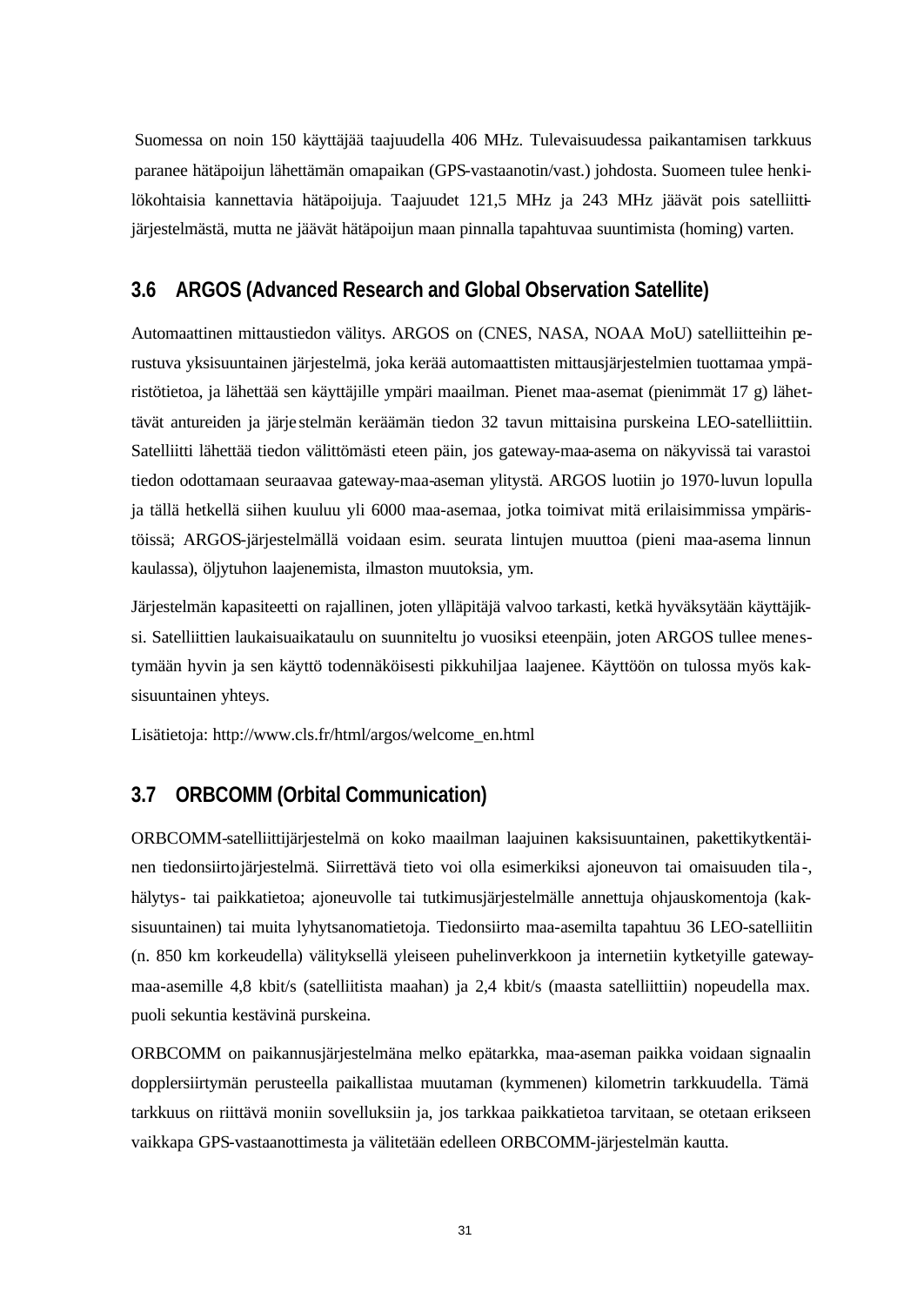Suomessa on noin 150 käyttäjää taajuudella 406 MHz. Tulevaisuudessa paikantamisen tarkkuus paranee hätäpoijun lähettämän omapaikan (GPS-vastaanotin/vast.) johdosta. Suomeen tulee henkilökohtaisia kannettavia hätäpoijuja. Taajuudet 121,5 MHz ja 243 MHz jäävät pois satelliittijärjestelmästä, mutta ne jäävät hätäpoijun maan pinnalla tapahtuvaa suuntimista (homing) varten.

## 3.6 ARGOS (Advanced Research and Global Observation Satellite)

Automaattinen mittaustiedon välitys. ARGOS on (CNES, NASA, NOAA MoU) satelliitteihin perustuva yksisuuntainen järjestelmä, joka kerää automaattisten mittausjärjestelmien tuottamaa ympäristötietoa, ja lähettää sen käyttäjille ympäri maailman. Pienet maa-asemat (pienimmät 17 g) lähettävät antureiden ja järjestelmän keräämän tiedon 32 tavun mittaisina purskeina LEO-satelliittiin. Satelliitti lähettää tiedon välittömästi eteen päin, jos gateway-maa-asema on näkyvissä tai varastoi tiedon odottamaan seuraavaa gateway-maa-aseman ylitystä. ARGOS luotiin jo 1970-luvun lopulla ja tällä hetkellä siihen kuuluu yli 6000 maa-asemaa, jotka toimivat mitä erilaisimmissa ympäristöissä; ARGOS-järjestelmällä voidaan esim. seurata lintujen muuttoa (pieni maa-asema linnun kaulassa), öljytuhon laajenemista, ilmaston muutoksia, ym.

Järjestelmän kapasiteetti on rajallinen, joten ylläpitäjä valvoo tarkasti, ketkä hyväksytään käyttäjiksi. Satelliittien laukaisuaikataulu on suunniteltu jo vuosiksi eteenpäin, joten ARGOS tullee menestymään hyvin ja sen käyttö todennäköisesti pikkuhiljaa laajenee. Käyttöön on tulossa myös kaksisuuntainen yhteys.

Lisätietoja: http://www.cls.fr/html/argos/welcome_en.html

## 3.7 ORBCOMM (Orbital Communication)

ORBCOMM-satelliittijärjestelmä on koko maailman laajuinen kaksisuuntainen, pakettikytkentäinen tiedonsiirtojärjestelmä. Siirrettävä tieto voi olla esimerkiksi ajoneuvon tai omaisuuden tila-, hälytys- tai paikkatietoa; ajoneuvolle tai tutkimusjärjestelmälle annettuja ohjauskomentoja (kaksisuuntainen) tai muita lyhytsanomatietoja. Tiedonsiirto maa-asemilta tapahtuu 36 LEO-satelliitin (n. 850 km korkeudella) välityksellä yleiseen puhelinverkkoon ja internetiin kytketyille gateway-maa-asemille 4,8 kbit/s (satelliitista maahan) ja 2,4 kbit/s (maasta satelliittiin) nopeudella max. puoli sekuntia kestävinä purskeina.

ORBCOMM on paikannusjärjestelmänä melko epätarkka, maa-aseman paikka voidaan signaalin dopplersiirtymän perusteella paikallistaa muutaman (kymmenen) kilometrin tarkkuudella. Tämä tarkkuus on riittävä moniin sovelluksiin ja, jos tarkkaa paikkatietoa tarvitaan, se otetaan erikseen vaikkapa GPS-vastaanottimesta ja välitetään edelleen ORBCOMM-järjestelmän kautta.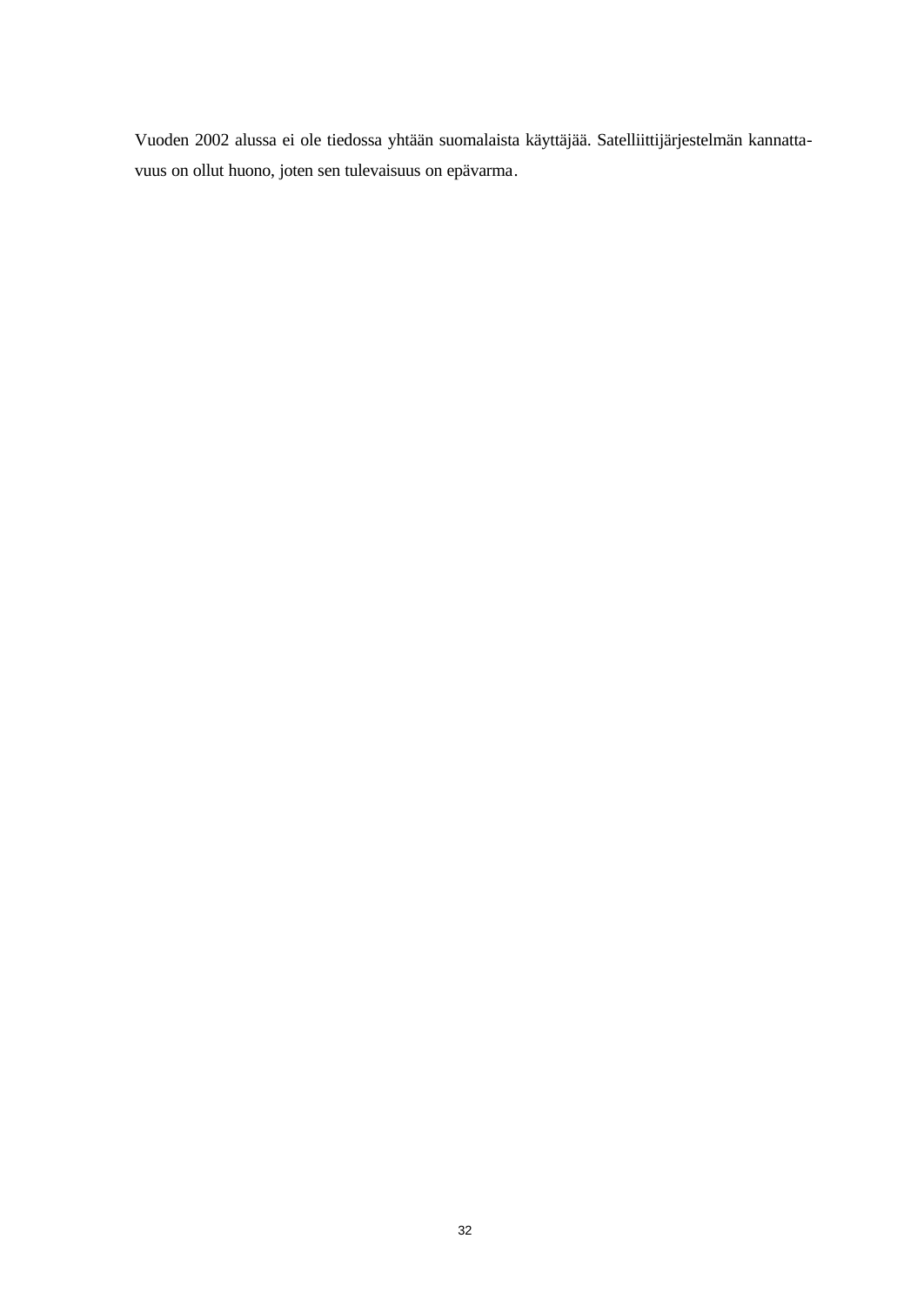Vuoden 2002 alussa ei ole tiedossa yhtään suomalaista käyttäjää. Satelliittijärjestelmän kannattavuus on ollut huono, joten sen tulevaisuus on epävarma.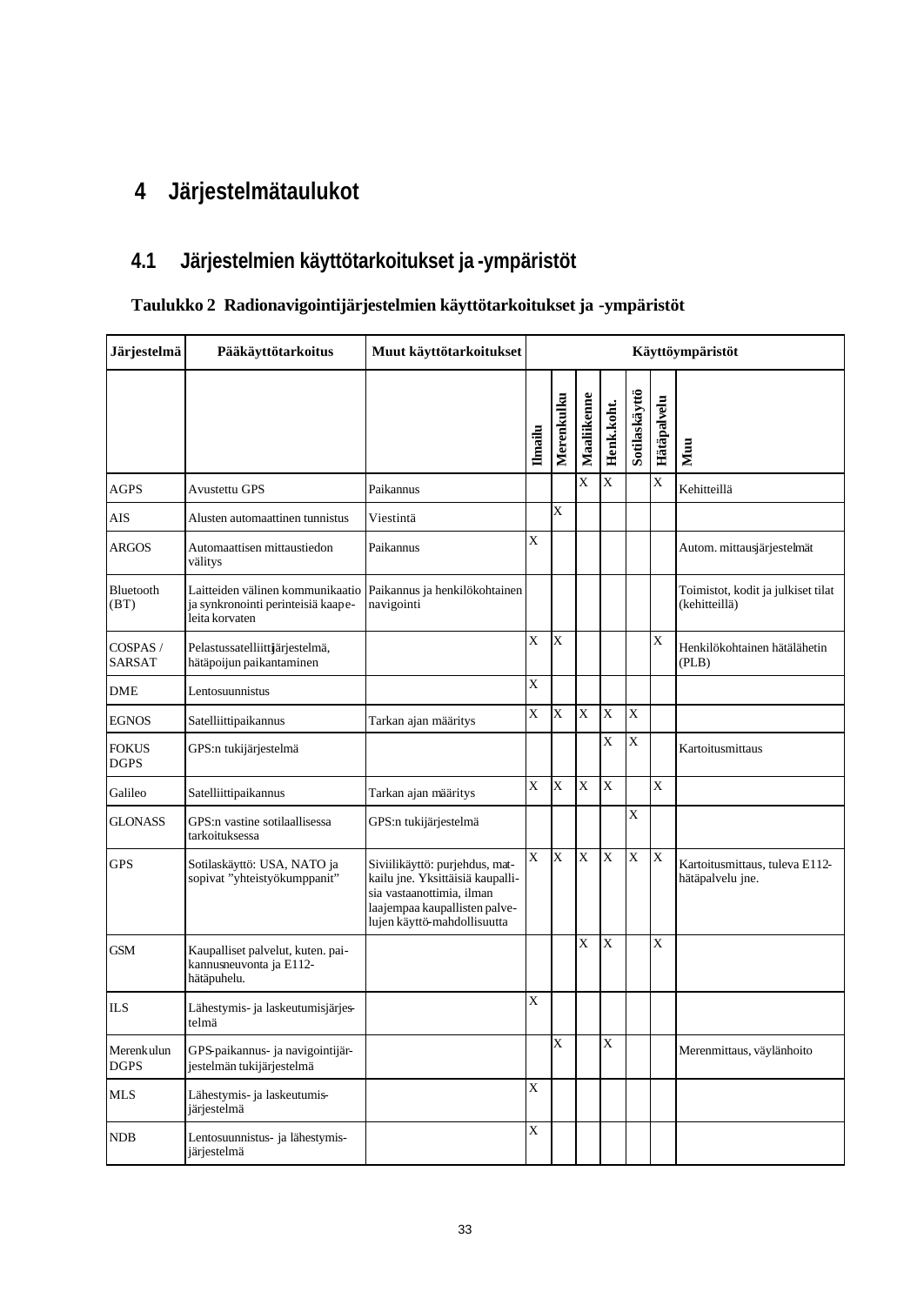# 4 Järjestelmätaulukot

## 4.1 Järjestelmien käyttötarkoitukset ja -ympäristöt

**Taulukko 2 Radionavigointijärjestelmien käyttötarkoitukset ja -ympäristöt**

| Järjestelmä | Pääkäyttötarkoitus | Muut käyttötarkoitukset | Käyttöympäristöt | | | | | | |
|---|---|---|---|---|---|---|---|---|---|
| | | | Ilmailu | Merenkulku | Maaliikenne | Henk.koht. | Sotilaskäyttö | Hätäpalvelu | Muu |
| AGPS | Avustettu GPS | Paikannus | | | X | X | | X | Kehitteillä |
| AIS | Alusten automaattinen tunnistus | Viestintä | | X | | | | | |
| ARGOS | Automaattisen mittaustiedon välitys | Paikannus | X | | | | | | Autom. mittausjärjestelmät |
| Bluetooth (BT) | Laitteiden välinen kommunikaatio ja synkronointi perinteisiä kaapeleita korvaten | Paikannus ja henkilökohtainen navigointi | | | | | | | Toimistot, kodit ja julkiset tilat (kehitteillä) |
| COSPAS / SARSAT | Pelastussatelliittijärjestelmä, hätäpoijun paikantaminen | | X | X | | | | X | Henkilökohtainen hätälähetin (PLB) |
| DME | Lentosuunnistus | | X | | | | | | |
| EGNOS | Satelliittipaikannus | Tarkan ajan määritys | X | X | X | X | X | | |
| FOKUS DGPS | GPS:n tukijärjestelmä | | | | | X | X | | Kartoitusmittaus |
| Galileo | Satelliittipaikannus | Tarkan ajan määritys | X | X | X | X | | X | |
| GLONASS | GPS:n vastine sotilaallisessa tarkoituksessa | GPS:n tukijärjestelmä | | | | | X | | |
| GPS | Sotilaskäyttö: USA, NATO ja sopivat "yhteistyökumppanit" | Siviilikäyttö: purjehdus, matkailu jne. Yksittäisiä kaupallisia vastaanottimia, ilman laajempaa kaupallisten palvelujen käyttö-mahdollisuutta | X | X | X | X | X | X | Kartoitusmittaus, tuleva E112-hätäpalvelu jne. |
| GSM | Kaupalliset palvelut, kuten. paikannusneuvonta ja E112-hätäpuhelu. | | | | X | X | | X | |
| ILS | Lähestymis- ja laskeutumisjärjestelmä | | X | | | | | | |
| Merenkulun DGPS | GPS-paikannus- ja navigointijärjestelmän tukijärjestelmä | | | X | | X | | | Merenmittaus, väylänhoito |
| MLS | Lähestymis- ja laskeutumisjärjestelmä | | X | | | | | | |
| NDB | Lentosuunnistus- ja lähestymisjärjestelmä | | X | | | | | | |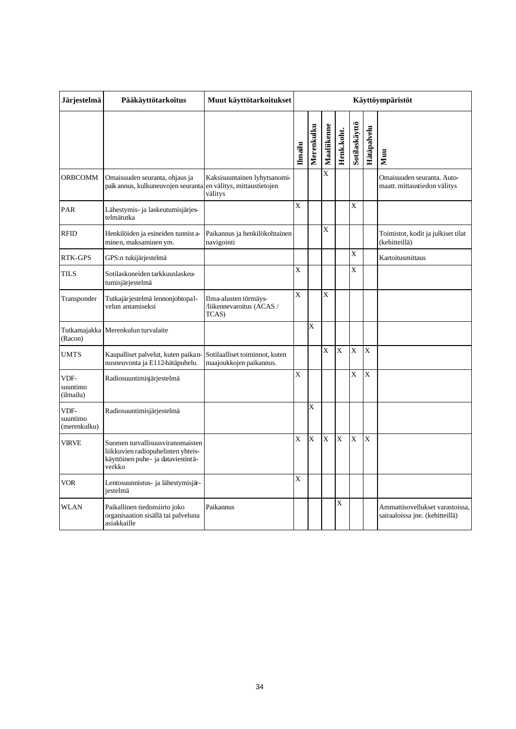| Järjestelmä | Pääkäyttötarkoitus | Muut käyttötarkoitukset | Käyttöympäristöt | | | | | | |
|---|---|---|---|---|---|---|---|---|---|
| | | | Ilmailu | Merenkulku | Maaliikenne | Henk.koht. | Sotilaskäyttö | Hätäpalvelu | Muu |
| ORBCOMM | Omaisuuden seuranta, ohjaus ja paikannus, kulkuneuvojen seuranta | Kaksisuuntainen lyhytsanomien välitys, mittaustietojen välitys | | | X | | | | Omaisuuden seuranta. Automaatt. mittaustiedon välitys |
| PAR | Lähestymis- ja laskeutumisjärjestelmätutka | | X | | | | X | | |
| RFID | Henkilöiden ja esineiden tunnistaminen, maksaminen ym. | Paikannus ja henkilökohtainen navigointi | | | X | | | | Toimistot, kodit ja julkiset tilat (kehitteillä) |
| RTK-GPS | GPS:n tukijärjestelmä | | | | | | X | | Kartoitusmittaus |
| TILS | Sotilaskoneiden tarkkuuslaskeutumisjärjestelmä | | X | | | | X | | |
| Transponder | Tutkajärjestelmä lennonjohtopalvelun antamiseksi | Ilma-alusten törmäys-/liikennevaroitus (ACAS / TCAS) | X | | X | | | | |
| Tutkamajakka (Racon) | Merenkulun turvalaite | | | X | | | | | |
| UMTS | Kaupalliset palvelut, kuten paikannusneuvonta ja E112-hätäpuhelu. | Sotilaalliset toiminnot, kuten maajoukkojen paikannus. | | | X | X | X | X | |
| VDF-suuntimo (ilmailu) | Radiosuuntimisjärjestelmä | | X | | | | X | X | |
| VDF-suuntimo (merenkulku) | Radiosuuntimisjärjestelmä | | | X | | | | | |
| VIRVE | Suomen turvallisuusviranomaisten liikkuvien radiopuhelinten yhteiskäyttöinen puhe- ja dataviestintäverkko | | X | X | X | X | X | X | |
| VOR | Lentosuunnistus- ja lähestymisjärjestelmä | | X | | | | | | |
| WLAN | Paikallinen tiedonsiirto joko organisaation sisällä tai palveluna asiakkaille | Paikannus | | | | X | | | Ammattisovellukset varastoissa, sairaaloissa jne. (kehitteillä) |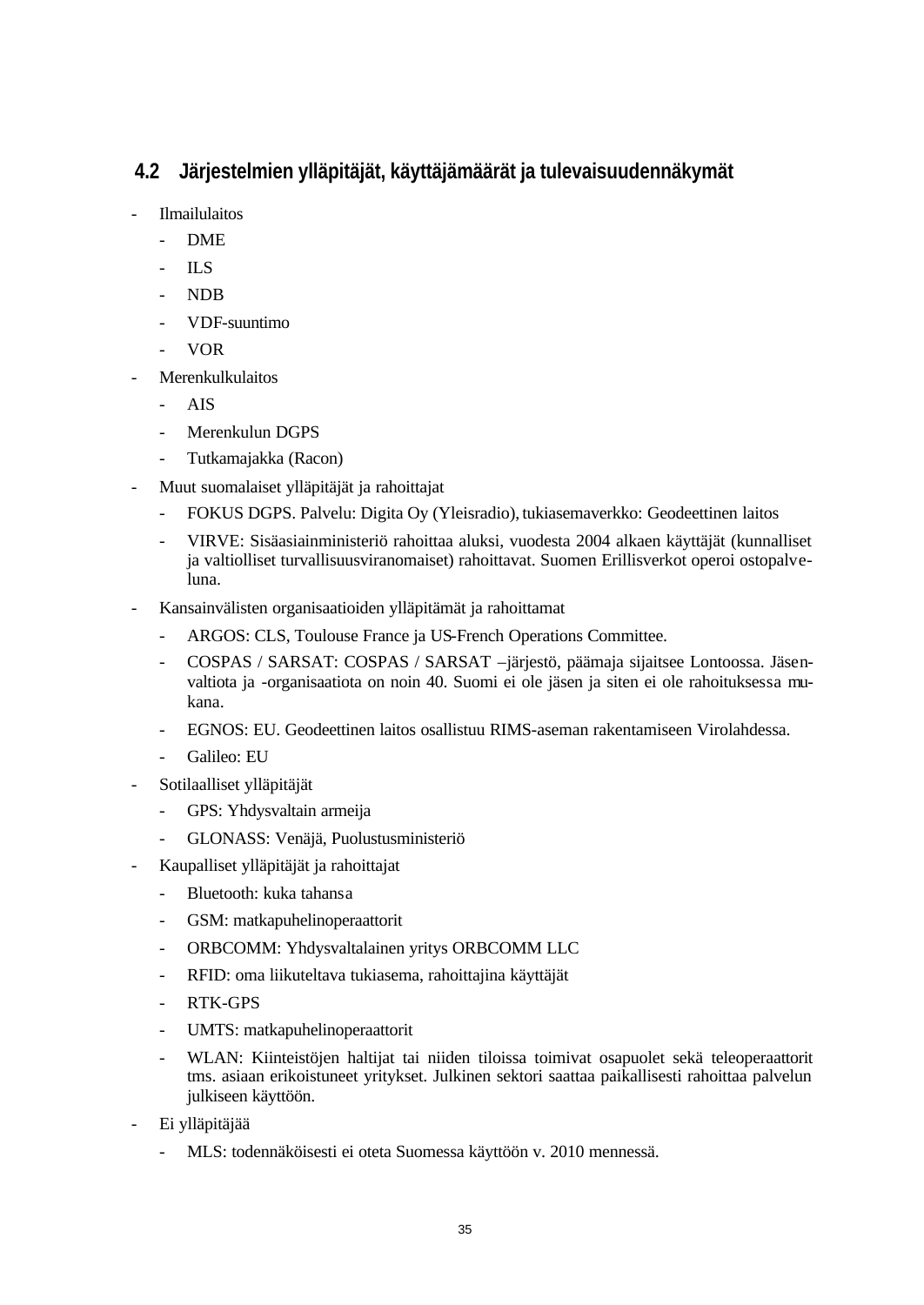## 4.2 Järjestelmien ylläpitäjät, käyttäjämäärät ja tulevaisuudennäkymät

- Ilmailulaitos
  - DME
  - ILS
  - NDB
  - VDF-suuntimo
  - VOR
- Merenkulkulaitos
  - AIS
  - Merenkulun DGPS
  - Tutkamajakka (Racon)
- Muut suomalaiset ylläpitäjät ja rahoittajat
  - FOKUS DGPS. Palvelu: Digita Oy (Yleisradio), tukiasemaverkko: Geodeettinen laitos
  - VIRVE: Sisäasiainministeriö rahoittaa aluksi, vuodesta 2004 alkaen käyttäjät (kunnalliset ja valtiolliset turvallisuusviranomaiset) rahoittavat. Suomen Erillisverkot operoi ostopalveluna.
- Kansainvälisten organisaatioiden ylläpitämät ja rahoittamat
  - ARGOS: CLS, Toulouse France ja US-French Operations Committee.
  - COSPAS / SARSAT: COSPAS / SARSAT –järjestö, päämaja sijaitsee Lontoossa. Jäsenvaltiota ja -organisaatiota on noin 40. Suomi ei ole jäsen ja siten ei ole rahoituksessa mukana.
  - EGNOS: EU. Geodeettinen laitos osallistuu RIMS-aseman rakentamiseen Virolahdessa.
  - Galileo: EU
- Sotilaalliset ylläpitäjät
  - GPS: Yhdysvaltain armeija
  - GLONASS: Venäjä, Puolustusministeriö
- Kaupalliset ylläpitäjät ja rahoittajat
  - Bluetooth: kuka tahansa
  - GSM: matkapuhelinoperaattorit
  - ORBCOMM: Yhdysvaltalainen yritys ORBCOMM LLC
  - RFID: oma liikuteltava tukiasema, rahoittajina käyttäjät
  - RTK-GPS
  - UMTS: matkapuhelinoperaattorit
  - WLAN: Kiinteistöjen haltijat tai niiden tiloissa toimivat osapuolet sekä teleoperaattorit tms. asiaan erikoistuneet yritykset. Julkinen sektori saattaa paikallisesti rahoittaa palvelun julkiseen käyttöön.
- Ei ylläpitäjää
  - MLS: todennäköisesti ei oteta Suomessa käyttöön v. 2010 mennessä.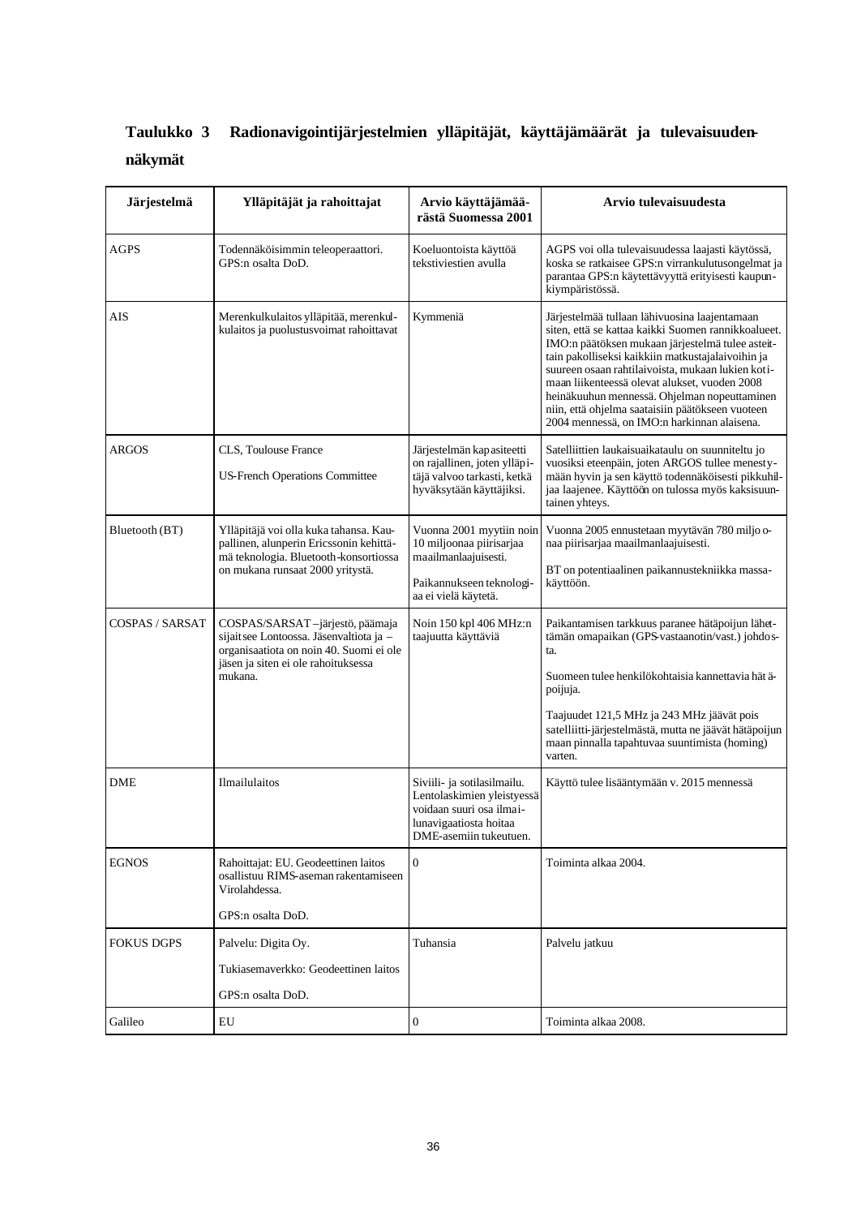**Taulukko 3 Radionavigointijärjestelmien ylläpitäjät, käyttäjämäärät ja tulevaisuudennäkymät**

| Järjestelmä | Ylläpitäjät ja rahoittajat | Arvio käyttäjämäärästä Suomessa 2001 | Arvio tulevaisuudesta |
|---|---|---|---|
| AGPS | Todennäköisimmin teleoperaattori. GPS:n osalta DoD. | Koeluontoista käyttöä tekstiviestien avulla | AGPS voi olla tulevaisuudessa laajasti käytössä, koska se ratkaisee GPS:n virrankulutusongelmat ja parantaa GPS:n käytettävyyttä erityisesti kaupunkiympäristössä. |
| AIS | Merenkulkulaitos ylläpitää, merenkulkulaitos ja puolustusvoimat rahoittavat | Kymmeniä | Järjestelmää tullaan lähivuosina laajentamaan siten, että se kattaa kaikki Suomen rannikkoalueet. IMO:n päätöksen mukaan järjestelmä tulee asteittain pakolliseksi kaikkiin matkustajalaivoihin ja suureen osaan rahtilaivoista, mukaan lukien kotimaan liikenteessä olevat alukset, vuoden 2008 heinäkuuhun mennessä. Ohjelman nopeuttaminen niin, että ohjelma saataisiin päätökseen vuoteen 2004 mennessä, on IMO:n harkinnan alaisena. |
| ARGOS | CLS, Toulouse France<br><br>US-French Operations Committee | Järjestelmän kapasiteetti on rajallinen, joten ylläpitäjä valvoo tarkasti, ketkä hyväksytään käyttäjiksi. | Satelliittien laukaisuaikataulu on suunniteltu jo vuosiksi eteenpäin, joten ARGOS tullee menestymään hyvin ja sen käyttö todennäköisesti pikkuhiljaa laajenee. Käyttöön on tulossa myös kaksisuuntainen yhteys. |
| Bluetooth (BT) | Ylläpitäjä voi olla kuka tahansa. Kaupallinen, alunperin Ericssonin kehittämä teknologia. Bluetooth-konsortiossa on mukana runsaat 2000 yritystä. | Vuonna 2001 myytiin noin 10 miljoonaa piirisarjaa maailmanlaajuisesti.<br><br>Paikannukseen teknologiaa ei vielä käytetä. | Vuonna 2005 ennustetaan myytävän 780 miljoonaa piirisarjaa maailmanlaajuisesti.<br><br>BT on potentiaalinen paikannustekniikka massakäyttöön. |
| COSPAS / SARSAT | COSPAS/SARSAT –järjestö, päämaja sijaitsee Lontoossa. Jäsenvaltioita ja –organisaatiota on noin 40. Suomi ei ole jäsen ja siten ei ole rahoituksessa mukana. | Noin 150 kpl 406 MHz:n taajuutta käyttäviä | Paikantamisen tarkkuus paranee hätäpoijun lähettämän omapaikan (GPS-vastaanotin/vast.) johdosta.<br><br>Suomeen tulee henkilökohtaisia kannettavia hätäpoijuja.<br><br>Taajuudet 121,5 MHz ja 243 MHz jäävät pois satelliitti-järjestelmästä, mutta ne jäävät hätäpoijun maan pinnalla tapahtuvaa suuntimista (homing) varten. |
| DME | Ilmailulaitos | Siviili- ja sotilasilmailu. Lentolaskimien yleistyessä voidaan suuri osa ilmailunavigaatiosta hoitaa DME-asemiin tukeutuen. | Käyttö tulee lisääntymään v. 2015 mennessä |
| EGNOS | Rahoittajat: EU. Geodeettinen laitos osallistuu RIMS-aseman rakentamiseen Virolahdessa.<br><br>GPS:n osalta DoD. | 0 | Toiminta alkaa 2004. |
| FOKUS DGPS | Palvelu: Digita Oy.<br><br>Tukiasemaverkko: Geodeettinen laitos<br><br>GPS:n osalta DoD. | Tuhansia | Palvelu jatkuu |
| Galileo | EU | 0 | Toiminta alkaa 2008. |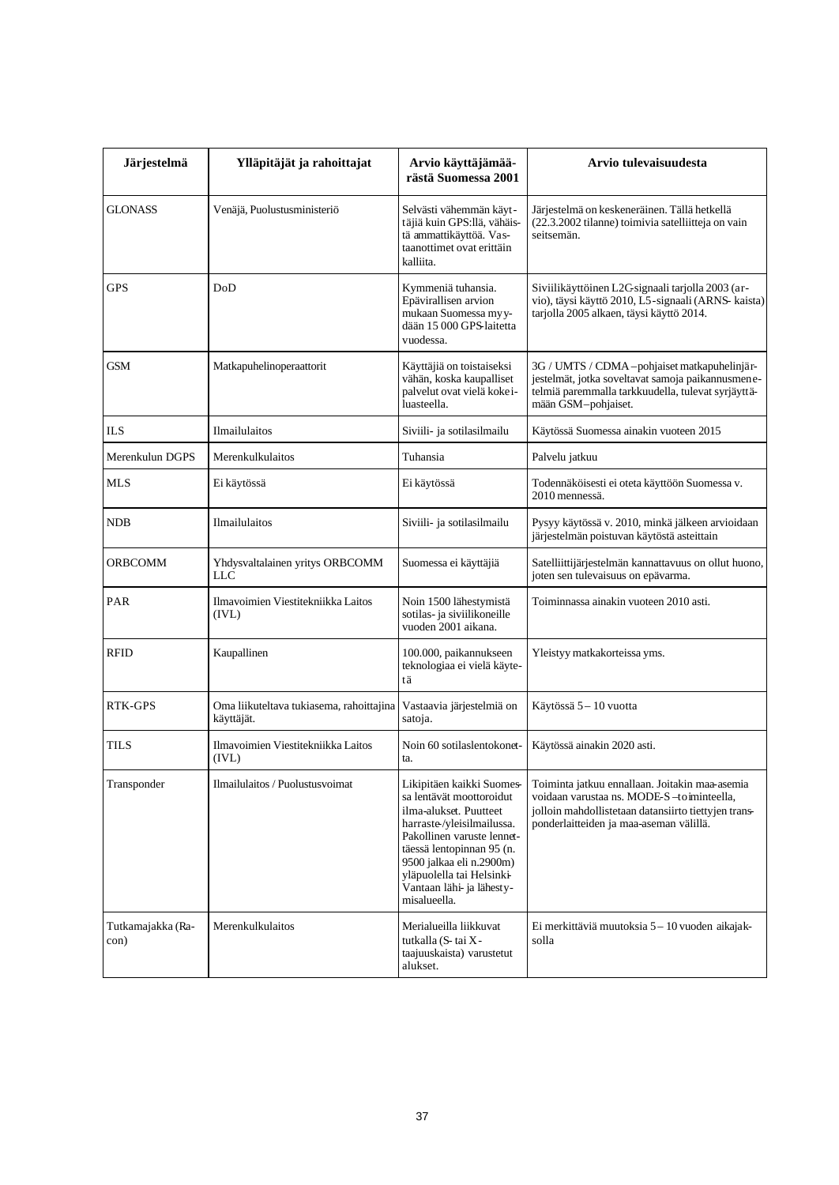| Järjestelmä | Ylläpitäjät ja rahoittajat | Arvio käyttäjämäärästä Suomessa 2001 | Arvio tulevaisuudesta |
|---|---|---|---|
| GLONASS | Venäjä, Puolustusministeriö | Selvästi vähemmän käyttäjiä kuin GPS:llä, vähäistä ammattikäyttöä. Vastaanottimet ovat erittäin kalliita. | Järjestelmä on keskeneräinen. Tällä hetkellä (22.3.2002 tilanne) toimivia satelliitteja on vain seitsemän. |
| GPS | DoD | Kymmeniä tuhansia. Epävirallisen arvion mukaan Suomessa myydään 15 000 GPS-laitetta vuodessa. | Siviilikäyttöinen L2C-signaali tarjolla 2003 (arvio), täysi käyttö 2010, L5-signaali (ARNS- kaista) tarjolla 2005 alkaen, täysi käyttö 2014. |
| GSM | Matkapuhelinoperaattorit | Käyttäjiä on toistaiseksi vähän, koska kaupalliset palvelut ovat vielä kokeiluasteella. | 3G / UMTS / CDMA –pohjaiset matkapuhelinjärjestelmät, jotka soveltavat samoja paikannusmenetelmiä paremmalla tarkkuudella, tulevat syrjäyttämään GSM–pohjaiset. |
| ILS | Ilmailulaitos | Siviili- ja sotilasilmailu | Käytössä Suomessa ainakin vuoteen 2015 |
| Merenkulun DGPS | Merenkulkulaitos | Tuhansia | Palvelu jatkuu |
| MLS | Ei käytössä | Ei käytössä | Todennäköisesti ei oteta käyttöön Suomessa v. 2010 mennessä. |
| NDB | Ilmailulaitos | Siviili- ja sotilasilmailu | Pysyy käytössä v. 2010, minkä jälkeen arvioidaan järjestelmän poistuvan käytöstä asteittain |
| ORBCOMM | Yhdysvaltalainen yritys ORBCOMM LLC | Suomessa ei käyttäjiä | Satelliittijärjestelmän kannattavuus on ollut huono, joten sen tulevaisuus on epävarma. |
| PAR | Ilmavoimien Viestitekniikka Laitos (IVL) | Noin 1500 lähestymistä sotilas- ja siviilikoneille vuoden 2001 aikana. | Toiminnassa ainakin vuoteen 2010 asti. |
| RFID | Kaupallinen | 100.000, paikannukseen teknologiaa ei vielä käytetä | Yleistyy matkakorteissa yms. |
| RTK-GPS | Oma liikuteltava tukiasema, rahoittajina käyttäjät. | Vastaavia järjestelmiä on satoja. | Käytössä 5 – 10 vuotta |
| TILS | Ilmavoimien Viestitekniikka Laitos (IVL) | Noin 60 sotilaslentokonetta. | Käytössä ainakin 2020 asti. |
| Transponder | Ilmailulaitos / Puolustusvoimat | Likipitäen kaikki Suomessa lentävät moottoroidut ilma-alukset. Puutteet harraste-/yleisilmailussa. Pakollinen varuste lennettäessä lentopinnan 95 (n. 9500 jalkaa eli n.2900m) yläpuolella tai Helsinki-Vantaan lähi- ja lähestymisalueella. | Toiminta jatkuu ennallaan. Joitakin maa-asemia voidaan varustaa ns. MODE-S –toiminteella, jolloin mahdollistetaan datansiirto tiettyjen transponderlaitteiden ja maa-aseman välillä. |
| Tutkamajakka (Racon) | Merenkulkulaitos | Merialueilla liikkuvat tutkalla (S- tai X-taajuuskaista) varustetut alukset. | Ei merkittäviä muutoksia 5 – 10 vuoden aikajaksolla |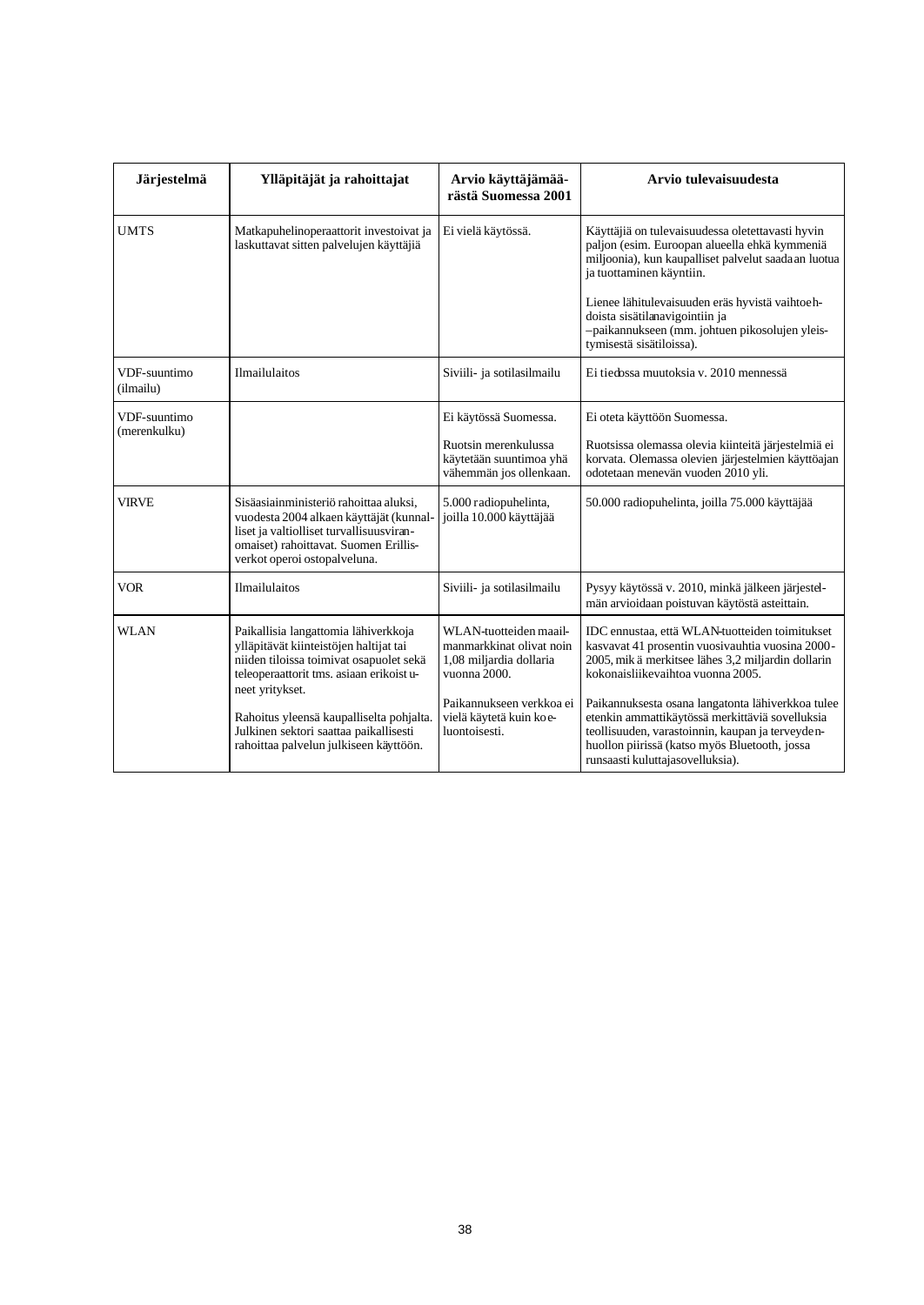| Järjestelmä | Ylläpitäjät ja rahoittajat | Arvio käyttäjämäärästä Suomessa 2001 | Arvio tulevaisuudesta |
|---|---|---|---|
| UMTS | Matkapuhelinoperaattorit investoivat ja laskuttavat sitten palvelujen käyttäjiä | Ei vielä käytössä. | Käyttäjiä on tulevaisuudessa oletettavasti hyvin paljon (esim. Euroopan alueella ehkä kymmeniä miljoonia), kun kaupalliset palvelut saadaan luotua ja tuottaminen käyntiin.<br><br>Lienee lähitulevaisuuden eräs hyvistä vaihtoehdoista sisätilanavigointiin ja –paikannukseen (mm. johtuen pikosolujen yleistymisestä sisätiloissa). |
| VDF-suuntimo (ilmailu) | Ilmailulaitos | Siviili- ja sotilasilmailu | Ei tiedossa muutoksia v. 2010 mennessä |
| VDF-suuntimo (merenkulku) | | Ei käytössä Suomessa.<br><br>Ruotsin merenkulussa käytetään suuntimoa yhä vähemmän jos ollenkaan. | Ei oteta käyttöön Suomessa.<br><br>Ruotsissa olemassa olevia kiinteitä järjestelmiä ei korvata. Olemassa olevien järjestelmien käyttöajan odotetaan menevän vuoden 2010 yli. |
| VIRVE | Sisäasiainministeriö rahoittaa aluksi, vuodesta 2004 alkaen käyttäjät (kunnalliset ja valtiolliset turvallisuusviranomaiset) rahoittavat. Suomen Erillisverkot operoi ostopalveluna. | 5.000 radiopuhelinta, joilla 10.000 käyttäjää | 50.000 radiopuhelinta, joilla 75.000 käyttäjää |
| VOR | Ilmailulaitos | Siviili- ja sotilasilmailu | Pysyy käytössä v. 2010, minkä jälkeen järjestelmän arvioidaan poistuvan käytöstä asteittain. |
| WLAN | Paikallisia langattomia lähiverkkoja ylläpitävät kiinteistöjen haltijat tai niiden tiloissa toimivat osapuolet sekä teleoperaattorit tms. asiaan erikoistuneet yritykset.<br><br>Rahoitus yleensä kaupalliselta pohjalta. Julkinen sektori saattaa paikallisesti rahoittaa palvelun julkiseen käyttöön. | WLAN-tuotteiden maailmanmarkkinat olivat noin 1,08 miljardia dollaria vuonna 2000.<br><br>Paikannukseen verkkoa ei vielä käytetä kuin koeluontoisesti. | IDC ennustaa, että WLAN-tuotteiden toimitukset kasvavat 41 prosentin vuosivauhtia vuosina 2000-2005, mikä merkitsee lähes 3,2 miljardin dollarin kokonaisliikevaihtoa vuonna 2005.<br><br>Paikannuksesta osana langatonta lähiverkkoa tulee etenkin ammattikäytössä merkittäviä sovelluksia teollisuuden, varastoinnin, kaupan ja terveydenhuollon piirissä (katso myös Bluetooth, jossa runsaasti kuluttajasovelluksia). |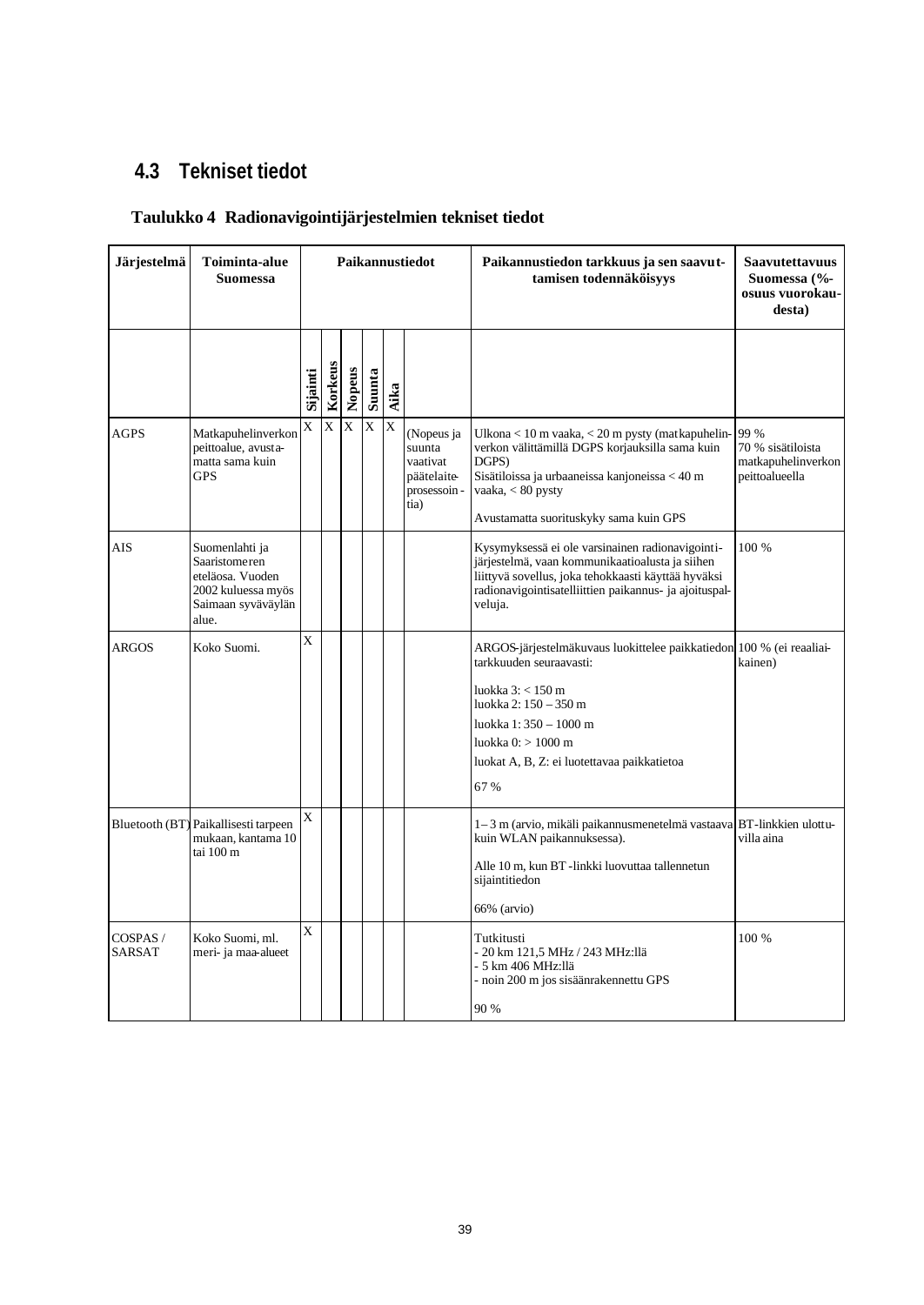## 4.3 Tekniset tiedot

**Taulukko 4 Radionavigointijärjestelmien tekniset tiedot**

| Järjestelmä | Toiminta-alue Suomessa | Paikannustiedot | | | | | | Paikannustiedon tarkkuus ja sen saavuttamisen todennäköisyys | Saavutettavuus Suomessa (%-osuus vuorokaudesta) |
|---|---|---|---|---|---|---|---|---|---|
| | | Sijainti | Korkeus | Nopeus | Suunta | Aika | | | |
| AGPS | Matkapuhelinverkon peittoalue, avustamatta sama kuin GPS | X | X | X | X | X | (Nopeus ja suunta vaativat päätelaiteprosessointia) | Ulkona < 10 m vaaka, < 20 m pysty (matkapuhelinverkon välittämillä DGPS korjauksilla sama kuin DGPS)<br>Sisätiloissa ja urbaaneissa kanjoneissa < 40 m vaaka, < 80 pysty<br>Avustamatta suorituskyky sama kuin GPS | 99 %<br>70 % sisätiloista matkapuhelinverkon peittoalueella |
| AIS | Suomenlahti ja Saaristomeren eteläosa. Vuoden 2002 kuluessa myös Saimaan syväväylän alue. | | | | | | | Kysymyksessä ei ole varsinainen radionavigointijärjestelmä, vaan kommunikaatioalusta ja siihen liittyvä sovellus, joka tehokkaasti käyttää hyväksi radionavigointisatelliittien paikannus- ja ajoituspalveluja. | 100 % |
| ARGOS | Koko Suomi. | X | | | | | | ARGOS-järjestelmäkuvaus luokittelee paikkatiedon tarkkuuden seuraavasti:<br>luokka 3: < 150 m<br>luokka 2: 150 – 350 m<br>luokka 1: 350 – 1000 m<br>luokka 0: > 1000 m<br>luokat A, B, Z: ei luotettavaa paikkatietoa<br>67 % | 100 % (ei reaaliaikainen) |
| Bluetooth (BT) | Paikallisesti tarpeen mukaan, kantama 10 tai 100 m | X | | | | | | 1 – 3 m (arvio, mikäli paikannusmenetelmä vastaava kuin WLAN paikannuksessa).<br>Alle 10 m, kun BT -linkki luovuttaa tallennetun sijaintitiedon<br>66% (arvio) | BT-linkkien ulottuvilla aina |
| COSPAS / SARSAT | Koko Suomi, ml. meri- ja maa-alueet | X | | | | | | Tutkitusti<br>- 20 km 121,5 MHz / 243 MHz:llä<br>- 5 km 406 MHz:llä<br>- noin 200 m jos sisäänrakennettu GPS<br>90 % | 100 % |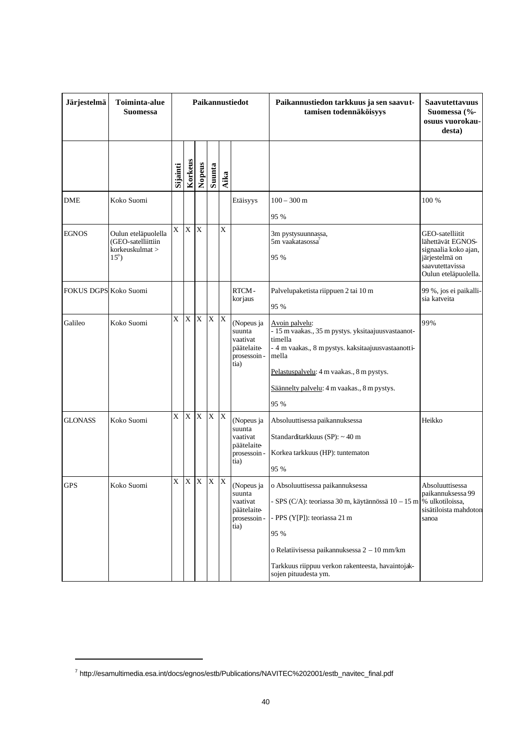| Järjestelmä | Toiminta-alue Suomessa | Paikannustiedot | | | | | | Paikannustiedon tarkkuus ja sen saavuttamisen todennäköisyys | Saavutettavuus Suomessa (%-osuus vuorokaudesta) |
|---|---|---|---|---|---|---|---|---|---|
| | | Sijainti | Korkeus | Nopeus | Suunta | Aika | | | |
| DME | Koko Suomi | | | | | | Etäisyys | 100 – 300 m<br><br>95 % | 100 % |
| EGNOS | Oulun eteläpuolella (GEO-satelliittiin korkeuskulmat > 15°) | X | X | X | | X | | 3m pystysuunnassa, 5m vaakatasossa[7]<br><br>95 % | GEO-satelliitit lähettävät EGNOS-signaalia koko ajan, järjestelmä on saavutettavissa Oulun eteläpuolella. |
| FOKUS DGPS | Koko Suomi | | | | | | RTCM-korjaus | Palvelupaketista riippuen 2 tai 10 m<br><br>95 % | 99 %, jos ei paikallisia katveita |
| Galileo | Koko Suomi | X | X | X | X | X | (Nopeus ja suunta vaativat päätelaiteprosessointia) | Avoin palvelu:<br>- 15 m vaakas., 35 m pystys. yksitaajuusvastaanottimella<br>- 4 m vaakas., 8 m pystys. kaksitaajuusvastaanottimella<br><br>Pelastuspalvelu: 4 m vaakas., 8 m pystys.<br><br>Säännelty palvelu: 4 m vaakas., 8 m pystys.<br><br>95 % | 99% |
| GLONASS | Koko Suomi | X | X | X | X | X | (Nopeus ja suunta vaativat päätelaiteprosessointia) | Absoluuttisessa paikannuksessa<br><br>Standarditarkkuus (SP): ~ 40 m<br><br>Korkea tarkkuus (HP): tuntematon<br><br>95 % | Heikko |
| GPS | Koko Suomi | X | X | X | X | X | (Nopeus ja suunta vaativat päätelaiteprosessointia) | o Absoluuttisessa paikannuksessa<br><br>- SPS (C/A): teoriassa 30 m, käytännössä 10 – 15 m<br><br>- PPS (Y[P]): teoriassa 21 m<br><br>95 %<br><br>o Relatiivisessa paikannuksessa 2 – 10 mm/km<br><br>Tarkkuus riippuu verkon rakenteesta, havaintojaksojen pituudesta ym. | Absoluuttisessa paikannuksessa 99 % ulkotiloissa, sisätiloista mahdoton sanoa |

[7] http://esamultimedia.esa.int/docs/egnos/estb/Publications/NAVITEC%202001/estb_navitec_final.pdf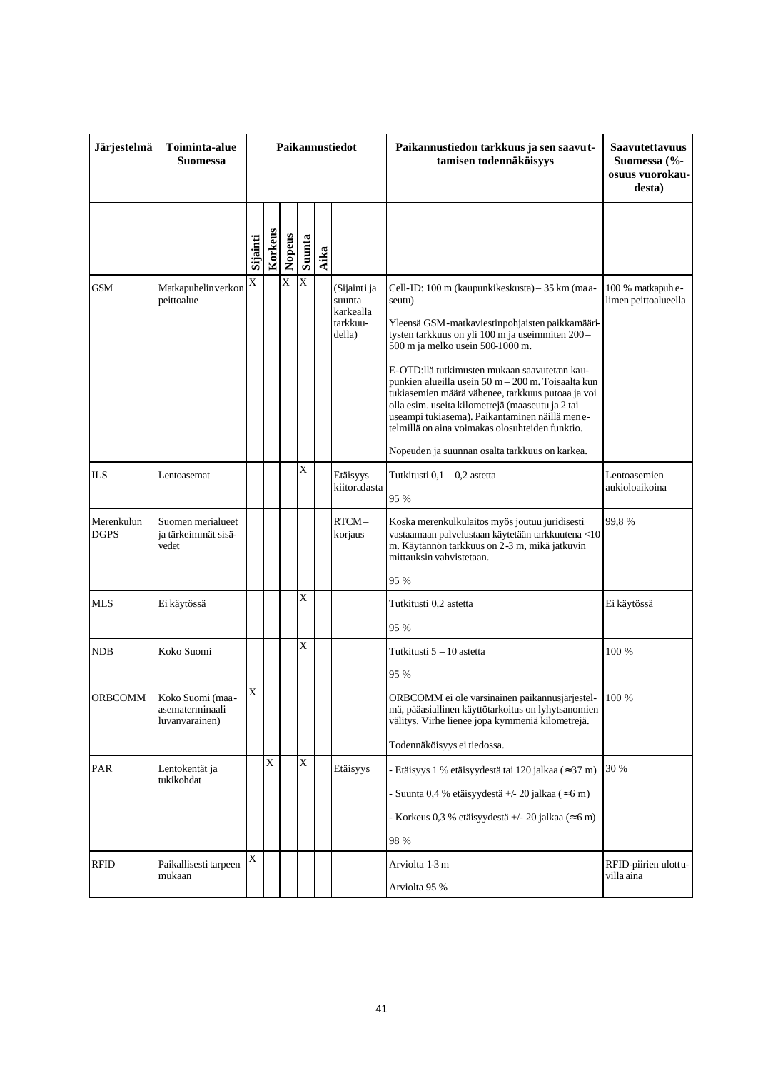| Järjestelmä | Toiminta-alue Suomessa | Paikannustiedot | | | | | | Paikannustiedon tarkkuus ja sen saavuttamisen todennäköisyys | Saavutettavuus Suomessa (%-osuus vuorokaudesta) |
|---|---|---|---|---|---|---|---|---|---|
| | | Sijainti | Korkeus | Nopeus | Suunta | Aika | | | |
| GSM | Matkapuhelinverkon peittoalue | X | | X | X | | (Sijainti ja suunta karkealla tarkkuudella) | Cell-ID: 100 m (kaupunkikeskusta) – 35 km (maaseutu)<br><br>Yleensä GSM-matkaviestinpohjaisten paikkamääritysten tarkkuus on yli 100 m ja useimmiten 200 – 500 m ja melko usein 500-1000 m.<br><br>E-OTD:llä tutkimusten mukaan saavutetaan kaupunkien alueilla usein 50 m – 200 m. Toisaalta kun tukiasemien määrä vähenee, tarkkuus putoaa ja voi olla esim. useita kilometrejä (maaseutu ja 2 tai useampi tukiasema). Paikantaminen näillä menetelmillä on aina voimakas olosuhteiden funktio.<br><br>Nopeuden ja suunnan osalta tarkkuus on karkea. | 100 % matkapuhelimen peittoalueella |
| ILS | Lentoasemat | | | | X | | Etäisyys kiitoradasta | Tutkitusti 0,1 – 0,2 astetta<br><br>95 % | Lentoasemien aukioloaikoina |
| Merenkulun DGPS | Suomen merialueet ja tärkeimmät sisävedet | | | | | | RTCM – korjaus | Koska merenkulkulaitos myös joutuu juridisesti vastaamaan palvelustaan käytetään tarkkuutena <10 m. Käytännön tarkkuus on 2-3 m, mikä jatkuvin mittauksin vahvistetaan.<br><br>95 % | 99,8 % |
| MLS | Ei käytössä | | | | X | | | Tutkitusti 0,2 astetta<br><br>95 % | Ei käytössä |
| NDB | Koko Suomi | | | | X | | | Tutkitusti 5 – 10 astetta<br><br>95 % | 100 % |
| ORBCOMM | Koko Suomi (maa-asematerminaali luvanvarainen) | X | | | | | | ORBCOMM ei ole varsinainen paikannusjärjestelmä, pääasiallinen käyttötarkoitus on lyhytsanomien välitys. Virhe lienee jopa kymmeniä kilometrejä.<br><br>Todennäköisyys ei tiedossa. | 100 % |
| PAR | Lentokentät ja tukikohdat | | X | | X | | Etäisyys | - Etäisyys 1 % etäisyydestä tai 120 jalkaa (≈37 m)<br><br>- Suunta 0,4 % etäisyydestä +/- 20 jalkaa (≈6 m)<br><br>- Korkeus 0,3 % etäisyydestä +/- 20 jalkaa (≈6 m)<br><br>98 % | 30 % |
| RFID | Paikallisesti tarpeen mukaan | X | | | | | | Arviolta 1-3 m<br><br>Arviolta 95 % | RFID-piirien ulottuvilla aina |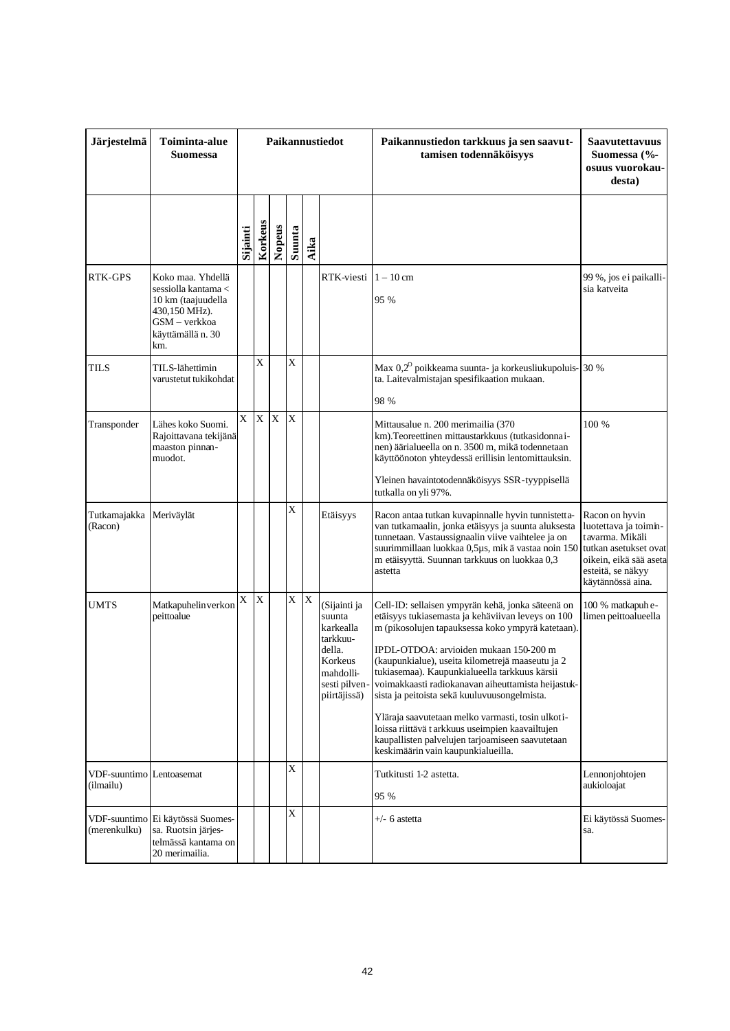| Järjestelmä | Toiminta-alue Suomessa | Paikannustiedot | | | | | | Paikannustiedon tarkkuus ja sen saavuttamisen todennäköisyys | Saavutettavuus Suomessa (%-osuus vuorokaudesta) |
|---|---|---|---|---|---|---|---|---|---|
| | | Sijainti | Korkeus | Nopeus | Suunta | Aika | | | |
| RTK-GPS | Koko maa. Yhdellä sessiolla kantama < 10 km (taajuudella 430,150 MHz). GSM – verkkoa käyttämällä n. 30 km. | | | | | | RTK-viesti | 1 – 10 cm<br><br>95 % | 99 %, jos ei paikallisia katveita |
| TILS | TILS-lähettimin varustetut tukikohdat | | X | | X | | | Max 0,2° poikkeama suunta- ja korkeusliukupolulta. Laitevalmistajan spesifikaation mukaan.<br><br>98 % | 30 % |
| Transponder | Lähes koko Suomi. Rajoittavana tekijänä maaston pinnanmuodot. | X | X | X | X | | | Mittausalue n. 200 merimailia (370 km).Teoreettinen mittaustarkkuus (tutkasidonnainen) äärialueella on n. 3500 m, mikä todennetaan käyttöönoton yhteydessä erillisin lentomittauksin.<br><br>Yleinen havaintotodennäköisyys SSR-tyyppisellä tutkalla on yli 97%. | 100 % |
| Tutkamajakka (Racon) | Meriväylät | | | | X | | Etäisyys | Racon antaa tutkan kuvapinnalle hyvin tunnistettavan tutkamaalin, jonka etäisyys ja suunta aluksesta tunnetaan. Vastaussignaalin viive vaihtelee ja on suurimmillaan luokkaa 0,5µs, mikä vastaa noin 150 m etäisyyttä. Suunnan tarkkuus on luokkaa 0,3 astetta | Racon on hyvin luotettava ja toimintavarma. Mikäli tutkan asetukset ovat oikein, eikä sää aseta esteitä, se näkyy käytännössä aina. |
| UMTS | Matkapuhelinverkon peittoalue | X | X | | X | X | (Sijainti ja suunta karkealla tarkkuudella. Korkeus mahdollisesti pilvenpiirtäjissä) | Cell-ID: sellaisen ympyrän kehä, jonka säteenä on etäisyys tukiasemasta ja kehäviivan leveys on 100 m (pikosolujen tapauksessa koko ympyrä katetaan).<br><br>IPDL-OTDOA: arvioiden mukaan 150-200 m (kaupunkialue), useita kilometrejä maaseutu ja 2 tukiasemaa). Kaupunkialueella tarkkuus kärsii voimakkaasti radiokanavan aiheuttamista heijastuksista ja peitoista sekä kuuluvuusongelmista.<br><br>Yläraja saavutetaan melko varmasti, tosin ulkotiloissa riittävä tarkkuus useimpien kaavailtujen kaupallisten palvelujen tarjoamiseen saavutetaan keskimäärin vain kaupunkialueilla. | 100 % matkapuhelimen peittoalueella |
| VDF-suuntimo (ilmailu) | Lentoasemat | | | | X | | | Tutkitusti 1-2 astetta.<br><br>95 % | Lennonjohtojen aukioloajat |
| VDF-suuntimo (merenkulku) | Ei käytössä Suomessa. Ruotsin järjestelmässä kantama on 20 merimailia. | | | | X | | | +/- 6 astetta | Ei käytössä Suomessa. |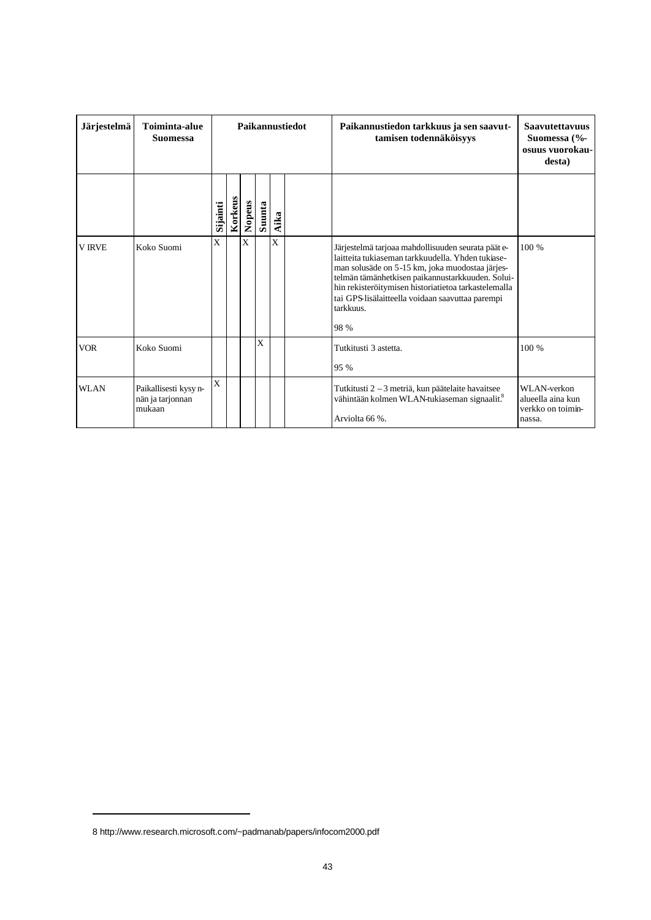| Järjestelmä | Toiminta-alue Suomessa | Paikannustiedot | | | | | | Paikannustiedon tarkkuus ja sen saavuttamisen todennäköisyys | Saavutettavuus Suomessa (%-osuus vuorokaudesta) |
|---|---|---|---|---|---|---|---|---|---|
| | | Sijainti | Korkeus | Nopeus | Suunta | Aika | | | |
| V IRVE | Koko Suomi | X | | X | | X | | Järjestelmä tarjoaa mahdollisuuden seurata päätelaitteita tukiaseman tarkkuudella. Yhden tukiaseman solusäde on 5-15 km, joka muodostaa järjestelmän tämänhetkisen paikannustarkkuuden. Soluihin rekisteröitymisen historiatietoa tarkastelemalla tai GPS-lisälaitteella voidaan saavuttaa parempi tarkkuus.<br><br>98 % | 100 % |
| VOR | Koko Suomi | | | | X | | | Tutkitusti 3 astetta.<br><br>95 % | 100 % |
| WLAN | Paikallisesti kysynnän ja tarjonnan mukaan | X | | | | | | Tutkitusti 2 – 3 metriä, kun päätelaite havaitsee vähintään kolmen WLAN-tukiaseman signaalit.[8]<br><br>Arviolta 66 %. | WLAN-verkon alueella aina kun verkko on toiminnassa. |

8 http://www.research.microsoft.com/~padmanab/papers/infocom2000.pdf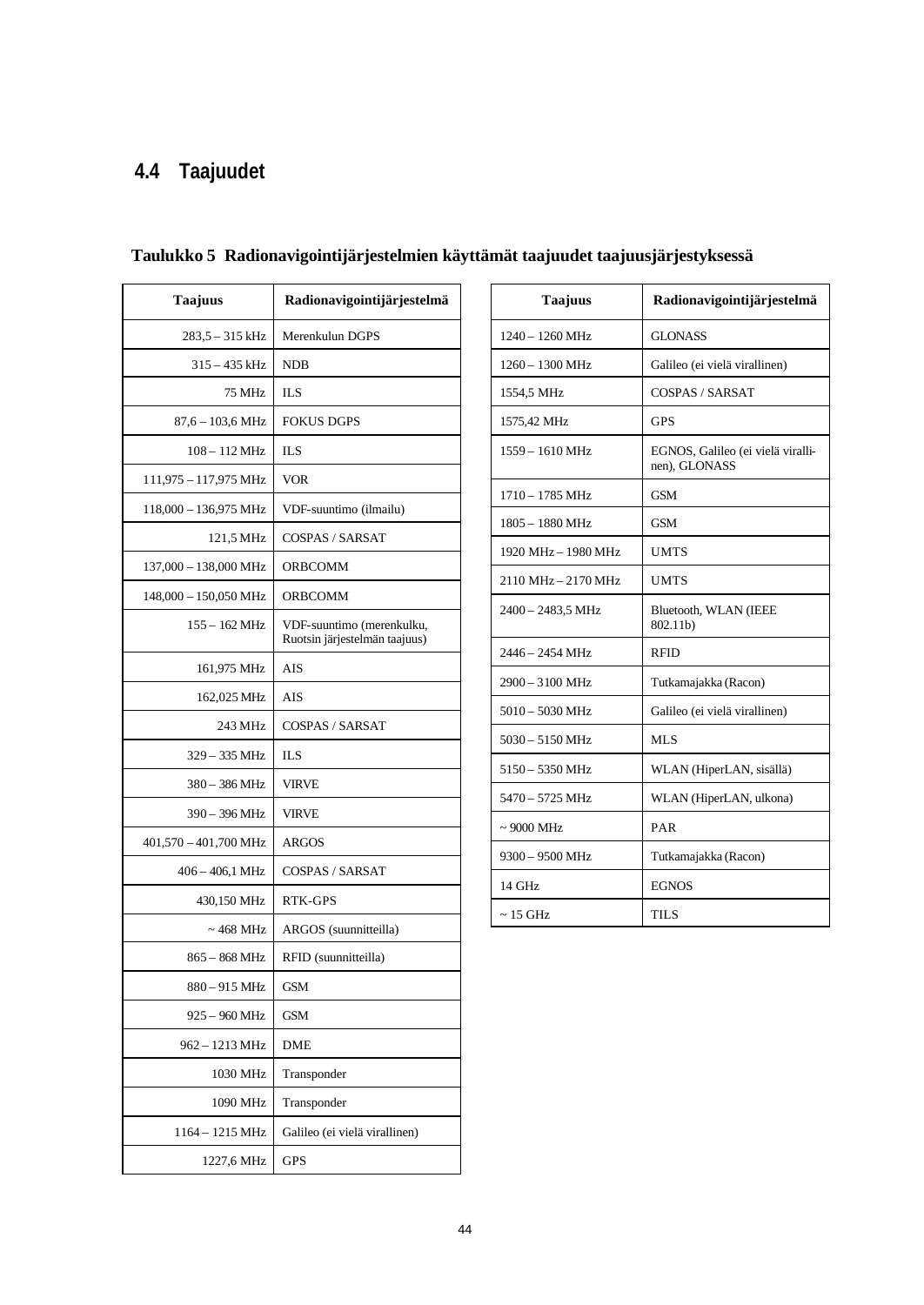## 4.4 Taajuudet

**Taulukko 5 Radionavigointijärjestelmien käyttämät taajuudet taajuusjärjestyksessä**

| Taajuus | Radionavigointijärjestelmä |
|---|---|
| 283,5 – 315 kHz | Merenkulun DGPS |
| 315 – 435 kHz | NDB |
| 75 MHz | ILS |
| 87,6 – 103,6 MHz | FOKUS DGPS |
| 108 – 112 MHz | ILS |
| 111,975 – 117,975 MHz | VOR |
| 118,000 – 136,975 MHz | VDF-suuntimo (ilmailu) |
| 121,5 MHz | COSPAS / SARSAT |
| 137,000 – 138,000 MHz | ORBCOMM |
| 148,000 – 150,050 MHz | ORBCOMM |
| 155 – 162 MHz | VDF-suuntimo (merenkulku, Ruotsin järjestelmän taajuus) |
| 161,975 MHz | AIS |
| 162,025 MHz | AIS |
| 243 MHz | COSPAS / SARSAT |
| 329 – 335 MHz | ILS |
| 380 – 386 MHz | VIRVE |
| 390 – 396 MHz | VIRVE |
| 401,570 – 401,700 MHz | ARGOS |
| 406 – 406,1 MHz | COSPAS / SARSAT |
| 430,150 MHz | RTK-GPS |
| ~ 468 MHz | ARGOS (suunnitteilla) |
| 865 – 868 MHz | RFID (suunnitteilla) |
| 880 – 915 MHz | GSM |
| 925 – 960 MHz | GSM |
| 962 – 1213 MHz | DME |
| 1030 MHz | Transponder |
| 1090 MHz | Transponder |
| 1164 – 1215 MHz | Galileo (ei vielä virallinen) |
| 1227,6 MHz | GPS |
| 1240 – 1260 MHz | GLONASS |
| 1260 – 1300 MHz | Galileo (ei vielä virallinen) |
| 1554,5 MHz | COSPAS / SARSAT |
| 1575,42 MHz | GPS |
| 1559 – 1610 MHz | EGNOS, Galileo (ei vielä virallinen), GLONASS |
| 1710 – 1785 MHz | GSM |
| 1805 – 1880 MHz | GSM |
| 1920 MHz – 1980 MHz | UMTS |
| 2110 MHz – 2170 MHz | UMTS |
| 2400 – 2483,5 MHz | Bluetooth, WLAN (IEEE 802.11b) |
| 2446 – 2454 MHz | RFID |
| 2900 – 3100 MHz | Tutkamajakka (Racon) |
| 5010 – 5030 MHz | Galileo (ei vielä virallinen) |
| 5030 – 5150 MHz | MLS |
| 5150 – 5350 MHz | WLAN (HiperLAN, sisällä) |
| 5470 – 5725 MHz | WLAN (HiperLAN, ulkona) |
| ~ 9000 MHz | PAR |
| 9300 – 9500 MHz | Tutkamajakka (Racon) |
| 14 GHz | EGNOS |
| ~ 15 GHz | TILS |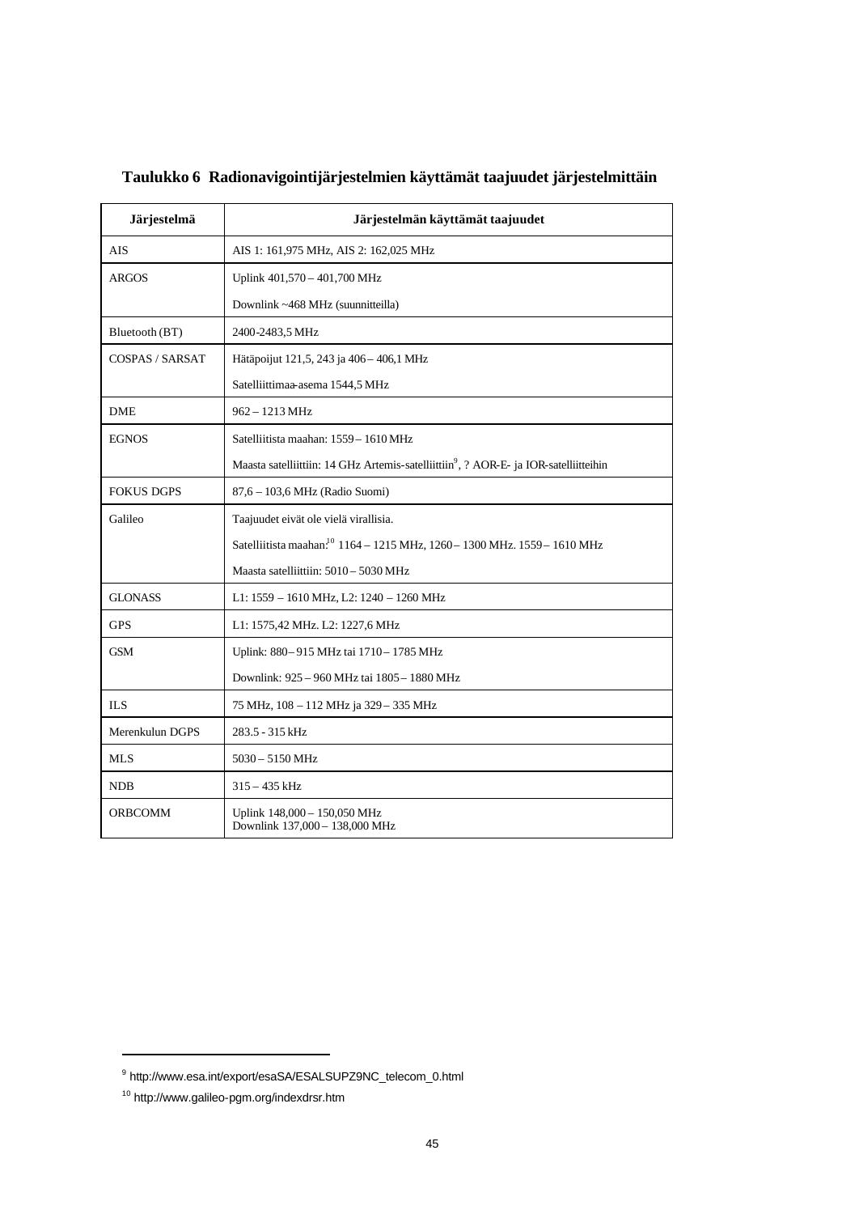**Taulukko 6 Radionavigointijärjestelmien käyttämät taajuudet järjestelmittäin**

| Järjestelmä | Järjestelmän käyttämät taajuudet |
|---|---|
| AIS | AIS 1: 161,975 MHz, AIS 2: 162,025 MHz |
| ARGOS | Uplink 401,570 – 401,700 MHz<br>Downlink ~468 MHz (suunnitteilla) |
| Bluetooth (BT) | 2400-2483,5 MHz |
| COSPAS / SARSAT | Hätäpoijut 121,5, 243 ja 406 – 406,1 MHz<br>Satelliittimaa-asema 1544,5 MHz |
| DME | 962 – 1213 MHz |
| EGNOS | Satelliitista maahan: 1559 – 1610 MHz<br>Maasta satelliittiin: 14 GHz Artemis-satelliittiin[9], ? AOR-E- ja IOR-satelliitteihin |
| FOKUS DGPS | 87,6 – 103,6 MHz (Radio Suomi) |
| Galileo | Taajuudet eivät ole vielä virallisia.<br>Satelliitista maahan:[10] 1164 – 1215 MHz, 1260 – 1300 MHz. 1559 – 1610 MHz<br>Maasta satelliittiin: 5010 – 5030 MHz |
| GLONASS | L1: 1559 – 1610 MHz, L2: 1240 – 1260 MHz |
| GPS | L1: 1575,42 MHz. L2: 1227,6 MHz |
| GSM | Uplink: 880 – 915 MHz tai 1710 – 1785 MHz<br>Downlink: 925 – 960 MHz tai 1805 – 1880 MHz |
| ILS | 75 MHz, 108 – 112 MHz ja 329 – 335 MHz |
| Merenkulun DGPS | 283.5 - 315 kHz |
| MLS | 5030 – 5150 MHz |
| NDB | 315 – 435 kHz |
| ORBCOMM | Uplink 148,000 – 150,050 MHz<br>Downlink 137,000 – 138,000 MHz |

[9] http://www.esa.int/export/esaSA/ESALSUPZ9NC_telecom_0.html

[10] http://www.galileo-pgm.org/indexdrsr.htm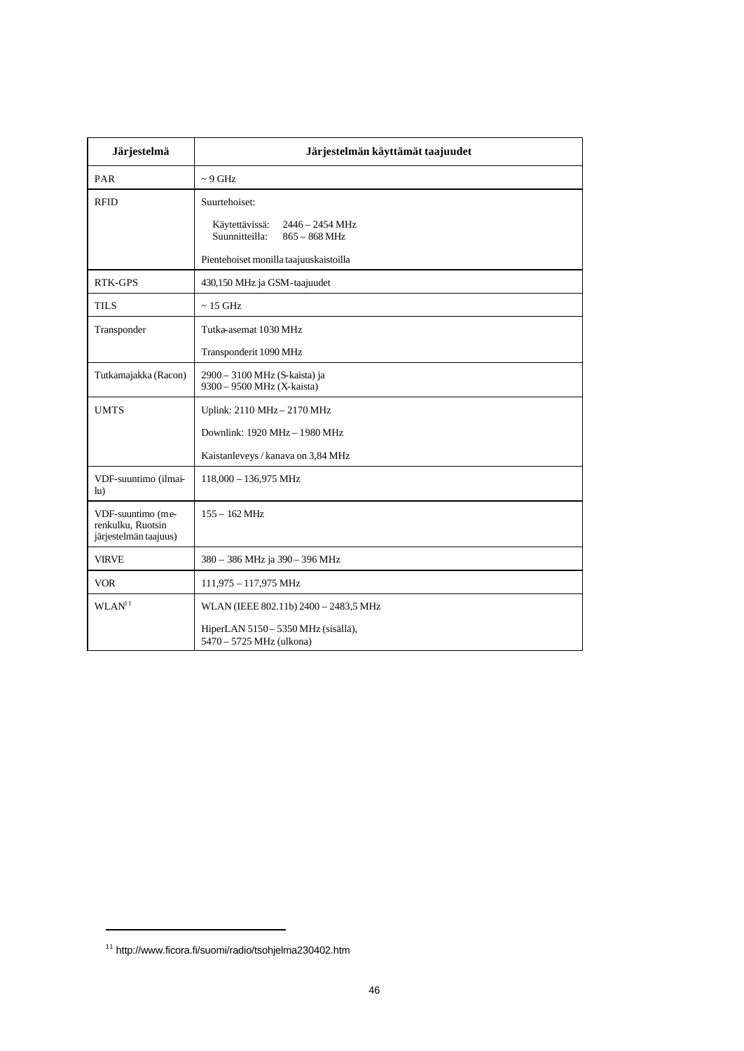| Järjestelmä | Järjestelmän käyttämät taajuudet |
|---|---|
| PAR | ~ 9 GHz |
| RFID | Suurtehoiset:<br><br>Käytettävissä: 2446 – 2454 MHz<br>Suunnitteilla: 865 – 868 MHz<br><br>Pientehoiset monilla taajuuskaistoilla |
| RTK-GPS | 430,150 MHz ja GSM-taajuudet |
| TILS | ~ 15 GHz |
| Transponder | Tutka-asemat 1030 MHz<br><br>Transponderit 1090 MHz |
| Tutkamajakka (Racon) | 2900 – 3100 MHz (S-kaista) ja<br>9300 – 9500 MHz (X-kaista) |
| UMTS | Uplink: 2110 MHz – 2170 MHz<br><br>Downlink: 1920 MHz – 1980 MHz<br><br>Kaistanleveys / kanava on 3,84 MHz |
| VDF-suuntimo (ilmailu) | 118,000 – 136,975 MHz |
| VDF-suuntimo (merenkulku, Ruotsin järjestelmän taajuus) | 155 – 162 MHz |
| VIRVE | 380 – 386 MHz ja 390 – 396 MHz |
| VOR | 111,975 – 117,975 MHz |
| WLAN[11] | WLAN (IEEE 802.11b) 2400 – 2483,5 MHz<br><br>HiperLAN 5150 – 5350 MHz (sisällä),<br>5470 – 5725 MHz (ulkona) |

[11] http://www.ficora.fi/suomi/radio/tsohjelma230402.htm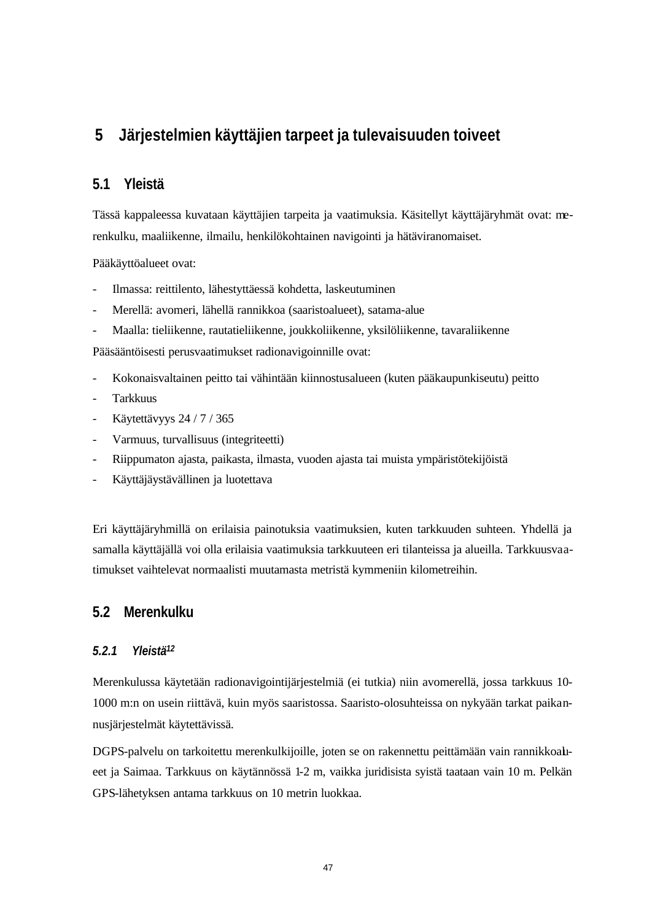# 5 Järjestelmien käyttäjien tarpeet ja tulevaisuuden toiveet

## 5.1 Yleistä

Tässä kappaleessa kuvataan käyttäjien tarpeita ja vaatimuksia. Käsitellyt käyttäjäryhmät ovat: merenkulku, maaliikenne, ilmailu, henkilökohtainen navigointi ja hätäviranomaiset.

Pääkäyttöalueet ovat:

- Ilmassa: reittilento, lähestyttäessä kohdetta, laskeutuminen
- Merellä: avomeri, lähellä rannikkoa (saaristoalueet), satama-alue
- Maalla: tieliikenne, rautatieliikenne, joukkoliikenne, yksilöliikenne, tavaraliikenne

Pääsääntöisesti perusvaatimukset radionavigoinnille ovat:

- Kokonaisvaltainen peitto tai vähintään kiinnostusalueen (kuten pääkaupunkiseutu) peitto
- Tarkkuus
- Käytettävyys 24 / 7 / 365
- Varmuus, turvallisuus (integriteetti)
- Riippumaton ajasta, paikasta, ilmasta, vuoden ajasta tai muista ympäristötekijöistä
- Käyttäjäystävällinen ja luotettava

Eri käyttäjäryhmillä on erilaisia painotuksia vaatimuksien, kuten tarkkuuden suhteen. Yhdellä ja samalla käyttäjällä voi olla erilaisia vaatimuksia tarkkuuteen eri tilanteissa ja alueilla. Tarkkuusvaatimukset vaihtelevat normaalisti muutamasta metristä kymmeniin kilometreihin.

## 5.2 Merenkulku

### *5.2.1 Yleistä*[12]

Merenkulussa käytetään radionavigointijärjestelmiä (ei tutkia) niin avomerellä, jossa tarkkuus 10-1000 m:n on usein riittävä, kuin myös saaristossa. Saaristo-olosuhteissa on nykyään tarkat paikannusjärjestelmät käytettävissä.

DGPS-palvelu on tarkoitettu merenkulkijoille, joten se on rakennettu peittämään vain rannikkoalueet ja Saimaa. Tarkkuus on käytännössä 1-2 m, vaikka juridisista syistä taataan vain 10 m. Pelkän GPS-lähetyksen antama tarkkuus on 10 metrin luokkaa.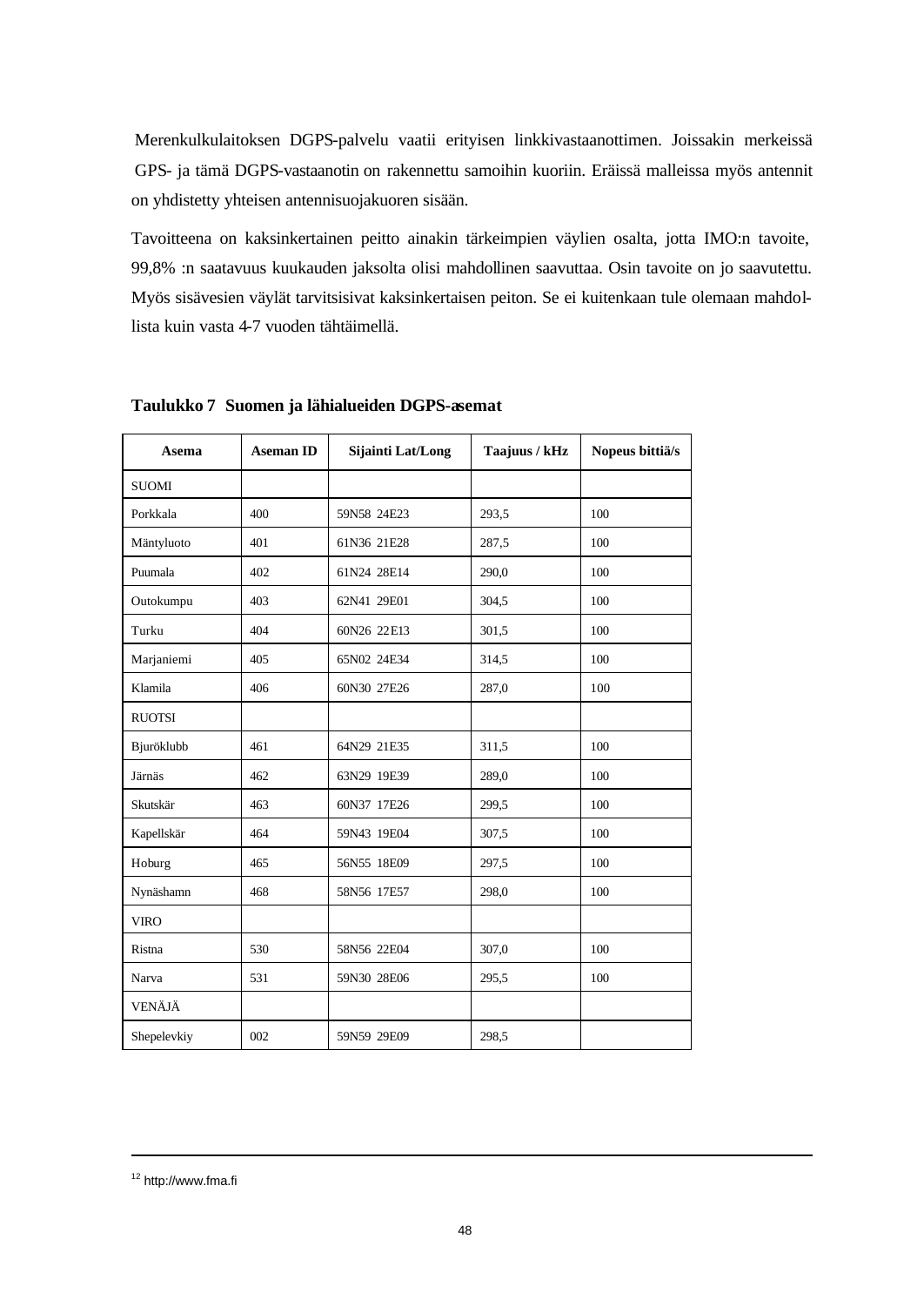Merenkulkulaitoksen DGPS-palvelu vaatii erityisen linkkivastaanottimen. Joissakin merkeissä GPS- ja tämä DGPS-vastaanotin on rakennettu samoihin kuoriin. Eräissä malleissa myös antennit on yhdistetty yhteisen antennisuojakuoren sisään.

Tavoitteena on kaksinkertainen peitto ainakin tärkeimpien väylien osalta, jotta IMO:n tavoite, 99,8% :n saatavuus kuukauden jaksolta olisi mahdollinen saavuttaa. Osin tavoite on jo saavutettu. Myös sisävesien väylät tarvitsisivat kaksinkertaisen peiton. Se ei kuitenkaan tule olemaan mahdollista kuin vasta 4-7 vuoden tähtäimellä.

**Taulukko 7 Suomen ja lähialueiden DGPS-asemat**

| Asema | Aseman ID | Sijainti Lat/Long | Taajuus / kHz | Nopeus bittiä/s |
|---|---|---|---|---|
| SUOMI | | | | |
| Porkkala | 400 | 59N58 24E23 | 293,5 | 100 |
| Mäntyluoto | 401 | 61N36 21E28 | 287,5 | 100 |
| Puumala | 402 | 61N24 28E14 | 290,0 | 100 |
| Outokumpu | 403 | 62N41 29E01 | 304,5 | 100 |
| Turku | 404 | 60N26 22E13 | 301,5 | 100 |
| Marjaniemi | 405 | 65N02 24E34 | 314,5 | 100 |
| Klamila | 406 | 60N30 27E26 | 287,0 | 100 |
| RUOTSI | | | | |
| Bjuröklubb | 461 | 64N29 21E35 | 311,5 | 100 |
| Järnäs | 462 | 63N29 19E39 | 289,0 | 100 |
| Skutskär | 463 | 60N37 17E26 | 299,5 | 100 |
| Kapellskär | 464 | 59N43 19E04 | 307,5 | 100 |
| Hoburg | 465 | 56N55 18E09 | 297,5 | 100 |
| Nynäshamn | 468 | 58N56 17E57 | 298,0 | 100 |
| VIRO | | | | |
| Ristna | 530 | 58N56 22E04 | 307,0 | 100 |
| Narva | 531 | 59N30 28E06 | 295,5 | 100 |
| VENÄJÄ | | | | |
| Shepelevkiy | 002 | 59N59 29E09 | 298,5 | |

[12] http://www.fma.fi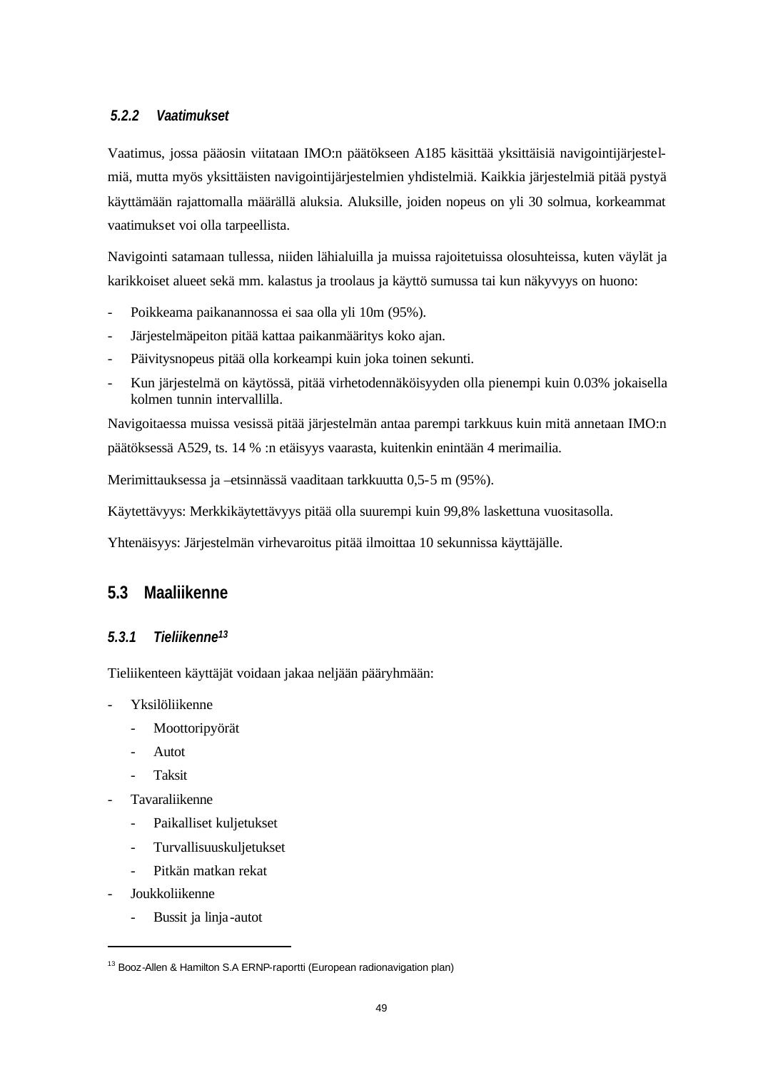#### 5.2.2 Vaatimukset

Vaatimus, jossa pääosin viitataan IMO:n päätökseen A185 käsittää yksittäisiä navigointijärjestelmiä, mutta myös yksittäisten navigointijärjestelmien yhdistelmiä. Kaikkia järjestelmiä pitää pystyä käyttämään rajattomalla määrällä aluksia. Aluksille, joiden nopeus on yli 30 solmua, korkeammat vaatimukset voi olla tarpeellista.

Navigointi satamaan tullessa, niiden lähialuilla ja muissa rajoitetuissa olosuhteissa, kuten väylät ja karikkoiset alueet sekä mm. kalastus ja troolaus ja käyttö sumussa tai kun näkyvyys on huono:

- Poikkeama paikanannossa ei saa olla yli 10m (95%).
- Järjestelmäpeiton pitää kattaa paikanmääritys koko ajan.
- Päivitysnopeus pitää olla korkeampi kuin joka toinen sekunti.
- Kun järjestelmä on käytössä, pitää virhetodennäköisyyden olla pienempi kuin 0.03% jokaisella kolmen tunnin intervallilla.

Navigoitaessa muissa vesissä pitää järjestelmän antaa parempi tarkkuus kuin mitä annetaan IMO:n päätöksessä A529, ts. 14 % :n etäisyys vaarasta, kuitenkin enintään 4 merimailia.

Merimittauksessa ja –etsinnässä vaaditaan tarkkuutta 0,5-5 m (95%).

Käytettävyys: Merkkikäytettävyys pitää olla suurempi kuin 99,8% laskettuna vuositasolla.

Yhtenäisyys: Järjestelmän virhevaroitus pitää ilmoittaa 10 sekunnissa käyttäjälle.

## 5.3 Maaliikenne

#### 5.3.1 Tieliikenne[13]

Tieliikenteen käyttäjät voidaan jakaa neljään pääryhmään:

- Yksilöliikenne
  - Moottoripyörät
  - Autot
  - Taksit
- Tavaraliikenne
  - Paikalliset kuljetukset
  - Turvallisuuskuljetukset
  - Pitkän matkan rekat
- Joukkoliikenne
  - Bussit ja linja-autot

[13] Booz-Allen & Hamilton S.A ERNP-raportti (European radionavigation plan)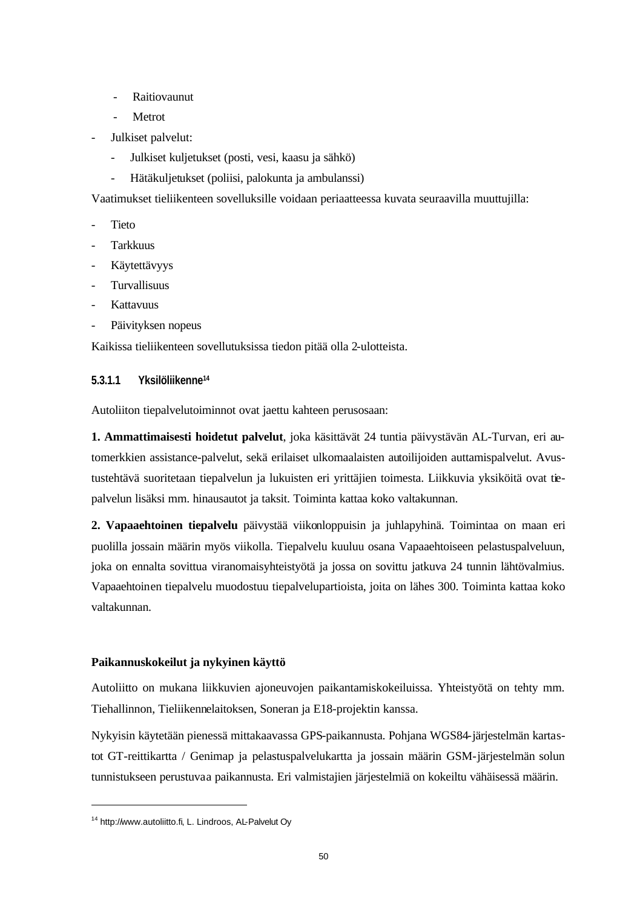- Raitiovaunut
  - Metrot
- Julkiset palvelut:
  - Julkiset kuljetukset (posti, vesi, kaasu ja sähkö)
  - Hätäkuljetukset (poliisi, palokunta ja ambulanssi)

Vaatimukset tieliikenteen sovelluksille voidaan periaatteessa kuvata seuraavilla muuttujilla:

- Tieto
- Tarkkuus
- Käytettävyys
- Turvallisuus
- Kattavuus
- Päivityksen nopeus

Kaikissa tieliikenteen sovellutuksissa tiedon pitää olla 2-ulotteista.

#### 5.3.1.1 Yksilöliikenne[14]

Autoliiton tiepalvelutoiminnot ovat jaettu kahteen perusosaan:

**1. Ammattimaisesti hoidetut palvelut**, joka käsittävät 24 tuntia päivystävän AL-Turvan, eri automerkkien assistance-palvelut, sekä erilaiset ulkomaalaisten autoilijoiden auttamispalvelut. Avustustehtävä suoritetaan tiepalvelun ja lukuisten eri yrittäjien toimesta. Liikkuvia yksiköitä ovat tiepalvelun lisäksi mm. hinausautot ja taksit. Toiminta kattaa koko valtakunnan.

**2. Vapaaehtoinen tiepalvelu** päivystää viikonloppuisin ja juhlapyhinä. Toimintaa on maan eri puolilla jossain määrin myös viikolla. Tiepalvelu kuuluu osana Vapaaehtoiseen pelastuspalveluun, joka on ennalta sovittua viranomaisyhteistyötä ja jossa on sovittu jatkuva 24 tunnin lähtövalmius. Vapaaehtoinen tiepalvelu muodostuu tiepalvelupartioista, joita on lähes 300. Toiminta kattaa koko valtakunnan.

**Paikannuskokeilut ja nykyinen käyttö**

Autoliitto on mukana liikkuvien ajoneuvojen paikantamiskokeiluissa. Yhteistyötä on tehty mm. Tiehallinnon, Tieliikennelaitoksen, Soneran ja E18-projektin kanssa.

Nykyisin käytetään pienessä mittakaavassa GPS-paikannusta. Pohjana WGS84-järjestelmän kartastot GT-reittikartta / Genimap ja pelastuspalvelukartta ja jossain määrin GSM-järjestelmän solun tunnistukseen perustuvaa paikannusta. Eri valmistajien järjestelmiä on kokeiltu vähäisessä määrin.

---

[14] http://www.autoliitto.fi, L. Lindroos, AL-Palvelut Oy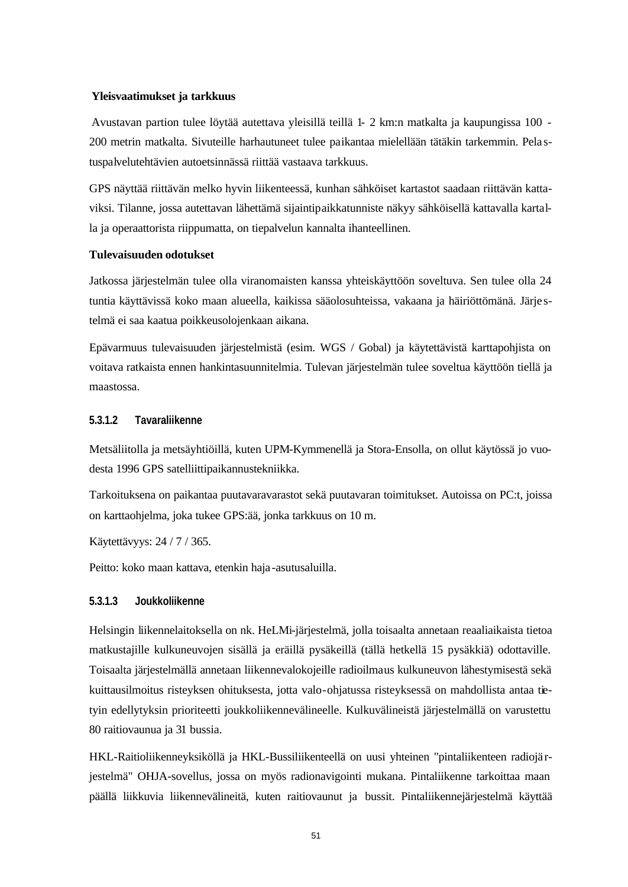**Yleisvaatimukset ja tarkkuus**

Avustavan partion tulee löytää autettava yleisillä teillä 1- 2 km:n matkalta ja kaupungissa 100 - 200 metrin matkalta. Sivuteille harhautuneet tulee paikantaa mielellään tätäkin tarkemmin. Pelastuspalvelutehtävien autoetsinnässä riittää vastaava tarkkuus.

GPS näyttää riittävän melko hyvin liikenteessä, kunhan sähköiset kartastot saadaan riittävän kattaviksi. Tilanne, jossa autettavan lähettämä sijaintipaikkatunniste näkyy sähköisellä kattavalla kartalla ja operaattorista riippumatta, on tiepalvelun kannalta ihanteellinen.

**Tulevaisuuden odotukset**

Jatkossa järjestelmän tulee olla viranomaisten kanssa yhteiskäyttöön soveltuva. Sen tulee olla 24 tuntia käyttävissä koko maan alueella, kaikissa sääolosuhteissa, vakaana ja häiriöttömänä. Järjestelmä ei saa kaatua poikkeusolojenkaan aikana.

Epävarmuus tulevaisuuden järjestelmistä (esim. WGS / Gobal) ja käytettävistä karttapohjista on voitava ratkaista ennen hankintasuunnitelmia. Tulevan järjestelmän tulee soveltua käyttöön tiellä ja maastossa.

#### 5.3.1.2 Tavaraliikenne

Metsäliitolla ja metsäyhtiöillä, kuten UPM-Kymmenellä ja Stora-Ensolla, on ollut käytössä jo vuodesta 1996 GPS satelliittipaikannustekniikka.

Tarkoituksena on paikantaa puutavaravarastot sekä puutavaran toimitukset. Autoissa on PC:t, joissa on karttaohjelma, joka tukee GPS:ää, jonka tarkkuus on 10 m.

Käytettävyys: 24 / 7 / 365.

Peitto: koko maan kattava, etenkin haja-asutusaluilla.

#### 5.3.1.3 Joukkoliikenne

Helsingin liikennelaitoksella on nk. HeLMi-järjestelmä, jolla toisaalta annetaan reaaliaikaista tietoa matkustajille kulkuneuvojen sisällä ja eräillä pysäkeillä (tällä hetkellä 15 pysäkkiä) odottaville. Toisaalta järjestelmällä annetaan liikennevalokojeille radioilmaus kulkuneuvon lähestymisestä sekä kuittausilmoitus risteyksen ohituksesta, jotta valo-ohjatussa risteyksessä on mahdollista antaa tietyin edellytyksin prioriteetti joukkoliikennevälineelle. Kulkuvälineistä järjestelmällä on varustettu 80 raitiovaunua ja 31 bussia.

HKL-Raitioliikenneyksiköllä ja HKL-Bussiliikenteellä on uusi yhteinen "pintaliikenteen radiojärjestelmä" OHJA-sovellus, jossa on myös radionavigointi mukana. Pintaliikenne tarkoittaa maan päällä liikkuvia liikennevälineitä, kuten raitiovaunut ja bussit. Pintaliikennejärjestelmä käyttää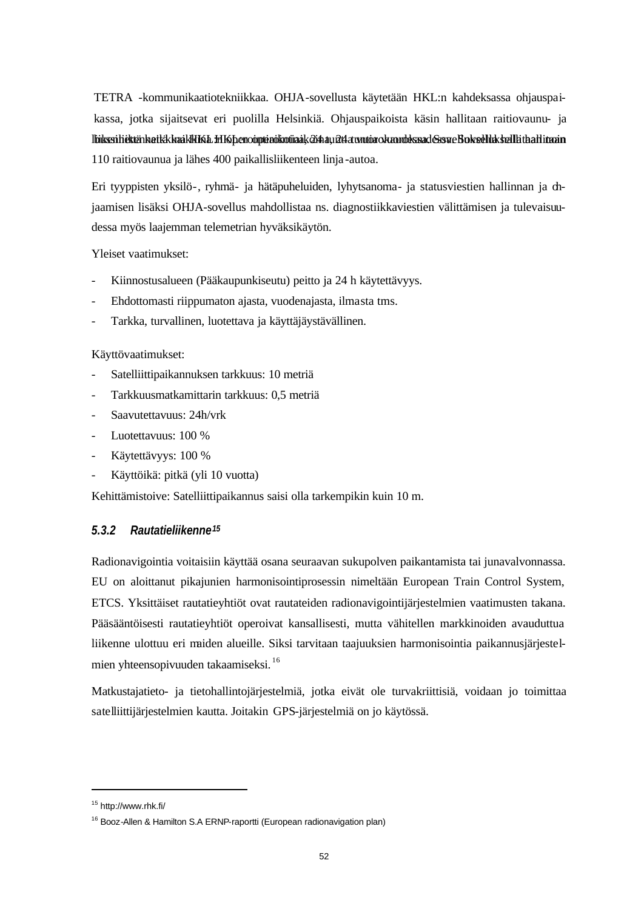TETRA -kommunikaatiotekniikkaa. OHJA-sovellusta käytetään HKL:n kahdeksassa ohjauspaikassa, jotka sijaitsevat eri puolilla Helsinkiä. Ohjauspaikoista käsin hallitaan raitiovaunu- ja bussiliikennettä kaikkialla HKL:n operoimana, 24 tuntia vuorokaudessa. Sovelluksella hallitaan noin 110 raitiovaunua ja lähes 400 paikallisliikenteen linja-autoa.

Eri tyyppisten yksilö-, ryhmä- ja hätäpuheluiden, lyhytsanoma- ja statusviestien hallinnan ja ohjaamisen lisäksi OHJA-sovellus mahdollistaa ns. diagnostiikkaviestien välittämisen ja tulevaisuudessa myös laajemman telemetrian hyväksikäytön.

Yleiset vaatimukset:

- Kiinnostusalueen (Pääkaupunkiseutu) peitto ja 24 h käytettävyys.
- Ehdottomasti riippumaton ajasta, vuodenajasta, ilmasta tms.
- Tarkka, turvallinen, luotettava ja käyttäjäystävällinen.

Käyttövaatimukset:

- Satelliittipaikannuksen tarkkuus: 10 metriä
- Tarkkuusmatkamittarin tarkkuus: 0,5 metriä
- Saavutettavuus: 24h/vrk
- Luotettavuus: 100 %
- Käytettävyys: 100 %
- Käyttöikä: pitkä (yli 10 vuotta)

Kehittämistoive: Satelliittipaikannus saisi olla tarkempikin kuin 10 m.

### *5.3.2 Rautatieliikenne[15]*

Radionavigointia voitaisiin käyttää osana seuraavan sukupolven paikantamista tai junavalvonnassa. EU on aloittanut pikajunien harmonisointiprosessin nimeltään European Train Control System, ETCS. Yksittäiset rautatieyhtiöt ovat rautateiden radionavigointijärjestelmien vaatimusten takana. Pääsääntöisesti rautatieyhtiöt operoivat kansallisesti, mutta vähitellen markkinoiden avauduttua liikenne ulottuu eri maiden alueille. Siksi tarvitaan taajuuksien harmonisointia paikannusjärjestelmien yhteensopivuuden takaamiseksi.[16]

Matkustajatieto- ja tietohallintojärjestelmiä, jotka eivät ole turvakriittisiä, voidaan jo toimittaa satelliittijärjestelmien kautta. Joitakin GPS-järjestelmiä on jo käytössä.

---

[15] http://www.rhk.fi/

[16] Booz-Allen & Hamilton S.A ERNP-raportti (European radionavigation plan)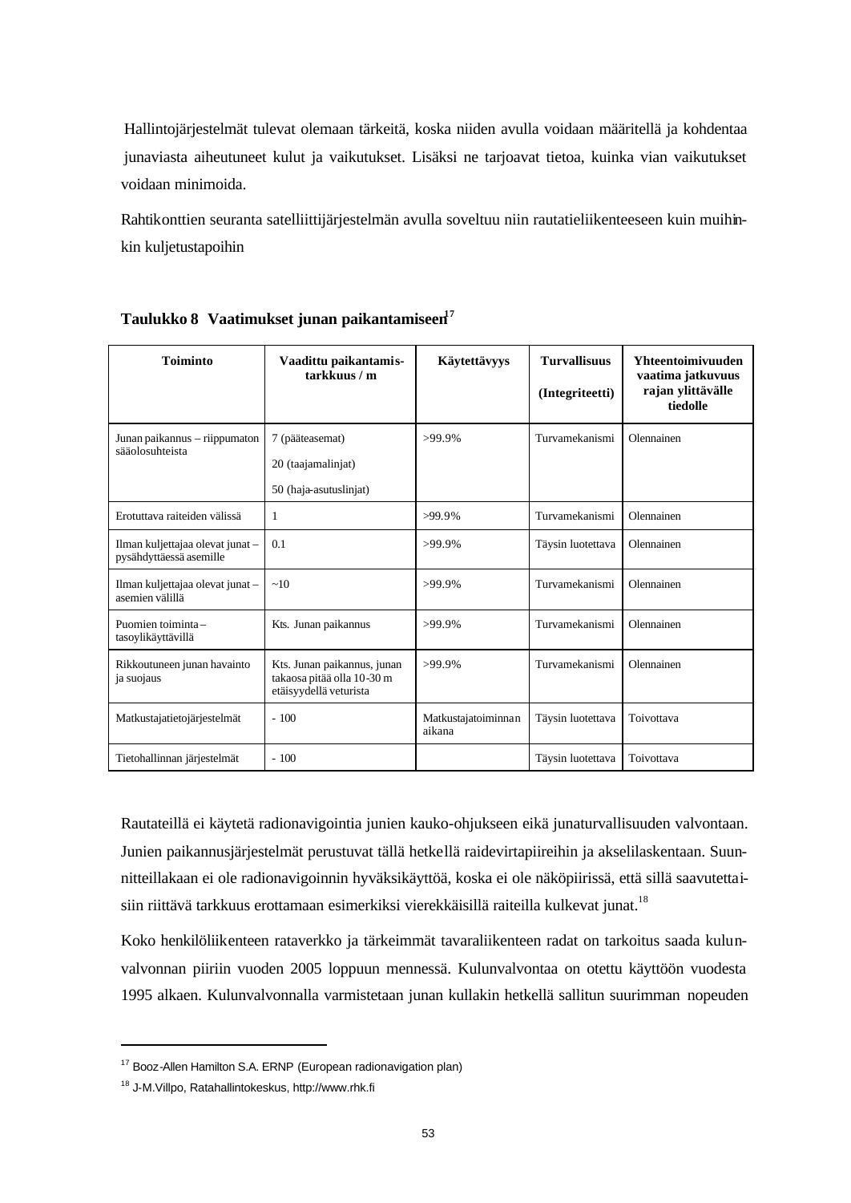Hallintojärjestelmät tulevat olemaan tärkeitä, koska niiden avulla voidaan määritellä ja kohdentaa junaviasta aiheutuneet kulut ja vaikutukset. Lisäksi ne tarjoavat tietoa, kuinka vian vaikutukset voidaan minimoida.

Rahtikonttien seuranta satelliittijärjestelmän avulla soveltuu niin rautatieliikenteeseen kuin muihinkin kuljetustapoihin

**Taulukko 8 Vaatimukset junan paikantamiseen**[17]

| Toiminto | Vaadittu paikantamis-tarkkuus / m | Käytettävyys | Turvallisuus (Integriteetti) | Yhteentoimivuuden vaatima jatkuvuus rajan ylittävälle tiedolle |
|---|---|---|---|---|
| Junan paikannus – riippumaton sääolosuhteista | 7 (pääteasemat)<br>20 (taajamalinjat)<br>50 (haja-asutuslinjat) | >99.9% | Turvamekanismi | Olennainen |
| Erotuttava raiteiden välissä | 1 | >99.9% | Turvamekanismi | Olennainen |
| Ilman kuljettajaa olevat junat – pysähdyttäessä asemille | 0.1 | >99.9% | Täysin luotettava | Olennainen |
| Ilman kuljettajaa olevat junat – asemien välillä | ~10 | >99.9% | Turvamekanismi | Olennainen |
| Puomien toiminta – tasoylikäyttävillä | Kts. Junan paikannus | >99.9% | Turvamekanismi | Olennainen |
| Rikkoutuneen junan havainto ja suojaus | Kts. Junan paikannus, junan takaosa pitää olla 10-30 m etäisyydellä veturista | >99.9% | Turvamekanismi | Olennainen |
| Matkustajatietojärjestelmät | - 100 | Matkustajatoiminnan aikana | Täysin luotettava | Toivottava |
| Tietohallinnan järjestelmät | - 100 | | Täysin luotettava | Toivottava |

Rautateillä ei käytetä radionavigointia junien kauko-ohjukseen eikä junaturvallisuuden valvontaan. Junien paikannusjärjestelmät perustuvat tällä hetkellä raidevirtapiireihin ja akselilaskentaan. Suunnitteillakaan ei ole radionavigoinnin hyväksikäyttöä, koska ei ole näköpiirissä, että sillä saavutettaisiin riittävä tarkkuus erottamaan esimerkiksi vierekkäisillä raiteilla kulkevat junat.[18]

Koko henkilöliikenteen rataverkko ja tärkeimmät tavaraliikenteen radat on tarkoitus saada kulunvalvonnan piiriin vuoden 2005 loppuun mennessä. Kulunvalvontaa on otettu käyttöön vuodesta 1995 alkaen. Kulunvalvonnalla varmistetaan junan kullakin hetkellä sallitun suurimman nopeuden

---

[17] Booz-Allen Hamilton S.A. ERNP (European radionavigation plan)

[18] J-M.Villpo, Ratahallintokeskus, http://www.rhk.fi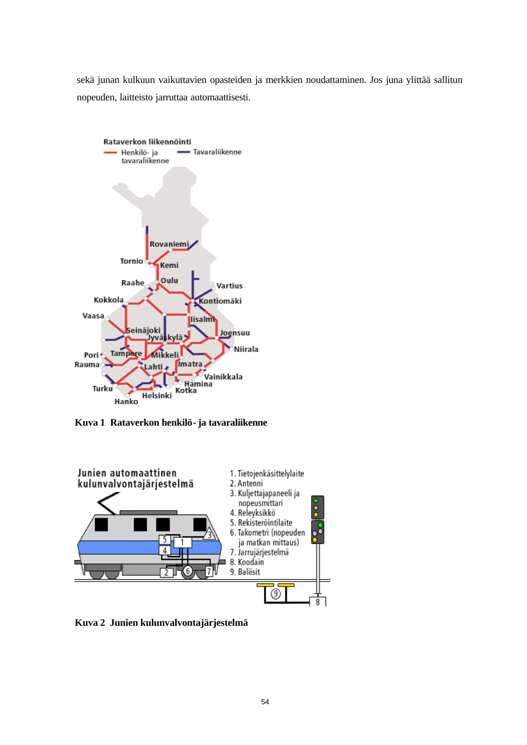sekä junan kulkuun vaikuttavien opasteiden ja merkkien noudattaminen. Jos juna ylittää sallitun nopeuden, laitteisto jarruttaa automaattisesti.

**Kuva 1 Rataverkon henkilö- ja tavaraliikenne**

**Kuva 2 Junien kulunvalvontajärjestelmä**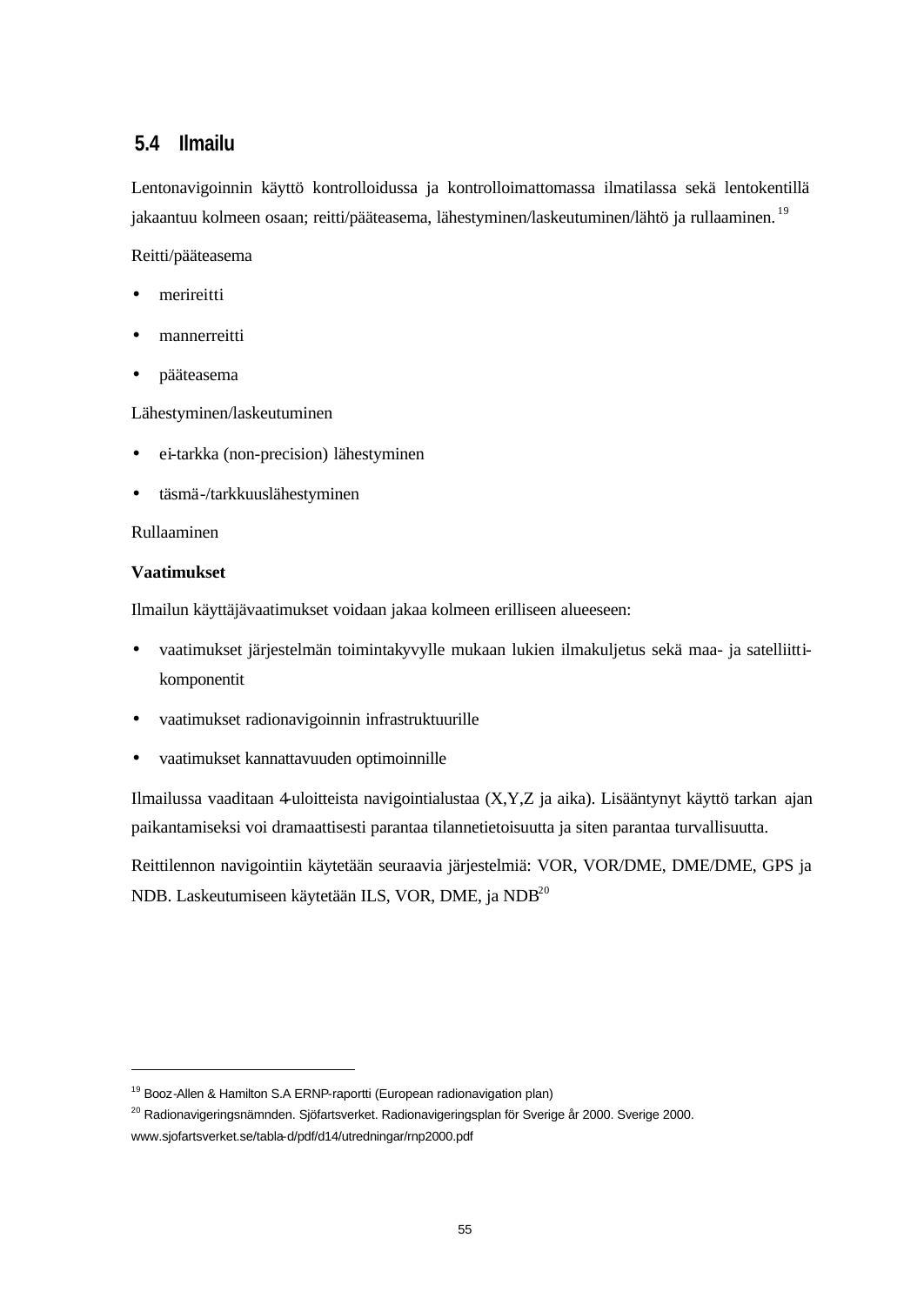## 5.4 Ilmailu

Lentonavigoinnin käyttö kontrolloidussa ja kontrolloimattomassa ilmatilassa sekä lentokentillä jakaantuu kolmeen osaan; reitti/pääteasema, lähestyminen/laskeutuminen/lähtö ja rullaaminen.[19]

Reitti/pääteasema

- merireitti
- mannerreitti
- pääteasema

Lähestyminen/laskeutuminen

- ei-tarkka (non-precision) lähestyminen
- täsmä-/tarkkuuslähestyminen

Rullaaminen

**Vaatimukset**

Ilmailun käyttäjävaatimukset voidaan jakaa kolmeen erilliseen alueeseen:

- vaatimukset järjestelmän toimintakyvylle mukaan lukien ilmakuljetus sekä maa- ja satelliittikomponentit
- vaatimukset radionavigoinnin infrastruktuurille
- vaatimukset kannattavuuden optimoinnille

Ilmailussa vaaditaan 4-ulotteista navigointialustaa (X,Y,Z ja aika). Lisääntynyt käyttö tarkan ajan paikantamiseksi voi dramaattisesti parantaa tilannetietoisuutta ja siten parantaa turvallisuutta.

Reittilennon navigointiin käytetään seuraavia järjestelmiä: VOR, VOR/DME, DME/DME, GPS ja NDB. Laskeutumiseen käytetään ILS, VOR, DME, ja NDB[20]

---

[19] Booz-Allen & Hamilton S.A ERNP-raportti (European radionavigation plan)

[20] Radionavigeringsnämnden. Sjöfartsverket. Radionavigeringsplan för Sverige år 2000. Sverige 2000. www.sjofartsverket.se/tabla-d/pdf/d14/utredningar/rnp2000.pdf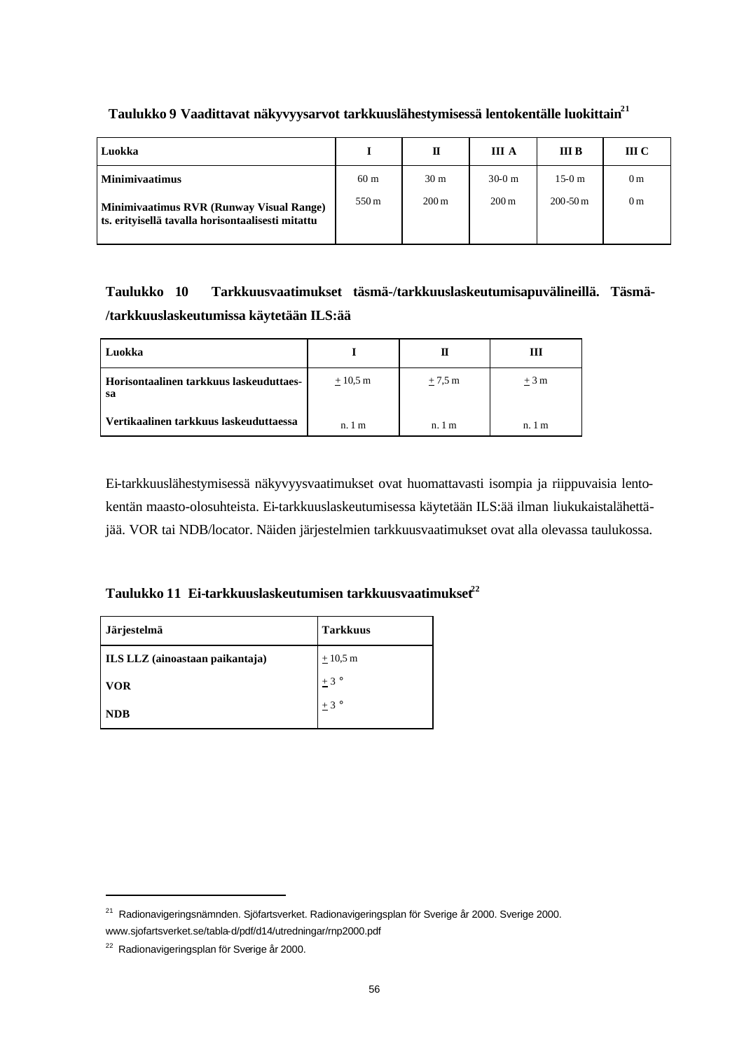**Taulukko 9 Vaadittavat näkyvyysarvot tarkkuuslähestymisessä lentokentälle luokittain[21]**

| Luokka | I | II | III A | III B | III C |
|---|---|---|---|---|---|
| **Minimivaatimus** | 60 m | 30 m | 30-0 m | 15-0 m | 0 m |
| **Minimivaatimus RVR (Runway Visual Range) ts. erityisellä tavalla horisontaalisesti mitattu** | 550 m | 200 m | 200 m | 200-50 m | 0 m |

**Taulukko 10 Tarkkuusvaatimukset täsmä-/tarkkuuslaskeutumisapuvälineillä. Täsmä-/tarkkuuslaskeutumissa käytetään ILS:ää**

| Luokka | I | II | III |
|---|---|---|---|
| **Horisontaalinen tarkkuus laskeuduttaes-sa** | ± 10,5 m | ± 7,5 m | ± 3 m |
| **Vertikaalinen tarkkuus laskeuduttaessa** | n. 1 m | n. 1 m | n. 1 m |

Ei-tarkkuuslähestymisessä näkyvyysvaatimukset ovat huomattavasti isompia ja riippuvaisia lentokentän maasto-olosuhteista. Ei-tarkkuuslaskeutumisessa käytetään ILS:ää ilman liukukaistalähettäjää. VOR tai NDB/locator. Näiden järjestelmien tarkkuusvaatimukset ovat alla olevassa taulukossa.

**Taulukko 11 Ei-tarkkuuslaskeutumisen tarkkuusvaatimukset[22]**

| Järjestelmä | Tarkkuus |
|---|---|
| **ILS LLZ (ainoastaan paikantaja)** | ± 10,5 m |
| **VOR** | ± 3 ° |
| **NDB** | ± 3 ° |

---

[21] Radionavigeringsnämnden. Sjöfartsverket. Radionavigeringsplan för Sverige år 2000. Sverige 2000. www.sjofartsverket.se/tabla-d/pdf/d14/utredningar/rnp2000.pdf

[22] Radionavigeringsplan för Sverige år 2000.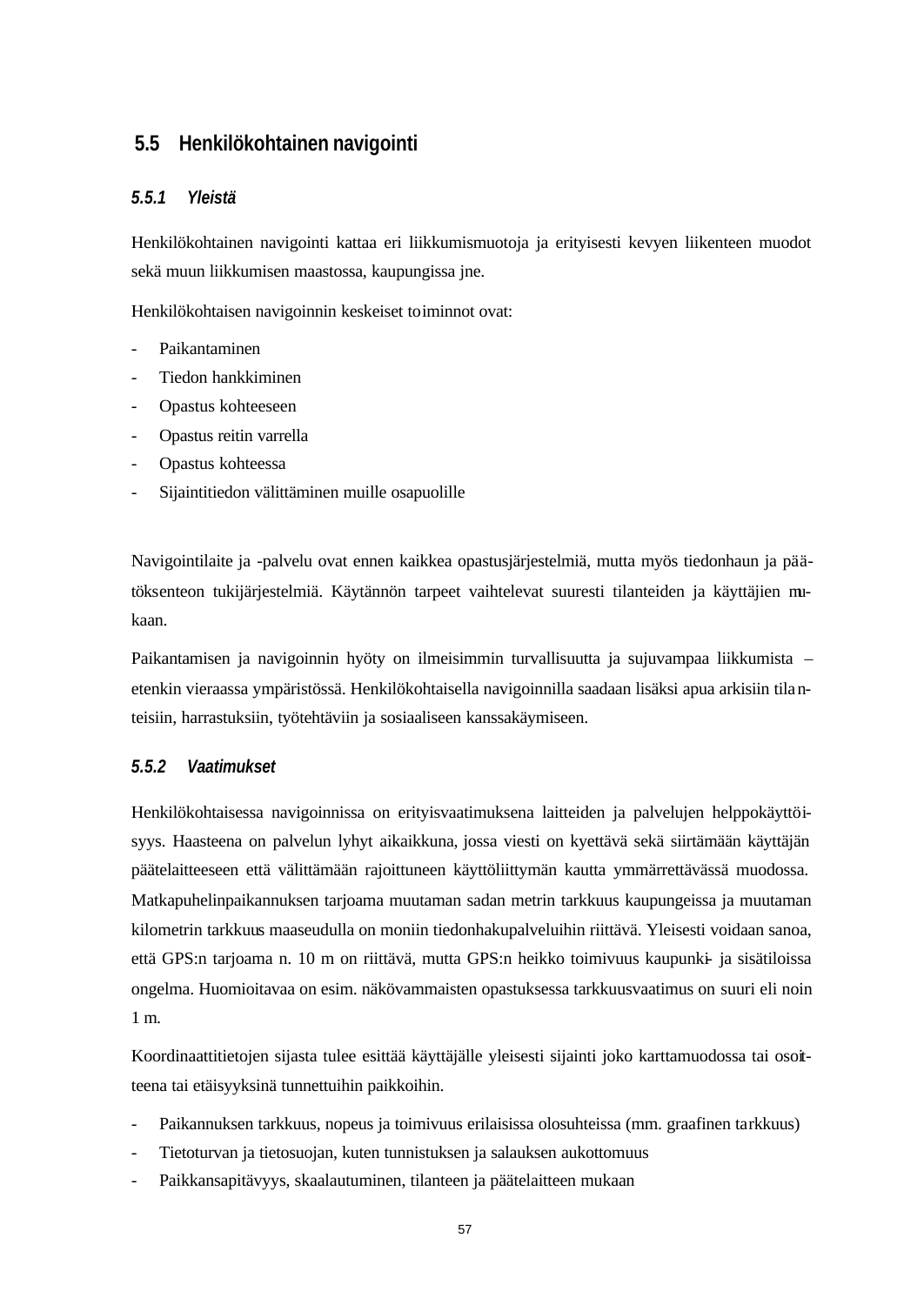## 5.5 Henkilökohtainen navigointi

### 5.5.1 Yleistä

Henkilökohtainen navigointi kattaa eri liikkumismuotoja ja erityisesti kevyen liikenteen muodot sekä muun liikkumisen maastossa, kaupungissa jne.

Henkilökohtaisen navigoinnin keskeiset toiminnot ovat:

- Paikantaminen
- Tiedon hankkiminen
- Opastus kohteeseen
- Opastus reitin varrella
- Opastus kohteessa
- Sijaintitiedon välittäminen muille osapuolille

Navigointilaite ja -palvelu ovat ennen kaikkea opastusjärjestelmiä, mutta myös tiedonhaun ja päätöksenteon tukijärjestelmiä. Käytännön tarpeet vaihtelevat suuresti tilanteiden ja käyttäjien mukaan.

Paikantamisen ja navigoinnin hyöty on ilmeisimmin turvallisuutta ja sujuvampaa liikkumista – etenkin vieraassa ympäristössä. Henkilökohtaisella navigoinnilla saadaan lisäksi apua arkisiin tilanteisiin, harrastuksiin, työtehtäviin ja sosiaaliseen kanssakäymiseen.

### 5.5.2 Vaatimukset

Henkilökohtaisessa navigoinnissa on erityisvaatimuksena laitteiden ja palvelujen helppokäyttöisyys. Haasteena on palvelun lyhyt aikaikkuna, jossa viesti on kyettävä sekä siirtämään käyttäjän päätelaitteeseen että välittämään rajoittuneen käyttöliittymän kautta ymmärrettävässä muodossa. Matkapuhelinpaikannuksen tarjoama muutaman sadan metrin tarkkuus kaupungeissa ja muutaman kilometrin tarkkuus maaseudulla on moniin tiedonhakupalveluihin riittävä. Yleisesti voidaan sanoa, että GPS:n tarjoama n. 10 m on riittävä, mutta GPS:n heikko toimivuus kaupunki- ja sisätiloissa ongelma. Huomioitavaa on esim. näkövammaisten opastuksessa tarkkuusvaatimus on suuri eli noin 1 m.

Koordinaattitietojen sijasta tulee esittää käyttäjälle yleisesti sijainti joko karttamuodossa tai osoitteena tai etäisyyksinä tunnettuihin paikkoihin.

- Paikannuksen tarkkuus, nopeus ja toimivuus erilaisissa olosuhteissa (mm. graafinen tarkkuus)
- Tietoturvan ja tietosuojan, kuten tunnistuksen ja salauksen aukottomuus
- Paikkansapitävyys, skaalautuminen, tilanteen ja päätelaitteen mukaan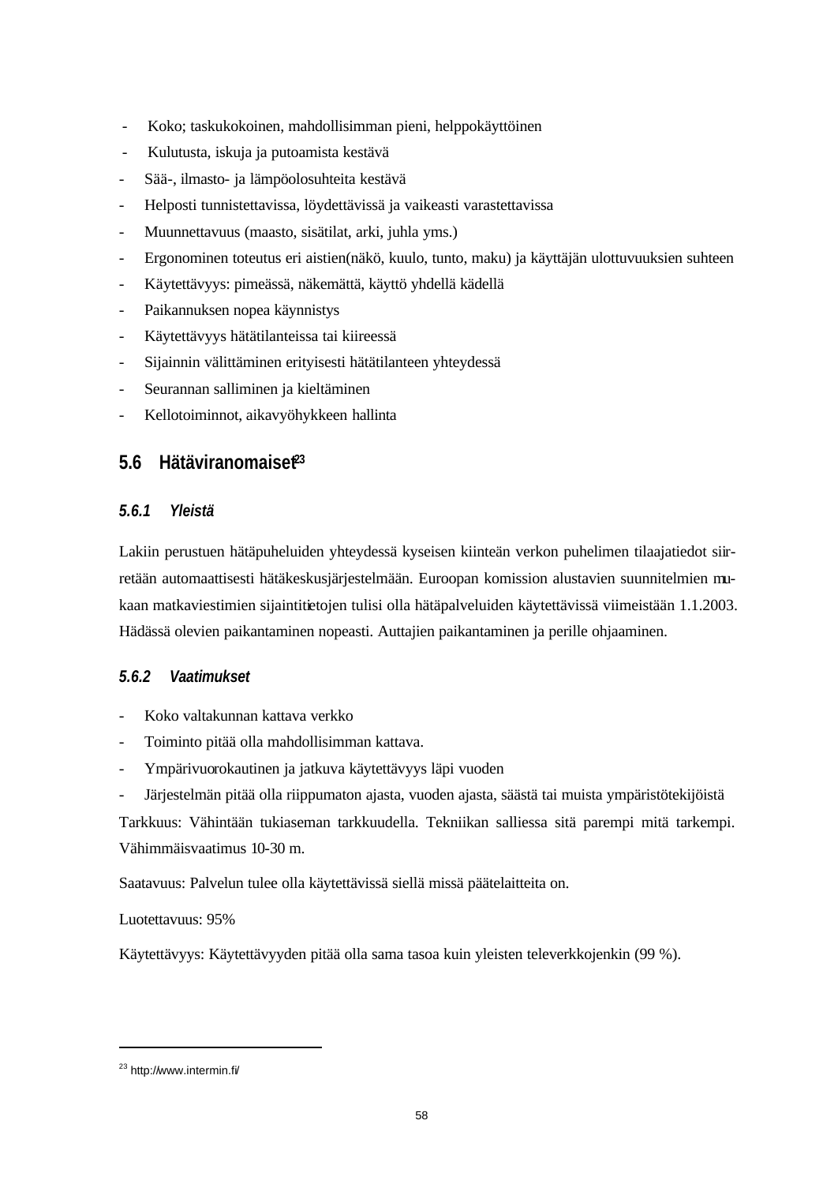- Koko; taskukokoinen, mahdollisimman pieni, helppokäyttöinen
- Kulutusta, iskuja ja putoamista kestävä
- Sää-, ilmasto- ja lämpöolosuhteita kestävä
- Helposti tunnistettavissa, löydettävissä ja vaikeasti varastettavissa
- Muunnettavuus (maasto, sisätilat, arki, juhla yms.)
- Ergonominen toteutus eri aistien(näkö, kuulo, tunto, maku) ja käyttäjän ulottuvuuksien suhteen
- Käytettävyys: pimeässä, näkemättä, käyttö yhdellä kädellä
- Paikannuksen nopea käynnistys
- Käytettävyys hätätilanteissa tai kiireessä
- Sijainnin välittäminen erityisesti hätätilanteen yhteydessä
- Seurannan salliminen ja kieltäminen
- Kellotoiminnot, aikavyöhykkeen hallinta

## 5.6 Hätäviranomaiset[23]

### *5.6.1 Yleistä*

Lakiin perustuen hätäpuheluiden yhteydessä kyseisen kiinteän verkon puhelimen tilaajatiedot siirretään automaattisesti hätäkeskusjärjestelmään. Euroopan komission alustavien suunnitelmien mukaan matkaviestimien sijaintitietojen tulisi olla hätäpalveluiden käytettävissä viimeistään 1.1.2003. Hädässä olevien paikantaminen nopeasti. Auttajien paikantaminen ja perille ohjaaminen.

### *5.6.2 Vaatimukset*

- Koko valtakunnan kattava verkko
- Toiminto pitää olla mahdollisimman kattava.
- Ympärivuorokautinen ja jatkuva käytettävyys läpi vuoden
- Järjestelmän pitää olla riippumaton ajasta, vuoden ajasta, säästä tai muista ympäristötekijöistä

Tarkkuus: Vähintään tukiaseman tarkkuudella. Tekniikan salliessa sitä parempi mitä tarkempi. Vähimmäisvaatimus 10-30 m.

Saatavuus: Palvelun tulee olla käytettävissä siellä missä päätelaitteita on.

Luotettavuus: 95%

Käytettävyys: Käytettävyyden pitää olla sama tasoa kuin yleisten televerkkojenkin (99 %).

[23] http://www.intermin.fi/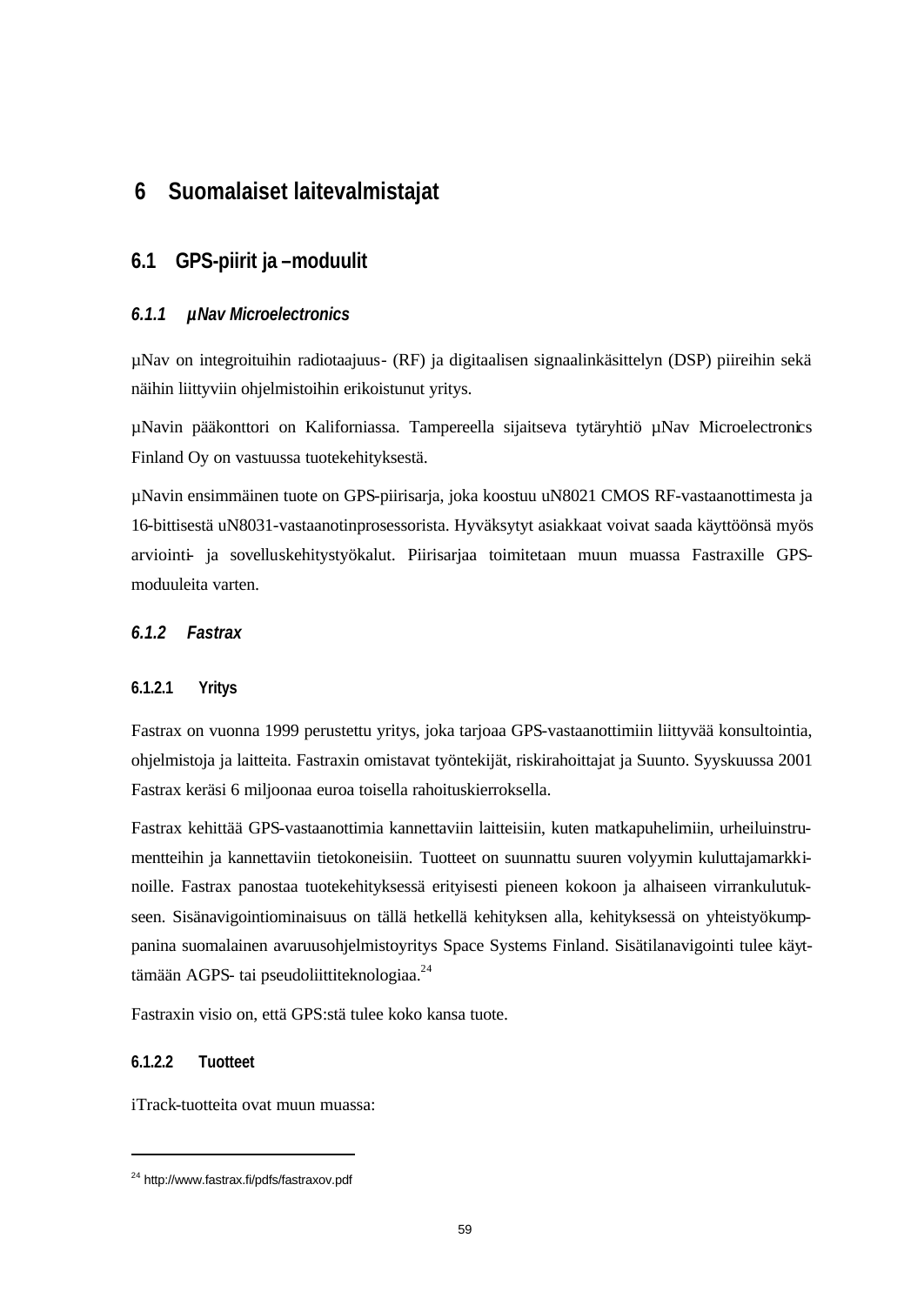# 6 Suomalaiset laitevalmistajat

## 6.1 GPS-piirit ja –moduulit

### *6.1.1 µNav Microelectronics*

µNav on integroituihin radiotaajuus- (RF) ja digitaalisen signaalinkäsittelyn (DSP) piireihin sekä näihin liittyviin ohjelmistoihin erikoistunut yritys.

µNavin pääkonttori on Kaliforniassa. Tampereella sijaitseva tytäryhtiö µNav Microelectronics Finland Oy on vastuussa tuotekehityksestä.

µNavin ensimmäinen tuote on GPS-piirisarja, joka koostuu uN8021 CMOS RF-vastaanottimesta ja 16-bittisestä uN8031-vastaanotinprosessorista. Hyväksytyt asiakkaat voivat saada käyttöönsä myös arviointi- ja sovelluskehitystyökalut. Piirisarjaa toimitetaan muun muassa Fastraxille GPS-moduuleita varten.

### *6.1.2 Fastrax*

#### 6.1.2.1 Yritys

Fastrax on vuonna 1999 perustettu yritys, joka tarjoaa GPS-vastaanottimiin liittyvää konsultointia, ohjelmistoja ja laitteita. Fastraxin omistavat työntekijät, riskirahoittajat ja Suunto. Syyskuussa 2001 Fastrax keräsi 6 miljoonaa euroa toisella rahoituskierroksella.

Fastrax kehittää GPS-vastaanottimia kannettaviin laitteisiin, kuten matkapuhelimiin, urheiluinstrumentteihin ja kannettaviin tietokoneisiin. Tuotteet on suunnattu suuren volyymin kuluttajamarkkinoille. Fastrax panostaa tuotekehityksessä erityisesti pieneen kokoon ja alhaiseen virrankulutukseen. Sisänavigointiominaisuus on tällä hetkellä kehityksen alla, kehityksessä on yhteistyökumppanina suomalainen avaruusohjelmistoyritys Space Systems Finland. Sisätilanavigointi tulee käyttämään AGPS- tai pseudoliittiteknologiaa.[24]

Fastraxin visio on, että GPS:stä tulee koko kansa tuote.

#### 6.1.2.2 Tuotteet

iTrack-tuotteita ovat muun muassa:

---

[24] http://www.fastrax.fi/pdfs/fastraxov.pdf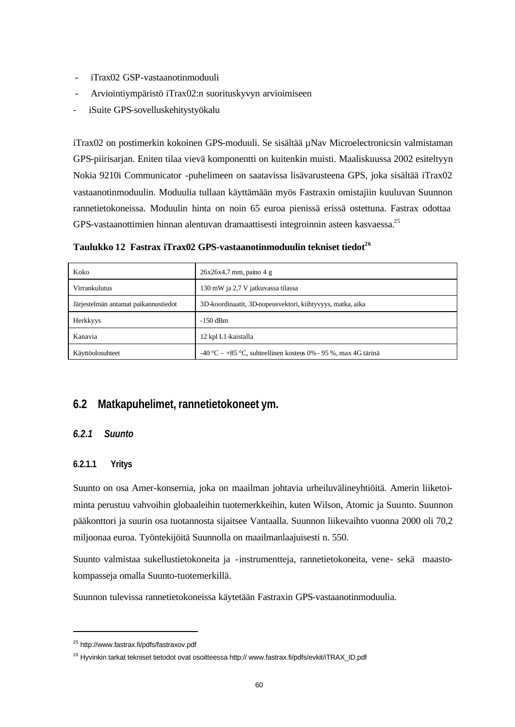- iTrax02 GSP-vastaanotinmoduuli
- Arviointiympäristö iTrax02:n suorituskyvyn arvioimiseen
- iSuite GPS-sovelluskehitystyökalu

iTrax02 on postimerkin kokoinen GPS-moduuli. Se sisältää µNav Microelectronicsin valmistaman GPS-piirisarjan. Eniten tilaa vievä komponentti on kuitenkin muisti. Maaliskuussa 2002 esiteltyyn Nokia 9210i Communicator -puhelimeen on saatavissa lisävarusteena GPS, joka sisältää iTrax02 vastaanotinmoduulin. Moduulia tullaan käyttämään myös Fastraxin omistajiin kuuluvan Suunnon rannetietokoneissa. Moduulin hinta on noin 65 euroa pienissä erissä ostettuna. Fastrax odottaa GPS-vastaanottimien hinnan alentuvan dramaattisesti integroinnin asteen kasvaessa.[25]

**Taulukko 12 Fastrax iTrax02 GPS-vastaanotinmoduulin tekniset tiedot[26]**

| | |
|---|---|
| Koko | 26x26x4,7 mm, paino 4 g |
| Virrankulutus | 130 mW ja 2,7 V jatkuvassa tilassa |
| Järjestelmän antamat paikannustiedot | 3D-koordinaatit, 3D-nopeusvektori, kiihtyvyys, matka, aika |
| Herkkyys | -150 dBm |
| Kanavia | 12 kpl L1-kaistalla |
| Käyttöolosuhteet | -40 °C – +85 °C, suhteellinen kosteus 0% - 95 %, max 4G tärinä |

## 6.2 Matkapuhelimet, rannetietokoneet ym.

### *6.2.1 Suunto*

#### 6.2.1.1 Yritys

Suunto on osa Amer-konsernia, joka on maailman johtavia urheiluvälineyhtiöitä. Amerin liiketoiminta perustuu vahvoihin globaaleihin tuotemerkkeihin, kuten Wilson, Atomic ja Suunto. Suunnon pääkonttori ja suurin osa tuotannosta sijaitsee Vantaalla. Suunnon liikevaihto vuonna 2000 oli 70,2 miljoonaa euroa. Työntekijöitä Suunnolla on maailmanlaajuisesti n. 550.

Suunto valmistaa sukellustietokoneita ja -instrumentteja, rannetietokoneita, vene- sekä maastokompasseja omalla Suunto-tuotemerkillä.

Suunnon tulevissa rannetietokoneissa käytetään Fastraxin GPS-vastaanotinmoduulia.

---

[25] http://www.fastrax.fi/pdfs/fastraxov.pdf

[26] Hyvinkin tarkat tekniset tietodot ovat osoitteessa http:// www.fastrax.fi/pdfs/evkit/iTRAX_ID.pdf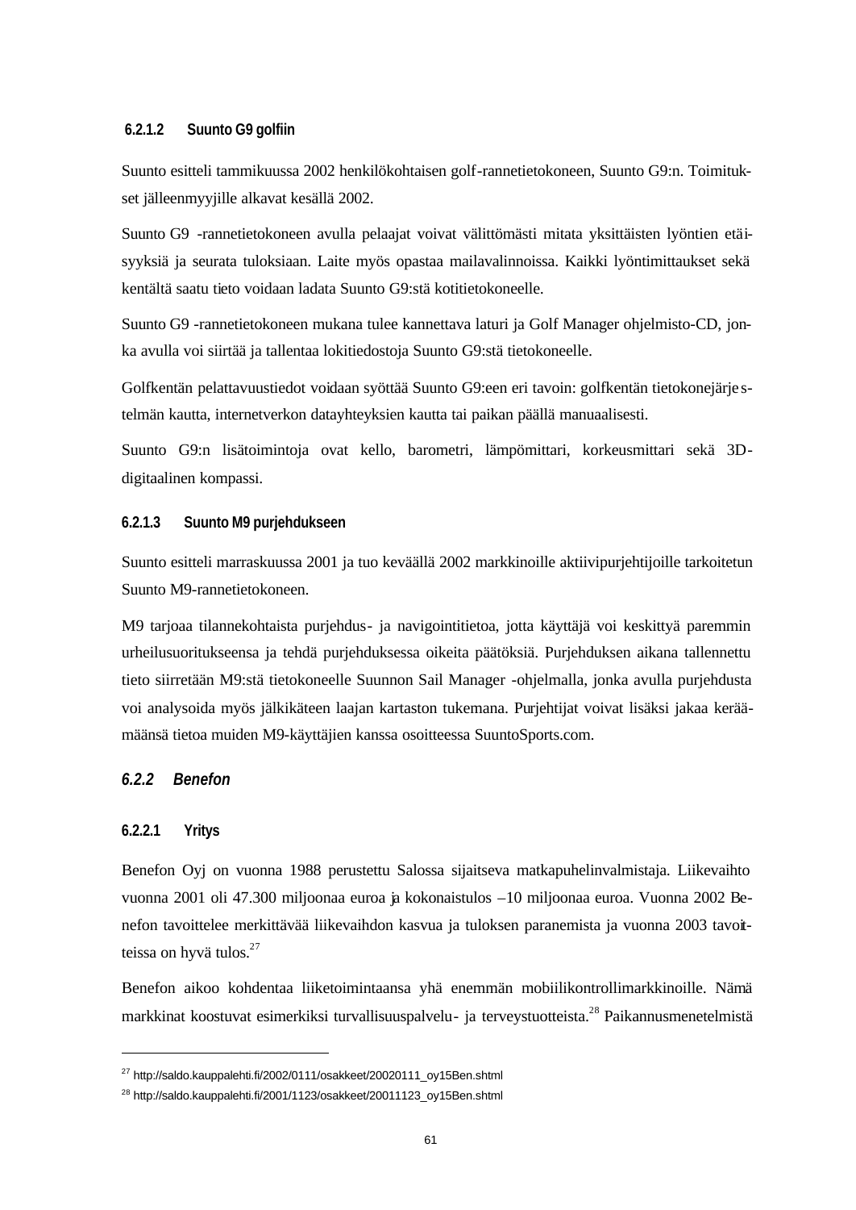#### 6.2.1.2 Suunto G9 golfiin

Suunto esitteli tammikuussa 2002 henkilökohtaisen golf-rannetietokoneen, Suunto G9:n. Toimitukset jälleenmyyjille alkavat kesällä 2002.

Suunto G9 -rannetietokoneen avulla pelaajat voivat välittömästi mitata yksittäisten lyöntien etäisyyksiä ja seurata tuloksiaan. Laite myös opastaa mailavalinnoissa. Kaikki lyöntimittaukset sekä kentältä saatu tieto voidaan ladata Suunto G9:stä kotitietokoneelle.

Suunto G9 -rannetietokoneen mukana tulee kannettava laturi ja Golf Manager ohjelmisto-CD, jonka avulla voi siirtää ja tallentaa lokitiedostoja Suunto G9:stä tietokoneelle.

Golfkentän pelattavuustiedot voidaan syöttää Suunto G9:een eri tavoin: golfkentän tietokonejärjestelmän kautta, internetverkon datayhteyksien kautta tai paikan päällä manuaalisesti.

Suunto G9:n lisätoimintoja ovat kello, barometri, lämpömittari, korkeusmittari sekä 3D-digitaalinen kompassi.

#### 6.2.1.3 Suunto M9 purjehdukseen

Suunto esitteli marraskuussa 2001 ja tuo keväällä 2002 markkinoille aktiivipurjehtijoille tarkoitetun Suunto M9-rannetietokoneen.

M9 tarjoaa tilannekohtaista purjehdus- ja navigointitietoa, jotta käyttäjä voi keskittyä paremmin urheilusuoritukseensa ja tehdä purjehduksessa oikeita päätöksiä. Purjehduksen aikana tallennettu tieto siirretään M9:stä tietokoneelle Suunnon Sail Manager -ohjelmalla, jonka avulla purjehdusta voi analysoida myös jälkikäteen laajan kartaston tukemana. Purjehtijat voivat lisäksi jakaa keräämänsä tietoa muiden M9-käyttäjien kanssa osoitteessa SuuntoSports.com.

### *6.2.2 Benefon*

#### 6.2.2.1 Yritys

Benefon Oyj on vuonna 1988 perustettu Salossa sijaitseva matkapuhelinvalmistaja. Liikevaihto vuonna 2001 oli 47.300 miljoonaa euroa ja kokonaistulos –10 miljoonaa euroa. Vuonna 2002 Benefon tavoittelee merkittävää liikevaihdon kasvua ja tuloksen paranemista ja vuonna 2003 tavoitteissa on hyvä tulos.[27]

Benefon aikoo kohdentaa liiketoimintaansa yhä enemmän mobiilikontrollimarkkinoille. Nämä markkinat koostuvat esimerkiksi turvallisuuspalvelu- ja terveystuotteista.[28] Paikannusmenetelmistä

---

[27] http://saldo.kauppalehti.fi/2002/0111/osakkeet/20020111_oy15Ben.shtml

[28] http://saldo.kauppalehti.fi/2001/1123/osakkeet/20011123_oy15Ben.shtml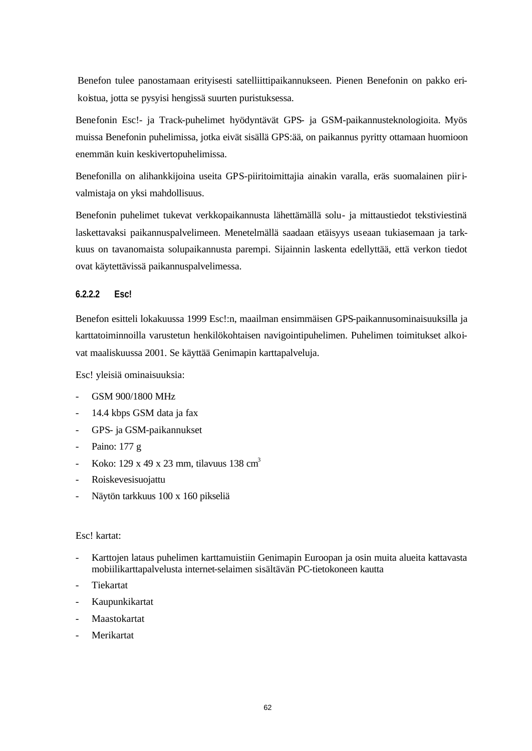Benefon tulee panostamaan erityisesti satelliittipaikannukseen. Pienen Benefonin on pakko erikoistua, jotta se pysyisi hengissä suurten puristuksessa.

Benefonin Esc!- ja Track-puhelimet hyödyntävät GPS- ja GSM-paikannusteknologioita. Myös muissa Benefonin puhelimissa, jotka eivät sisällä GPS:ää, on paikannus pyritty ottamaan huomioon enemmän kuin keskivertopuhelimissa.

Benefonilla on alihankkijoina useita GPS-piiritoimittajia ainakin varalla, eräs suomalainen piirivalmistaja on yksi mahdollisuus.

Benefonin puhelimet tukevat verkkopaikannusta lähettämällä solu- ja mittaustiedot tekstiviestinä laskettavaksi paikannuspalvelimeen. Menetelmällä saadaan etäisyys useaan tukiasemaan ja tarkkuus on tavanomaista solupaikannusta parempi. Sijainnin laskenta edellyttää, että verkon tiedot ovat käytettävissä paikannuspalvelimessa.

#### 6.2.2.2 Esc!

Benefon esitteli lokakuussa 1999 Esc!:n, maailman ensimmäisen GPS-paikannusominaisuuksilla ja karttatoiminnoilla varustetun henkilökohtaisen navigointipuhelimen. Puhelimen toimitukset alkoivat maaliskuussa 2001. Se käyttää Genimapin karttapalveluja.

Esc! yleisiä ominaisuuksia:

- GSM 900/1800 MHz
- 14.4 kbps GSM data ja fax
- GPS- ja GSM-paikannukset
- Paino: 177 g
- Koko: 129 x 49 x 23 mm, tilavuus 138 $cm^3$
- Roiskevesisuojattu
- Näytön tarkkuus 100 x 160 pikseliä

Esc! kartat:

- Karttojen lataus puhelimen karttamuistiin Genimapin Euroopan ja osin muita alueita kattavasta mobiilikarttapalvelusta internet-selaimen sisältävän PC-tietokoneen kautta
- Tiekartat
- Kaupunkikartat
- Maastokartat
- Merikartat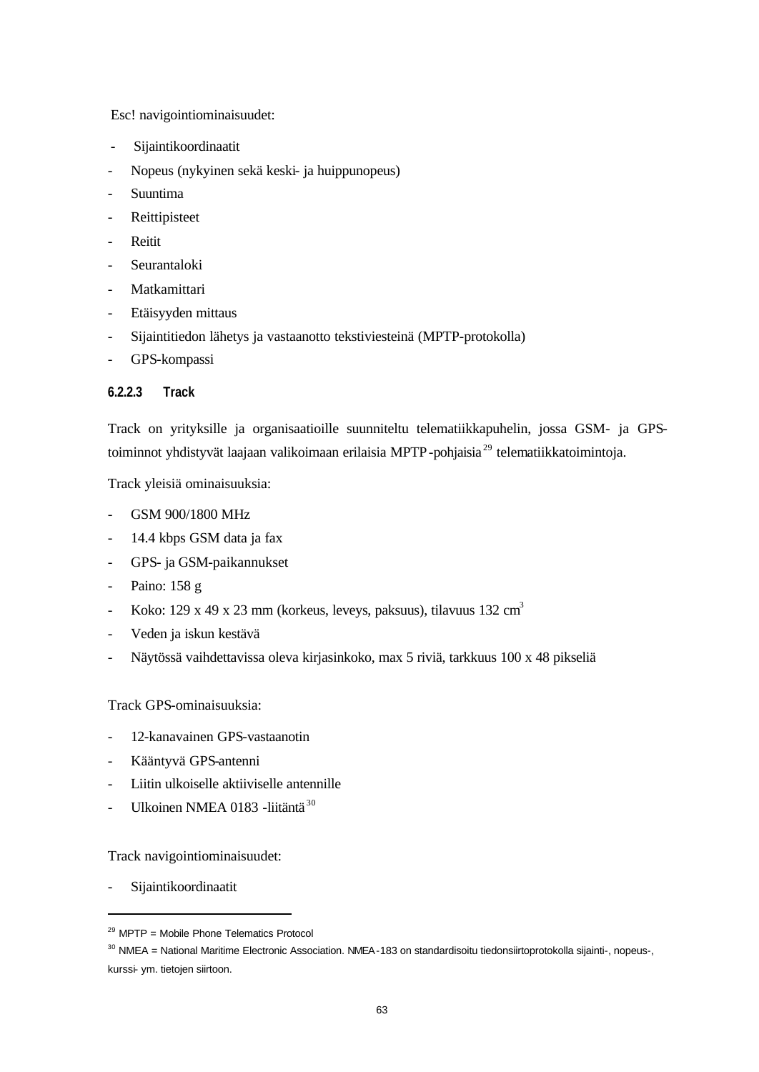Esc! navigointiominaisuudet:

- Sijaintikoordinaatit
- Nopeus (nykyinen sekä keski- ja huippunopeus)
- Suuntima
- Reittipisteet
- Reitit
- Seurantaloki
- Matkamittari
- Etäisyyden mittaus
- Sijaintitiedon lähetys ja vastaanotto tekstiviesteinä (MPTP-protokolla)
- GPS-kompassi

#### 6.2.2.3 Track

Track on yrityksille ja organisaatioille suunniteltu telematiikkapuhelin, jossa GSM- ja GPS-toiminnot yhdistyvät laajaan valikoimaan erilaisia MPTP-pohjaisia[29] telematiikkatoimintoja.

Track yleisiä ominaisuuksia:

- GSM 900/1800 MHz
- 14.4 kbps GSM data ja fax
- GPS- ja GSM-paikannukset
- Paino: 158 g
- Koko: 129 x 49 x 23 mm (korkeus, leveys, paksuus), tilavuus 132 $cm^3$
- Veden ja iskun kestävä
- Näytössä vaihdettavissa oleva kirjasinkoko, max 5 riviä, tarkkuus 100 x 48 pikseliä

Track GPS-ominaisuuksia:

- 12-kanavainen GPS-vastaanotin
- Kääntyvä GPS-antenni
- Liitin ulkoiselle aktiiviselle antennille
- Ulkoinen NMEA 0183 -liitäntä[30]

Track navigointiominaisuudet:

- Sijaintikoordinaatit

---

[29] MPTP = Mobile Phone Telematics Protocol

[30] NMEA = National Maritime Electronic Association. NMEA-183 on standardisoitu tiedonsiirtoprotokolla sijainti-, nopeus-, kurssi- ym. tietojen siirtoon.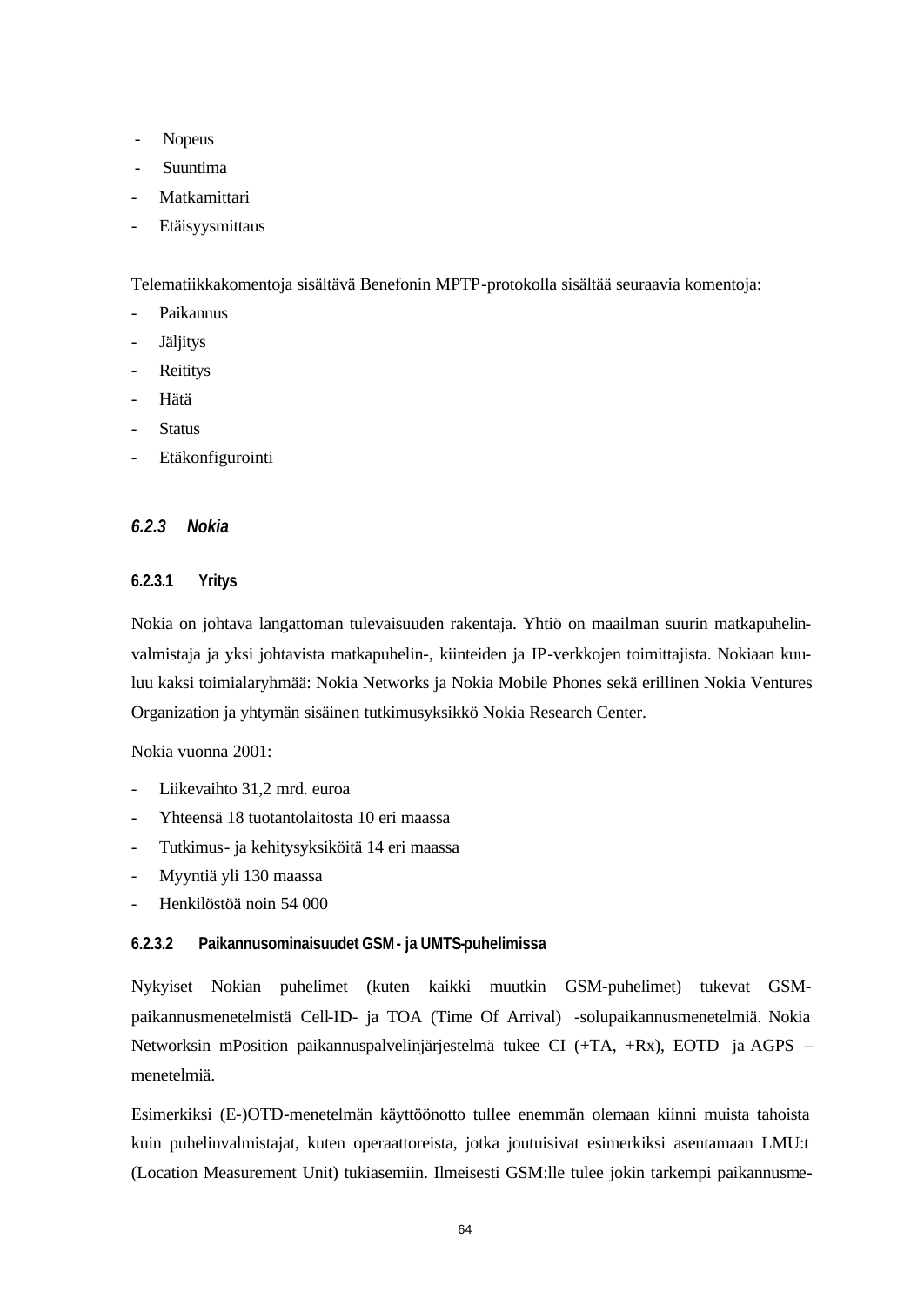- Nopeus
- Suuntima
- Matkamittari
- Etäisyysmittaus

Telematiikkakomentoja sisältävä Benefonin MPTP-protokolla sisältää seuraavia komentoja:

- Paikannus
- Jäljitys
- Reititys
- Hätä
- Status
- Etäkonfigurointi

### *6.2.3 Nokia*

#### 6.2.3.1 Yritys

Nokia on johtava langattoman tulevaisuuden rakentaja. Yhtiö on maailman suurin matkapuhelinvalmistaja ja yksi johtavista matkapuhelin-, kiinteiden ja IP-verkkojen toimittajista. Nokiaan kuuluu kaksi toimialaryhmää: Nokia Networks ja Nokia Mobile Phones sekä erillinen Nokia Ventures Organization ja yhtymän sisäinen tutkimusyksikkö Nokia Research Center.

Nokia vuonna 2001:

- Liikevaihto 31,2 mrd. euroa
- Yhteensä 18 tuotantolaitosta 10 eri maassa
- Tutkimus- ja kehitysyksiköitä 14 eri maassa
- Myyntiä yli 130 maassa
- Henkilöstöä noin 54 000

#### 6.2.3.2 Paikannusominaisuudet GSM- ja UMTS-puhelimissa

Nykyiset Nokian puhelimet (kuten kaikki muutkin GSM-puhelimet) tukevat GSM-paikannusmenetelmistä Cell-ID- ja TOA (Time Of Arrival) -solupaikannusmenetelmiä. Nokia Networksin mPosition paikannuspalvelinjärjestelmä tukee CI (+TA, +Rx), EOTD ja AGPS –menetelmiä.

Esimerkiksi (E-)OTD-menetelmän käyttöönotto tullee enemmän olemaan kiinni muista tahoista kuin puhelinvalmistajat, kuten operaattoreista, jotka joutuisivat esimerkiksi asentamaan LMU:t (Location Measurement Unit) tukiasemiin. Ilmeisesti GSM:lle tulee jokin tarkempi paikannusme-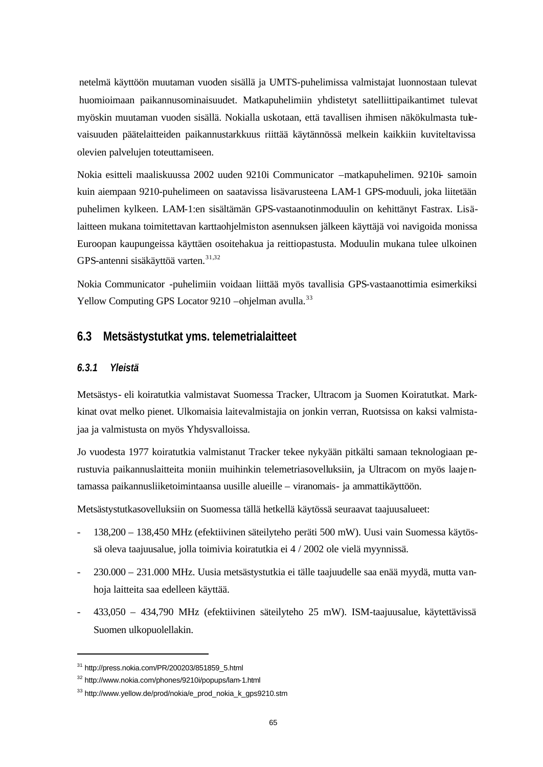netelmä käyttöön muutaman vuoden sisällä ja UMTS-puhelimissa valmistajat luonnostaan tulevat huomioimaan paikannusominaisuudet. Matkapuhelimiin yhdistetyt satelliittipaikantimet tulevat myöskin muutaman vuoden sisällä. Nokialla uskotaan, että tavallisen ihmisen näkökulmasta tulevaisuuden päätelaitteiden paikannustarkkuus riittää käytännössä melkein kaikkiin kuviteltavissa olevien palvelujen toteuttamiseen.

Nokia esitteli maaliskuussa 2002 uuden 9210i Communicator –matkapuhelimen. 9210i- samoin kuin aiempaan 9210-puhelimeen on saatavissa lisävarusteena LAM-1 GPS-moduuli, joka liitetään puhelimen kylkeen. LAM-1:en sisältämän GPS-vastaanotinmoduulin on kehittänyt Fastrax. Lisälaitteen mukana toimitettavan karttaohjelmiston asennuksen jälkeen käyttäjä voi navigoida monissa Euroopan kaupungeissa käyttäen osoitehakua ja reittiopastusta. Moduulin mukana tulee ulkoinen GPS-antenni sisäkäyttöä varten.[31,32]

Nokia Communicator -puhelimiin voidaan liittää myös tavallisia GPS-vastaanottimia esimerkiksi Yellow Computing GPS Locator 9210 –ohjelman avulla.[33]

## 6.3 Metsästystutkat yms. telemetrialaitteet

### *6.3.1 Yleistä*

Metsästys- eli koiratutkia valmistavat Suomessa Tracker, Ultracom ja Suomen Koiratutkat. Markkinat ovat melko pienet. Ulkomaisia laitevalmistajia on jonkin verran, Ruotsissa on kaksi valmistajaa ja valmistusta on myös Yhdysvalloissa.

Jo vuodesta 1977 koiratutkia valmistanut Tracker tekee nykyään pitkälti samaan teknologiaan perustuvia paikannuslaitteita moniin muihinkin telemetriasovelluksiin, ja Ultracom on myös laajentamassa paikannusliiketoimintaansa uusille alueille – viranomais- ja ammattikäyttöön.

Metsästystutkasovelluksiin on Suomessa tällä hetkellä käytössä seuraavat taajuusalueet:

- 138,200 – 138,450 MHz (efektiivinen säteilyteho peräti 500 mW). Uusi vain Suomessa käytössä oleva taajuusalue, jolla toimivia koiratutkia ei 4 / 2002 ole vielä myynnissä.
- 230.000 – 231.000 MHz. Uusia metsästystutkia ei tälle taajuudelle saa enää myydä, mutta vanhoja laitteita saa edelleen käyttää.
- 433,050 – 434,790 MHz (efektiivinen säteilyteho 25 mW). ISM-taajuusalue, käytettävissä Suomen ulkopuolellakin.

---

[31] http://press.nokia.com/PR/200203/851859_5.html

[32] http://www.nokia.com/phones/9210i/popups/lam-1.html

[33] http://www.yellow.de/prod/nokia/e_prod_nokia_k_gps9210.stm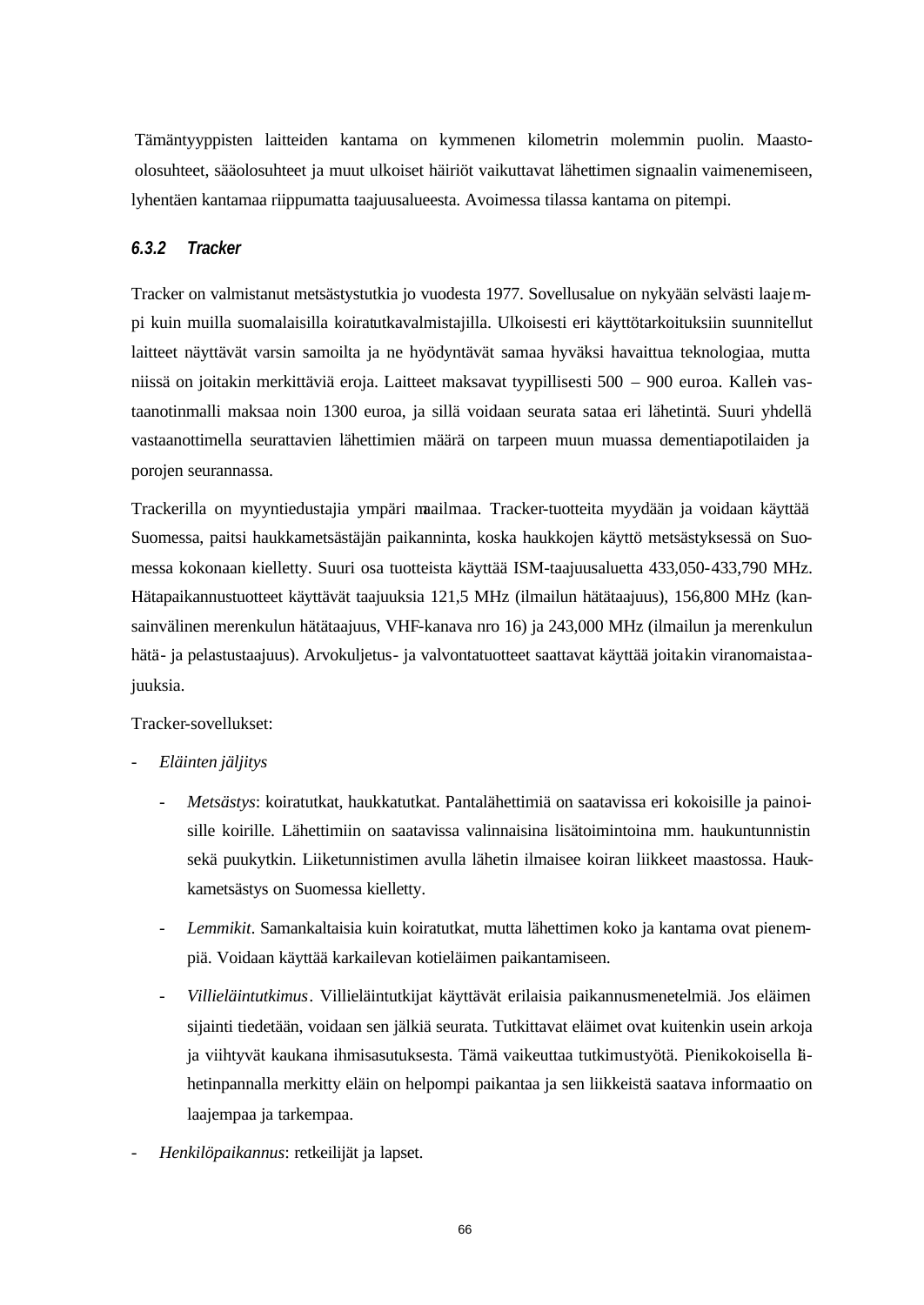Tämäntyyppisten laitteiden kantama on kymmenen kilometrin molemmin puolin. Maasto-olosuhteet, sääolosuhteet ja muut ulkoiset häiriöt vaikuttavat lähettimen signaalin vaimenemiseen, lyhentäen kantamaa riippumatta taajuusalueesta. Avoimessa tilassa kantama on pitempi.

### 6.3.2 Tracker

Tracker on valmistanut metsästystutkia jo vuodesta 1977. Sovellusalue on nykyään selvästi laajempi kuin muilla suomalaisilla koiratutkavalmistajilla. Ulkoisesti eri käyttötarkoituksiin suunnitellut laitteet näyttävät varsin samoilta ja ne hyödyntävät samaa hyväksi havaittua teknologiaa, mutta niissä on joitakin merkittäviä eroja. Laitteet maksavat tyypillisesti 500 – 900 euroa. Kallein vastaanotinmalli maksaa noin 1300 euroa, ja sillä voidaan seurata sataa eri lähetintä. Suuri yhdellä vastaanottimella seurattavien lähettimien määrä on tarpeen muun muassa dementiapotilaiden ja porojen seurannassa.

Trackerilla on myyntiedustajia ympäri maailmaa. Tracker-tuotteita myydään ja voidaan käyttää Suomessa, paitsi haukkametsästäjän paikanninta, koska haukkojen käyttö metsästyksessä on Suomessa kokonaan kielletty. Suuri osa tuotteista käyttää ISM-taajuusaluetta 433,050-433,790 MHz. Hätäpaikannustuotteet käyttävät taajuuksia 121,5 MHz (ilmailun hätätaajuus), 156,800 MHz (kansainvälinen merenkulun hätätaajuus, VHF-kanava nro 16) ja 243,000 MHz (ilmailun ja merenkulun hätä- ja pelastustaajuus). Arvokuljetus- ja valvontatuotteet saattavat käyttää joitakin viranomaistaajuuksia.

Tracker-sovellukset:

- *Eläinten jäljitys*
  - *Metsästys*: koiratutkat, haukkatutkat. Pantalähettimiä on saatavissa eri kokoisille ja painoisille koirille. Lähettimiin on saatavissa valinnaisina lisätoimintoina mm. haukuntunnistin sekä puukytkin. Liiketunnistimen avulla lähetin ilmaisee koiran liikkeet maastossa. Haukkametsästys on Suomessa kielletty.
  - *Lemmikit*. Samankaltaisia kuin koiratutkat, mutta lähettimen koko ja kantama ovat pienempiä. Voidaan käyttää karkailevan kotieläimen paikantamiseen.
  - *Villieläintutkimus*. Villieläintutkijat käyttävät erilaisia paikannusmenetelmiä. Jos eläimen sijainti tiedetään, voidaan sen jälkiä seurata. Tutkittavat eläimet ovat kuitenkin usein arkoja ja viihtyvät kaukana ihmisasutuksesta. Tämä vaikeuttaa tutkimustyötä. Pienikokoisella lähetinpannalla merkitty eläin on helpompi paikantaa ja sen liikkeistä saatava informaatio on laajempaa ja tarkempaa.
- *Henkilöpaikannus*: retkeilijät ja lapset.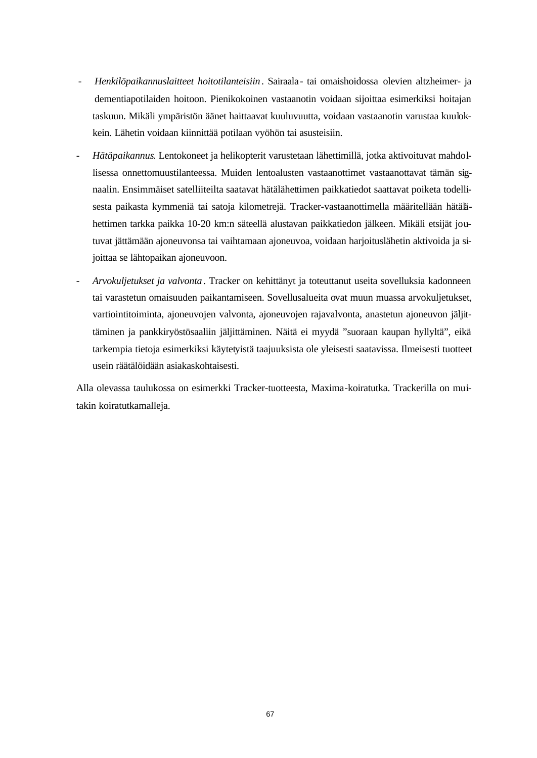- *Henkilöpaikannuslaitteet hoitotilanteisiin*. Sairaala- tai omaishoidossa olevien altzheimer- ja dementiapotilaiden hoitoon. Pienikokoinen vastaanotin voidaan sijoittaa esimerkiksi hoitajan taskuun. Mikäli ympäristön äänet haittaavat kuuluvuutta, voidaan vastaanotin varustaa kuulokkein. Lähetin voidaan kiinnittää potilaan vyöhön tai asusteisiin.

- *Hätäpaikannus*. Lentokoneet ja helikopterit varustetaan lähettimillä, jotka aktivoituvat mahdollisessa onnettomuustilanteessa. Muiden lentoalusten vastaanottimet vastaanottavat tämän signaalin. Ensimmäiset satelliiteilta saatavat hätälähettimen paikkatiedot saattavat poiketa todellisesta paikasta kymmeniä tai satoja kilometrejä. Tracker-vastaanottimella määritellään hätälähettimen tarkka paikka 10-20 km:n säteellä alustavan paikkatiedon jälkeen. Mikäli etsijät joutuvat jättämään ajoneuvonsa tai vaihtamaan ajoneuvoa, voidaan harjoituslähetin aktivoida ja sijoittaa se lähtopaikan ajoneuvoon.

- *Arvokuljetukset ja valvonta*. Tracker on kehittänyt ja toteuttanut useita sovelluksia kadonneen tai varastetun omaisuuden paikantamiseen. Sovellusalueita ovat muun muassa arvokuljetukset, vartiointitoiminta, ajoneuvojen valvonta, ajoneuvojen rajavalvonta, anastetun ajoneuvon jäljittäminen ja pankkiryöstösaaliin jäljittäminen. Näitä ei myydä ”suoraan kaupan hyllyltä”, eikä tarkempia tietoja esimerkiksi käytetyistä taajuuksista ole yleisesti saatavissa. Ilmeisesti tuotteet usein räätälöidään asiakaskohtaisesti.

Alla olevassa taulukossa on esimerkki Tracker-tuotteesta, Maxima-koiratutka. Trackerilla on muitakin koiratutkamalleja.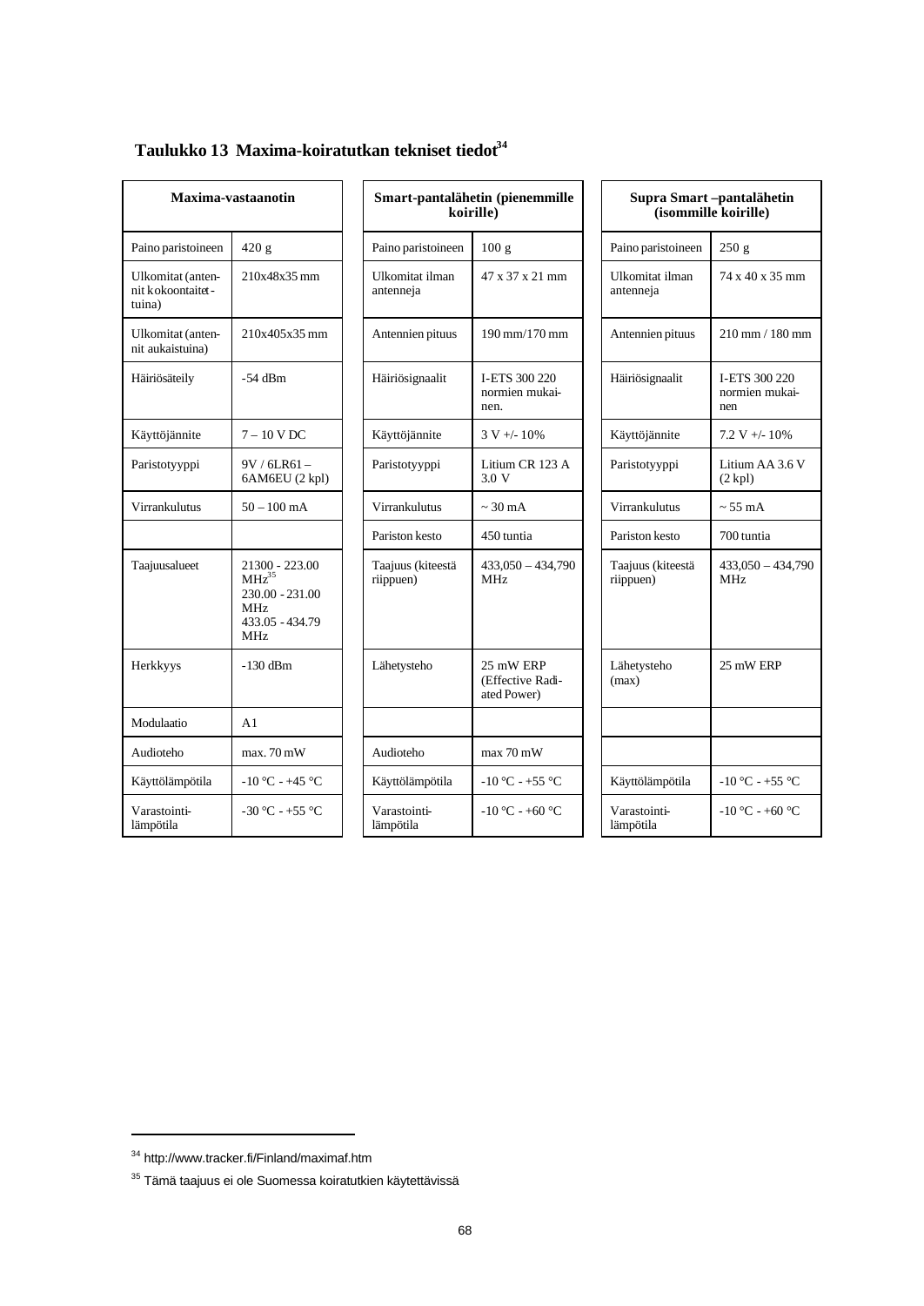**Taulukko 13 Maxima-koiratutkan tekniset tiedot[34]**

| Maxima-vastaanotin | |
|---|---|
| Paino paristoineen | 420 g |
| Ulkomitat (antennit kokoontaitettuina) | 210x48x35 mm |
| Ulkomitat (antennit aukaistuina) | 210x405x35 mm |
| Häiriösäteily | -54 dBm |
| Käyttöjännite | 7 – 10 V DC |
| Paristotyyppi | 9V / 6LR61 – 6AM6EU (2 kpl) |
| Virrankulutus | 50 – 100 mA |
| | |
| Taajuusalueet | 21300 - 223.00 MHz[35] 230.00 - 231.00 MHz 433.05 - 434.79 MHz |
| Herkkyys | -130 dBm |
| Modulaatio | A1 |
| Audioteho | max. 70 mW |
| Käyttölämpötila | -10 °C - +45 °C |
| Varastointilämpötila | -30 °C - +55 °C |

| Smart-pantalähetin (pienemmille koirille) | |
|---|---|
| Paino paristoineen | 100 g |
| Ulkomitat ilman antenneja | 47 x 37 x 21 mm |
| Antennien pituus | 190 mm/170 mm |
| Häiriösignaalit | I-ETS 300 220 normien mukainen. |
| Käyttöjännite | 3 V +/- 10% |
| Paristotyyppi | Litium CR 123 A 3.0 V |
| Virrankulutus | ~ 30 mA |
| Pariston kesto | 450 tuntia |
| Taajuus (kiteestä riippuen) | 433,050 – 434,790 MHz |
| Lähetysteho | 25 mW ERP (Effective Radiated Power) |
| | |
| Audioteho | max 70 mW |
| Käyttölämpötila | -10 °C - +55 °C |
| Varastointilämpötila | -10 °C - +60 °C |

| Supra Smart –pantalähetin (isommille koirille) | |
|---|---|
| Paino paristoineen | 250 g |
| Ulkomitat ilman antenneja | 74 x 40 x 35 mm |
| Antennien pituus | 210 mm / 180 mm |
| Häiriösignaalit | I-ETS 300 220 normien mukainen |
| Käyttöjännite | 7.2 V +/- 10% |
| Paristotyyppi | Litium AA 3.6 V (2 kpl) |
| Virrankulutus | ~ 55 mA |
| Pariston kesto | 700 tuntia |
| Taajuus (kiteestä riippuen) | 433,050 – 434,790 MHz |
| Lähetysteho (max) | 25 mW ERP |
| | |
| | |
| Käyttölämpötila | -10 °C - +55 °C |
| Varastointilämpötila | -10 °C - +60 °C |

[34] http://www.tracker.fi/Finland/maximaf.htm

[35] Tämä taajuus ei ole Suomessa koiratutkien käytettävissä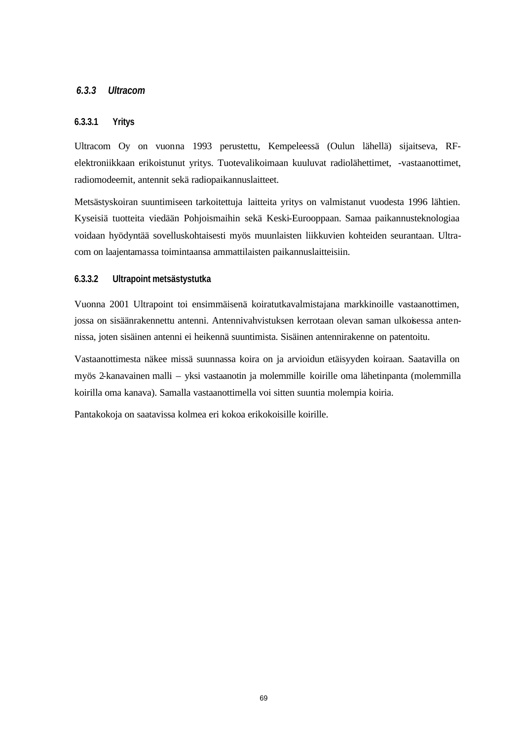### 6.3.3 *Ultracom*

#### 6.3.3.1 Yritys

Ultracom Oy on vuonna 1993 perustettu, Kempeleessä (Oulun lähellä) sijaitseva, RF-elektroniikkaan erikoistunut yritys. Tuotevalikoimaan kuuluvat radiolähettimet, -vastaanottimet, radiomodeemit, antennit sekä radiopaikannuslaitteet.

Metsästyskoiran suuntimiseen tarkoitettuja laitteita yritys on valmistanut vuodesta 1996 lähtien. Kyseisiä tuotteita viedään Pohjoismaihin sekä Keski-Eurooppaan. Samaa paikannusteknologiaa voidaan hyödyntää sovelluskohtaisesti myös muunlaisten liikkuvien kohteiden seurantaan. Ultracom on laajentamassa toimintaansa ammattilaisten paikannuslaitteisiin.

#### 6.3.3.2 Ultrapoint metsästystutka

Vuonna 2001 Ultrapoint toi ensimmäisenä koiratutkavalmistajana markkinoille vastaanottimen, jossa on sisäänrakennettu antenni. Antennivahvistuksen kerrotaan olevan saman ulkoisessa antennissa, joten sisäinen antenni ei heikennä suuntimista. Sisäinen antennirakenne on patentoitu.

Vastaanottimesta näkee missä suunnassa koira on ja arvioidun etäisyyden koiraan. Saatavilla on myös 2-kanavainen malli – yksi vastaanotin ja molemmille koirille oma lähetinpanta (molemmilla koirilla oma kanava). Samalla vastaanottimella voi sitten suuntia molempia koiria.

Pantakokoja on saatavissa kolmea eri kokoa erikokoisille koirille.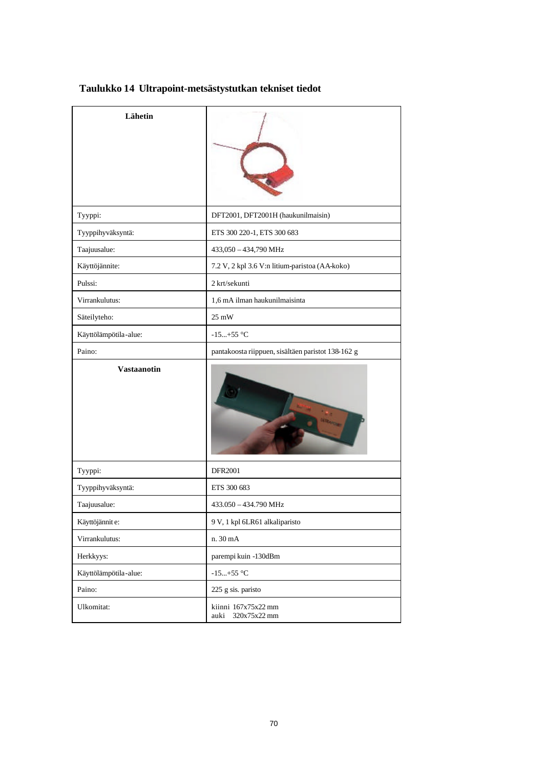**Taulukko 14 Ultrapoint-metsästystutkan tekniset tiedot**

| **Lähetin** | |
|---|---|
| Tyyppi: | DFT2001, DFT2001H (haukunilmaisin) |
| Tyyppihyväksyntä: | ETS 300 220-1, ETS 300 683 |
| Taajuusalue: | 433,050 – 434,790 MHz |
| Käyttöjännite: | 7.2 V, 2 kpl 3.6 V:n litium-paristoa (AA-koko) |
| Pulssi: | 2 krt/sekunti |
| Virrankulutus: | 1,6 mA ilman haukunilmaisinta |
| Säteilyteho: | 25 mW |
| Käyttölämpötila-alue: | -15...+55 °C |
| Paino: | pantakoosta riippuen, sisältäen paristot 138-162 g |
| **Vastaanotin** | |
| Tyyppi: | DFR2001 |
| Tyyppihyväksyntä: | ETS 300 683 |
| Taajuusalue: | 433.050 – 434.790 MHz |
| Käyttöjännite: | 9 V, 1 kpl 6LR61 alkaliparisto |
| Virrankulutus: | n. 30 mA |
| Herkkyys: | parempi kuin -130dBm |
| Käyttölämpötila-alue: | -15...+55 °C |
| Paino: | 225 g sis. paristo |
| Ulkomitat: | kiinni 167x75x22 mm<br>auki 320x75x22 mm |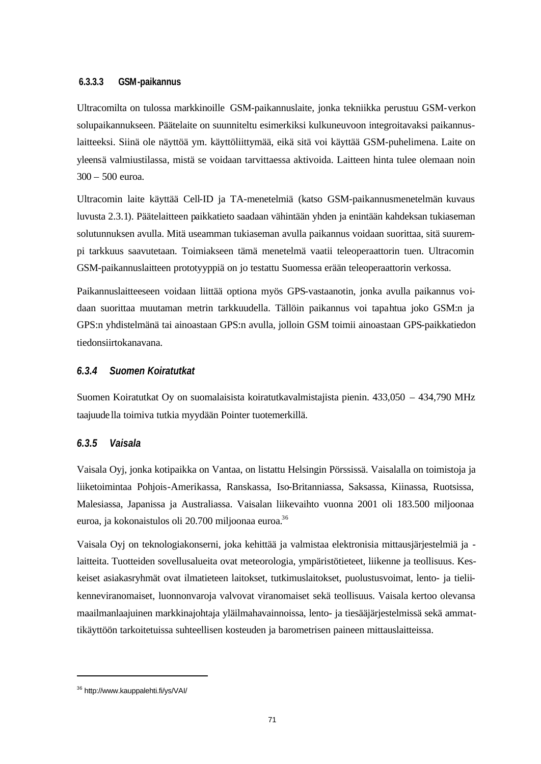#### 6.3.3.3 GSM-paikannus

Ultracomilta on tulossa markkinoille GSM-paikannuslaite, jonka tekniikka perustuu GSM-verkon solupaikannukseen. Päätelaite on suunniteltu esimerkiksi kulkuneuvoon integroitavaksi paikannuslaitteeksi. Siinä ole näyttöä ym. käyttöliittymää, eikä sitä voi käyttää GSM-puhelimena. Laite on yleensä valmiustilassa, mistä se voidaan tarvittaessa aktivoida. Laitteen hinta tulee olemaan noin 300 – 500 euroa.

Ultracomin laite käyttää Cell-ID ja TA-menetelmiä (katso GSM-paikannusmenetelmän kuvaus luvusta 2.3.1). Päätelaitteen paikkatieto saadaan vähintään yhden ja enintään kahdeksan tukiaseman solutunnuksen avulla. Mitä useamman tukiaseman avulla paikannus voidaan suorittaa, sitä suurempi tarkkuus saavutetaan. Toimiakseen tämä menetelmä vaatii teleoperaattorin tuen. Ultracomin GSM-paikannuslaitteen prototyyppiä on jo testattu Suomessa erään teleoperaattorin verkossa.

Paikannuslaitteeseen voidaan liittää optiona myös GPS-vastaanotin, jonka avulla paikannus voidaan suorittaa muutaman metrin tarkkuudella. Tällöin paikannus voi tapahtua joko GSM:n ja GPS:n yhdistelmänä tai ainoastaan GPS:n avulla, jolloin GSM toimii ainoastaan GPS-paikkatiedon tiedonsiirtokanavana.

### *6.3.4 Suomen Koiratutkat*

Suomen Koiratutkat Oy on suomalaisista koiratutkavalmistajista pienin. 433,050 – 434,790 MHz taajuudella toimiva tutkia myydään Pointer tuotemerkillä.

### *6.3.5 Vaisala*

Vaisala Oyj, jonka kotipaikka on Vantaa, on listattu Helsingin Pörssissä. Vaisalalla on toimistoja ja liiketoimintaa Pohjois-Amerikassa, Ranskassa, Iso-Britanniassa, Saksassa, Kiinassa, Ruotsissa, Malesiassa, Japanissa ja Australiassa. Vaisalan liikevaihto vuonna 2001 oli 183.500 miljoonaa euroa, ja kokonaistulos oli 20.700 miljoonaa euroa.[36]

Vaisala Oyj on teknologiakonserni, joka kehittää ja valmistaa elektronisia mittausjärjestelmiä ja -laitteita. Tuotteiden sovellusalueita ovat meteorologia, ympäristötieteet, liikenne ja teollisuus. Keskeiset asiakasryhmät ovat ilmatieteen laitokset, tutkimuslaitokset, puolustusvoimat, lento- ja tieliikenneviranomaiset, luonnonvaroja valvovat viranomaiset sekä teollisuus. Vaisala kertoo olevansa maailmanlaajuinen markkinajohtaja yläilmahavainnoissa, lento- ja tiesääjärjestelmissä sekä ammattikäyttöön tarkoitetuissa suhteellisen kosteuden ja barometrisen paineen mittauslaitteissa.

---

[36] http://www.kauppalehti.fi/ys/VAI/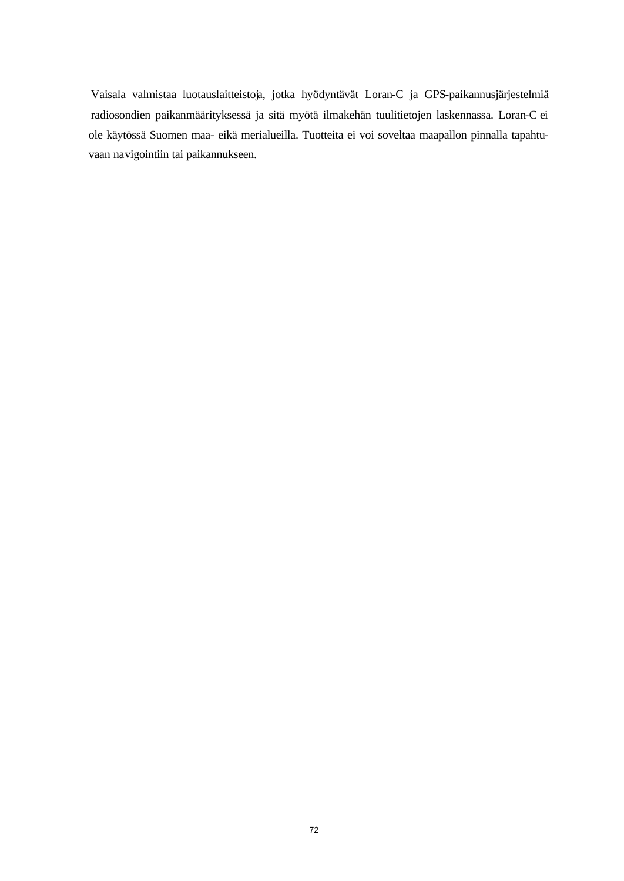Vaisala valmistaa luotauslaitteistoja, jotka hyödyntävät Loran-C ja GPS-paikannusjärjestelmiä radiosondien paikanmäärityksessä ja sitä myötä ilmakehän tuulitietojen laskennassa. Loran-C ei ole käytössä Suomen maa- eikä merialueilla. Tuotteita ei voi soveltaa maapallon pinnalla tapahtuvaan navigointiin tai paikannukseen.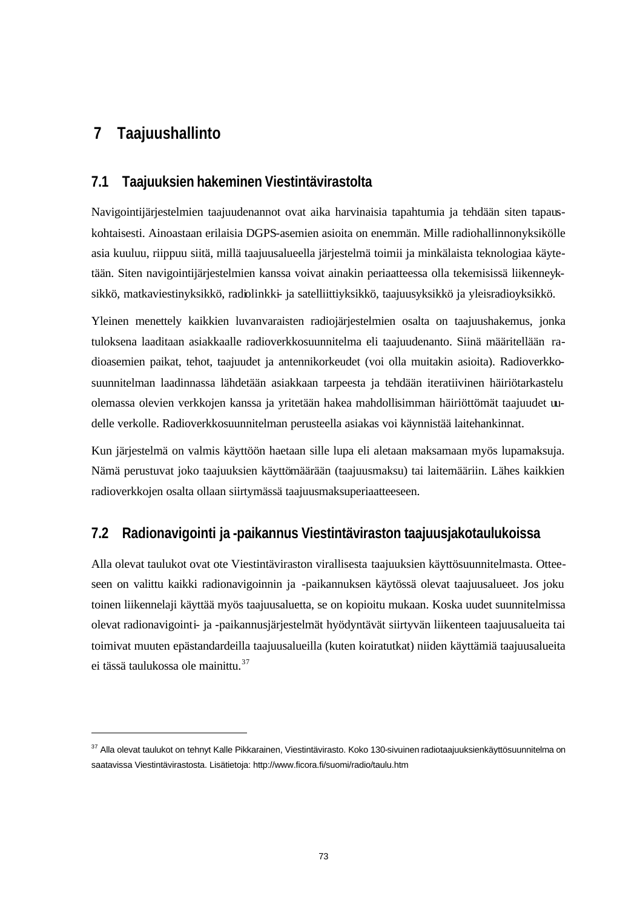# 7 Taajuushallinto

## 7.1 Taajuuksien hakeminen Viestintävirastolta

Navigointijärjestelmien taajuudenannot ovat aika harvinaisia tapahtumia ja tehdään siten tapauskohtaisesti. Ainoastaan erilaisia DGPS-asemien asioita on enemmän. Mille radiohallinnonyksikölle asia kuuluu, riippuu siitä, millä taajuusalueella järjestelmä toimii ja minkälaista teknologiaa käytetään. Siten navigointijärjestelmien kanssa voivat ainakin periaatteessa olla tekemisissä liikenneyksikkö, matkaviestinyksikkö, radiolinkki- ja satelliittiyksikkö, taajuusyksikkö ja yleisradioyksikkö.

Yleinen menettely kaikkien luvanvaraisten radiojärjestelmien osalta on taajuushakemus, jonka tuloksena laaditaan asiakkaalle radioverkkosuunnitelma eli taajuudenanto. Siinä määritellään radioasemien paikat, tehot, taajuudet ja antennikorkeudet (voi olla muitakin asioita). Radioverkkosuunnitelman laadinnassa lähdetään asiakkaan tarpeesta ja tehdään iteratiivinen häiriötarkastelu olemassa olevien verkkojen kanssa ja yritetään hakea mahdollisimman häiriöttömät taajuudet uudelle verkolle. Radioverkkosuunnitelman perusteella asiakas voi käynnistää laitehankinnat.

Kun järjestelmä on valmis käyttöön haetaan sille lupa eli aletaan maksamaan myös lupamaksuja. Nämä perustuvat joko taajuuksien käyttömäärään (taajuusmaksu) tai laitemääriin. Lähes kaikkien radioverkkojen osalta ollaan siirtymässä taajuusmaksuperiaatteeseen.

## 7.2 Radionavigointi ja -paikannus Viestintäviraston taajuusjakotaulukoissa

Alla olevat taulukot ovat ote Viestintäviraston virallisesta taajuuksien käyttösuunnitelmasta. Otteeseen on valittu kaikki radionavigoinnin ja -paikannuksen käytössä olevat taajuusalueet. Jos joku toinen liikennelaji käyttää myös taajuusaluetta, se on kopioitu mukaan. Koska uudet suunnitelmissa olevat radionavigointi- ja -paikannusjärjestelmät hyödyntävät siirtyvän liikenteen taajuusalueita tai toimivat muuten epästandardeilla taajuusalueilla (kuten koiratutkat) niiden käyttämiä taajuusalueita ei tässä taulukossa ole mainittu.[37]

---

[37] Alla olevat taulukot on tehnyt Kalle Pikkarainen, Viestintävirasto. Koko 130-sivuinen radiotaajuuksienkäyttösuunnitelma on saatavissa Viestintävirastosta. Lisätietoja: http://www.ficora.fi/suomi/radio/taulu.htm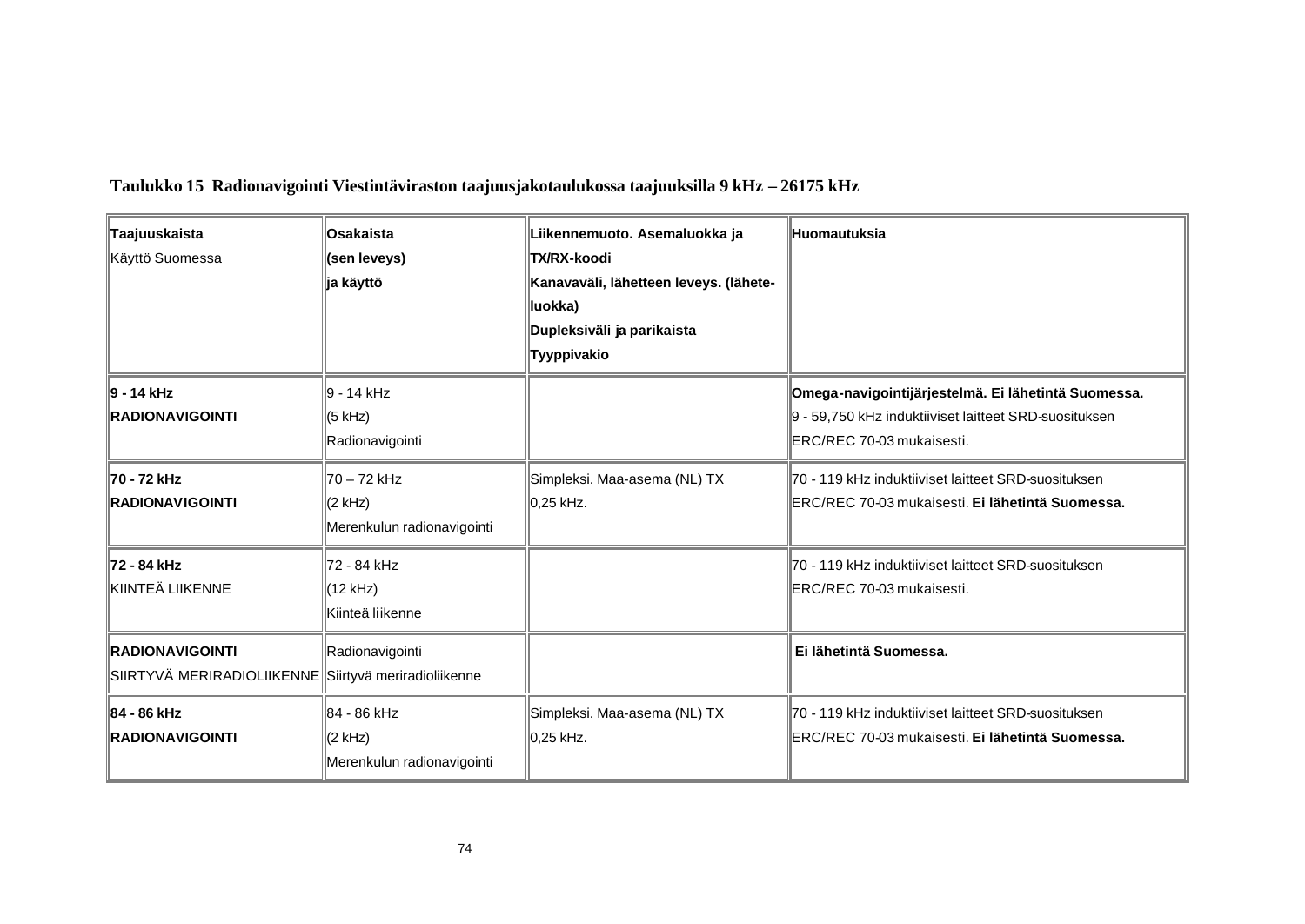**Taulukko 15 Radionavigointi Viestintäviraston taajuusjakotaulukossa taajuuksilla 9 kHz – 26175 kHz**

| Taajuuskaista<br>Käyttö Suomessa | **Osakaista**<br>**(sen leveys)**<br>**ja käyttö** | **Liikennemuoto. Asemaluokka ja**<br>**TX/RX-koodi**<br>**Kanavaväli, lähetteen leveys. (lähete-luokka)**<br>**Dupleksiväli ja parikaista**<br>**Tyyppivakio** | **Huomautuksia** |
|---|---|---|---|
| **9 - 14 kHz**<br>**RADIONAVIGOINTI** | 9 - 14 kHz<br>(5 kHz)<br>Radionavigointi | | **Omega-navigointijärjestelmä. Ei lähetintä Suomessa.**<br>9 - 59,750 kHz induktiiviset laitteet SRD-suosituksen ERC/REC 70-03 mukaisesti. |
| **70 - 72 kHz**<br>**RADIONAVIGOINTI** | 70 – 72 kHz<br>(2 kHz)<br>Merenkulun radionavigointi | Simpleksi. Maa-asema (NL) TX<br>0,25 kHz. | 70 - 119 kHz induktiiviset laitteet SRD-suosituksen ERC/REC 70-03 mukaisesti. **Ei lähetintä Suomessa.** |
| **72 - 84 kHz**<br>KIINTEÄ LIIKENNE | 72 - 84 kHz<br>(12 kHz)<br>Kiinteä liikenne | | 70 - 119 kHz induktiiviset laitteet SRD-suosituksen ERC/REC 70-03 mukaisesti. |
| **RADIONAVIGOINTI**<br>SIIRTYVÄ MERIRADIOLIIKENNE | Radionavigointi<br>Siirtyvä meriradioliikenne | | **Ei lähetintä Suomessa.** |
| **84 - 86 kHz**<br>**RADIONAVIGOINTI** | 84 - 86 kHz<br>(2 kHz)<br>Merenkulun radionavigointi | Simpleksi. Maa-asema (NL) TX<br>0,25 kHz. | 70 - 119 kHz induktiiviset laitteet SRD-suosituksen ERC/REC 70-03 mukaisesti. **Ei lähetintä Suomessa.** |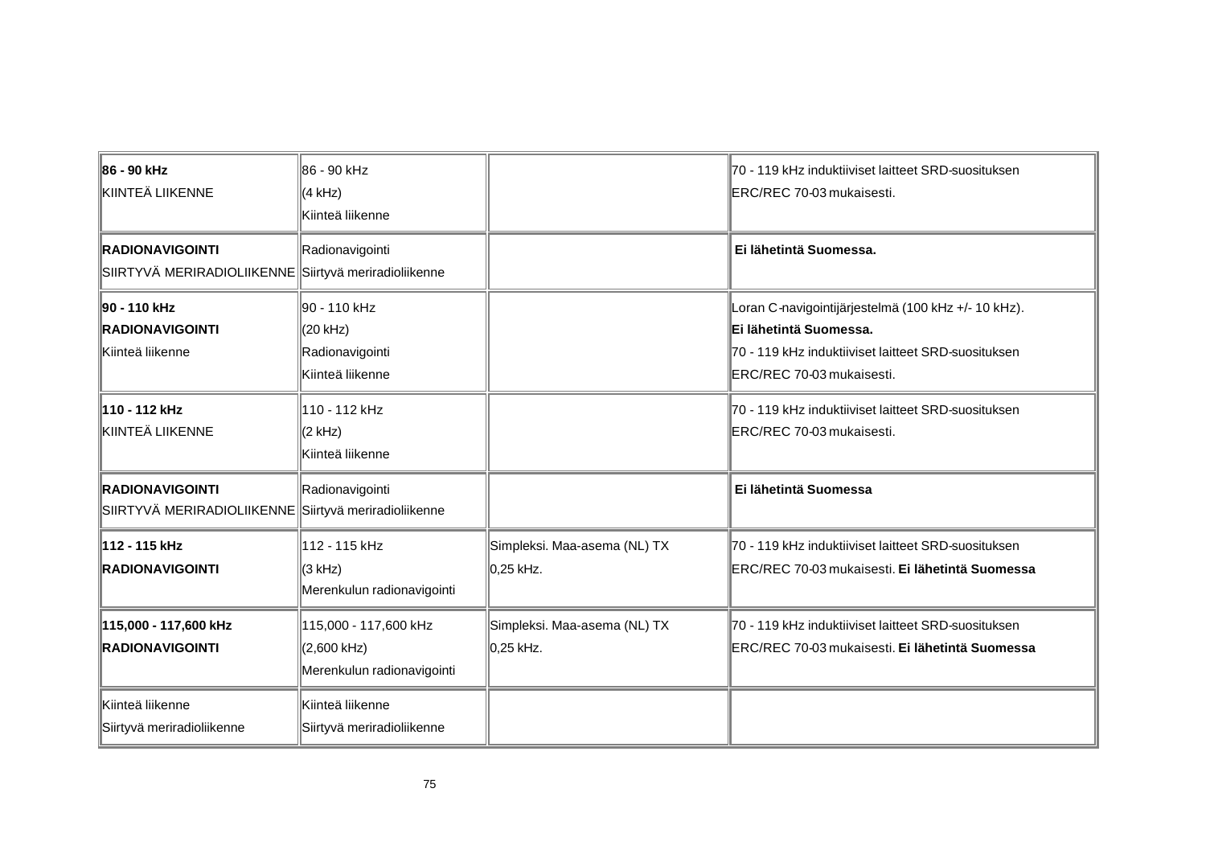| | | | |
|---|---|---|---|
| **86 - 90 kHz**<br>KIINTEÄ LIIKENNE | 86 - 90 kHz<br>(4 kHz)<br>Kiinteä liikenne | | 70 - 119 kHz induktiiviset laitteet SRD-suosituksen ERC/REC 70-03 mukaisesti. |
| **RADIONAVIGOINTI**<br>SIIRTYVÄ MERIRADIOLIIKENNE | Radionavigointi<br>Siirtyvä meriradioliikenne | | **Ei lähetintä Suomessa.** |
| **90 - 110 kHz**<br>**RADIONAVIGOINTI**<br>Kiinteä liikenne | 90 - 110 kHz<br>(20 kHz)<br>Radionavigointi<br>Kiinteä liikenne | | Loran C-navigointijärjestelmä (100 kHz +/- 10 kHz).<br>**Ei lähetintä Suomessa.**<br>70 - 119 kHz induktiiviset laitteet SRD-suosituksen ERC/REC 70-03 mukaisesti. |
| **110 - 112 kHz**<br>KIINTEÄ LIIKENNE | 110 - 112 kHz<br>(2 kHz)<br>Kiinteä liikenne | | 70 - 119 kHz induktiiviset laitteet SRD-suosituksen ERC/REC 70-03 mukaisesti. |
| **RADIONAVIGOINTI**<br>SIIRTYVÄ MERIRADIOLIIKENNE | Radionavigointi<br>Siirtyvä meriradioliikenne | | **Ei lähetintä Suomessa** |
| **112 - 115 kHz**<br>**RADIONAVIGOINTI** | 112 - 115 kHz<br>(3 kHz)<br>Merenkulun radionavigointi | Simpleksi. Maa-asema (NL) TX 0,25 kHz. | 70 - 119 kHz induktiiviset laitteet SRD-suosituksen ERC/REC 70-03 mukaisesti. **Ei lähetintä Suomessa** |
| **115,000 - 117,600 kHz**<br>**RADIONAVIGOINTI** | 115,000 - 117,600 kHz<br>(2,600 kHz)<br>Merenkulun radionavigointi | Simpleksi. Maa-asema (NL) TX 0,25 kHz. | 70 - 119 kHz induktiiviset laitteet SRD-suosituksen ERC/REC 70-03 mukaisesti. **Ei lähetintä Suomessa** |
| Kiinteä liikenne<br>Siirtyvä meriradioliikenne | Kiinteä liikenne<br>Siirtyvä meriradioliikenne | | |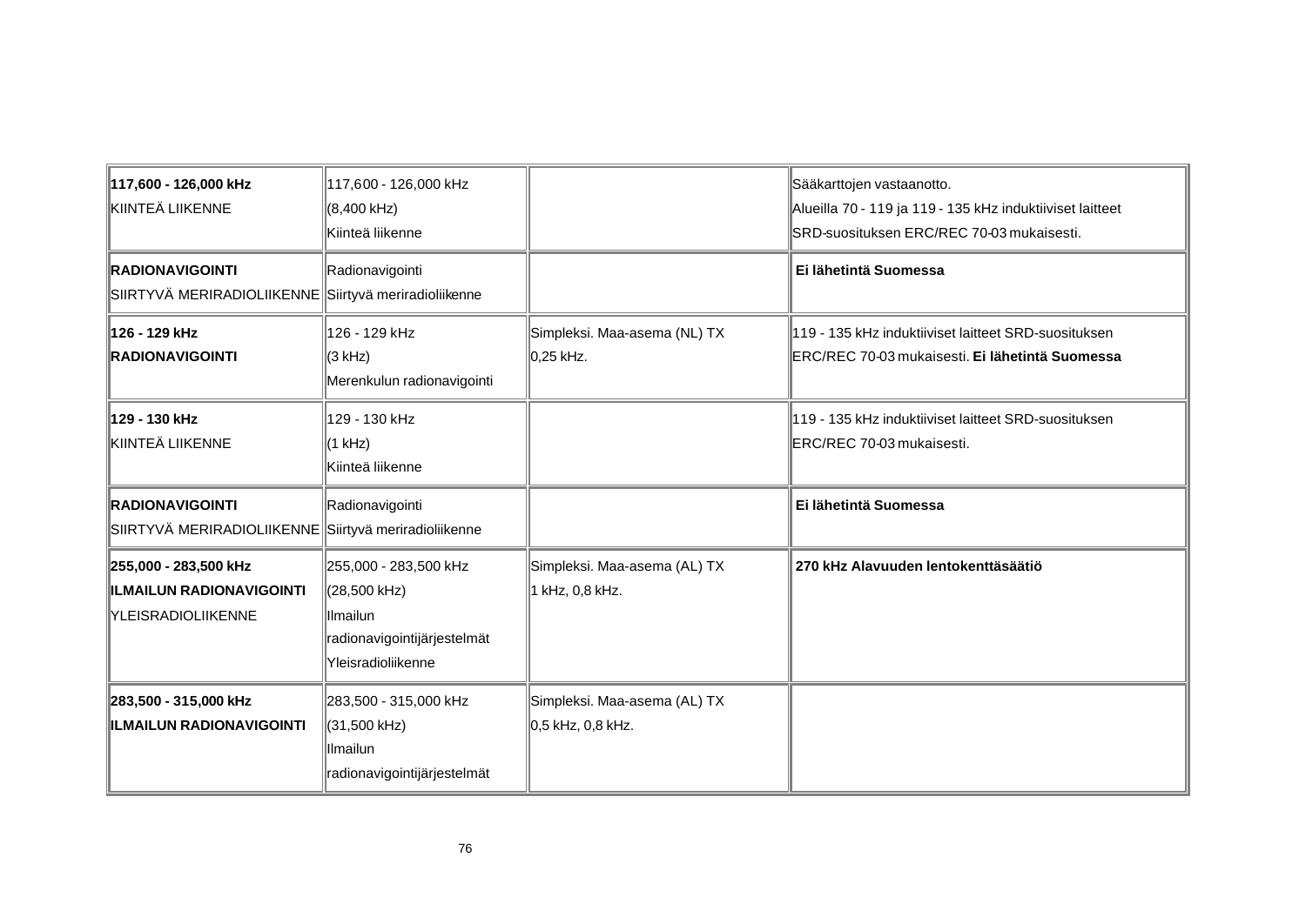| | | | |
|---|---|---|---|
| **117,600 - 126,000 kHz**<br>KIINTEÄ LIIKENNE | 117,600 - 126,000 kHz<br>(8,400 kHz)<br>Kiinteä liikenne | | Sääkarttojen vastaanotto.<br>Alueilla 70 - 119 ja 119 - 135 kHz induktiiviset laitteet SRD-suosituksen ERC/REC 70-03 mukaisesti. |
| **RADIONAVIGOINTI**<br>SIIRTYVÄ MERIRADIOLIIKENNE | Radionavigointi<br>Siirtyvä meriradioliikenne | | **Ei lähetintä Suomessa** |
| **126 - 129 kHz**<br>**RADIONAVIGOINTI** | 126 - 129 kHz<br>(3 kHz)<br>Merenkulun radionavigointi | Simpleksi. Maa-asema (NL) TX<br>0,25 kHz. | 119 - 135 kHz induktiiviset laitteet SRD-suosituksen ERC/REC 70-03 mukaisesti. **Ei lähetintä Suomessa** |
| **129 - 130 kHz**<br>KIINTEÄ LIIKENNE | 129 - 130 kHz<br>(1 kHz)<br>Kiinteä liikenne | | 119 - 135 kHz induktiiviset laitteet SRD-suosituksen ERC/REC 70-03 mukaisesti. |
| **RADIONAVIGOINTI**<br>SIIRTYVÄ MERIRADIOLIIKENNE | Radionavigointi<br>Siirtyvä meriradioliikenne | | **Ei lähetintä Suomessa** |
| **255,000 - 283,500 kHz**<br>**ILMAILUN RADIONAVIGOINTI**<br>YLEISRADIOLIIKENNE | 255,000 - 283,500 kHz<br>(28,500 kHz)<br>Ilmailun radionavigointijärjestelmät<br>Yleisradioliikenne | Simpleksi. Maa-asema (AL) TX<br>1 kHz, 0,8 kHz. | **270 kHz Alavuuden lentokenttäsäätiö** |
| **283,500 - 315,000 kHz**<br>**ILMAILUN RADIONAVIGOINTI** | 283,500 - 315,000 kHz<br>(31,500 kHz)<br>Ilmailun radionavigointijärjestelmät | Simpleksi. Maa-asema (AL) TX<br>0,5 kHz, 0,8 kHz. | |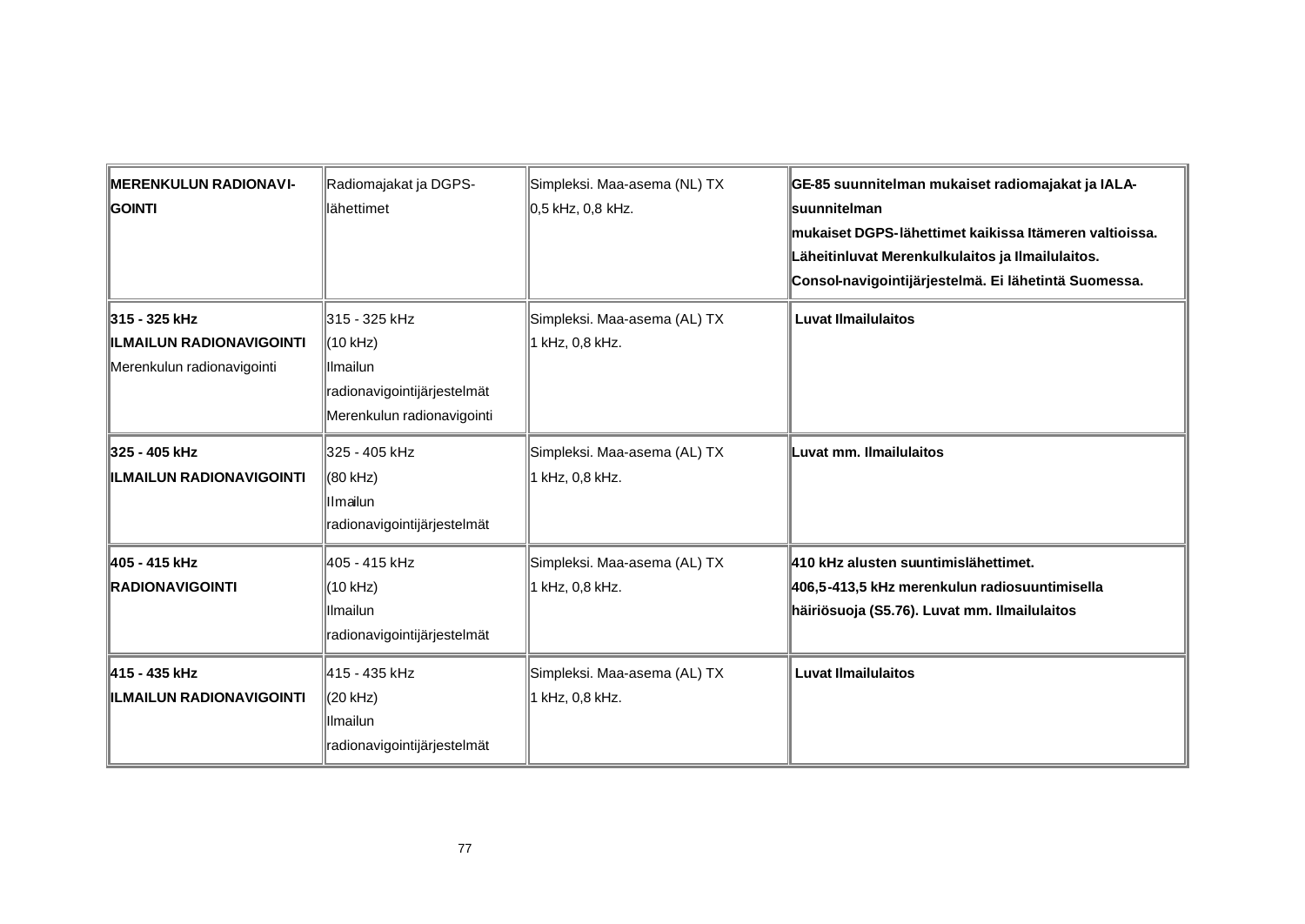| **MERENKULUN RADIONAVI-GOINTI** | Radiomajakat ja DGPS-lähettimet | Simpleksi. Maa-asema (NL) TX 0,5 kHz, 0,8 kHz. | **GE-85 suunnitelman mukaiset radiomajakat ja IALA-suunnitelman mukaiset DGPS-lähettimet kaikissa Itämeren valtioissa. Läheitinluvat Merenkulkulaitos ja Ilmailulaitos. Consol-navigointijärjestelmä. Ei lähetintä Suomessa.** |
|---|---|---|---|
| **315 - 325 kHz**<br>**ILMAILUN RADIONAVIGOINTI**<br>Merenkulun radionavigointi | 315 - 325 kHz<br>(10 kHz)<br>Ilmailun radionavigointijärjestelmät<br>Merenkulun radionavigointi | Simpleksi. Maa-asema (AL) TX 1 kHz, 0,8 kHz. | **Luvat Ilmailulaitos** |
| **325 - 405 kHz**<br>**ILMAILUN RADIONAVIGOINTI** | 325 - 405 kHz<br>(80 kHz)<br>Ilmailun radionavigointijärjestelmät | Simpleksi. Maa-asema (AL) TX 1 kHz, 0,8 kHz. | **Luvat mm. Ilmailulaitos** |
| **405 - 415 kHz**<br>**RADIONAVIGOINTI** | 405 - 415 kHz<br>(10 kHz)<br>Ilmailun radionavigointijärjestelmät | Simpleksi. Maa-asema (AL) TX 1 kHz, 0,8 kHz. | **410 kHz alusten suuntimislähettimet.<br>406,5-413,5 kHz merenkulun radiosuuntimisella häiriösuoja (S5.76). Luvat mm. Ilmailulaitos** |
| **415 - 435 kHz**<br>**ILMAILUN RADIONAVIGOINTI** | 415 - 435 kHz<br>(20 kHz)<br>Ilmailun radionavigointijärjestelmät | Simpleksi. Maa-asema (AL) TX 1 kHz, 0,8 kHz. | **Luvat Ilmailulaitos** |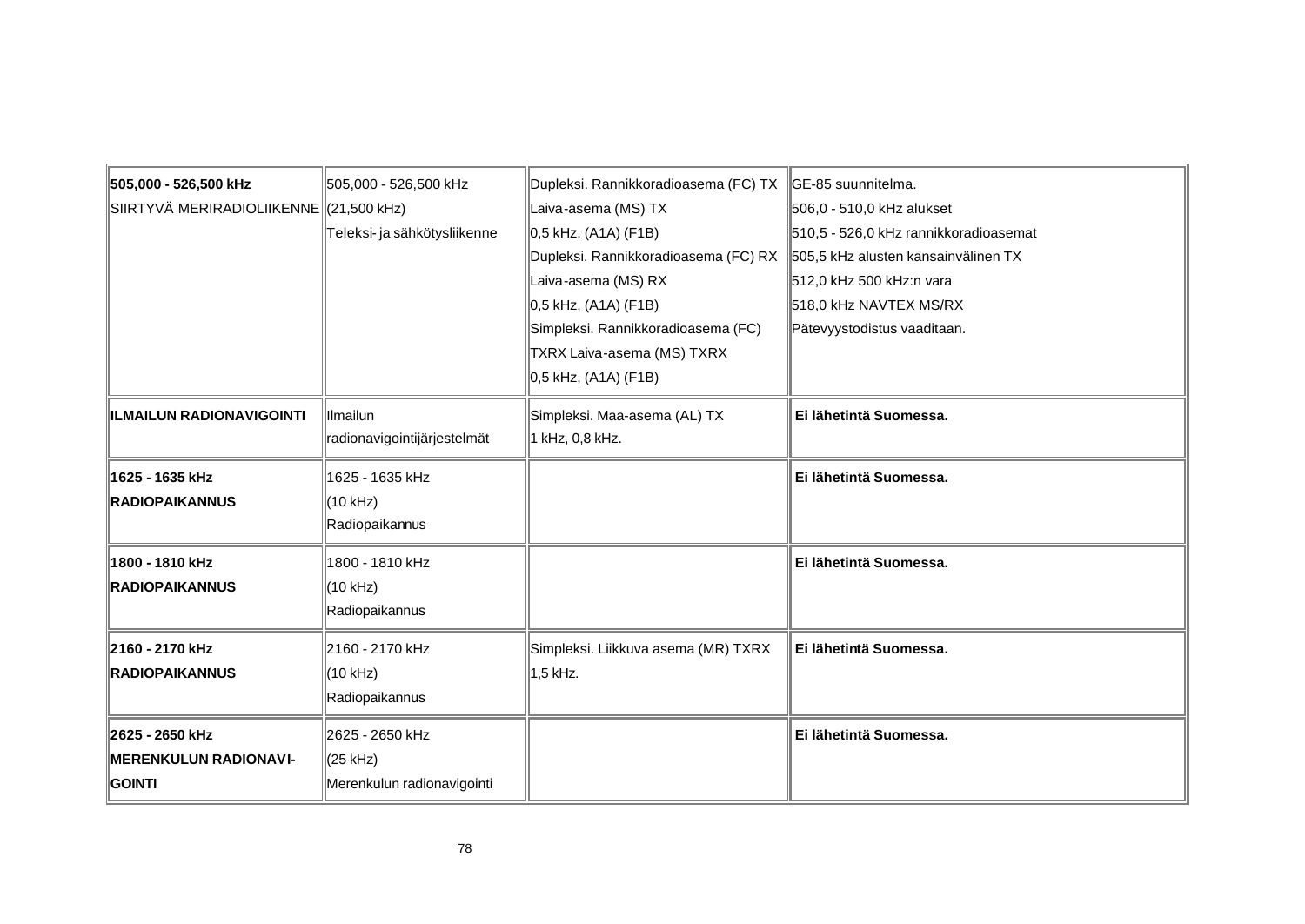| **505,000 - 526,500 kHz** SIIRTYVÄ MERIRADIOLIIKENNE | 505,000 - 526,500 kHz (21,500 kHz) Teleksi- ja sähkötysliikenne | Dupleksi. Rannikkoradioasema (FC) TX Laiva-asema (MS) TX 0,5 kHz, (A1A) (F1B) Dupleksi. Rannikkoradioasema (FC) RX Laiva-asema (MS) RX 0,5 kHz, (A1A) (F1B) Simpleksi. Rannikkoradioasema (FC) TXRX Laiva-asema (MS) TXRX 0,5 kHz, (A1A) (F1B) | GE-85 suunnitelma. 506,0 - 510,0 kHz alukset 510,5 - 526,0 kHz rannikkoradioasemat 505,5 kHz alusten kansainvälinen TX 512,0 kHz 500 kHz:n vara 518,0 kHz NAVTEX MS/RX Pätevyystodistus vaaditaan. |
|---|---|---|---|
| **ILMAILUN RADIONAVIGOINTI** | Ilmailun radionavigointijärjestelmät | Simpleksi. Maa-asema (AL) TX 1 kHz, 0,8 kHz. | **Ei lähetintä Suomessa.** |
| **1625 - 1635 kHz RADIOPAIKANNUS** | 1625 - 1635 kHz (10 kHz) Radiopaikannus | | **Ei lähetintä Suomessa.** |
| **1800 - 1810 kHz RADIOPAIKANNUS** | 1800 - 1810 kHz (10 kHz) Radiopaikannus | | **Ei lähetintä Suomessa.** |
| **2160 - 2170 kHz RADIOPAIKANNUS** | 2160 - 2170 kHz (10 kHz) Radiopaikannus | Simpleksi. Liikkuva asema (MR) TXRX 1,5 kHz. | **Ei lähetintä Suomessa.** |
| **2625 - 2650 kHz MERENKULUN RADIONAVI-GOINTI** | 2625 - 2650 kHz (25 kHz) Merenkulun radionavigointi | | **Ei lähetintä Suomessa.** |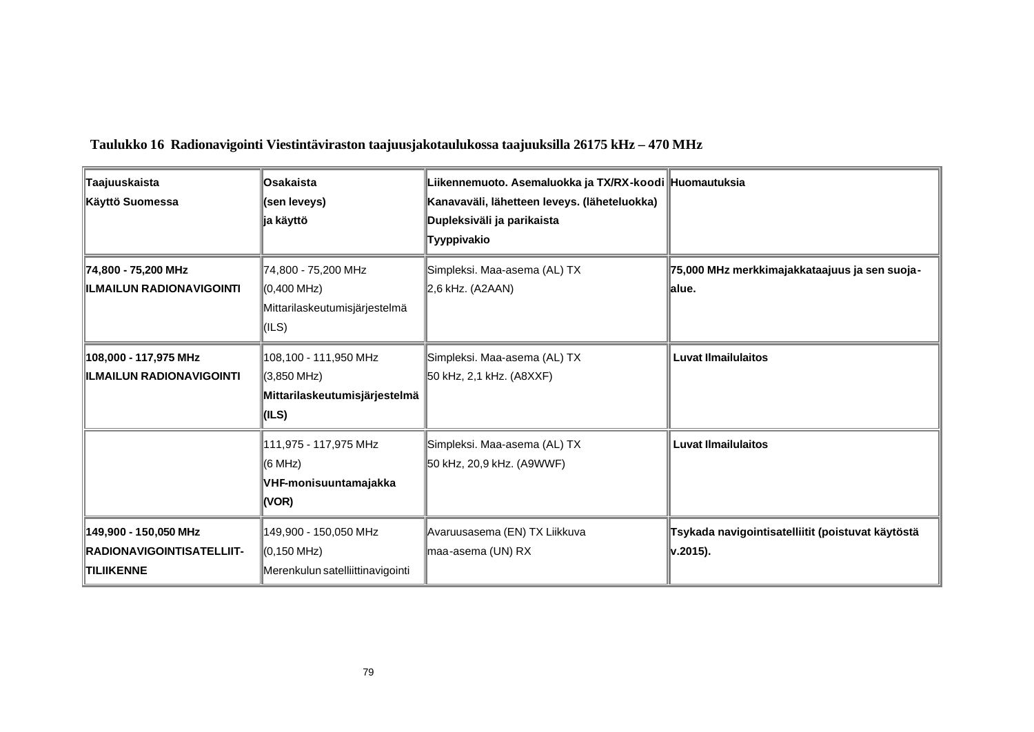**Taulukko 16 Radionavigointi Viestintäviraston taajuusjakotaulukossa taajuuksilla 26175 kHz – 470 MHz**

| **Taajuuskaista**<br>**Käyttö Suomessa** | **Osakaista**<br>**(sen leveys)**<br>**ja käyttö** | **Liikennemuoto. Asemaluokka ja TX/RX-koodi**<br>**Kanavaväli, lähetteen leveys. (läheteluokka)**<br>**Dupleksiväli ja parikaista**<br>**Tyyppivakio** | **Huomautuksia** |
|---|---|---|---|
| **74,800 - 75,200 MHz**<br>**ILMAILUN RADIONAVIGOINTI** | 74,800 - 75,200 MHz<br>(0,400 MHz)<br>Mittarilaskeutumisjärjestelmä<br>(ILS) | Simpleksi. Maa-asema (AL) TX<br>2,6 kHz. (A2AAN) | **75,000 MHz merkkimajakkataajuus ja sen suoja-alue.** |
| **108,000 - 117,975 MHz**<br>**ILMAILUN RADIONAVIGOINTI** | 108,100 - 111,950 MHz<br>(3,850 MHz)<br>**Mittarilaskeutumisjärjestelmä**<br>**(ILS)** | Simpleksi. Maa-asema (AL) TX<br>50 kHz, 2,1 kHz. (A8XXF) | **Luvat Ilmailulaitos** |
| | 111,975 - 117,975 MHz<br>(6 MHz)<br>**VHF-monisuuntamajakka**<br>**(VOR)** | Simpleksi. Maa-asema (AL) TX<br>50 kHz, 20,9 kHz. (A9WWF) | **Luvat Ilmailulaitos** |
| **149,900 - 150,050 MHz**<br>**RADIONAVIGOINTISATELLIIT-TILIIKENNE** | 149,900 - 150,050 MHz<br>(0,150 MHz)<br>Merenkulun satelliittinavigointi | Avaruusasema (EN) TX Liikkuva<br>maa-asema (UN) RX | **Tsykada navigointisatelliitit (poistuvat käytöstä v.2015).** |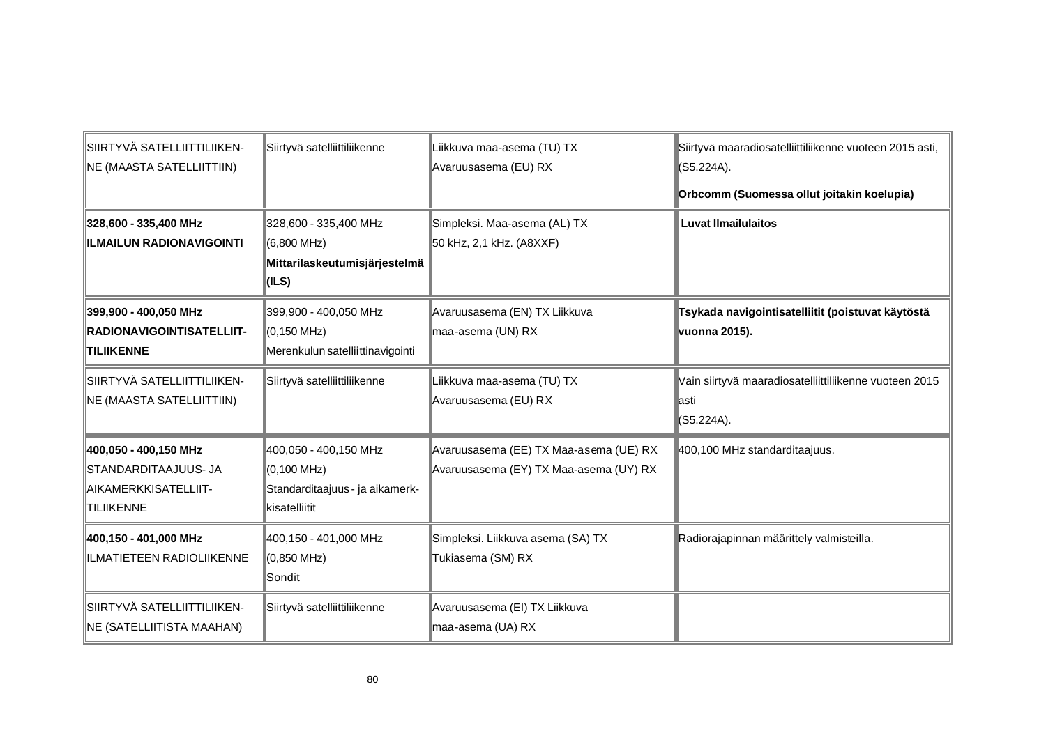| | | | |
|---|---|---|---|
| SIIRTYVÄ SATELLIITTILIIKEN-NE (MAASTA SATELLIITTIIN) | Siirtyvä satelliittiliikenne | Liikkuva maa-asema (TU) TX<br>Avaruusasema (EU) RX | Siirtyvä maaradiosatelliittiliikenne vuoteen 2015 asti, (S5.224A).<br>**Orbcomm (Suomessa ollut joitakin koelupia)** |
| **328,600 - 335,400 MHz**<br>**ILMAILUN RADIONAVIGOINTI** | 328,600 - 335,400 MHz<br>(6,800 MHz)<br>**Mittarilaskeutumisjärjestelmä (ILS)** | Simpleksi. Maa-asema (AL) TX<br>50 kHz, 2,1 kHz. (A8XXF) | **Luvat Ilmailulaitos** |
| **399,900 - 400,050 MHz**<br>**RADIONAVIGOINTISATELLIIT-TILIIKENNE** | 399,900 - 400,050 MHz<br>(0,150 MHz)<br>Merenkulun satelliittinavigointi | Avaruusasema (EN) TX Liikkuva maa-asema (UN) RX | **Tsykada navigointisatelliitit (poistuvat käytöstä vuonna 2015).** |
| SIIRTYVÄ SATELLIITTILIIKEN-NE (MAASTA SATELLIITTIIN) | Siirtyvä satelliittiliikenne | Liikkuva maa-asema (TU) TX<br>Avaruusasema (EU) RX | Vain siirtyvä maaradiosatelliittiliikenne vuoteen 2015 asti<br>(S5.224A). |
| **400,050 - 400,150 MHz**<br>STANDARDITAAJUUS- JA AIKAMERKKISATELLIIT-TILIIKENNE | 400,050 - 400,150 MHz<br>(0,100 MHz)<br>Standarditaajuus - ja aikamerk-kisatelliitit | Avaruusasema (EE) TX Maa-asema (UE) RX<br>Avaruusasema (EY) TX Maa-asema (UY) RX | 400,100 MHz standarditaajuus. |
| **400,150 - 401,000 MHz**<br>ILMATIETEEN RADIOLIIKENNE | 400,150 - 401,000 MHz<br>(0,850 MHz)<br>Sondit | Simpleksi. Liikkuva asema (SA) TX<br>Tukiasema (SM) RX | Radiorajapinnan määrittely valmisteilla. |
| SIIRTYVÄ SATELLIITTILIIKEN-NE (SATELLIITISTA MAAHAN) | Siirtyvä satelliittiliikenne | Avaruusasema (EI) TX Liikkuva maa-asema (UA) RX | |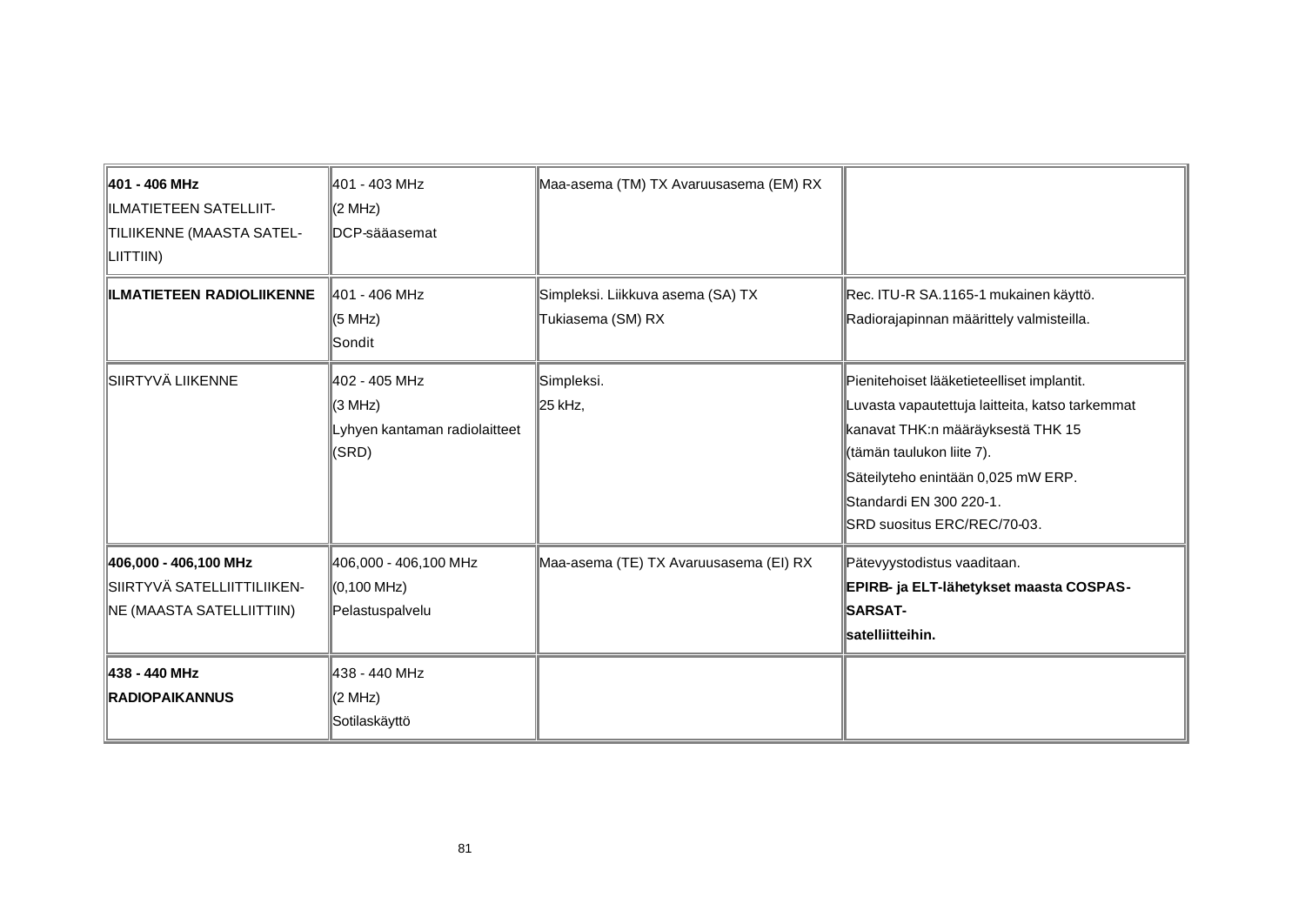| **401 - 406 MHz** ILMATIETEEN SATELLIIT-TILIIKENNE (MAASTA SATEL-LIITTIIN) | 401 - 403 MHz (2 MHz) DCP-sääasemat | Maa-asema (TM) TX Avaruusasema (EM) RX | |
|---|---|---|---|
| **ILMATIETEEN RADIOLIIKENNE** | 401 - 406 MHz (5 MHz) Sondit | Simpleksi. Liikkuva asema (SA) TX Tukiasema (SM) RX | Rec. ITU-R SA.1165-1 mukainen käyttö. Radiorajapinnan määrittely valmisteilla. |
| SIIRTYVÄ LIIKENNE | 402 - 405 MHz (3 MHz) Lyhyen kantaman radiolaitteet (SRD) | Simpleksi. 25 kHz, | Pienitehoiset lääketieteelliset implantit. Luvasta vapautettuja laitteita, katso tarkemmat kanavat THK:n määräyksestä THK 15 (tämän taulukon liite 7). Säteilyteho enintään 0,025 mW ERP. Standardi EN 300 220-1. SRD suositus ERC/REC/70-03. |
| **406,000 - 406,100 MHz** SIIRTYVÄ SATELLIITTILIIKEN-NE (MAASTA SATELLIITTIIN) | 406,000 - 406,100 MHz (0,100 MHz) Pelastuspalvelu | Maa-asema (TE) TX Avaruusasema (EI) RX | Pätevyystodistus vaaditaan. **EPIRB- ja ELT-lähetykset maasta COSPAS-SARSAT-satelliitteihin.** |
| **438 - 440 MHz** **RADIOPAIKANNUS** | 438 - 440 MHz (2 MHz) Sotilaskäyttö | | |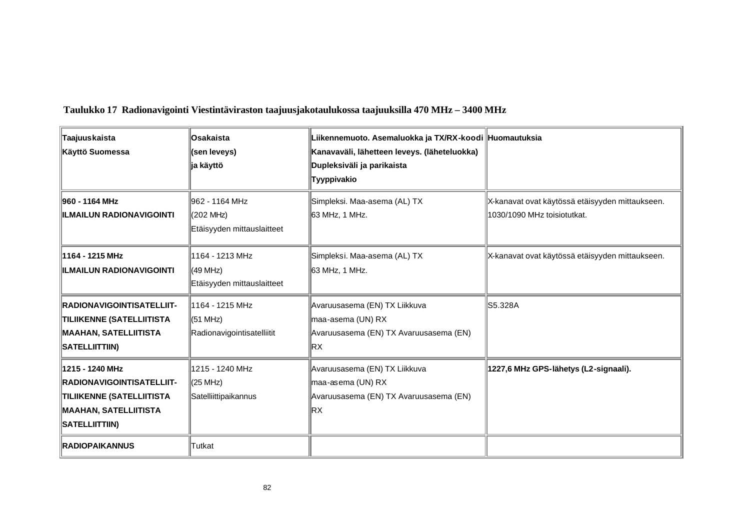**Taulukko 17 Radionavigointi Viestintäviraston taajuusjakotaulukossa taajuuksilla 470 MHz – 3400 MHz**

| **Taajuuskaista**<br>**Käyttö Suomessa** | **Osakaista**<br>**(sen leveys)**<br>**ja käyttö** | **Liikennemuoto. Asemaluokka ja TX/RX-koodi**<br>**Kanavaväli, lähetteen leveys. (läheteluokka)**<br>**Dupleksiväli ja parikaista**<br>**Tyyppivakio** | **Huomautuksia** |
|---|---|---|---|
| **960 - 1164 MHz**<br>**ILMAILUN RADIONAVIGOINTI** | 962 - 1164 MHz<br>(202 MHz)<br>Etäisyyden mittauslaitteet | Simpleksi. Maa-asema (AL) TX<br>63 MHz, 1 MHz. | X-kanavat ovat käytössä etäisyyden mittaukseen.<br>1030/1090 MHz toisiotutkat. |
| **1164 - 1215 MHz**<br>**ILMAILUN RADIONAVIGOINTI** | 1164 - 1213 MHz<br>(49 MHz)<br>Etäisyyden mittauslaitteet | Simpleksi. Maa-asema (AL) TX<br>63 MHz, 1 MHz. | X-kanavat ovat käytössä etäisyyden mittaukseen. |
| **RADIONAVIGOINTISATELLIIT-TILIIKENNE (SATELLIITISTA MAAHAN, SATELLIITISTA SATELLIITTIIN)** | 1164 - 1215 MHz<br>(51 MHz)<br>Radionavigointisatelliitit | Avaruusasema (EN) TX Liikkuva maa-asema (UN) RX<br>Avaruusasema (EN) TX Avaruusasema (EN) RX | S5.328A |
| **1215 - 1240 MHz**<br>**RADIONAVIGOINTISATELLIIT-TILIIKENNE (SATELLIITISTA MAAHAN, SATELLIITISTA SATELLIITTIIN)** | 1215 - 1240 MHz<br>(25 MHz)<br>Satelliittipaikannus | Avaruusasema (EN) TX Liikkuva maa-asema (UN) RX<br>Avaruusasema (EN) TX Avaruusasema (EN) RX | **1227,6 MHz GPS-lähetys (L2-signaali).** |
| **RADIOPAIKANNUS** | Tutkat | | |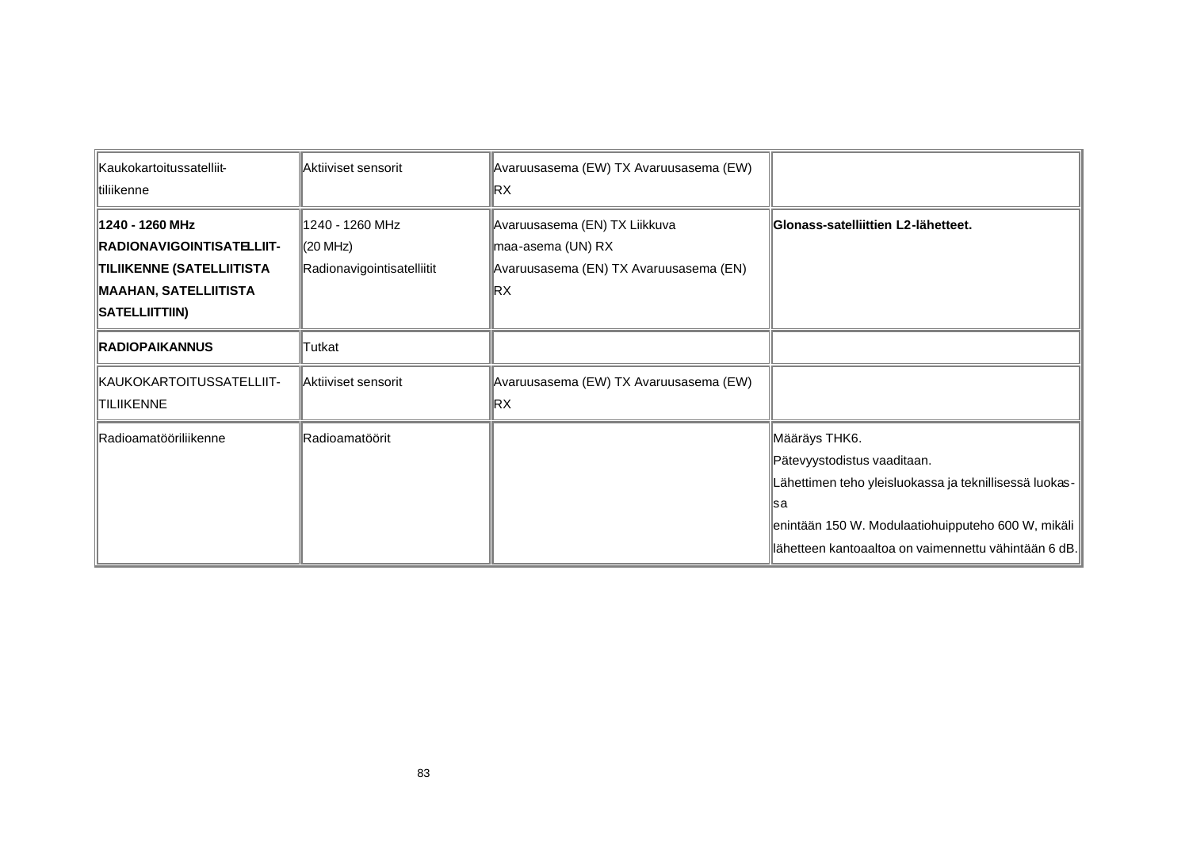| | | | |
|---|---|---|---|
| Kaukokartoitussatelliit-tiliikenne | Aktiiviset sensorit | Avaruusasema (EW) TX Avaruusasema (EW) RX | |
| **1240 - 1260 MHz RADIONAVIGOINTISATELLIIT-TILIIKENNE (SATELLIITISTA MAAHAN, SATELLIITISTA SATELLIITTIIN)** | 1240 - 1260 MHz (20 MHz) Radionavigointisatelliitit | Avaruusasema (EN) TX Liikkuva maa-asema (UN) RX Avaruusasema (EN) TX Avaruusasema (EN) RX | **Glonass-satelliittien L2-lähetteet.** |
| **RADIOPAIKANNUS** | Tutkat | | |
| KAUKOKARTOITUSSATELLIIT-TILIIKENNE | Aktiiviset sensorit | Avaruusasema (EW) TX Avaruusasema (EW) RX | |
| Radioamatööriliikenne | Radioamatöörit | | Määräys THK6. Pätevyystodistus vaaditaan. Lähettimen teho yleisluokassa ja teknillisessä luokassa enintään 150 W. Modulaatiohuipputeho 600 W, mikäli lähetteen kantoaaltoa on vaimennettu vähintään 6 dB. |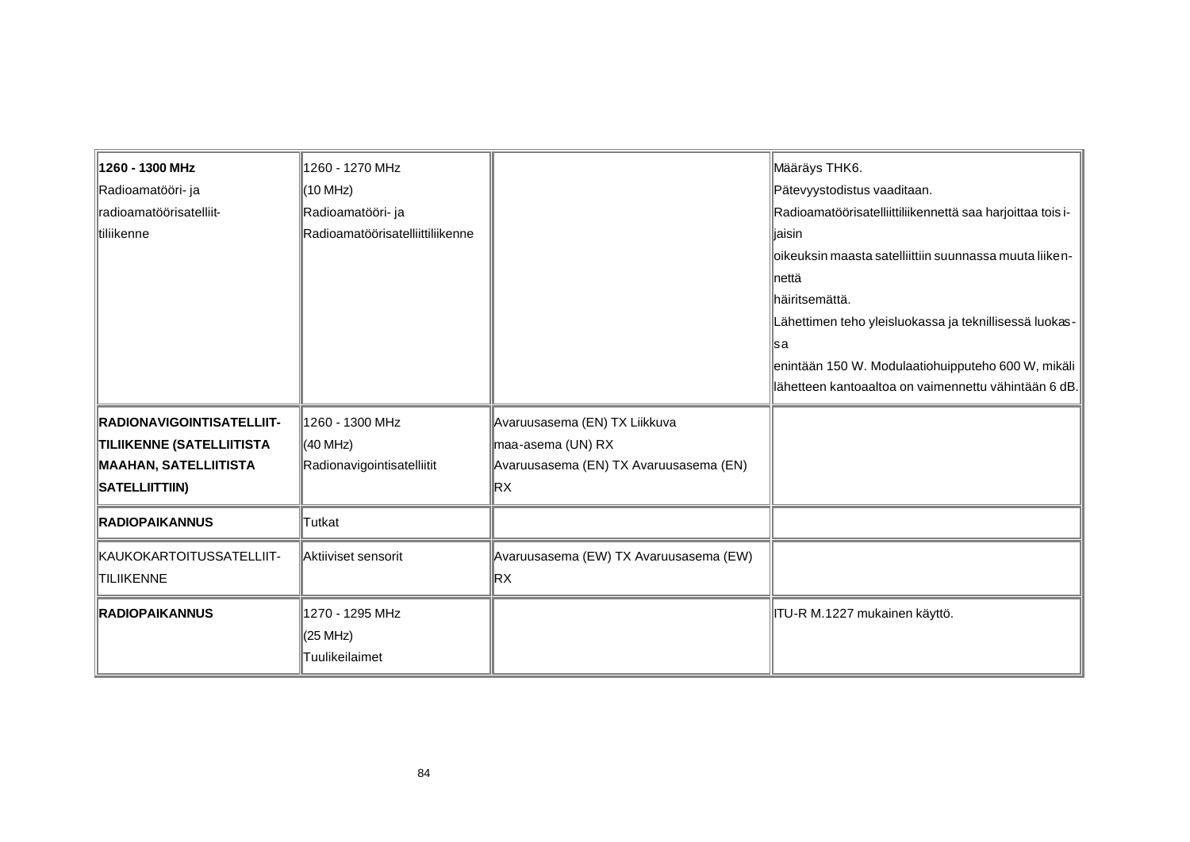| | | | |
|---|---|---|---|
| **1260 - 1300 MHz** Radioamatööri- ja radioamatöörisatelliit-tiliikenne | 1260 - 1270 MHz (10 MHz) Radioamatööri- ja Radioamatöörisatelliittiliikenne | | Määräys THK6. Pätevyystodistus vaaditaan. Radioamatöörisatelliittiliikennettä saa harjoittaa toisijaisin oikeuksin maasta satelliittiin suunnassa muuta liikennettä häiritsemättä. Lähettimen teho yleisluokassa ja teknillisessä luokassa enintään 150 W. Modulaatiohuipputeho 600 W, mikäli lähetteen kantoaaltoa on vaimennettu vähintään 6 dB. |
| **RADIONAVIGOINTISATELLIIT-TILIIKENNE (SATELLIITISTA MAAHAN, SATELLIITISTA SATELLIITTIIN)** | 1260 - 1300 MHz (40 MHz) Radionavigointisatelliitit | Avaruusasema (EN) TX Liikkuva maa-asema (UN) RX Avaruusasema (EN) TX Avaruusasema (EN) RX | |
| **RADIOPAIKANNUS** | Tutkat | | |
| KAUKOKARTOITUSSATELLIIT-TILIIKENNE | Aktiiviset sensorit | Avaruusasema (EW) TX Avaruusasema (EW) RX | |
| **RADIOPAIKANNUS** | 1270 - 1295 MHz (25 MHz) Tuulikeilaimet | | ITU-R M.1227 mukainen käyttö. |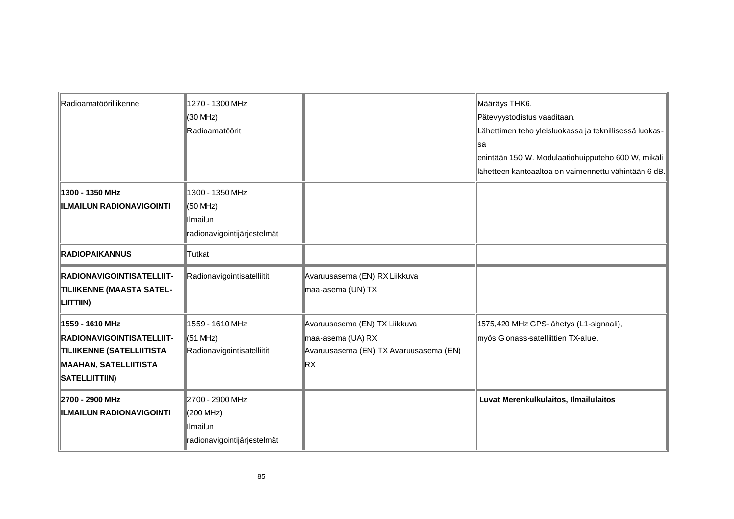| | | | |
|---|---|---|---|
| Radioamatööriliikenne | 1270 - 1300 MHz<br>(30 MHz)<br>Radioamatöörit | | Määräys THK6.<br>Pätevyystodistus vaaditaan.<br>Lähettimen teho yleisluokassa ja teknillisessä luokassa<br>enintään 150 W. Modulaatiohuipputeho 600 W, mikäli<br>lähetteen kantoaaltoa on vaimennettu vähintään 6 dB. |
| **1300 - 1350 MHz**<br>**ILMAILUN RADIONAVIGOINTI** | 1300 - 1350 MHz<br>(50 MHz)<br>Ilmailun<br>radionavigointijärjestelmät | | |
| **RADIOPAIKANNUS** | Tutkat | | |
| **RADIONAVIGOINTISATELLIITTILIIKENNE (MAASTA SATELLIITTIIN)** | Radionavigointisatelliitit | Avaruusasema (EN) RX Liikkuva<br>maa-asema (UN) TX | |
| **1559 - 1610 MHz**<br>**RADIONAVIGOINTISATELLIITTILIIKENNE (SATELLIITISTA MAAHAN, SATELLIITISTA SATELLIITTIIN)** | 1559 - 1610 MHz<br>(51 MHz)<br>Radionavigointisatelliitit | Avaruusasema (EN) TX Liikkuva<br>maa-asema (UA) RX<br>Avaruusasema (EN) TX Avaruusasema (EN)<br>RX | 1575,420 MHz GPS-lähetys (L1-signaali),<br>myös Glonass-satelliittien TX-alue. |
| **2700 - 2900 MHz**<br>**ILMAILUN RADIONAVIGOINTI** | 2700 - 2900 MHz<br>(200 MHz)<br>Ilmailun<br>radionavigointijärjestelmät | | **Luvat Merenkulkulaitos, Ilmailulaitos** |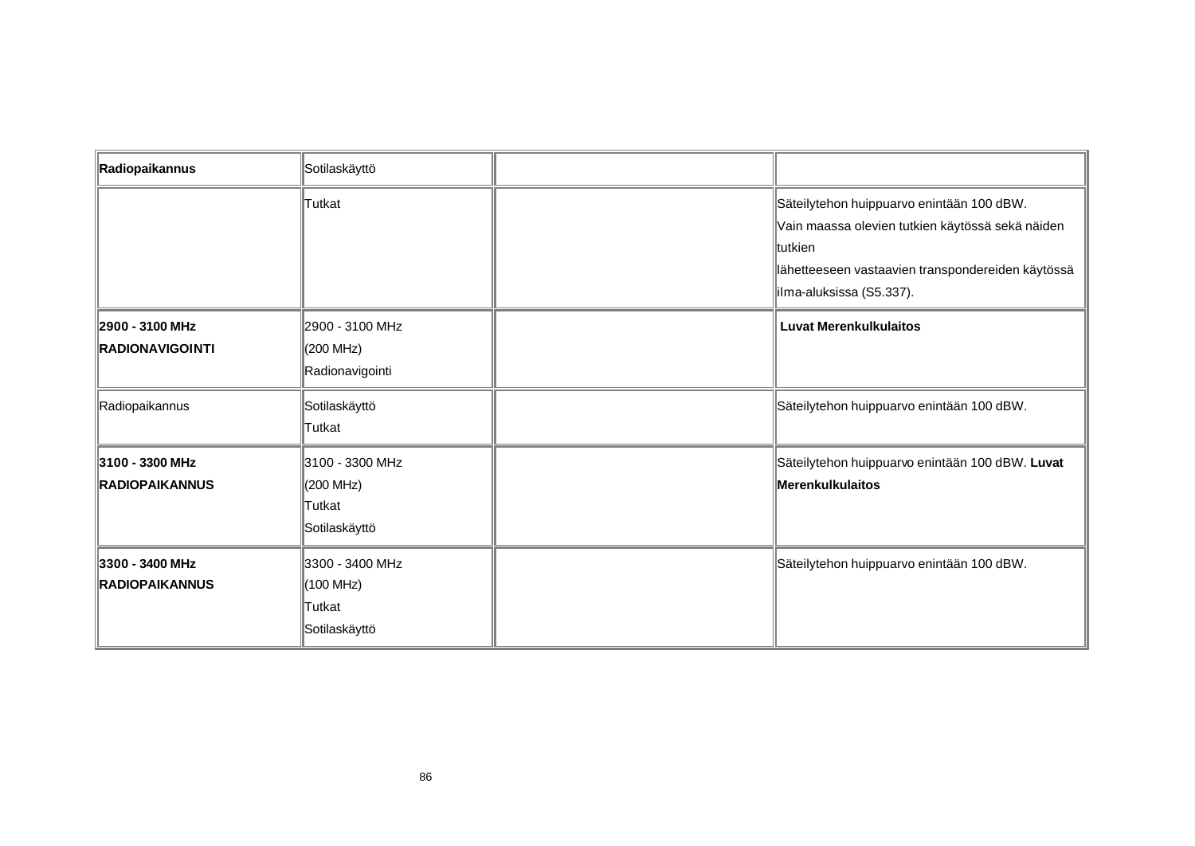| | | | |
|---|---|---|---|
| **Radiopaikannus** | Sotilaskäyttö | | |
| | Tutkat | | Säteilytehon huippuarvo enintään 100 dBW.<br>Vain maassa olevien tutkien käytössä sekä näiden tutkien<br>lähetteeseen vastaavien transpondereiden käytössä ilma-aluksissa (S5.337). |
| **2900 - 3100 MHz**<br>**RADIONAVIGOINTI** | 2900 - 3100 MHz<br>(200 MHz)<br>Radionavigointi | | **Luvat Merenkulkulaitos** |
| Radiopaikannus | Sotilaskäyttö<br>Tutkat | | Säteilytehon huippuarvo enintään 100 dBW. |
| **3100 - 3300 MHz**<br>**RADIOPAIKANNUS** | 3100 - 3300 MHz<br>(200 MHz)<br>Tutkat<br>Sotilaskäyttö | | Säteilytehon huippuarvo enintään 100 dBW. **Luvat Merenkulkulaitos** |
| **3300 - 3400 MHz**<br>**RADIOPAIKANNUS** | 3300 - 3400 MHz<br>(100 MHz)<br>Tutkat<br>Sotilaskäyttö | | Säteilytehon huippuarvo enintään 100 dBW. |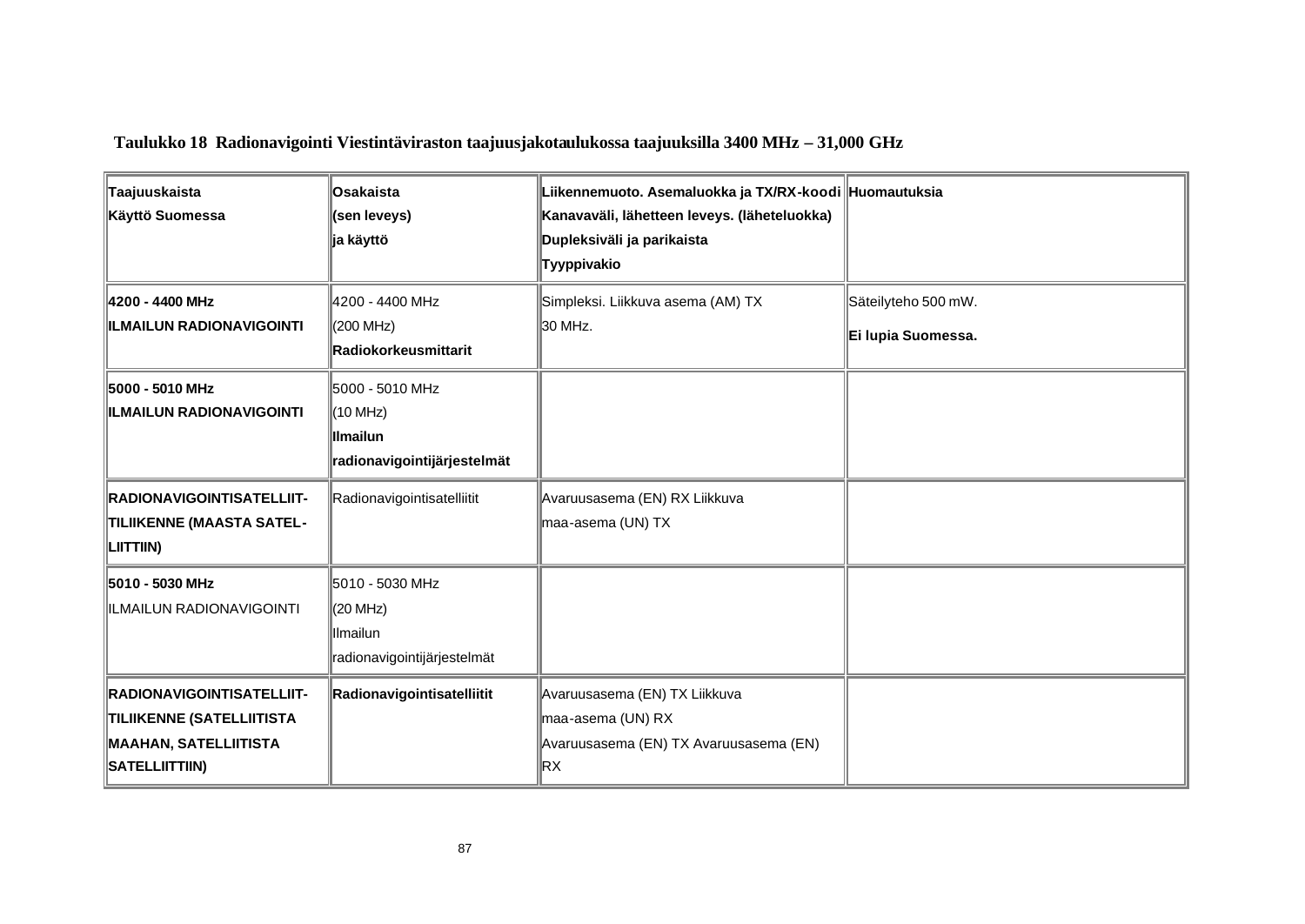**Taulukko 18 Radionavigointi Viestintäviraston taajuusjakotaulukossa taajuuksilla 3400 MHz – 31,000 GHz**

| Taajuuskaista<br>Käyttö Suomessa | Osakaista<br>(sen leveys)<br>ja käyttö | Liikennemuoto. Asemaluokka ja TX/RX-koodi<br>Kanavaväli, lähetteen leveys. (läheteluokka)<br>Dupleksiväli ja parikaista<br>Tyyppivakio | Huomautuksia |
|---|---|---|---|
| **4200 - 4400 MHz**<br>**ILMAILUN RADIONAVIGOINTI** | 4200 - 4400 MHz<br>(200 MHz)<br>**Radiokorkeusmittarit** | Simpleksi. Liikkuva asema (AM) TX<br>30 MHz. | Säteilyteho 500 mW.<br>**Ei lupia Suomessa.** |
| **5000 - 5010 MHz**<br>**ILMAILUN RADIONAVIGOINTI** | 5000 - 5010 MHz<br>(10 MHz)<br>**Ilmailun radionavigointijärjestelmät** | | |
| **RADIONAVIGOINTISATELLIIT-TILIIKENNE (MAASTA SATEL-LIITTIIN)** | Radionavigointisatelliitit | Avaruusasema (EN) RX Liikkuva maa-asema (UN) TX | |
| **5010 - 5030 MHz**<br>ILMAILUN RADIONAVIGOINTI | 5010 - 5030 MHz<br>(20 MHz)<br>Ilmailun radionavigointijärjestelmät | | |
| **RADIONAVIGOINTISATELLIIT-TILIIKENNE (SATELLIITISTA MAAHAN, SATELLIITISTA SATELLIITTIIN)** | **Radionavigointisatelliitit** | Avaruusasema (EN) TX Liikkuva maa-asema (UN) RX<br>Avaruusasema (EN) TX Avaruusasema (EN) RX | |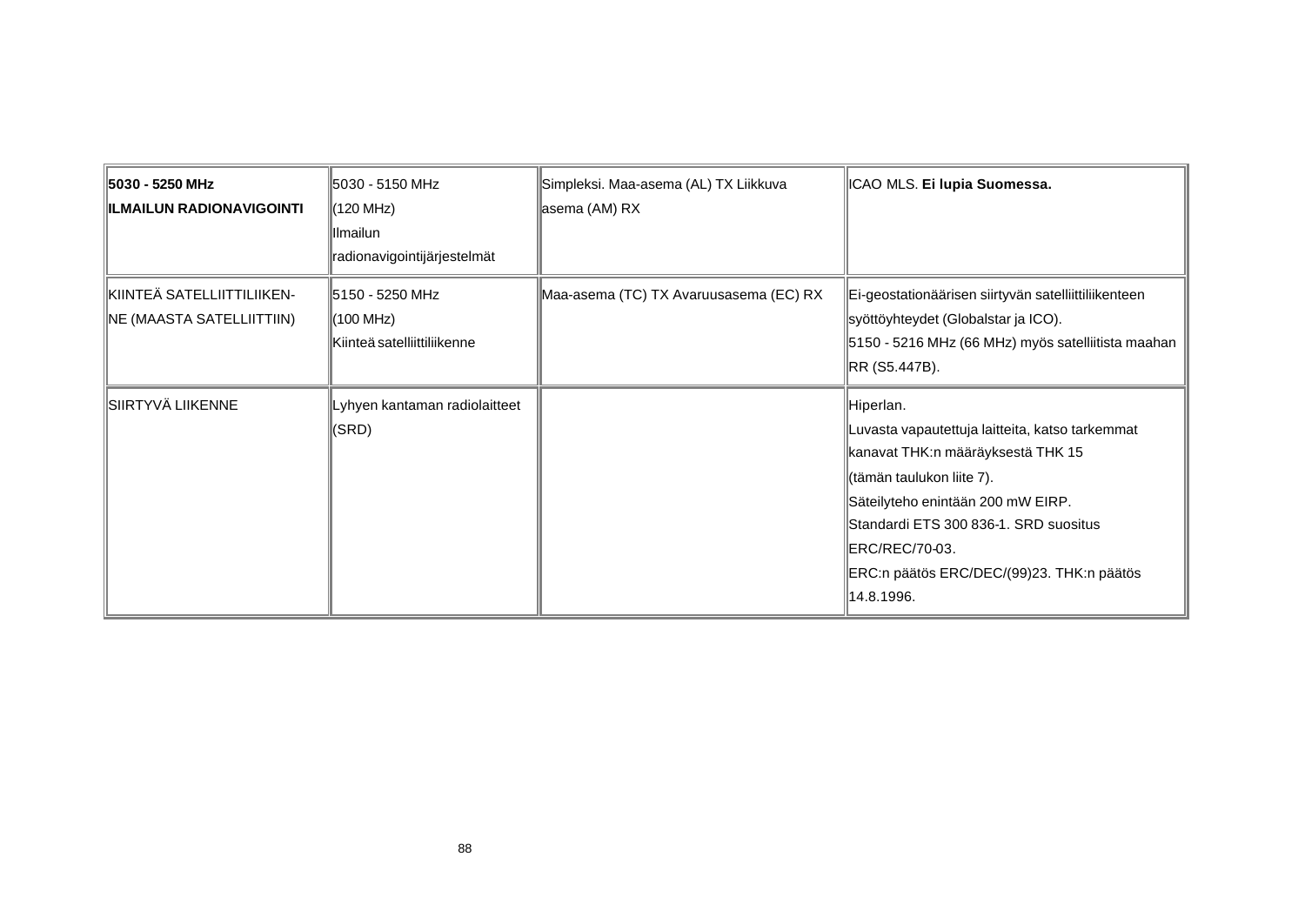| **5030 - 5250 MHz**<br>**ILMAILUN RADIONAVIGOINTI** | 5030 - 5150 MHz<br>(120 MHz)<br>Ilmailun radionavigointijärjestelmät | Simpleksi. Maa-asema (AL) TX Liikkuva asema (AM) RX | ICAO MLS. **Ei lupia Suomessa.** |
|---|---|---|---|
| KIINTEÄ SATELLIITTILIIKEN-NE (MAASTA SATELLIITTIIN) | 5150 - 5250 MHz<br>(100 MHz)<br>Kiinteä satelliittiliikenne | Maa-asema (TC) TX Avaruusasema (EC) RX | Ei-geostationäärisen siirtyvän satelliittiliikenteen syöttöyhteydet (Globalstar ja ICO).<br>5150 - 5216 MHz (66 MHz) myös satelliitista maahan RR (S5.447B). |
| SIIRTYVÄ LIIKENNE | Lyhyen kantaman radiolaitteet (SRD) | | Hiperlan.<br>Luvasta vapautettuja laitteita, katso tarkemmat kanavat THK:n määräyksestä THK 15<br>(tämän taulukon liite 7).<br>Säteilyteho enintään 200 mW EIRP.<br>Standardi ETS 300 836-1. SRD suositus ERC/REC/70-03.<br>ERC:n päätös ERC/DEC/(99)23. THK:n päätös 14.8.1996. |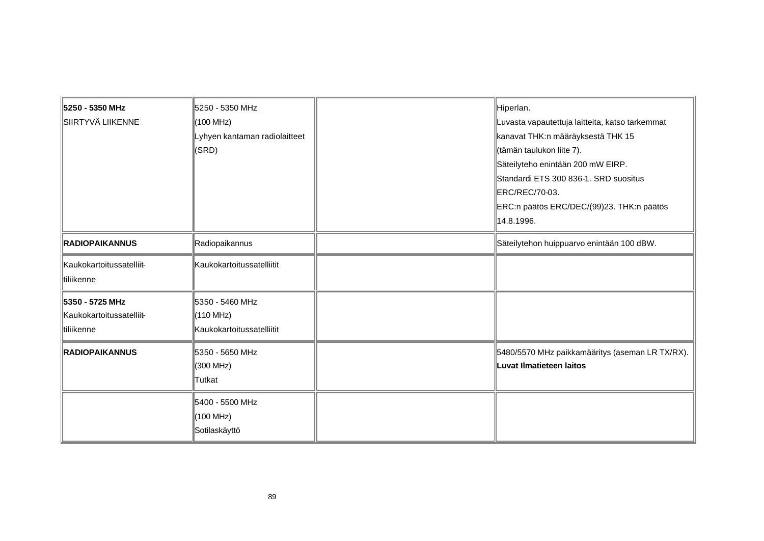| **5250 - 5350 MHz**<br>SIIRTYVÄ LIIKENNE | 5250 - 5350 MHz<br>(100 MHz)<br>Lyhyen kantaman radiolaitteet<br>(SRD) | | Hiperlan.<br>Luvasta vapautettuja laitteita, katso tarkemmat kanavat THK:n määräyksestä THK 15<br>(tämän taulukon liite 7).<br>Säteilyteho enintään 200 mW EIRP.<br>Standardi ETS 300 836-1. SRD suositus ERC/REC/70-03.<br>ERC:n päätös ERC/DEC/(99)23. THK:n päätös 14.8.1996. |
|---|---|---|---|
| **RADIOPAIKANNUS** | Radiopaikannus | | Säteilytehon huippuarvo enintään 100 dBW. |
| Kaukokartoitussatelliit-<br>tiliikenne | Kaukokartoitussatelliitit | | |
| **5350 - 5725 MHz**<br>Kaukokartoitussatelliit-<br>tiliikenne | 5350 - 5460 MHz<br>(110 MHz)<br>Kaukokartoitussatelliitit | | |
| **RADIOPAIKANNUS** | 5350 - 5650 MHz<br>(300 MHz)<br>Tutkat | | 5480/5570 MHz paikkamääritys (aseman LR TX/RX).<br>**Luvat Ilmatieteen laitos** |
| | 5400 - 5500 MHz<br>(100 MHz)<br>Sotilaskäyttö | | |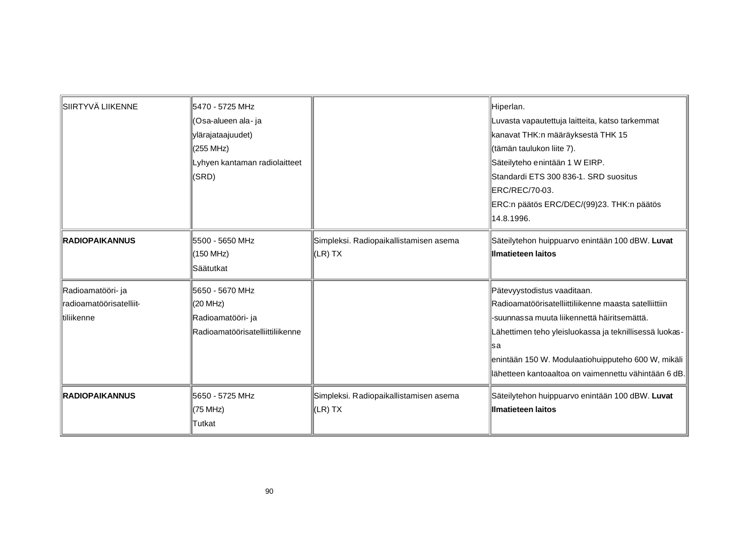| | | | |
|---|---|---|---|
| SIIRTYVÄ LIIKENNE | 5470 - 5725 MHz<br>(Osa-alueen ala- ja ylärajataajuudet)<br>(255 MHz)<br>Lyhyen kantaman radiolaitteet (SRD) | | Hiperlan.<br>Luvasta vapautettuja laitteita, katso tarkemmat kanavat THK:n määräyksestä THK 15 (tämän taulukon liite 7).<br>Säteilyteho enintään 1 W EIRP.<br>Standardi ETS 300 836-1. SRD suositus ERC/REC/70-03.<br>ERC:n päätös ERC/DEC/(99)23. THK:n päätös 14.8.1996. |
| **RADIOPAIKANNUS** | 5500 - 5650 MHz<br>(150 MHz)<br>Säätutkat | Simpleksi. Radiopaikallistamisen asema (LR) TX | Säteilytehon huippuarvo enintään 100 dBW. **Luvat Ilmatieteen laitos** |
| Radioamatööri- ja radioamatöörisatelliit-tiliikenne | 5650 - 5670 MHz<br>(20 MHz)<br>Radioamatööri- ja Radioamatöörisatelliittiliikenne | | Pätevyystodistus vaaditaan.<br>Radioamatöörisatelliittiliikenne maasta satelliittiin -suunnassa muuta liikennettä häiritsemättä.<br>Lähettimen teho yleisluokassa ja teknillisessä luokas-sa enintään 150 W. Modulaatiohuipputeho 600 W, mikäli lähetteen kantoaaltoa on vaimennettu vähintään 6 dB. |
| **RADIOPAIKANNUS** | 5650 - 5725 MHz<br>(75 MHz)<br>Tutkat | Simpleksi. Radiopaikallistamisen asema (LR) TX | Säteilytehon huippuarvo enintään 100 dBW. **Luvat Ilmatieteen laitos** |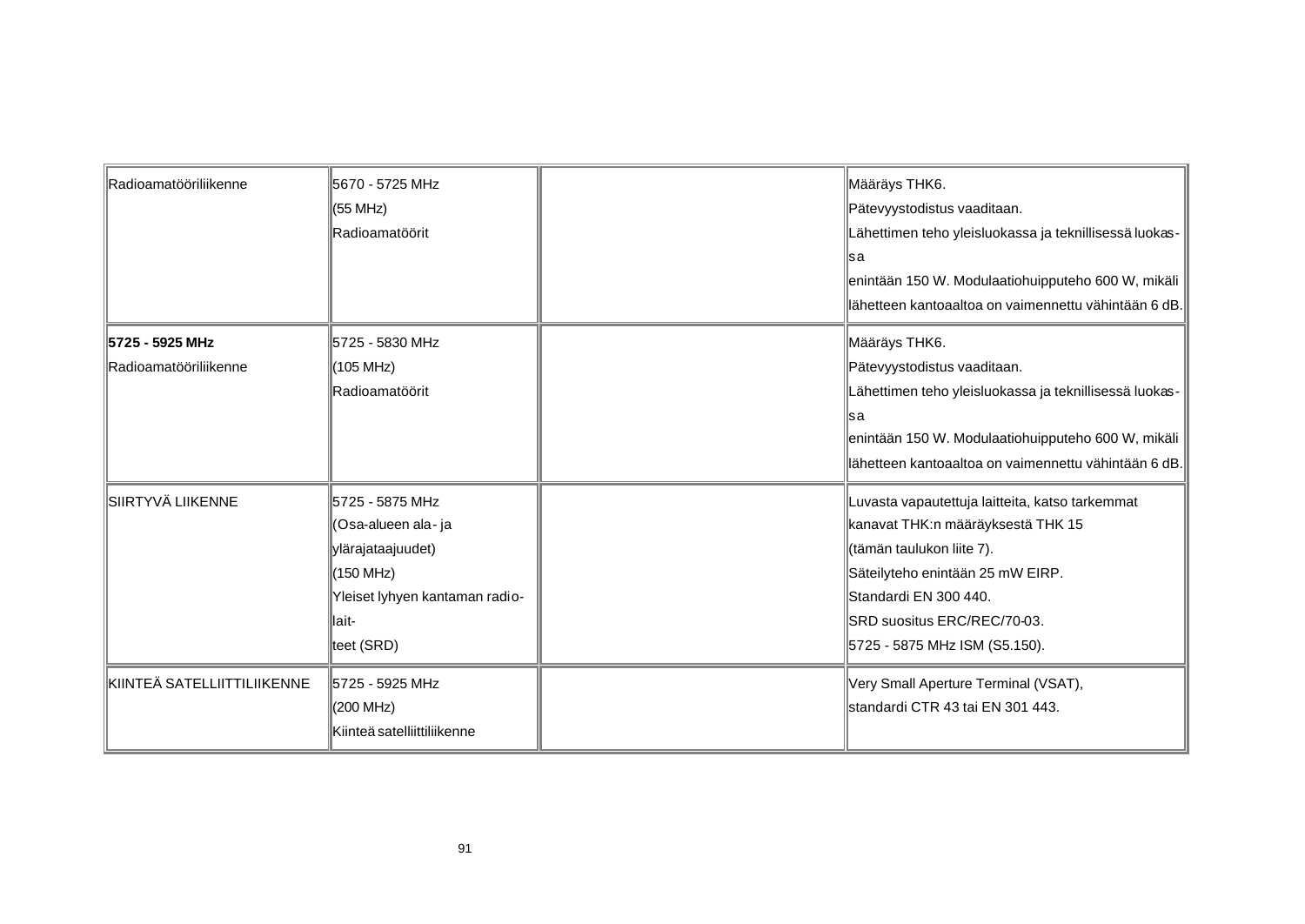| | | | |
|---|---|---|---|
| Radioamatööriliikenne | 5670 - 5725 MHz<br>(55 MHz)<br>Radioamatöörit | | Määräys THK6.<br>Pätevyystodistus vaaditaan.<br>Lähettimen teho yleisluokassa ja teknillisessä luokas-<br>sa<br>enintään 150 W. Modulaatiohuipputeho 600 W, mikäli<br>lähetteen kantoaaltoa on vaimennettu vähintään 6 dB. |
| **5725 - 5925 MHz**<br>Radioamatööriliikenne | 5725 - 5830 MHz<br>(105 MHz)<br>Radioamatöörit | | Määräys THK6.<br>Pätevyystodistus vaaditaan.<br>Lähettimen teho yleisluokassa ja teknillisessä luokas-<br>sa<br>enintään 150 W. Modulaatiohuipputeho 600 W, mikäli<br>lähetteen kantoaaltoa on vaimennettu vähintään 6 dB. |
| SIIRTYVÄ LIIKENNE | 5725 - 5875 MHz<br>(Osa-alueen ala- ja<br>ylärajataajuudet)<br>(150 MHz)<br>Yleiset lyhyen kantaman radio-<br>lait-<br>teet (SRD) | | Luvasta vapautettuja laitteita, katso tarkemmat<br>kanavat THK:n määräyksestä THK 15<br>(tämän taulukon liite 7).<br>Säteilyteho enintään 25 mW EIRP.<br>Standardi EN 300 440.<br>SRD suositus ERC/REC/70-03.<br>5725 - 5875 MHz ISM (S5.150). |
| KIINTEÄ SATELLIITTILIIKENNE | 5725 - 5925 MHz<br>(200 MHz)<br>Kiinteä satelliittiliikenne | | Very Small Aperture Terminal (VSAT),<br>standardi CTR 43 tai EN 301 443. |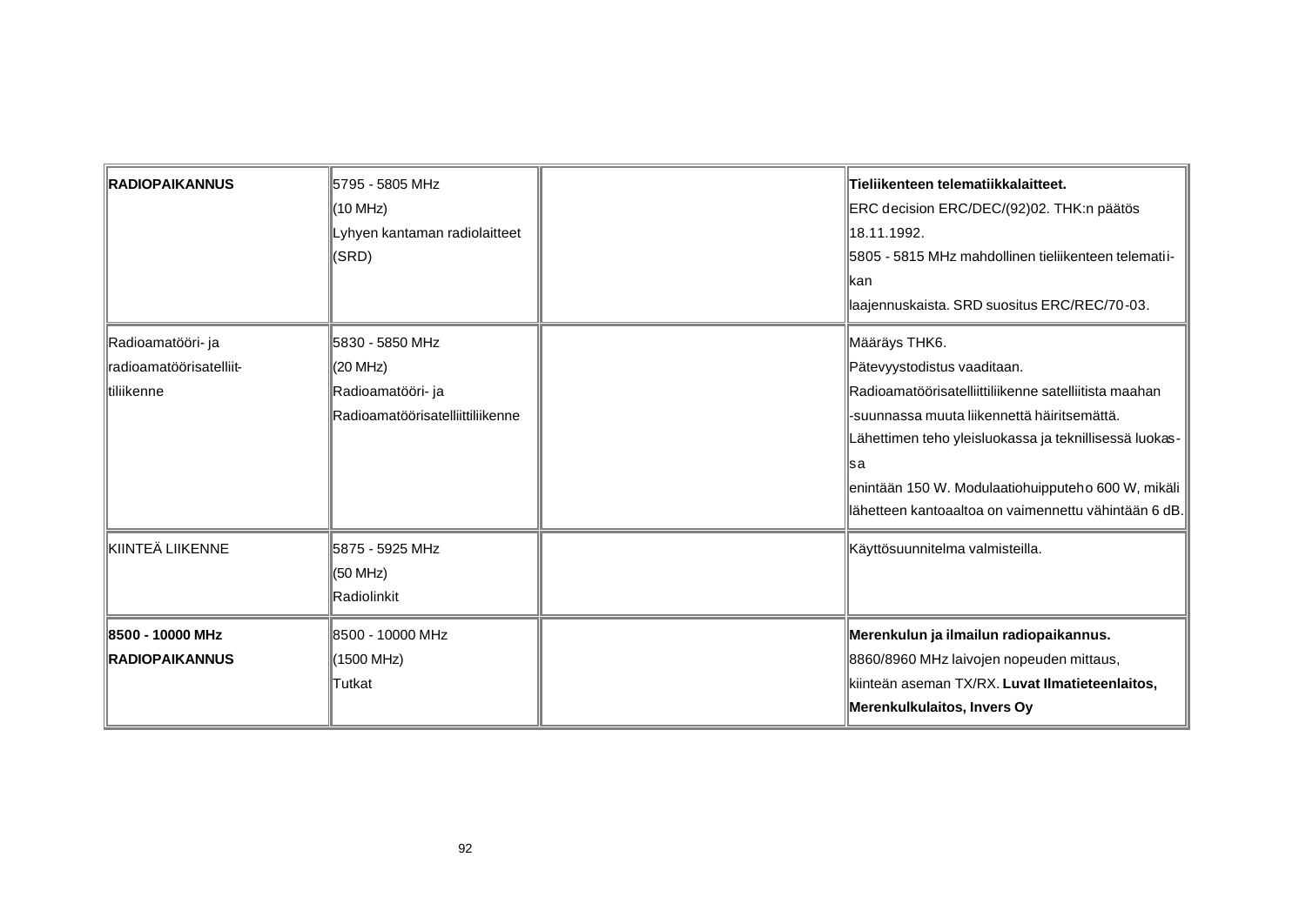| | | | |
|---|---|---|---|
| **RADIOPAIKANNUS** | 5795 - 5805 MHz<br>(10 MHz)<br>Lyhyen kantaman radiolaitteet<br>(SRD) | | **Tieliikenteen telematiikkalaitteet.**<br>ERC decision ERC/DEC/(92)02. THK:n päätös 18.11.1992.<br>5805 - 5815 MHz mahdollinen tieliikenteen telematiikan<br>laajennuskaista. SRD suositus ERC/REC/70-03. |
| Radioamatööri- ja radioamatöörisatelliittiliikenne | 5830 - 5850 MHz<br>(20 MHz)<br>Radioamatööri- ja<br>Radioamatöörisatelliittiliikenne | | Määräys THK6.<br>Pätevyystodistus vaaditaan.<br>Radioamatöörisatelliittiliikenne satelliitista maahan<br>-suunnassa muuta liikennettä häiritsemättä.<br>Lähettimen teho yleisluokassa ja teknillisessä luokassa<br>enintään 150 W. Modulaatiohuipputeho 600 W, mikäli lähetteen kantoaaltoa on vaimennettu vähintään 6 dB. |
| KIINTEÄ LIIKENNE | 5875 - 5925 MHz<br>(50 MHz)<br>Radiolinkit | | Käyttösuunnitelma valmisteilla. |
| **8500 - 10000 MHz**<br>**RADIOPAIKANNUS** | 8500 - 10000 MHz<br>(1500 MHz)<br>Tutkat | | **Merenkulun ja ilmailun radiopaikannus.**<br>8860/8960 MHz laivojen nopeuden mittaus,<br>kiinteän aseman TX/RX. **Luvat Ilmatieteenlaitos, Merenkulkulaitos, Invers Oy** |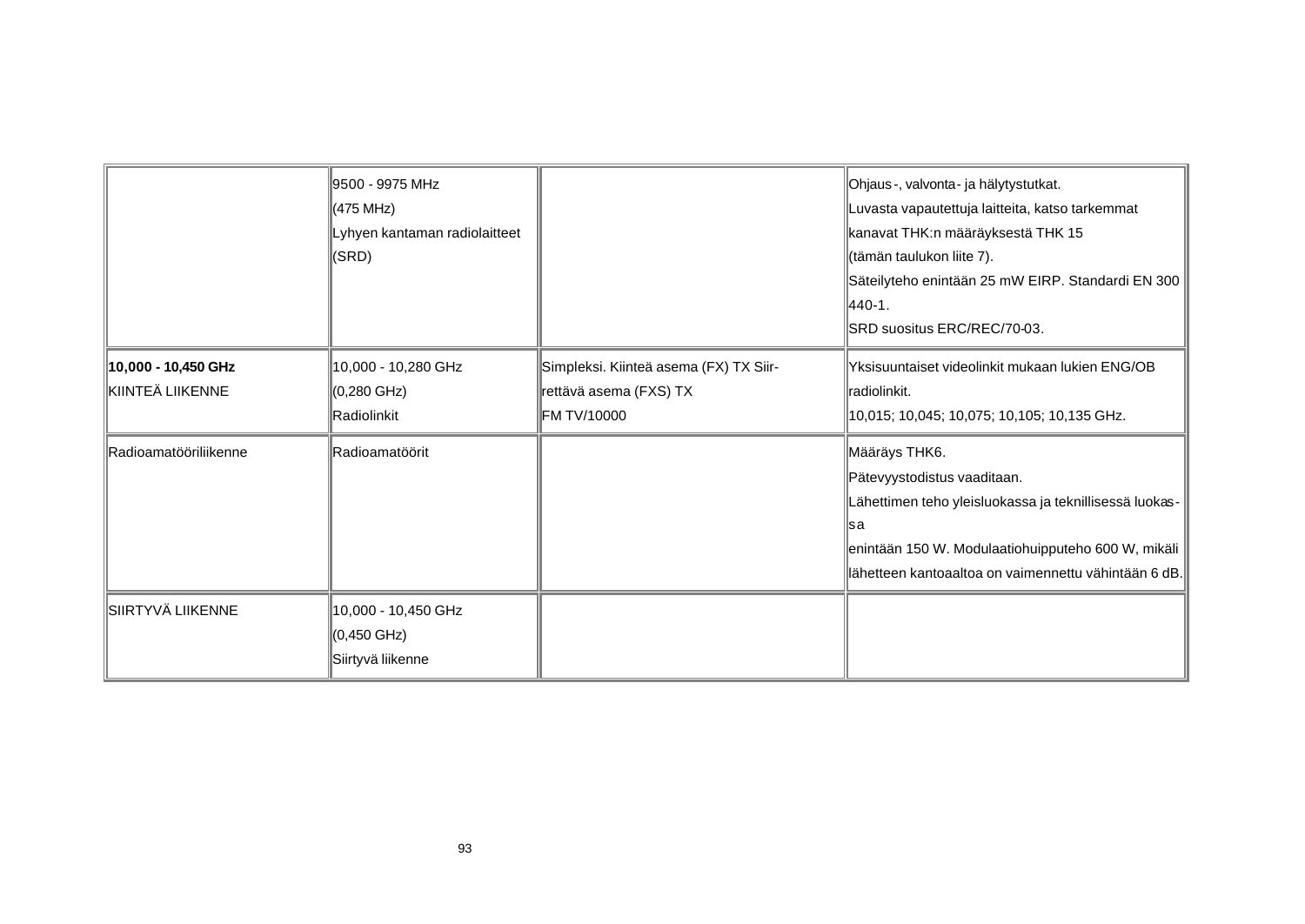| | | | |
|---|---|---|---|
| | 9500 - 9975 MHz<br>(475 MHz)<br>Lyhyen kantaman radiolaitteet<br>(SRD) | | Ohjaus-, valvonta- ja hälytystutkat.<br>Luvasta vapautettuja laitteita, katso tarkemmat kanavat THK:n määräyksestä THK 15<br>(tämän taulukon liite 7).<br>Säteilyteho enintään 25 mW EIRP. Standardi EN 300 440-1.<br>SRD suositus ERC/REC/70-03. |
| **10,000 - 10,450 GHz**<br>KIINTEÄ LIIKENNE | 10,000 - 10,280 GHz<br>(0,280 GHz)<br>Radiolinkit | Simpleksi. Kiinteä asema (FX) TX Siirrettävä asema (FXS) TX<br>FM TV/10000 | Yksisuuntaiset videolinkit mukaan lukien ENG/OB radiolinkit.<br>10,015; 10,045; 10,075; 10,105; 10,135 GHz. |
| Radioamatööriliikenne | Radioamatöörit | | Määräys THK6.<br>Pätevyystodistus vaaditaan.<br>Lähettimen teho yleisluokassa ja teknillisessä luokassa<br>enintään 150 W. Modulaatiohuipputeho 600 W, mikäli lähetteen kantoaaltoa on vaimennettu vähintään 6 dB. |
| SIIRTYVÄ LIIKENNE | 10,000 - 10,450 GHz<br>(0,450 GHz)<br>Siirtyvä liikenne | | |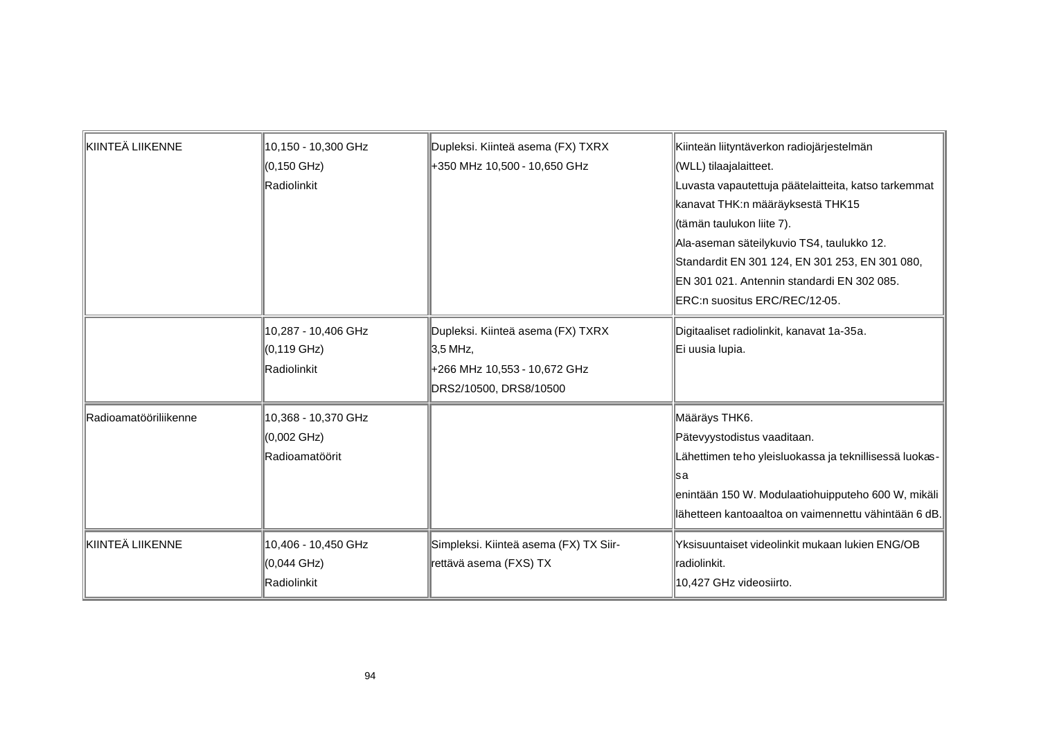| | | | |
|---|---|---|---|
| KIINTEÄ LIIKENNE | 10,150 - 10,300 GHz<br>(0,150 GHz)<br>Radiolinkit | Dupleksi. Kiinteä asema (FX) TXRX<br>+350 MHz 10,500 - 10,650 GHz | Kiinteän liityntäverkon radiojärjestelmän<br>(WLL) tilaajalaitteet.<br>Luvasta vapautettuja päätelaitteita, katso tarkemmat kanavat THK:n määräyksestä THK15<br>(tämän taulukon liite 7).<br>Ala-aseman säteilykuvio TS4, taulukko 12.<br>Standardit EN 301 124, EN 301 253, EN 301 080,<br>EN 301 021. Antennin standardi EN 302 085.<br>ERC:n suositus ERC/REC/12-05. |
| | 10,287 - 10,406 GHz<br>(0,119 GHz)<br>Radiolinkit | Dupleksi. Kiinteä asema (FX) TXRX<br>3,5 MHz,<br>+266 MHz 10,553 - 10,672 GHz<br>DRS2/10500, DRS8/10500 | Digitaaliset radiolinkit, kanavat 1a-35a.<br>Ei uusia lupia. |
| Radioamatööriliikenne | 10,368 - 10,370 GHz<br>(0,002 GHz)<br>Radioamatöörit | | Määräys THK6.<br>Pätevyystodistus vaaditaan.<br>Lähettimen teho yleisluokassa ja teknillisessä luokassa<br>enintään 150 W. Modulaatiohuipputeho 600 W, mikäli lähetteen kantoaaltoa on vaimennettu vähintään 6 dB. |
| KIINTEÄ LIIKENNE | 10,406 - 10,450 GHz<br>(0,044 GHz)<br>Radiolinkit | Simpleksi. Kiinteä asema (FX) TX Siirrettävä asema (FXS) TX | Yksisuuntaiset videolinkit mukaan lukien ENG/OB radiolinkit.<br>10,427 GHz videosiirto. |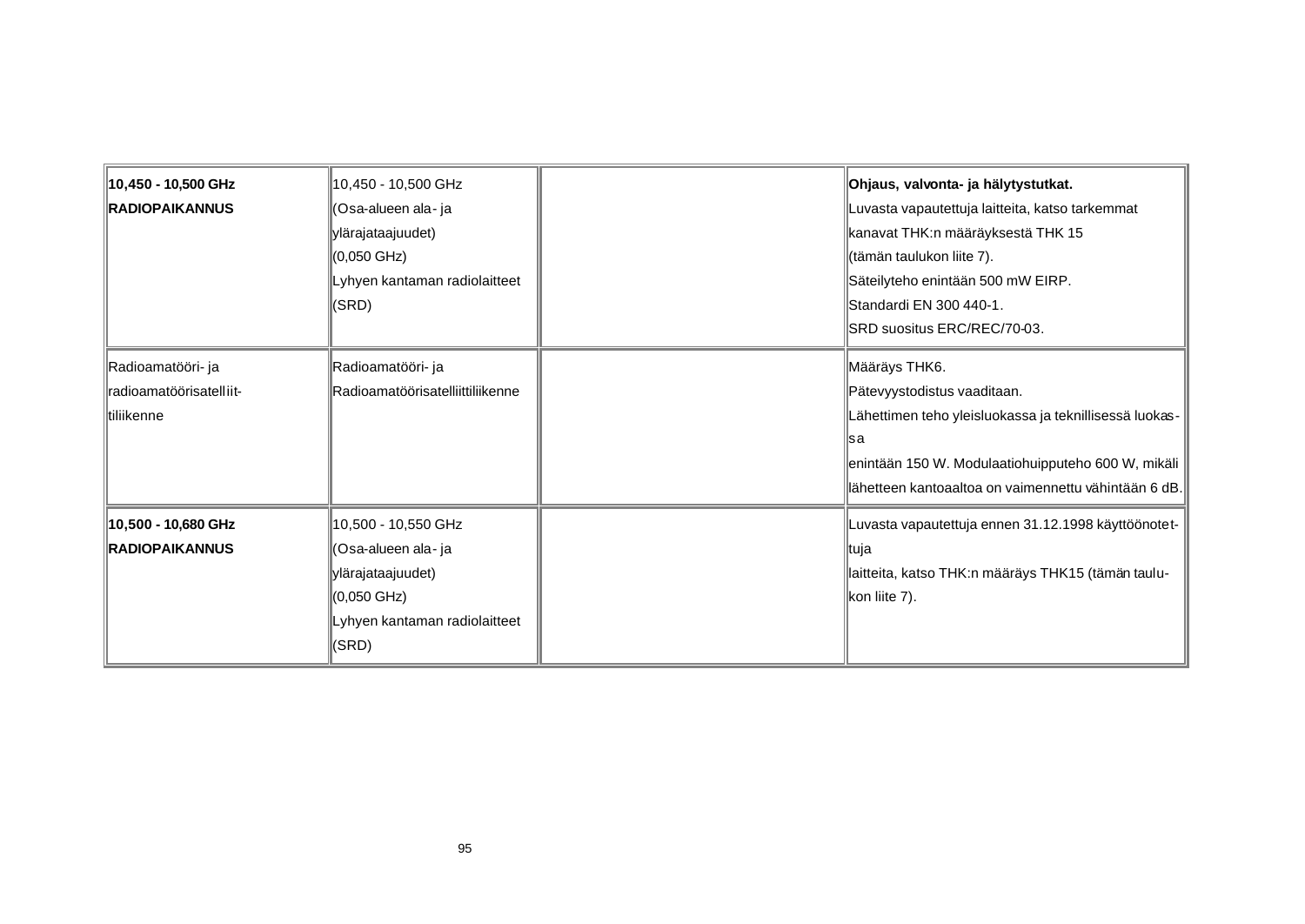| | | | |
|---|---|---|---|
| **10,450 - 10,500 GHz**<br>**RADIOPAIKANNUS** | 10,450 - 10,500 GHz<br>(Osa-alueen ala- ja ylärajataajuudet)<br>(0,050 GHz)<br>Lyhyen kantaman radiolaitteet (SRD) | | **Ohjaus, valvonta- ja hälytystutkat.**<br>Luvasta vapautettuja laitteita, katso tarkemmat kanavat THK:n määräyksestä THK 15 (tämän taulukon liite 7).<br>Säteilyteho enintään 500 mW EIRP.<br>Standardi EN 300 440-1.<br>SRD suositus ERC/REC/70-03. |
| Radioamatööri- ja radioamatöörisatelliittiliikenne | Radioamatööri- ja Radioamatöörisatelliittiliikenne | | Määräys THK6.<br>Pätevyystodistus vaaditaan.<br>Lähettimen teho yleisluokassa ja teknillisessä luokassa enintään 150 W. Modulaatiohuipputeho 600 W, mikäli lähetteen kantoaaltoa on vaimennettu vähintään 6 dB. |
| **10,500 - 10,680 GHz**<br>**RADIOPAIKANNUS** | 10,500 - 10,550 GHz<br>(Osa-alueen ala- ja ylärajataajuudet)<br>(0,050 GHz)<br>Lyhyen kantaman radiolaitteet (SRD) | | Luvasta vapautettuja ennen 31.12.1998 käyttöönotettuja laitteita, katso THK:n määräys THK15 (tämän taulukon liite 7). |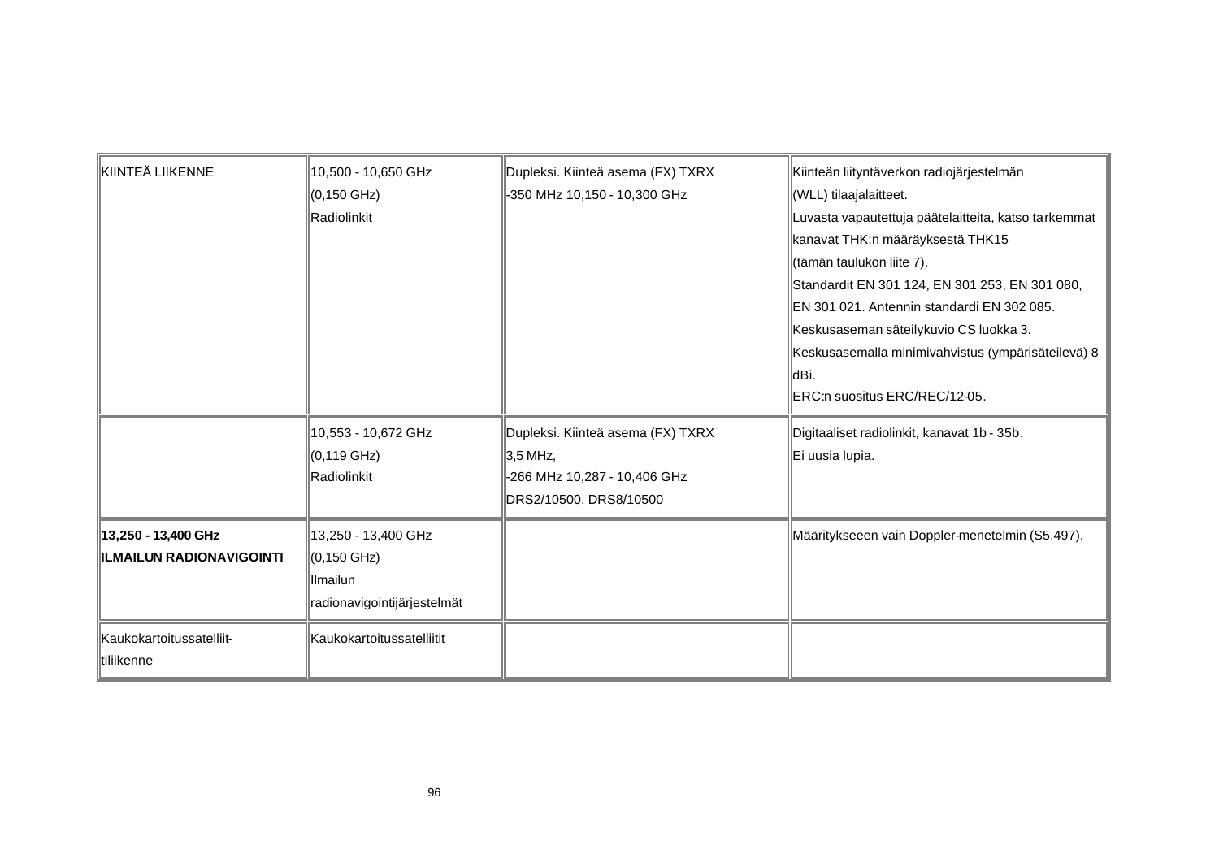| | | | |
|---|---|---|---|
| KIINTEÄ LIIKENNE | 10,500 - 10,650 GHz (0,150 GHz) Radiolinkit | Dupleksi. Kiinteä asema (FX) TXRX -350 MHz 10,150 - 10,300 GHz | Kiinteän liityntäverkon radiojärjestelmän (WLL) tilaajalaitteet. Luvasta vapautettuja päätelaitteita, katso tarkemmat kanavat THK:n määräyksestä THK15 (tämän taulukon liite 7). Standardit EN 301 124, EN 301 253, EN 301 080, EN 301 021. Antennin standardi EN 302 085. Keskusaseman säteilykuvio CS luokka 3. Keskusasemalla minimivahvistus (ympärisäteilevä) 8 dBi. ERC:n suositus ERC/REC/12-05. |
| | 10,553 - 10,672 GHz (0,119 GHz) Radiolinkit | Dupleksi. Kiinteä asema (FX) TXRX 3,5 MHz, -266 MHz 10,287 - 10,406 GHz DRS2/10500, DRS8/10500 | Digitaaliset radiolinkit, kanavat 1b - 35b. Ei uusia lupia. |
| **13,250 - 13,400 GHz ILMAILUN RADIONAVIGOINTI** | 13,250 - 13,400 GHz (0,150 GHz) Ilmailun radionavigointijärjestelmät | | Määritykseeen vain Doppler-menetelmin (S5.497). |
| Kaukokartoitussatelliit-tiliikenne | Kaukokartoitussatelliitit | | |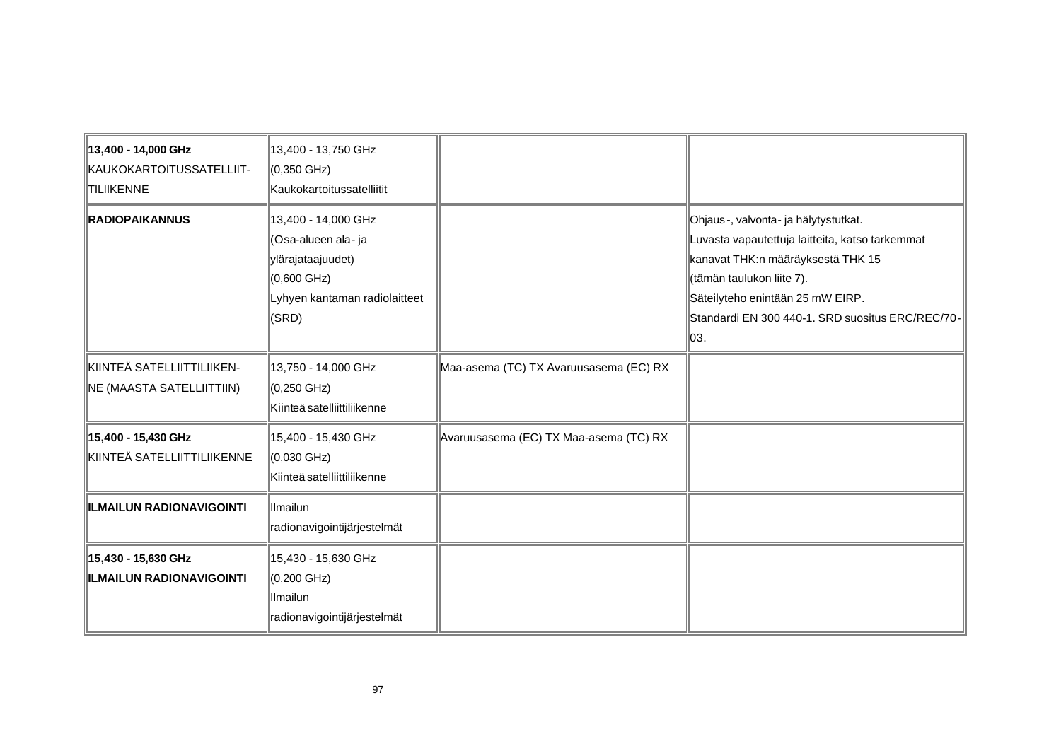| | | | |
|---|---|---|---|
| **13,400 - 14,000 GHz**<br>KAUKOKARTOITUSSATELLIIT-TILIIKENNE | 13,400 - 13,750 GHz<br>(0,350 GHz)<br>Kaukokartoitussatelliitit | | |
| **RADIOPAIKANNUS** | 13,400 - 14,000 GHz<br>(Osa-alueen ala- ja ylärajataajuudet)<br>(0,600 GHz)<br>Lyhyen kantaman radiolaitteet (SRD) | | Ohjaus-, valvonta- ja hälytystutkat.<br>Luvasta vapautettuja laitteita, katso tarkemmat kanavat THK:n määräyksestä THK 15 (tämän taulukon liite 7).<br>Säteilyteho enintään 25 mW EIRP.<br>Standardi EN 300 440-1. SRD suositus ERC/REC/70-03. |
| KIINTEÄ SATELLIITTILIIKEN-NE (MAASTA SATELLIITTIIN) | 13,750 - 14,000 GHz<br>(0,250 GHz)<br>Kiinteä satelliittiliikenne | Maa-asema (TC) TX Avaruusasema (EC) RX | |
| **15,400 - 15,430 GHz**<br>KIINTEÄ SATELLIITTILIIKENNE | 15,400 - 15,430 GHz<br>(0,030 GHz)<br>Kiinteä satelliittiliikenne | Avaruusasema (EC) TX Maa-asema (TC) RX | |
| **ILMAILUN RADIONAVIGOINTI** | Ilmailun radionavigointijärjestelmät | | |
| **15,430 - 15,630 GHz**<br>**ILMAILUN RADIONAVIGOINTI** | 15,430 - 15,630 GHz<br>(0,200 GHz)<br>Ilmailun radionavigointijärjestelmät | | |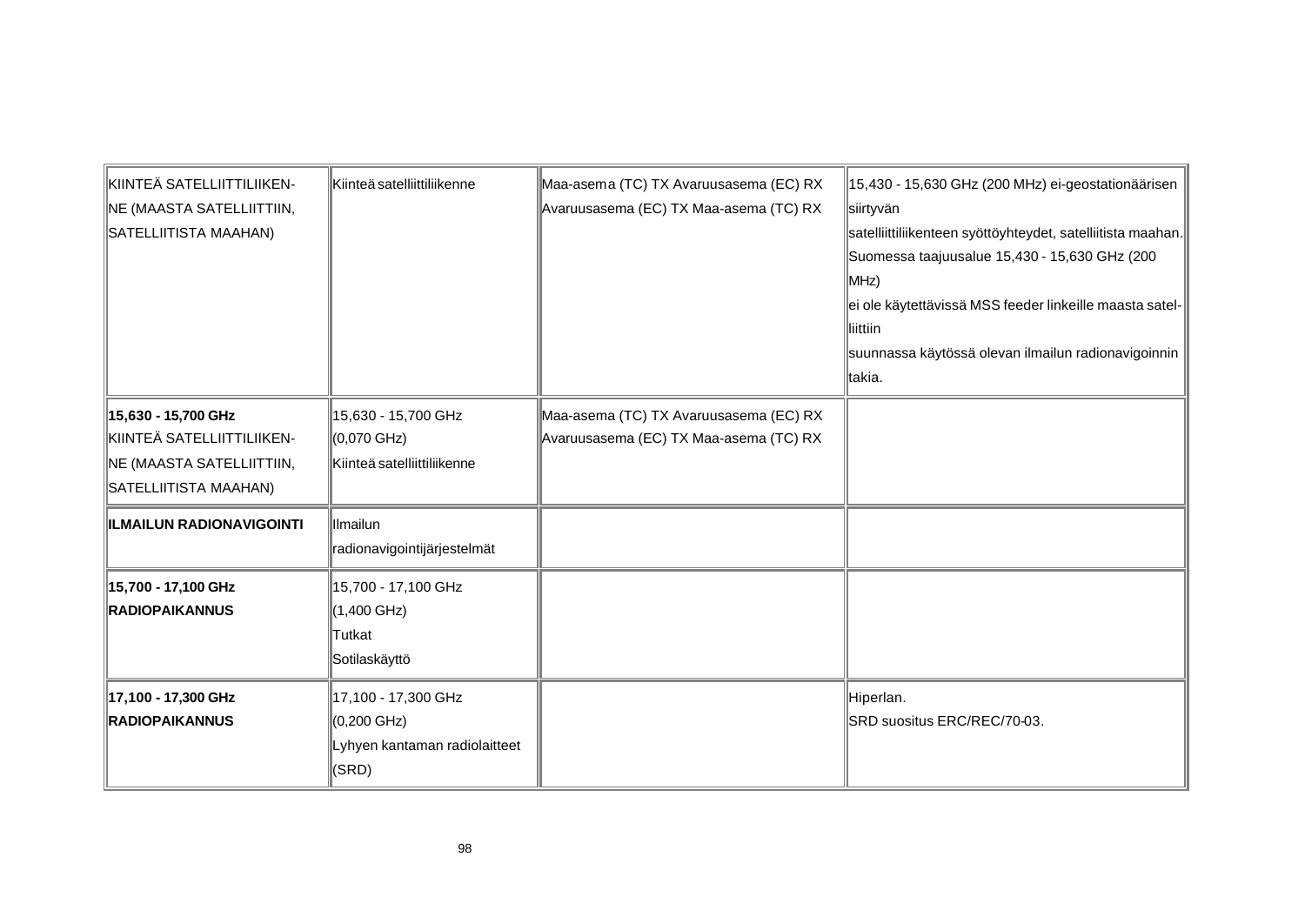| | | | |
|---|---|---|---|
| KIINTEÄ SATELLIITTILIIKEN-NE (MAASTA SATELLIITTIIN, SATELLIITISTA MAAHAN) | Kiinteä satelliittiliikenne | Maa-asema (TC) TX Avaruusasema (EC) RX<br>Avaruusasema (EC) TX Maa-asema (TC) RX | 15,430 - 15,630 GHz (200 MHz) ei-geostationäärisen siirtyvän satelliittiliikenteen syöttöyhteydet, satelliitista maahan. Suomessa taajuusalue 15,430 - 15,630 GHz (200 MHz) ei ole käytettävissä MSS feeder linkeille maasta satelliittiin suunnassa käytössä olevan ilmailun radionavigoinnin takia. |
| **15,630 - 15,700 GHz**<br>KIINTEÄ SATELLIITTILIIKEN-NE (MAASTA SATELLIITTIIN, SATELLIITISTA MAAHAN) | 15,630 - 15,700 GHz<br>(0,070 GHz)<br>Kiinteä satelliittiliikenne | Maa-asema (TC) TX Avaruusasema (EC) RX<br>Avaruusasema (EC) TX Maa-asema (TC) RX | |
| **ILMAILUN RADIONAVIGOINTI** | Ilmailun radionavigointijärjestelmät | | |
| **15,700 - 17,100 GHz**<br>**RADIOPAIKANNUS** | 15,700 - 17,100 GHz<br>(1,400 GHz)<br>Tutkat<br>Sotilaskäyttö | | |
| **17,100 - 17,300 GHz**<br>**RADIOPAIKANNUS** | 17,100 - 17,300 GHz<br>(0,200 GHz)<br>Lyhyen kantaman radiolaitteet (SRD) | | Hiperlan.<br>SRD suositus ERC/REC/70-03. |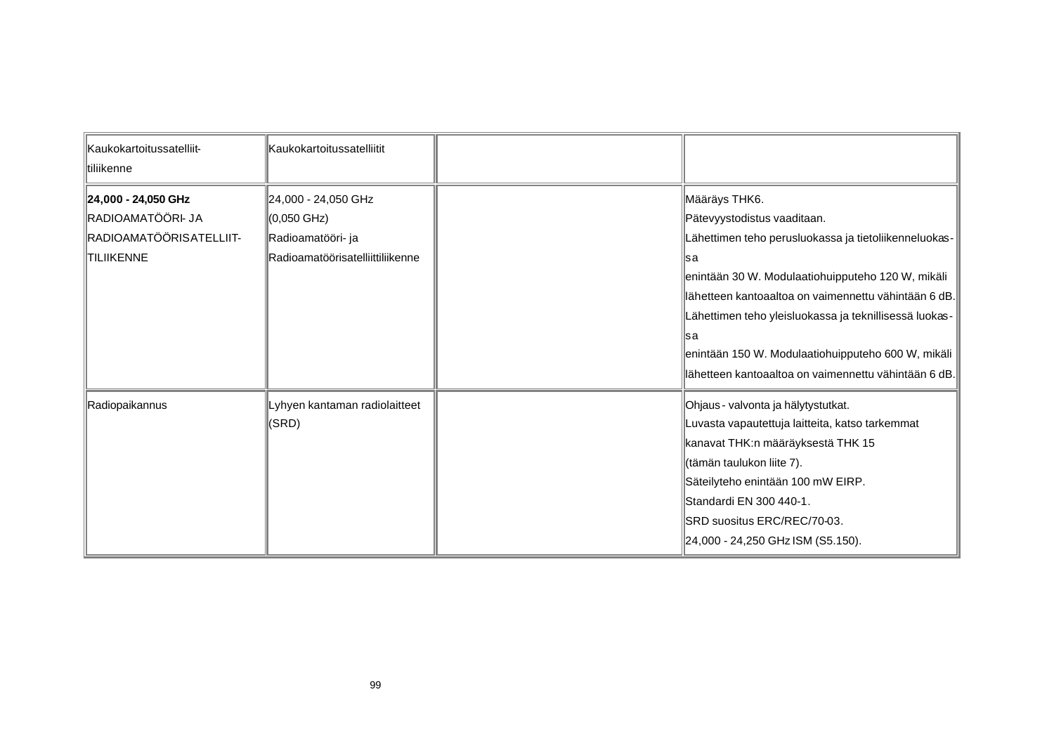| Kaukokartoitussatelliit-tiliikenne | Kaukokartoitussatelliitit | | |
|---|---|---|---|
| **24,000 - 24,050 GHz** RADIOAMATÖÖRI- JA RADIOAMATÖÖRISATELLIIT-TILIIKENNE | 24,000 - 24,050 GHz (0,050 GHz) Radioamatööri- ja Radioamatöörisatelliittiliikenne | | Määräys THK6. Pätevyystodistus vaaditaan. Lähettimen teho perusluokassa ja tietoliikenneluokassa enintään 30 W. Modulaatiohuipputeho 120 W, mikäli lähetteen kantoaaltoa on vaimennettu vähintään 6 dB. Lähettimen teho yleisluokassa ja teknillisessä luokassa enintään 150 W. Modulaatiohuipputeho 600 W, mikäli lähetteen kantoaaltoa on vaimennettu vähintään 6 dB. |
| Radiopaikannus | Lyhyen kantaman radiolaitteet (SRD) | | Ohjaus - valvonta ja hälytystutkat. Luvasta vapautettuja laitteita, katso tarkemmat kanavat THK:n määräyksestä THK 15 (tämän taulukon liite 7). Säteilyteho enintään 100 mW EIRP. Standardi EN 300 440-1. SRD suositus ERC/REC/70-03. 24,000 - 24,250 GHz ISM (S5.150). |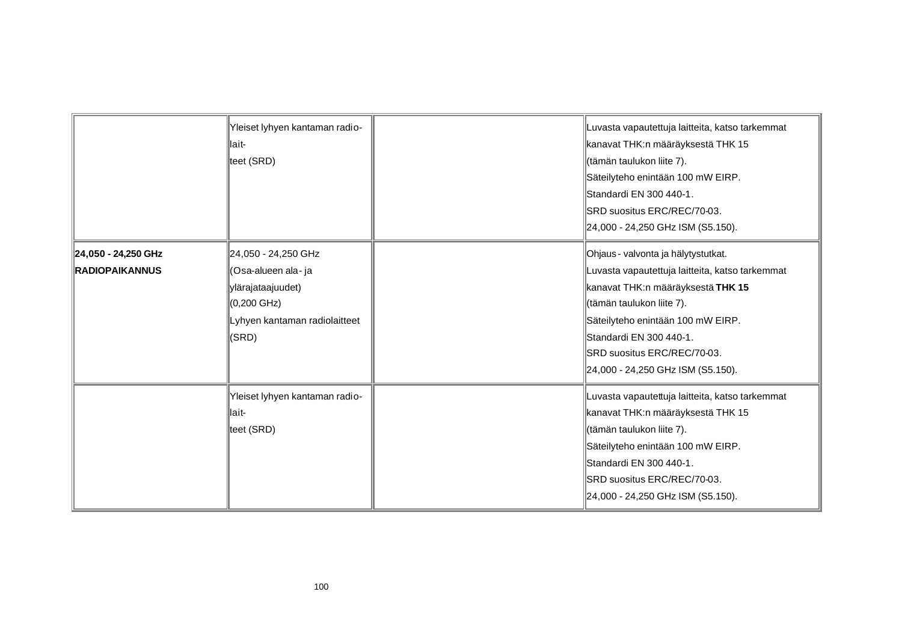| | | | |
|---|---|---|---|
| | Yleiset lyhyen kantaman radio-<br>lait-<br>teet (SRD) | | Luvasta vapautettuja laitteita, katso tarkemmat kanavat THK:n määräyksestä THK 15 (tämän taulukon liite 7).<br>Säteilyteho enintään 100 mW EIRP.<br>Standardi EN 300 440-1.<br>SRD suositus ERC/REC/70-03.<br>24,000 - 24,250 GHz ISM (S5.150). |
| **24,050 - 24,250 GHz**<br>**RADIOPAIKANNUS** | 24,050 - 24,250 GHz<br>(Osa-alueen ala- ja ylärajataajuudet)<br>(0,200 GHz)<br>Lyhyen kantaman radiolaitteet (SRD) | | Ohjaus - valvonta ja hälytystutkat.<br>Luvasta vapautettuja laitteita, katso tarkemmat kanavat THK:n määräyksestä **THK 15** (tämän taulukon liite 7).<br>Säteilyteho enintään 100 mW EIRP.<br>Standardi EN 300 440-1.<br>SRD suositus ERC/REC/70-03.<br>24,000 - 24,250 GHz ISM (S5.150). |
| | Yleiset lyhyen kantaman radio-<br>lait-<br>teet (SRD) | | Luvasta vapautettuja laitteita, katso tarkemmat kanavat THK:n määräyksestä THK 15 (tämän taulukon liite 7).<br>Säteilyteho enintään 100 mW EIRP.<br>Standardi EN 300 440-1.<br>SRD suositus ERC/REC/70-03.<br>24,000 - 24,250 GHz ISM (S5.150). |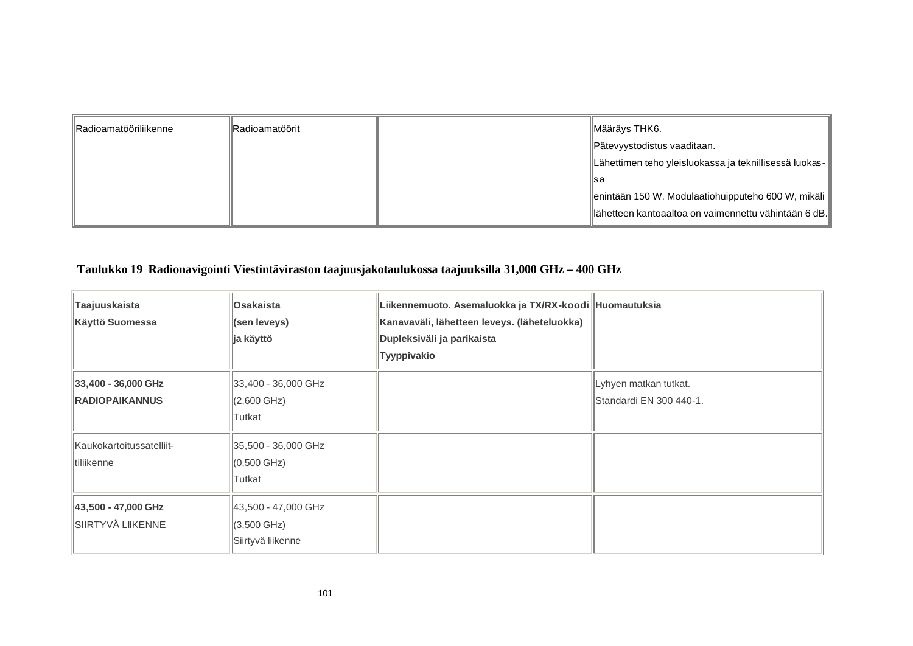| Radioamatööriliikenne | Radioamatöörit | | Määräys THK6.<br>Pätevyystodistus vaaditaan.<br>Lähettimen teho yleisluokassa ja teknillisessä luokassa<br>enintään 150 W. Modulaatiohuipputeho 600 W, mikäli lähetteen kantoaaltoa on vaimennettu vähintään 6 dB. |
|---|---|---|---|

**Taulukko 19 Radionavigointi Viestintäviraston taajuusjakotaulukossa taajuuksilla 31,000 GHz – 400 GHz**

| **Taajuuskaista**<br>**Käyttö Suomessa** | **Osakaista**<br>**(sen leveys)**<br>**ja käyttö** | **Liikennemuoto. Asemaluokka ja TX/RX-koodi**<br>**Kanavaväli, lähetteen leveys. (läheteluokka)**<br>**Dupleksiväli ja parikaista**<br>**Tyyppivakio** | **Huomautuksia** |
|---|---|---|---|
| **33,400 - 36,000 GHz**<br>**RADIOPAIKANNUS** | 33,400 - 36,000 GHz<br>(2,600 GHz)<br>Tutkat | | Lyhyen matkan tutkat.<br>Standardi EN 300 440-1. |
| Kaukokartoitussatelliittiliikenne | 35,500 - 36,000 GHz<br>(0,500 GHz)<br>Tutkat | | |
| **43,500 - 47,000 GHz**<br>SIIRTYVÄ LIIKENNE | 43,500 - 47,000 GHz<br>(3,500 GHz)<br>Siirtyvä liikenne | | |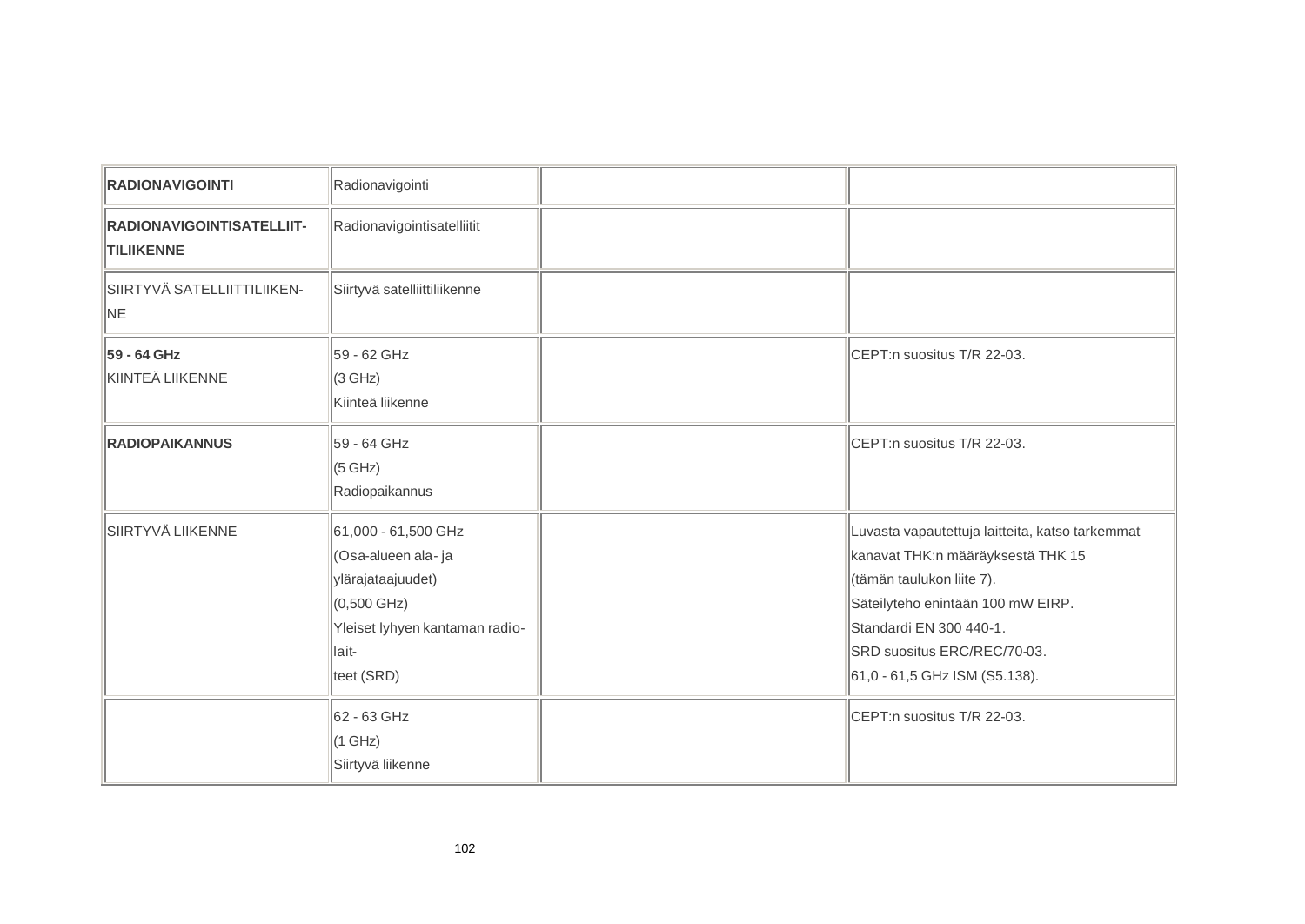| | | | |
|---|---|---|---|
| **RADIONAVIGOINTI** | Radionavigointi | | |
| **RADIONAVIGOINTISATELLIIT-TILIIKENNE** | Radionavigointisatelliitit | | |
| SIIRTYVÄ SATELLIITTILIIKEN-NE | Siirtyvä satelliittiliikenne | | |
| **59 - 64 GHz**<br>KIINTEÄ LIIKENNE | 59 - 62 GHz<br>(3 GHz)<br>Kiinteä liikenne | | CEPT:n suositus T/R 22-03. |
| **RADIOPAIKANNUS** | 59 - 64 GHz<br>(5 GHz)<br>Radiopaikannus | | CEPT:n suositus T/R 22-03. |
| SIIRTYVÄ LIIKENNE | 61,000 - 61,500 GHz<br>(Osa-alueen ala- ja ylärajataajuudet)<br>(0,500 GHz)<br>Yleiset lyhyen kantaman radiolait-teet (SRD) | | Luvasta vapautettuja laitteita, katso tarkemmat kanavat THK:n määräyksestä THK 15<br>(tämän taulukon liite 7).<br>Säteilyteho enintään 100 mW EIRP.<br>Standardi EN 300 440-1.<br>SRD suositus ERC/REC/70-03.<br>61,0 - 61,5 GHz ISM (S5.138). |
| | 62 - 63 GHz<br>(1 GHz)<br>Siirtyvä liikenne | | CEPT:n suositus T/R 22-03. |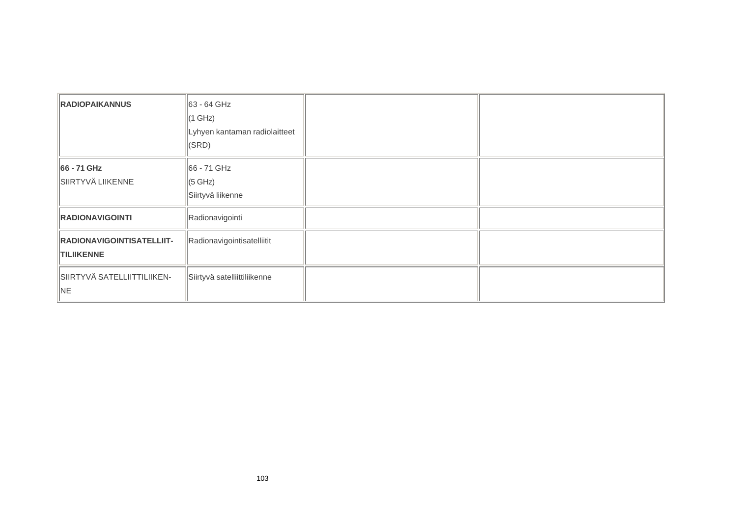| | | | |
|---|---|---|---|
| **RADIOPAIKANNUS** | 63 - 64 GHz<br>(1 GHz)<br>Lyhyen kantaman radiolaitteet<br>(SRD) | | |
| **66 - 71 GHz**<br>SIIRTYVÄ LIIKENNE | 66 - 71 GHz<br>(5 GHz)<br>Siirtyvä liikenne | | |
| **RADIONAVIGOINTI** | Radionavigointi | | |
| **RADIONAVIGOINTISATELLIIT-TILIIKENNE** | Radionavigointisatelliitit | | |
| SIIRTYVÄ SATELLIITTILIIKEN-NE | Siirtyvä satelliittiliikenne | | |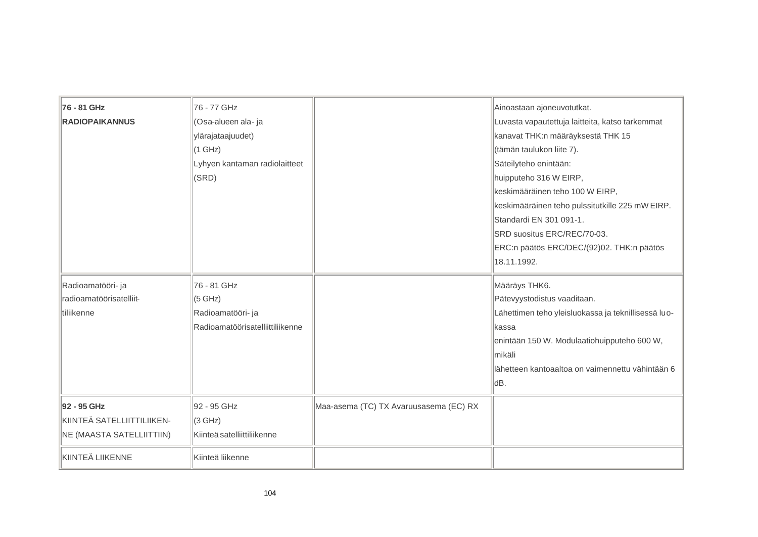| | | | |
|---|---|---|---|
| **76 - 81 GHz**<br>**RADIOPAIKANNUS** | 76 - 77 GHz<br>(Osa-alueen ala- ja ylärajataajuudet)<br>(1 GHz)<br>Lyhyen kantaman radiolaitteet (SRD) | | Ainoastaan ajoneuvotutkat.<br>Luvasta vapautettuja laitteita, katso tarkemmat kanavat THK:n määräyksestä THK 15 (tämän taulukon liite 7).<br>Säteilyteho enintään:<br>huipputeho 316 W EIRP,<br>keskimääräinen teho 100 W EIRP,<br>keskimääräinen teho pulssitutkille 225 mW EIRP.<br>Standardi EN 301 091-1.<br>SRD suositus ERC/REC/70-03.<br>ERC:n päätös ERC/DEC/(92)02. THK:n päätös 18.11.1992. |
| Radioamatööri- ja radioamatöörisatelliittiliikenne | 76 - 81 GHz<br>(5 GHz)<br>Radioamatööri- ja Radioamatöörisatelliittiliikenne | | Määräys THK6.<br>Pätevyystodistus vaaditaan.<br>Lähettimen teho yleisluokassa ja teknillisessä luokassa enintään 150 W. Modulaatiohuipputeho 600 W, mikäli lähetteen kantoaaltoa on vaimennettu vähintään 6 dB. |
| **92 - 95 GHz**<br>KIINTEÄ SATELLIITTILIIKENNE (MAASTA SATELLIITTIIN) | 92 - 95 GHz<br>(3 GHz)<br>Kiinteä satelliittiliikenne | Maa-asema (TC) TX Avaruusasema (EC) RX | |
| KIINTEÄ LIIKENNE | Kiinteä liikenne | | |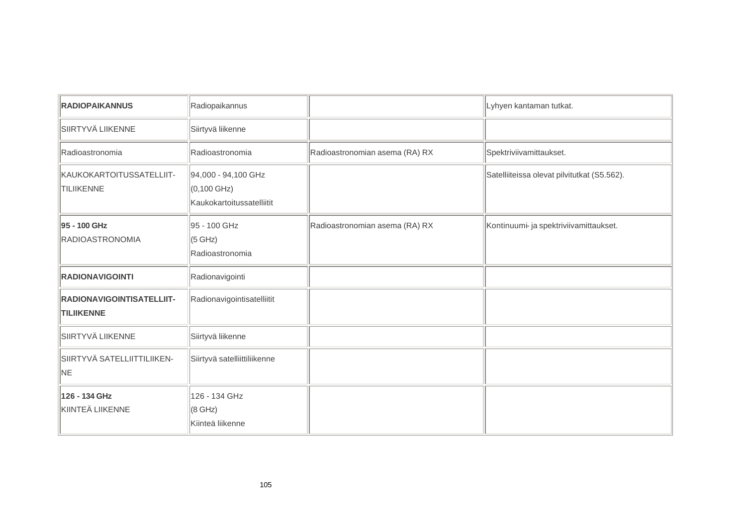| | | | |
|---|---|---|---|
| **RADIOPAIKANNUS** | Radiopaikannus | | Lyhyen kantaman tutkat. |
| SIIRTYVÄ LIIKENNE | Siirtyvä liikenne | | |
| Radioastronomia | Radioastronomia | Radioastronomian asema (RA) RX | Spektriviivamittaukset. |
| KAUKOKARTOITUSSATELLIIT-TILIIKENNE | 94,000 - 94,100 GHz<br>(0,100 GHz)<br>Kaukokartoitussatelliitit | | Satelliiteissa olevat pilvitutkat (S5.562). |
| **95 - 100 GHz**<br>RADIOASTRONOMIA | 95 - 100 GHz<br>(5 GHz)<br>Radioastronomia | Radioastronomian asema (RA) RX | Kontinuumi- ja spektriviivamittaukset. |
| **RADIONAVIGOINTI** | Radionavigointi | | |
| **RADIONAVIGOINTISATELLIIT-TILIIKENNE** | Radionavigointisatelliitit | | |
| SIIRTYVÄ LIIKENNE | Siirtyvä liikenne | | |
| SIIRTYVÄ SATELLIITTILIIKEN-NE | Siirtyvä satelliittiliikenne | | |
| **126 - 134 GHz**<br>KIINTEÄ LIIKENNE | 126 - 134 GHz<br>(8 GHz)<br>Kiinteä liikenne | | |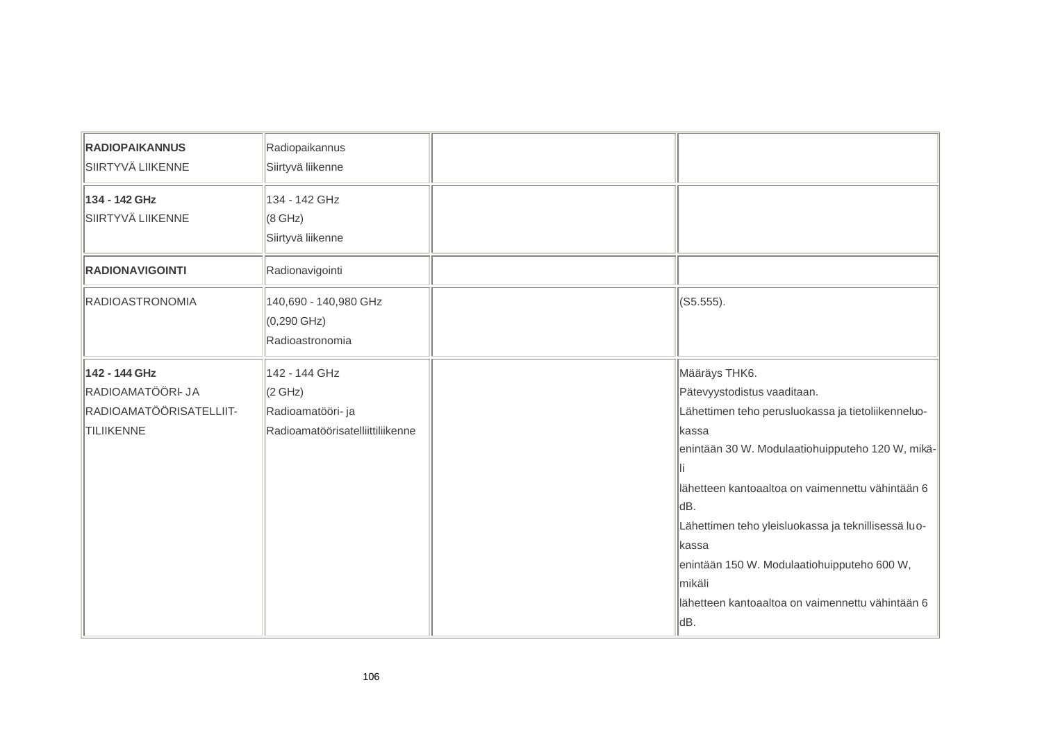| | | | |
|---|---|---|---|
| **RADIOPAIKANNUS**<br>SIIRTYVÄ LIIKENNE | Radiopaikannus<br>Siirtyvä liikenne | | |
| **134 - 142 GHz**<br>SIIRTYVÄ LIIKENNE | 134 - 142 GHz<br>(8 GHz)<br>Siirtyvä liikenne | | |
| **RADIONAVIGOINTI** | Radionavigointi | | |
| RADIOASTRONOMIA | 140,690 - 140,980 GHz<br>(0,290 GHz)<br>Radioastronomia | | (S5.555). |
| **142 - 144 GHz**<br>RADIOAMATÖÖRI- JA<br>RADIOAMATÖÖRISATELLIIT-<br>TILIIKENNE | 142 - 144 GHz<br>(2 GHz)<br>Radioamatööri- ja<br>Radioamatöörisatelliittiliikenne | | Määräys THK6.<br>Pätevyystodistus vaaditaan.<br>Lähettimen teho perusluokassa ja tietoliikenneluo-<br>kassa<br>enintään 30 W. Modulaatiohuipputeho 120 W, mikä-<br>li<br>lähetteen kantoaaltoa on vaimennettu vähintään 6<br>dB.<br>Lähettimen teho yleisluokassa ja teknillisessä luo-<br>kassa<br>enintään 150 W. Modulaatiohuipputeho 600 W,<br>mikäli<br>lähetteen kantoaaltoa on vaimennettu vähintään 6<br>dB. |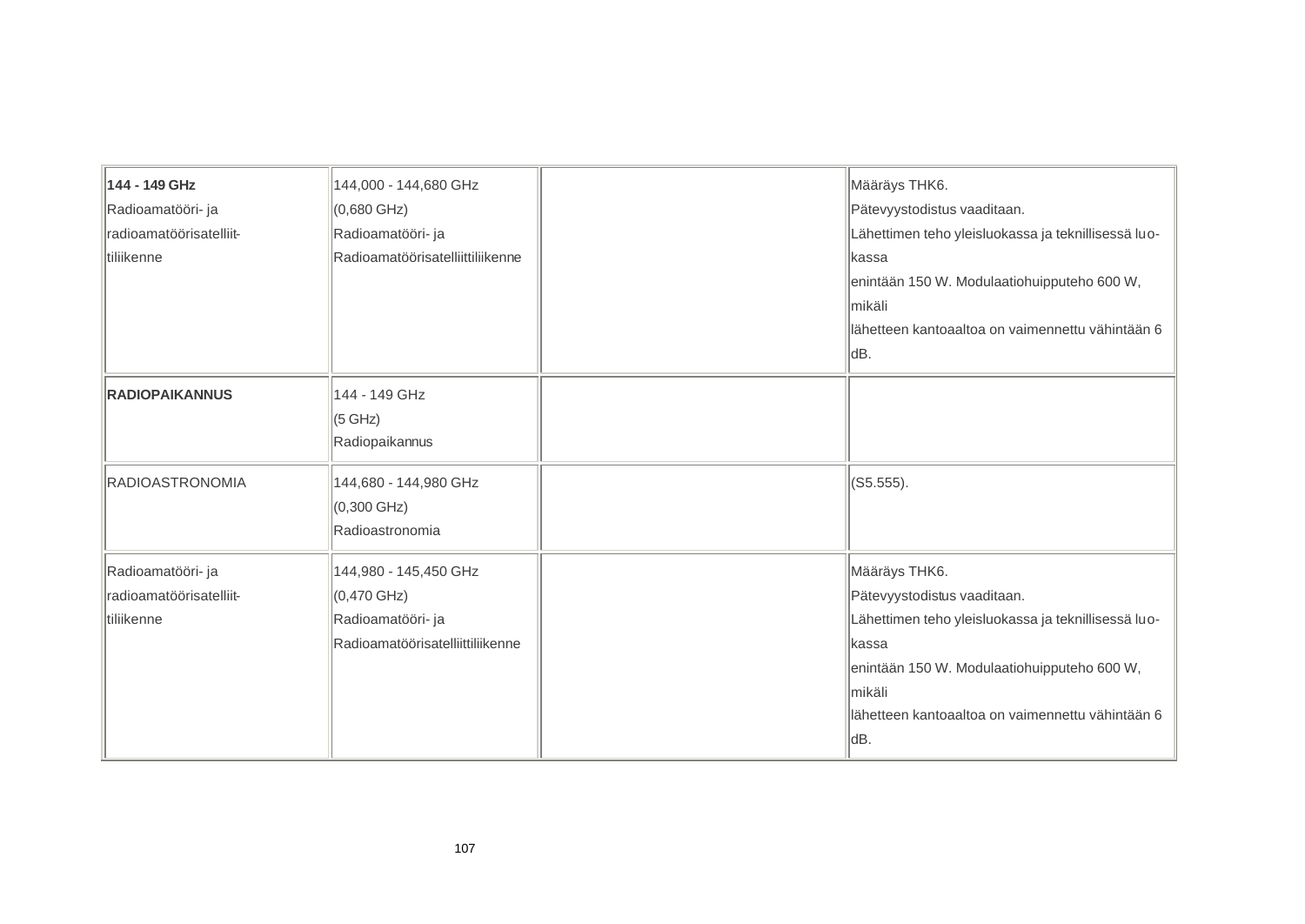| | | | |
|---|---|---|---|
| **144 - 149 GHz**<br>Radioamatööri- ja<br>radioamatöörisatelliit-<br>tiliikenne | 144,000 - 144,680 GHz<br>(0,680 GHz)<br>Radioamatööri- ja<br>Radioamatöörisatelliittiliikenne | | Määräys THK6.<br>Pätevyystodistus vaaditaan.<br>Lähettimen teho yleisluokassa ja teknillisessä luo-<br>kassa<br>enintään 150 W. Modulaatiohuipputeho 600 W,<br>mikäli<br>lähetteen kantoaaltoa on vaimennettu vähintään 6<br>dB. |
| **RADIOPAIKANNUS** | 144 - 149 GHz<br>(5 GHz)<br>Radiopaikannus | | |
| RADIOASTRONOMIA | 144,680 - 144,980 GHz<br>(0,300 GHz)<br>Radioastronomia | | (S5.555). |
| Radioamatööri- ja<br>radioamatöörisatelliit-<br>tiliikenne | 144,980 - 145,450 GHz<br>(0,470 GHz)<br>Radioamatööri- ja<br>Radioamatöörisatelliittiliikenne | | Määräys THK6.<br>Pätevyystodistus vaaditaan.<br>Lähettimen teho yleisluokassa ja teknillisessä luo-<br>kassa<br>enintään 150 W. Modulaatiohuipputeho 600 W,<br>mikäli<br>lähetteen kantoaaltoa on vaimennettu vähintään 6<br>dB. |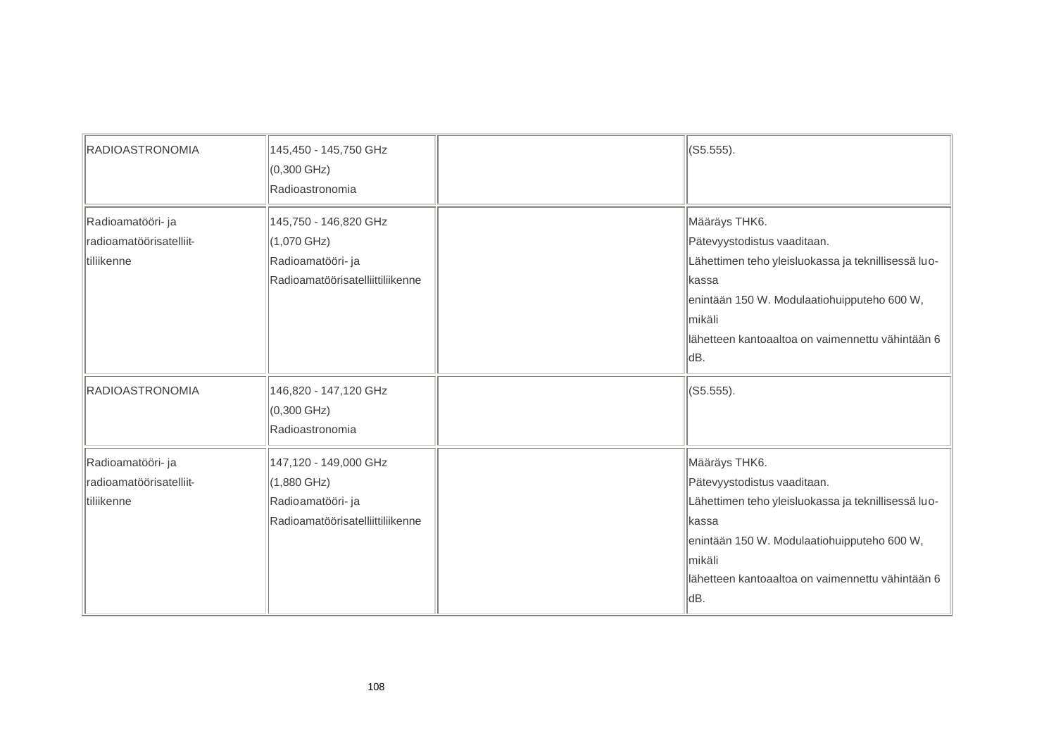| RADIOASTRONOMIA | 145,450 - 145,750 GHz<br>(0,300 GHz)<br>Radioastronomia | | (S5.555). |
|---|---|---|---|
| Radioamatööri- ja radioamatöörisatelliit-tiliikenne | 145,750 - 146,820 GHz<br>(1,070 GHz)<br>Radioamatööri- ja<br>Radioamatöörisatelliittiliikenne | | Määräys THK6.<br>Pätevyystodistus vaaditaan.<br>Lähettimen teho yleisluokassa ja teknillisessä luo-kassa<br>enintään 150 W. Modulaatiohuipputeho 600 W, mikäli<br>lähetteen kantoaaltoa on vaimennettu vähintään 6 dB. |
| RADIOASTRONOMIA | 146,820 - 147,120 GHz<br>(0,300 GHz)<br>Radioastronomia | | (S5.555). |
| Radioamatööri- ja radioamatöörisatelliit-tiliikenne | 147,120 - 149,000 GHz<br>(1,880 GHz)<br>Radioamatööri- ja<br>Radioamatöörisatelliittiliikenne | | Määräys THK6.<br>Pätevyystodistus vaaditaan.<br>Lähettimen teho yleisluokassa ja teknillisessä luo-kassa<br>enintään 150 W. Modulaatiohuipputeho 600 W, mikäli<br>lähetteen kantoaaltoa on vaimennettu vähintään 6 dB. |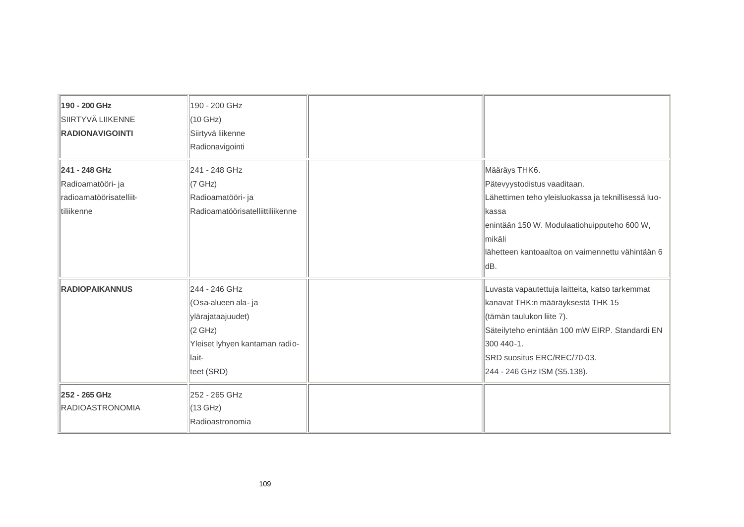| | | | |
|---|---|---|---|
| **190 - 200 GHz**<br>SIIRTYVÄ LIIKENNE<br>**RADIONAVIGOINTI** | 190 - 200 GHz<br>(10 GHz)<br>Siirtyvä liikenne<br>Radionavigointi | | |
| **241 - 248 GHz**<br>Radioamatööri- ja<br>radioamatöörisatelliit-<br>tiliikenne | 241 - 248 GHz<br>(7 GHz)<br>Radioamatööri- ja<br>Radioamatöörisatelliittiliikenne | | Määräys THK6.<br>Pätevyystodistus vaaditaan.<br>Lähettimen teho yleisluokassa ja teknillisessä luo-<br>kassa<br>enintään 150 W. Modulaatiohuipputeho 600 W,<br>mikäli<br>lähetteen kantoaaltoa on vaimennettu vähintään 6<br>dB. |
| **RADIOPAIKANNUS** | 244 - 246 GHz<br>(Osa-alueen ala- ja<br>ylärajataajuudet)<br>(2 GHz)<br>Yleiset lyhyen kantaman radio-<br>lait-<br>teet (SRD) | | Luvasta vapautettuja laitteita, katso tarkemmat<br>kanavat THK:n määräyksestä THK 15<br>(tämän taulukon liite 7).<br>Säteilyteho enintään 100 mW EIRP. Standardi EN<br>300 440-1.<br>SRD suositus ERC/REC/70-03.<br>244 - 246 GHz ISM (S5.138). |
| **252 - 265 GHz**<br>RADIOASTRONOMIA | 252 - 265 GHz<br>(13 GHz)<br>Radioastronomia | | |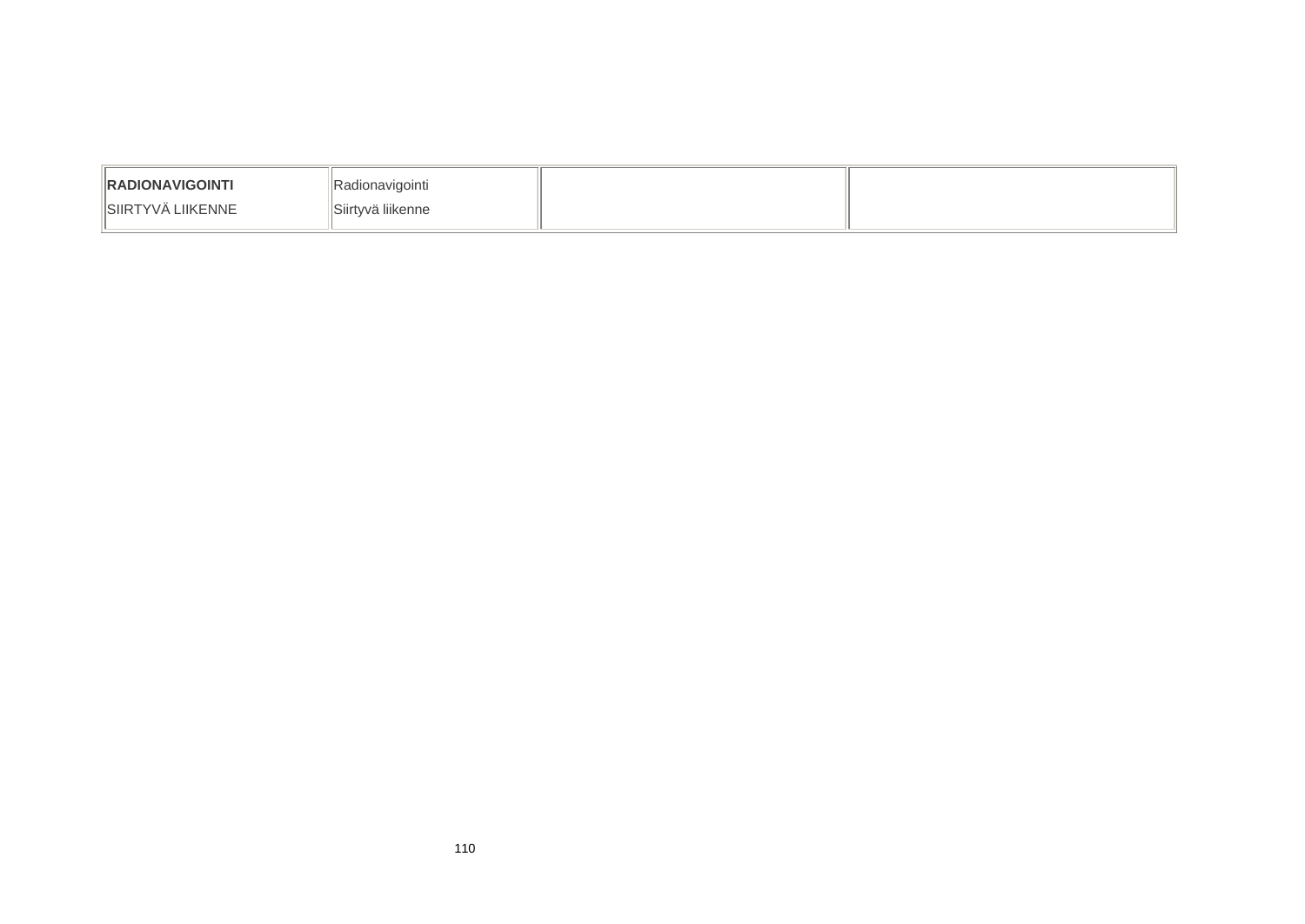| **RADIONAVIGOINTI**<br>SIIRTYVÄ LIIKENNE | Radionavigointi<br>Siirtyvä liikenne | | |
|---|---|---|---|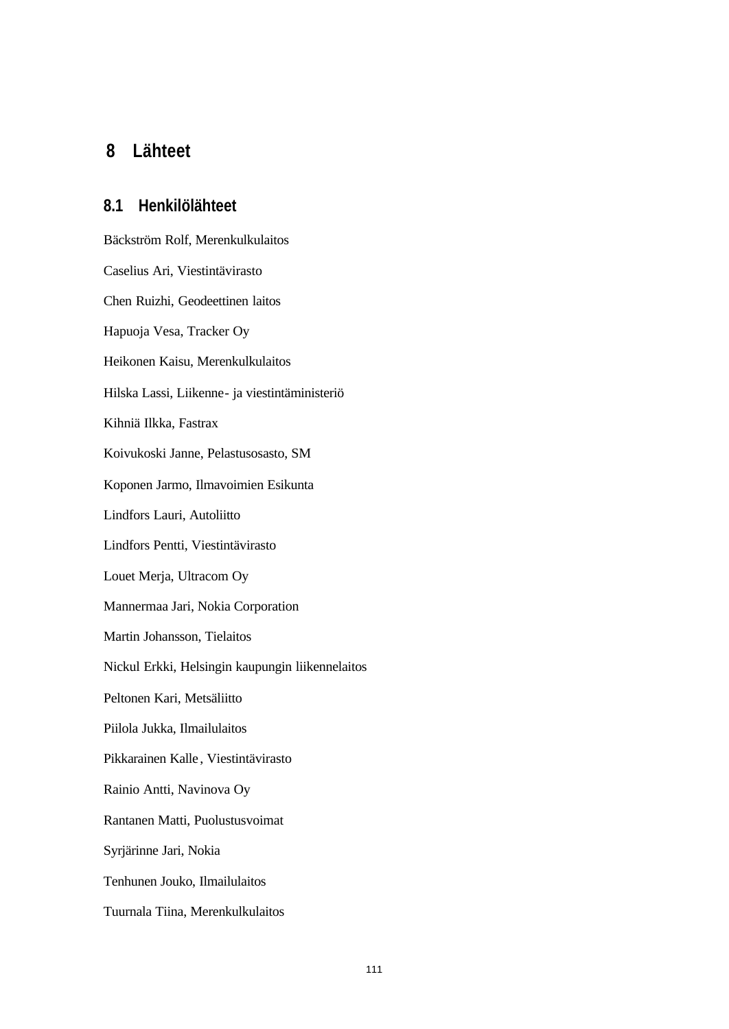# 8 Lähteet

## 8.1 Henkilölähteet

Bäckström Rolf, Merenkulkulaitos

Caselius Ari, Viestintävirasto

Chen Ruizhi, Geodeettinen laitos

Hapuoja Vesa, Tracker Oy

Heikonen Kaisu, Merenkulkulaitos

Hilska Lassi, Liikenne- ja viestintäministeriö

Kihniä Ilkka, Fastrax

Koivukoski Janne, Pelastusosasto, SM

Koponen Jarmo, Ilmavoimien Esikunta

Lindfors Lauri, Autoliitto

Lindfors Pentti, Viestintävirasto

Louet Merja, Ultracom Oy

Mannermaa Jari, Nokia Corporation

Martin Johansson, Tielaitos

Nickul Erkki, Helsingin kaupungin liikennelaitos

Peltonen Kari, Metsäliitto

Piilola Jukka, Ilmailulaitos

Pikkarainen Kalle, Viestintävirasto

Rainio Antti, Navinova Oy

Rantanen Matti, Puolustusvoimat

Syrjärinne Jari, Nokia

Tenhunen Jouko, Ilmailulaitos

Tuurnala Tiina, Merenkulkulaitos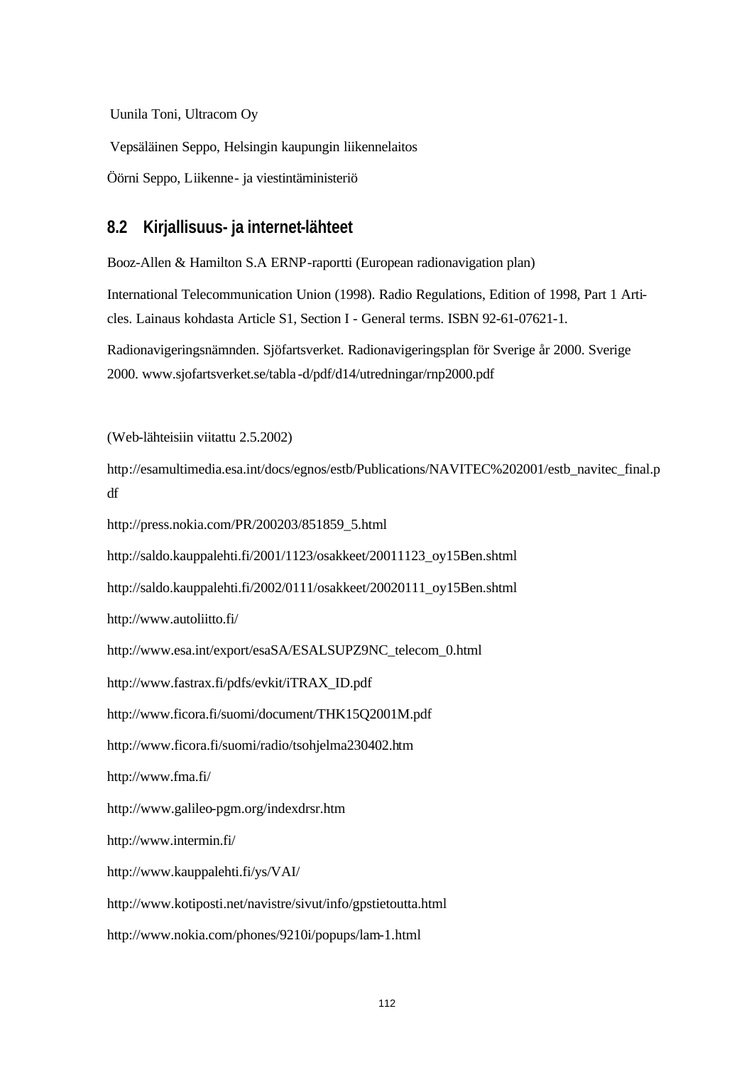Uunila Toni, Ultracom Oy

Vepsäläinen Seppo, Helsingin kaupungin liikennelaitos

Öörni Seppo, Liikenne- ja viestintäministeriö

## 8.2 Kirjallisuus- ja internet-lähteet

Booz-Allen & Hamilton S.A ERNP-raportti (European radionavigation plan)

International Telecommunication Union (1998). Radio Regulations, Edition of 1998, Part 1 Articles. Lainaus kohdasta Article S1, Section I - General terms. ISBN 92-61-07621-1.

Radionavigeringsnämnden. Sjöfartsverket. Radionavigeringsplan för Sverige år 2000. Sverige 2000. www.sjofartsverket.se/tabla-d/pdf/d14/utredningar/rnp2000.pdf

(Web-lähteisiin viitattu 2.5.2002)

http://esamultimedia.esa.int/docs/egnos/estb/Publications/NAVITEC%202001/estb_navitec_final.pdf

http://press.nokia.com/PR/200203/851859_5.html

http://saldo.kauppalehti.fi/2001/1123/osakkeet/20011123_oy15Ben.shtml

http://saldo.kauppalehti.fi/2002/0111/osakkeet/20020111_oy15Ben.shtml

http://www.autoliitto.fi/

http://www.esa.int/export/esaSA/ESALSUPZ9NC_telecom_0.html

http://www.fastrax.fi/pdfs/evkit/iTRAX_ID.pdf

http://www.ficora.fi/suomi/document/THK15Q2001M.pdf

http://www.ficora.fi/suomi/radio/tsohjelma230402.htm

http://www.fma.fi/

http://www.galileo-pgm.org/indexdrsr.htm

http://www.intermin.fi/

http://www.kauppalehti.fi/ys/VAI/

http://www.kotiposti.net/navistre/sivut/info/gpstietoutta.html

http://www.nokia.com/phones/9210i/popups/lam-1.html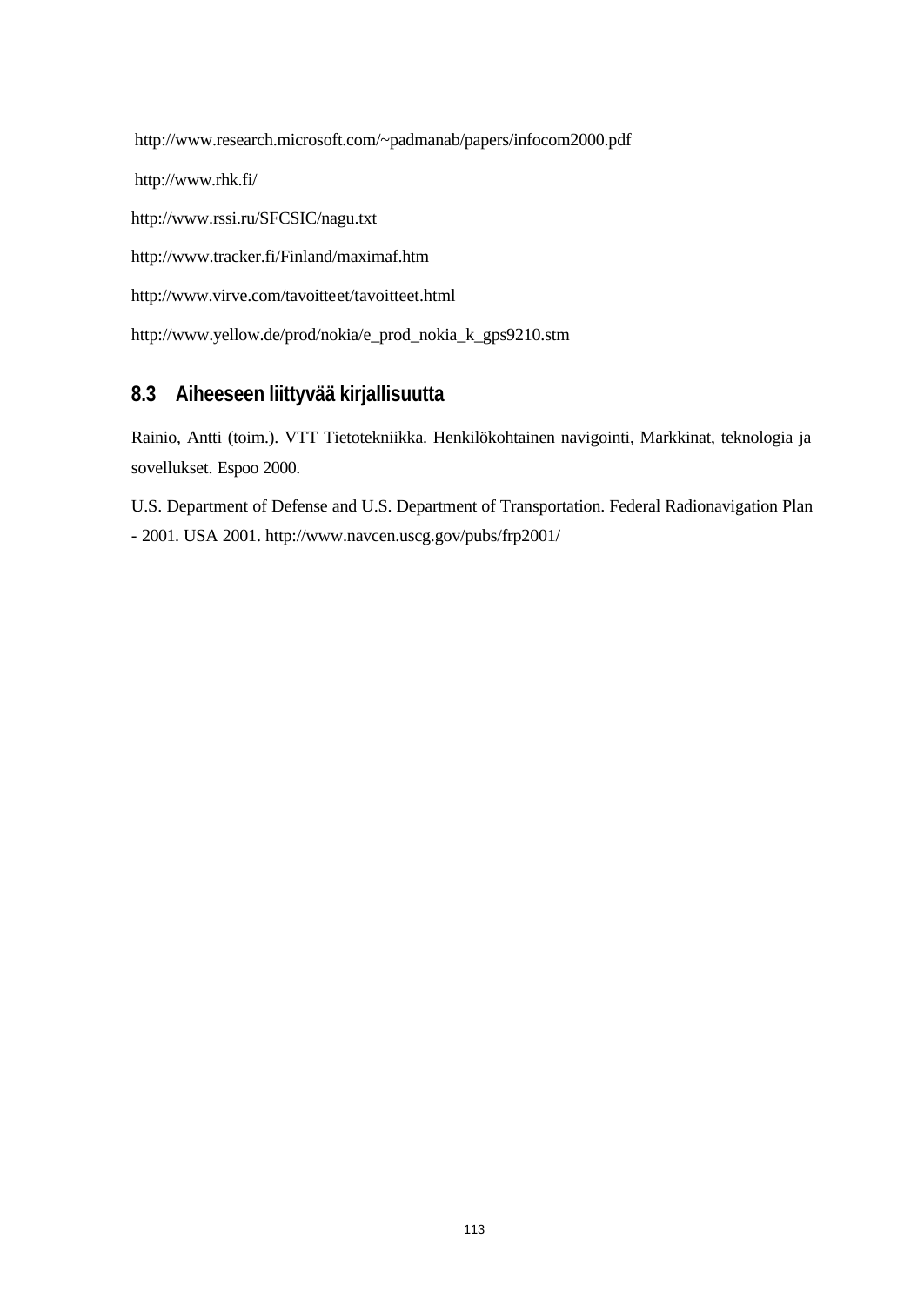http://www.research.microsoft.com/~padmanab/papers/infocom2000.pdf

http://www.rhk.fi/

http://www.rssi.ru/SFCSIC/nagu.txt

http://www.tracker.fi/Finland/maximaf.htm

http://www.virve.com/tavoitteet/tavoitteet.html

http://www.yellow.de/prod/nokia/e_prod_nokia_k_gps9210.stm

## 8.3 Aiheeseen liittyvää kirjallisuutta

Rainio, Antti (toim.). VTT Tietotekniikka. Henkilökohtainen navigointi, Markkinat, teknologia ja sovellukset. Espoo 2000.

U.S. Department of Defense and U.S. Department of Transportation. Federal Radionavigation Plan - 2001. USA 2001. http://www.navcen.uscg.gov/pubs/frp2001/